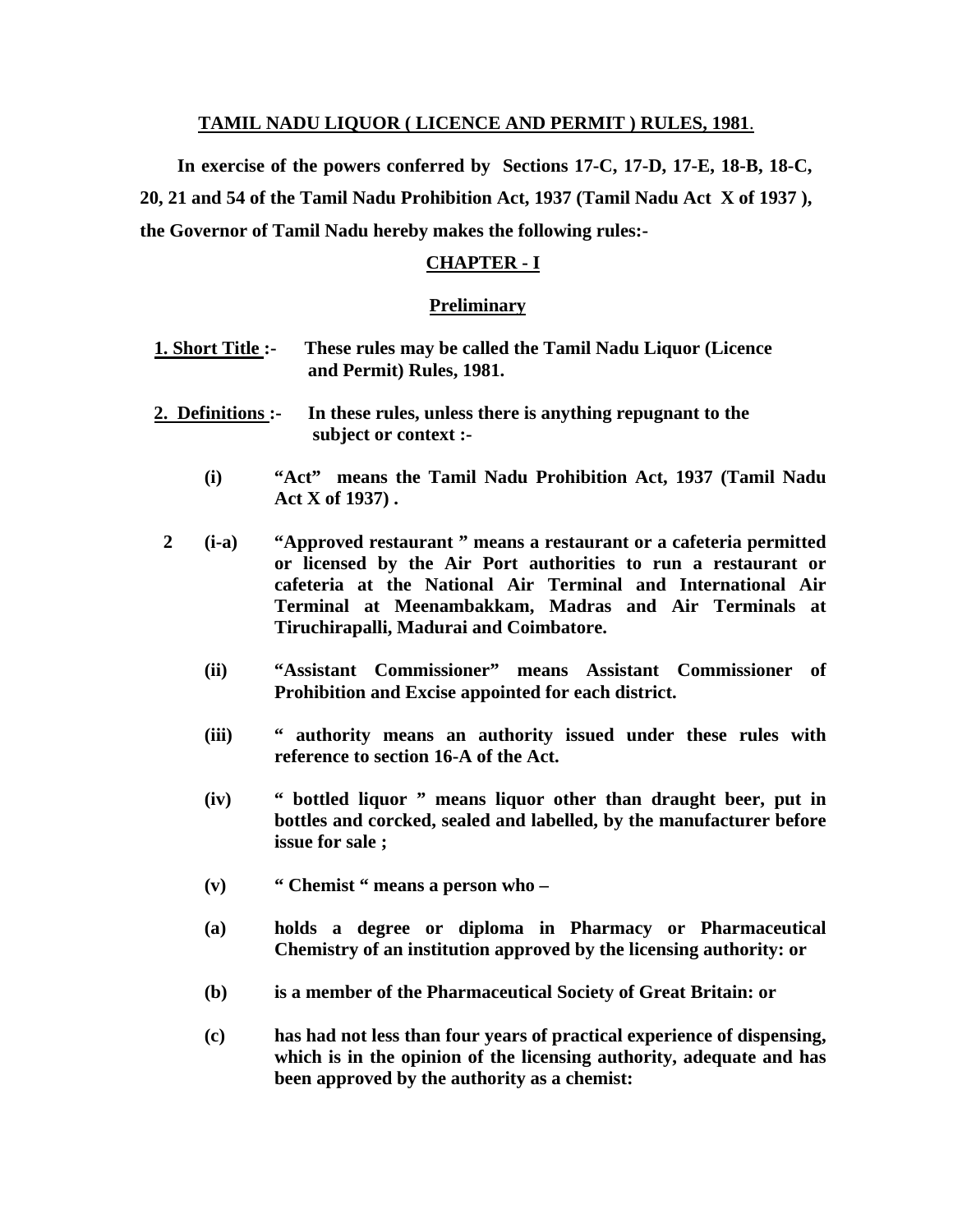## TAMIL NADU LIQUOR ( LICENCE AND PERMIT ) RULES, 1981.

**In exercise of the powers conferred by Sections 17-C, 17-D, 17-E, 18-B, 18-C, 20, 21 and 54 of the Tamil Nadu Prohibition Act, 1937 (Tamil Nadu Act X of 1937 ), the Governor of Tamil Nadu hereby makes the following rules:-**

## CHAPTER - I

### Preliminary

**1. Short Title :-** **These rules may be called the Tamil Nadu Liquor (Licence and Permit) Rules, 1981.**

**2. Definitions :-** **In these rules, unless there is anything repugnant to the subject or context :-**

**(i)** **"Act" means the Tamil Nadu Prohibition Act, 1937 (Tamil Nadu Act X of 1937) .**

**2 (i-a)** **"Approved restaurant " means a restaurant or a cafeteria permitted or licensed by the Air Port authorities to run a restaurant or cafeteria at the National Air Terminal and International Air Terminal at Meenambakkam, Madras and Air Terminals at Tiruchirapalli, Madurai and Coimbatore.**

**(ii)** **"Assistant Commissioner" means Assistant Commissioner of Prohibition and Excise appointed for each district.**

**(iii)** **" authority means an authority issued under these rules with reference to section 16-A of the Act.**

**(iv)** **" bottled liquor " means liquor other than draught beer, put in bottles and corcked, sealed and labelled, by the manufacturer before issue for sale ;**

**(v)** **" Chemist " means a person who –**

**(a)** **holds a degree or diploma in Pharmacy or Pharmaceutical Chemistry of an institution approved by the licensing authority: or**

**(b)** **is a member of the Pharmaceutical Society of Great Britain: or**

**(c)** **has had not less than four years of practical experience of dispensing, which is in the opinion of the licensing authority, adequate and has been approved by the authority as a chemist:**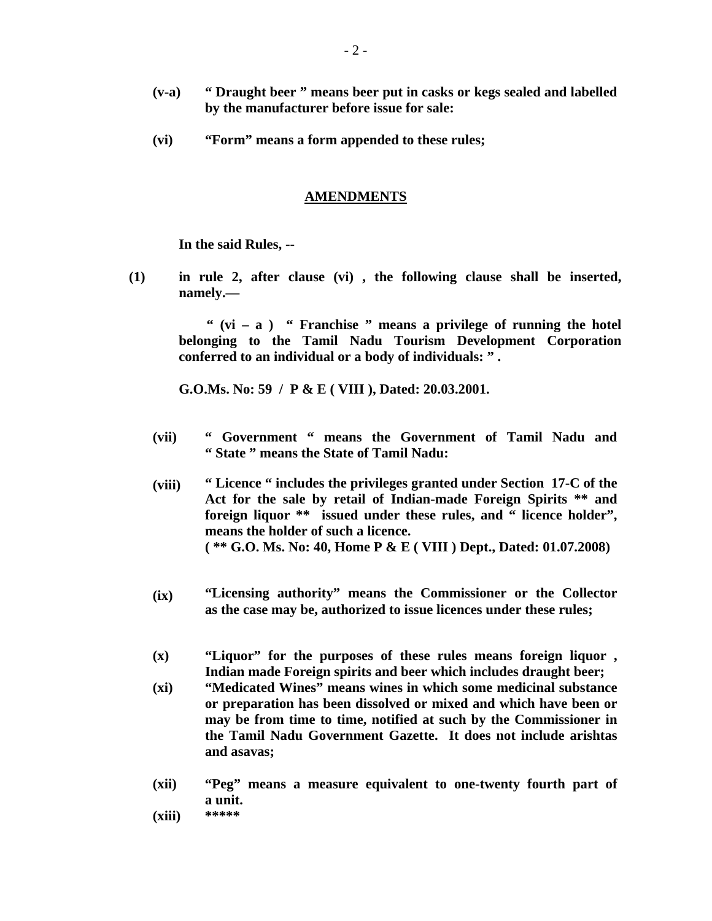**(v-a)** **" Draught beer " means beer put in casks or kegs sealed and labelled by the manufacturer before issue for sale:**

**(vi)** **"Form" means a form appended to these rules;**

**AMENDMENTS**

**In the said Rules, --**

**(1)** **in rule 2, after clause (vi) , the following clause shall be inserted, namely.—**

> **" (vi – a ) " Franchise " means a privilege of running the hotel belonging to the Tamil Nadu Tourism Development Corporation conferred to an individual or a body of individuals: " .**

**G.O.Ms. No: 59 / P & E ( VIII ), Dated: 20.03.2001.**

**(vii)** **" Government " means the Government of Tamil Nadu and " State " means the State of Tamil Nadu:**

**(viii)** **" Licence " includes the privileges granted under Section 17-C of the Act for the sale by retail of Indian-made Foreign Spirits ** and foreign liquor ** issued under these rules, and " licence holder", means the holder of such a licence.**
**( ** G.O. Ms. No: 40, Home P & E ( VIII ) Dept., Dated: 01.07.2008)**

**(ix)** **"Licensing authority" means the Commissioner or the Collector as the case may be, authorized to issue licences under these rules;**

**(x)** **"Liquor" for the purposes of these rules means foreign liquor , Indian made Foreign spirits and beer which includes draught beer;**

**(xi)** **"Medicated Wines" means wines in which some medicinal substance or preparation has been dissolved or mixed and which have been or may be from time to time, notified at such by the Commissioner in the Tamil Nadu Government Gazette. It does not include arishtas and asavas;**

**(xii)** **"Peg" means a measure equivalent to one-twenty fourth part of a unit.**

**(xiii)** *******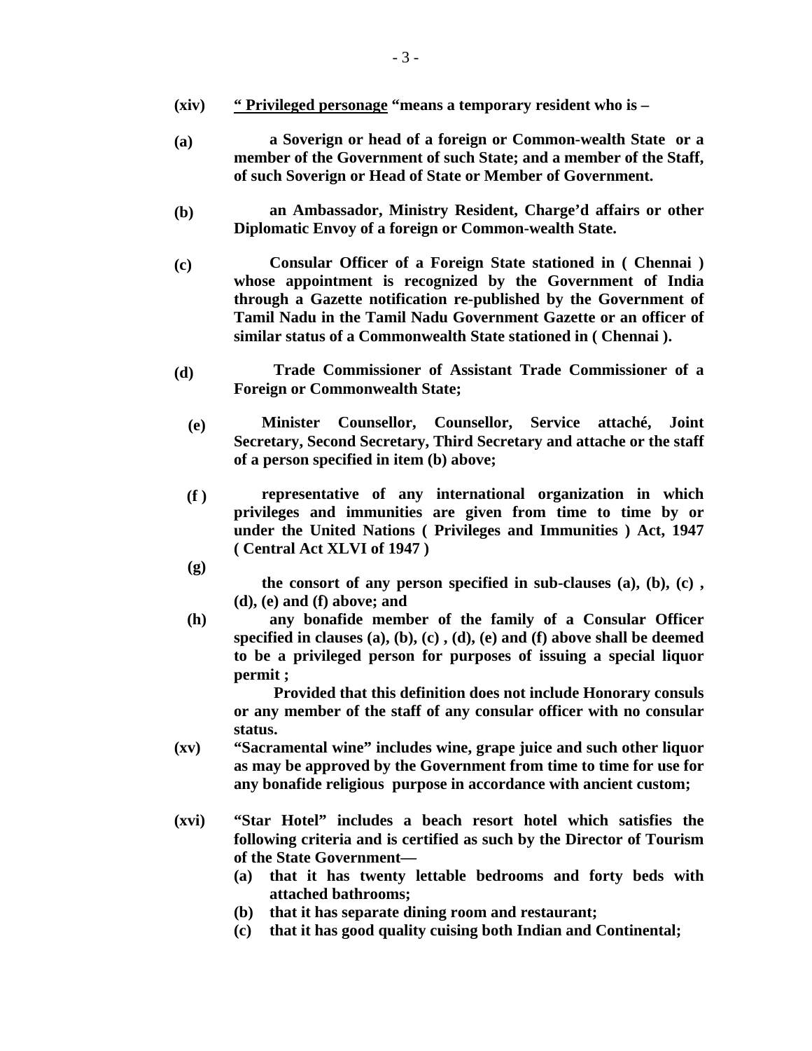**(xiv)** **<u>" Privileged personage</u> "means a temporary resident who is –**

**(a)** **a Soverign or head of a foreign or Common-wealth State or a member of the Government of such State; and a member of the Staff, of such Soverign or Head of State or Member of Government.**

**(b)** **an Ambassador, Ministry Resident, Charge'd affairs or other Diplomatic Envoy of a foreign or Common-wealth State.**

**(c)** **Consular Officer of a Foreign State stationed in ( Chennai ) whose appointment is recognized by the Government of India through a Gazette notification re-published by the Government of Tamil Nadu in the Tamil Nadu Government Gazette or an officer of similar status of a Commonwealth State stationed in ( Chennai ).**

**(d)** **Trade Commissioner of Assistant Trade Commissioner of a Foreign or Commonwealth State;**

**(e)** **Minister Counsellor, Counsellor, Service attaché, Joint Secretary, Second Secretary, Third Secretary and attache or the staff of a person specified in item (b) above;**

**(f )** **representative of any international organization in which privileges and immunities are given from time to time by or under the United Nations ( Privileges and Immunities ) Act, 1947 ( Central Act XLVI of 1947 )**

**(g)** **the consort of any person specified in sub-clauses (a), (b), (c) , (d), (e) and (f) above; and**

**(h)** **any bonafide member of the family of a Consular Officer specified in clauses (a), (b), (c) , (d), (e) and (f) above shall be deemed to be a privileged person for purposes of issuing a special liquor permit ;**

**Provided that this definition does not include Honorary consuls or any member of the staff of any consular officer with no consular status.**

**(xv)** **"Sacramental wine" includes wine, grape juice and such other liquor as may be approved by the Government from time to time for use for any bonafide religious purpose in accordance with ancient custom;**

**(xvi)** **"Star Hotel" includes a beach resort hotel which satisfies the following criteria and is certified as such by the Director of Tourism of the State Government—**

**(a)** **that it has twenty lettable bedrooms and forty beds with attached bathrooms;**

**(b)** **that it has separate dining room and restaurant;**

**(c)** **that it has good quality cuising both Indian and Continental;**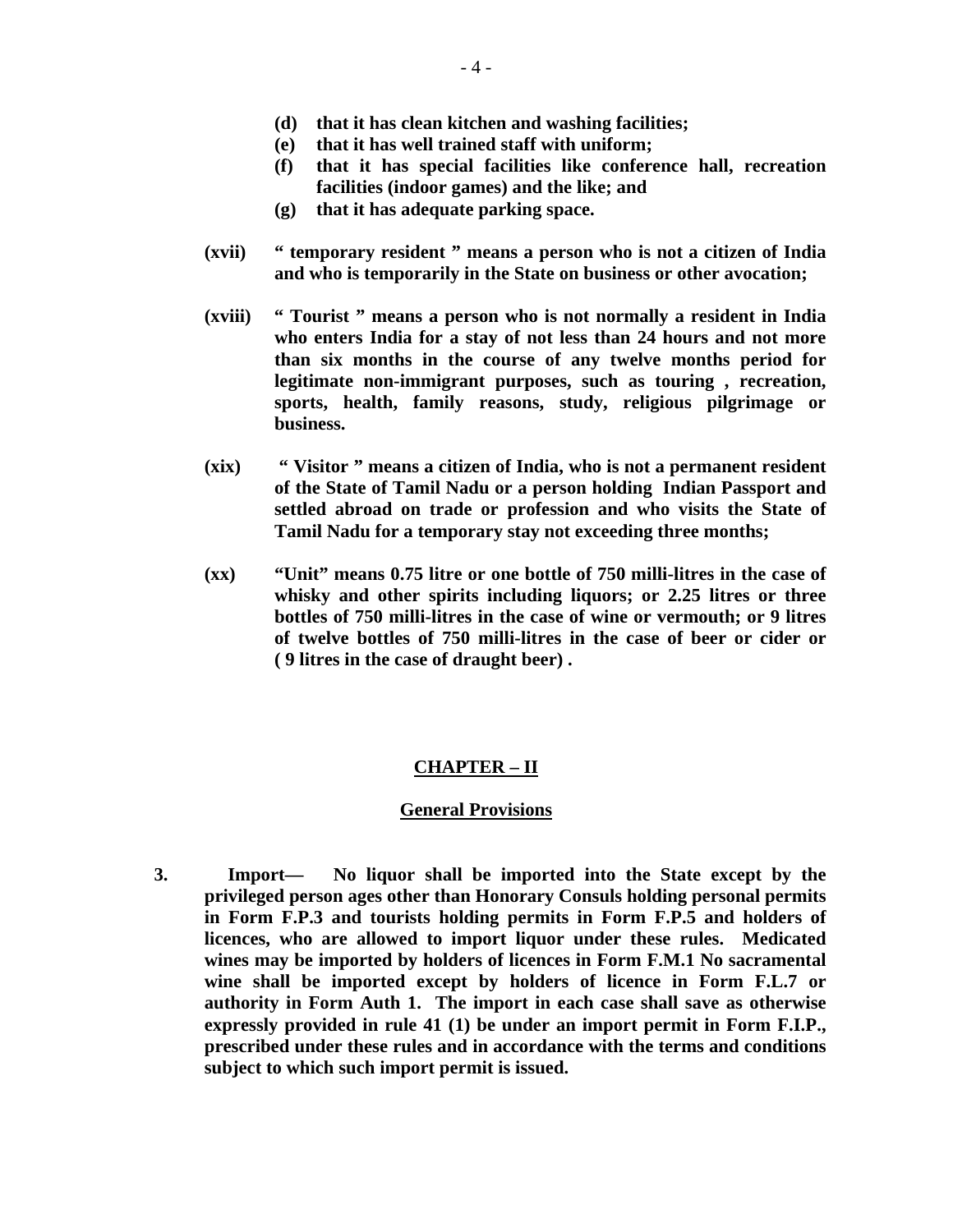**(d) that it has clean kitchen and washing facilities;**

**(e) that it has well trained staff with uniform;**

**(f) that it has special facilities like conference hall, recreation facilities (indoor games) and the like; and**

**(g) that it has adequate parking space.**

**(xvii) " temporary resident " means a person who is not a citizen of India and who is temporarily in the State on business or other avocation;**

**(xviii) " Tourist " means a person who is not normally a resident in India who enters India for a stay of not less than 24 hours and not more than six months in the course of any twelve months period for legitimate non-immigrant purposes, such as touring , recreation, sports, health, family reasons, study, religious pilgrimage or business.**

**(xix) " Visitor " means a citizen of India, who is not a permanent resident of the State of Tamil Nadu or a person holding Indian Passport and settled abroad on trade or profession and who visits the State of Tamil Nadu for a temporary stay not exceeding three months;**

**(xx) "Unit" means 0.75 litre or one bottle of 750 milli-litres in the case of whisky and other spirits including liquors; or 2.25 litres or three bottles of 750 milli-litres in the case of wine or vermouth; or 9 litres of twelve bottles of 750 milli-litres in the case of beer or cider or ( 9 litres in the case of draught beer) .**

## CHAPTER – II

### General Provisions

**3. Import— No liquor shall be imported into the State except by the privileged person ages other than Honorary Consuls holding personal permits in Form F.P.3 and tourists holding permits in Form F.P.5 and holders of licences, who are allowed to import liquor under these rules. Medicated wines may be imported by holders of licences in Form F.M.1 No sacramental wine shall be imported except by holders of licence in Form F.L.7 or authority in Form Auth 1. The import in each case shall save as otherwise expressly provided in rule 41 (1) be under an import permit in Form F.I.P., prescribed under these rules and in accordance with the terms and conditions subject to which such import permit is issued.**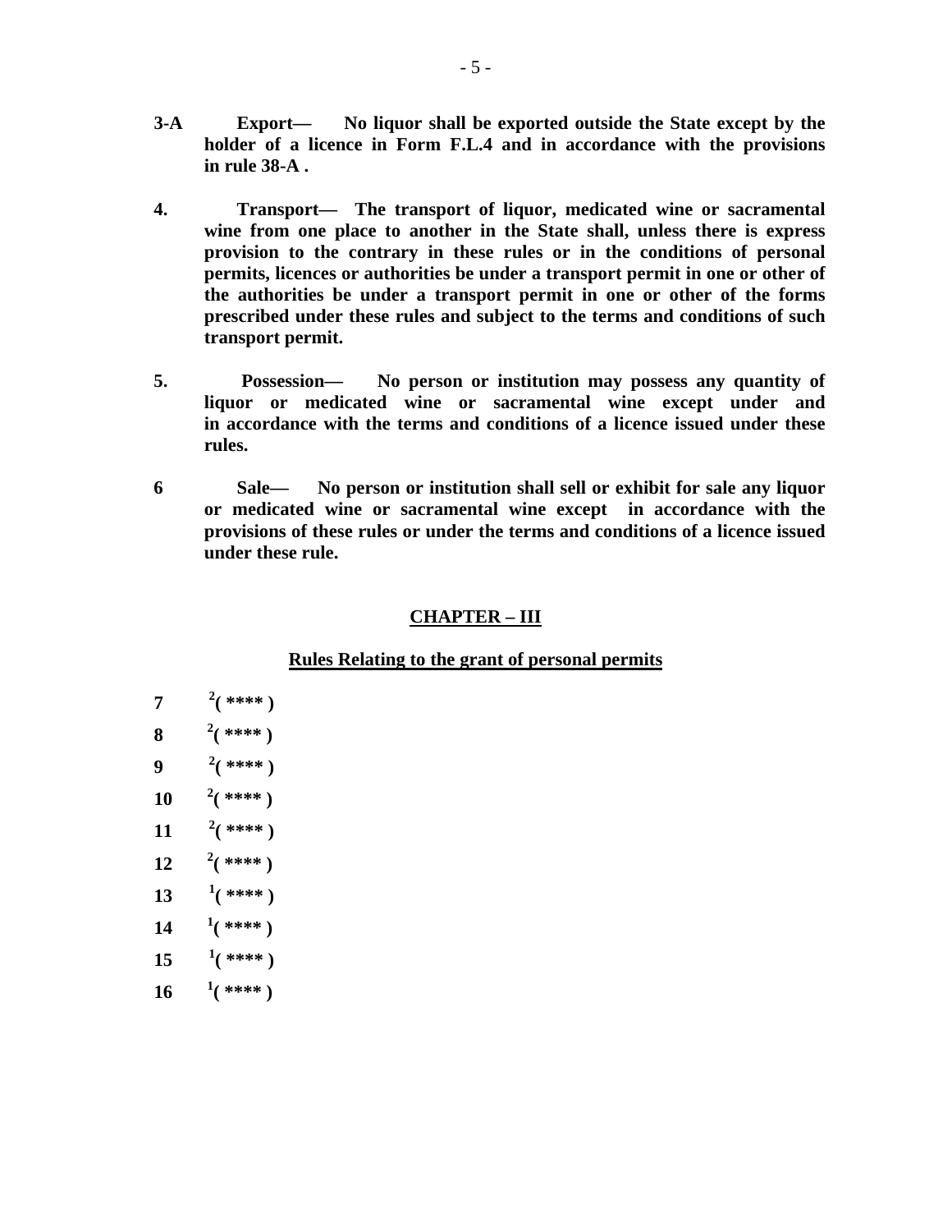**3-A Export— No liquor shall be exported outside the State except by the holder of a licence in Form F.L.4 and in accordance with the provisions in rule 38-A .**

**4. Transport— The transport of liquor, medicated wine or sacramental wine from one place to another in the State shall, unless there is express provision to the contrary in these rules or in the conditions of personal permits, licences or authorities be under a transport permit in one or other of the authorities be under a transport permit in one or other of the forms prescribed under these rules and subject to the terms and conditions of such transport permit.**

**5. Possession— No person or institution may possess any quantity of liquor or medicated wine or sacramental wine except under and in accordance with the terms and conditions of a licence issued under these rules.**

**6 Sale— No person or institution shall sell or exhibit for sale any liquor or medicated wine or sacramental wine except in accordance with the provisions of these rules or under the terms and conditions of a licence issued under these rule.**

## CHAPTER – III

### Rules Relating to the grant of personal permits

**7** [2]( **** )

**8** [2]( **** )

**9** [2]( **** )

**10** [2]( **** )

**11** [2]( **** )

**12** [2]( **** )

**13** [1]( **** )

**14** [1]( **** )

**15** [1]( **** )

**16** [1]( **** )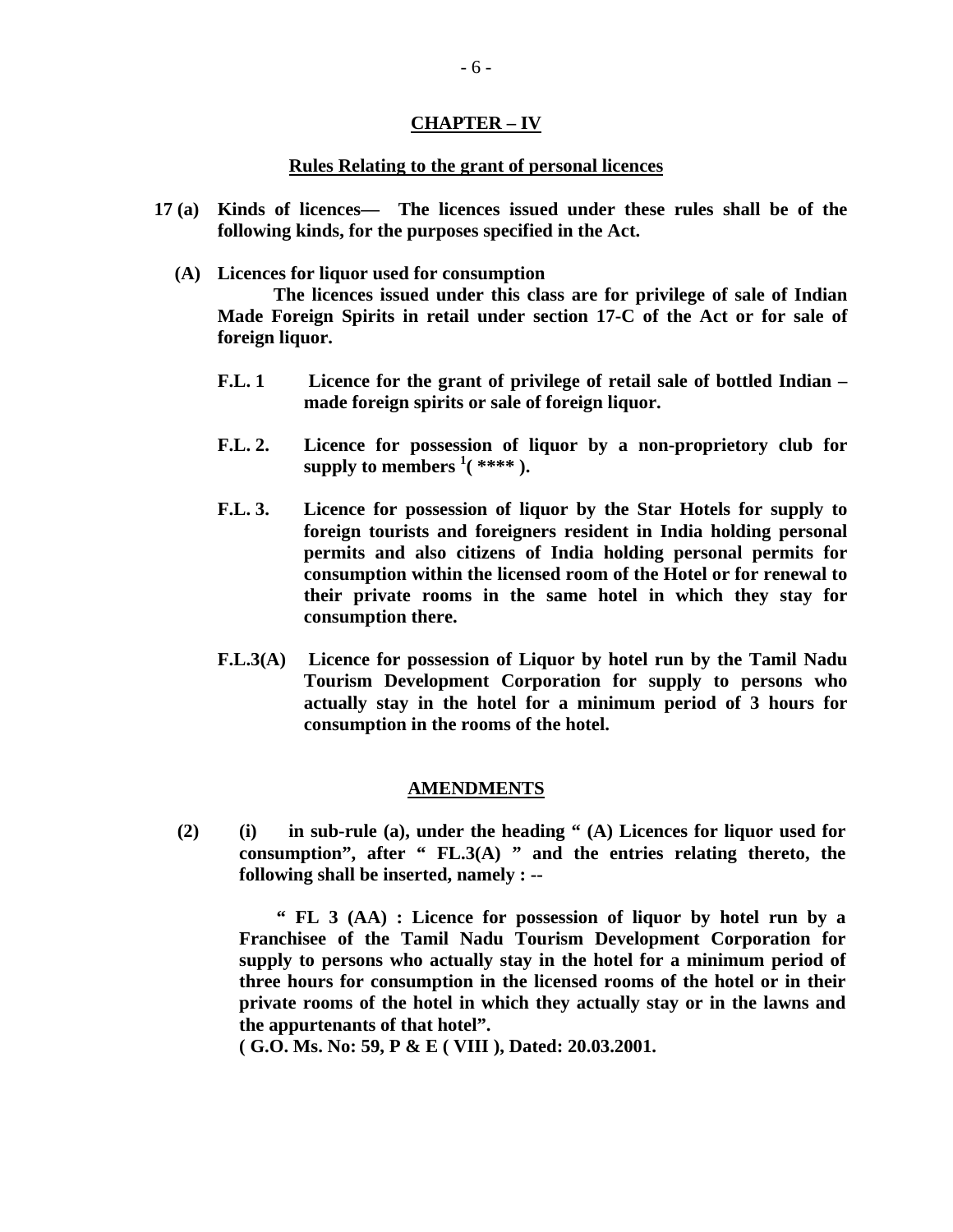## CHAPTER – IV

### Rules Relating to the grant of personal licences

**17 (a) Kinds of licences— The licences issued under these rules shall be of the following kinds, for the purposes specified in the Act.**

**(A) Licences for liquor used for consumption**

**The licences issued under this class are for privilege of sale of Indian Made Foreign Spirits in retail under section 17-C of the Act or for sale of foreign liquor.**

**F.L. 1** **Licence for the grant of privilege of retail sale of bottled Indian – made foreign spirits or sale of foreign liquor.**

**F.L. 2.** **Licence for possession of liquor by a non-proprietory club for supply to members [1]( **** ).**

**F.L. 3.** **Licence for possession of liquor by the Star Hotels for supply to foreign tourists and foreigners resident in India holding personal permits and also citizens of India holding personal permits for consumption within the licensed room of the Hotel or for renewal to their private rooms in the same hotel in which they stay for consumption there.**

**F.L.3(A)** **Licence for possession of Liquor by hotel run by the Tamil Nadu Tourism Development Corporation for supply to persons who actually stay in the hotel for a minimum period of 3 hours for consumption in the rooms of the hotel.**

### AMENDMENTS

**(2) (i) in sub-rule (a), under the heading " (A) Licences for liquor used for consumption", after " FL.3(A) " and the entries relating thereto, the following shall be inserted, namely : --**

**" FL 3 (AA) : Licence for possession of liquor by hotel run by a Franchisee of the Tamil Nadu Tourism Development Corporation for supply to persons who actually stay in the hotel for a minimum period of three hours for consumption in the licensed rooms of the hotel or in their private rooms of the hotel in which they actually stay or in the lawns and the appurtenants of that hotel".**

**( G.O. Ms. No: 59, P & E ( VIII ), Dated: 20.03.2001.**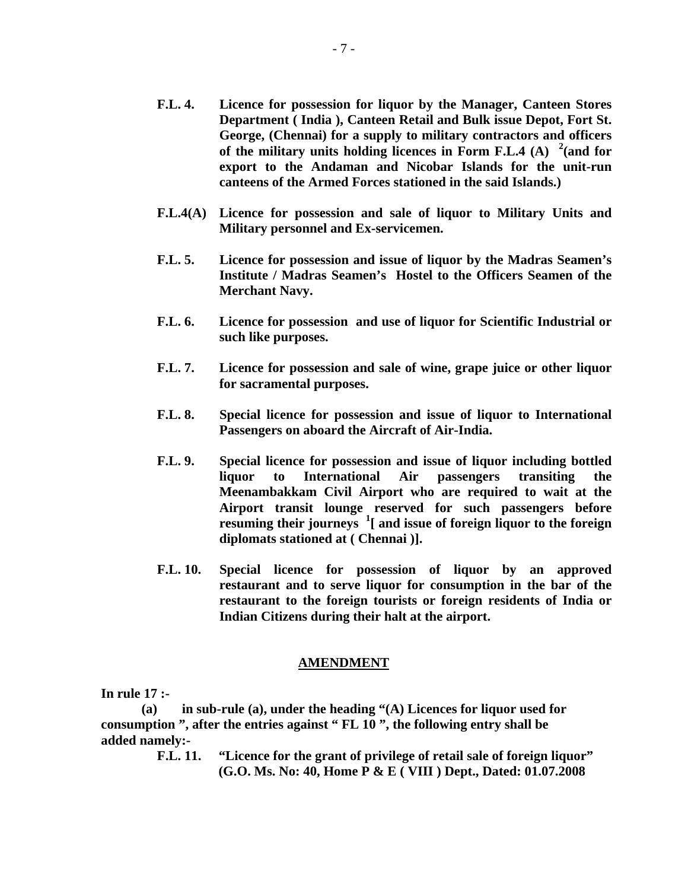**F.L. 4.** **Licence for possession for liquor by the Manager, Canteen Stores Department ( India ), Canteen Retail and Bulk issue Depot, Fort St. George, (Chennai) for a supply to military contractors and officers of the military units holding licences in Form F.L.4 (A) [2](and for export to the Andaman and Nicobar Islands for the unit-run canteens of the Armed Forces stationed in the said Islands.)**

**F.L.4(A)** **Licence for possession and sale of liquor to Military Units and Military personnel and Ex-servicemen.**

**F.L. 5.** **Licence for possession and issue of liquor by the Madras Seamen's Institute / Madras Seamen's Hostel to the Officers Seamen of the Merchant Navy.**

**F.L. 6.** **Licence for possession and use of liquor for Scientific Industrial or such like purposes.**

**F.L. 7.** **Licence for possession and sale of wine, grape juice or other liquor for sacramental purposes.**

**F.L. 8.** **Special licence for possession and issue of liquor to International Passengers on aboard the Aircraft of Air-India.**

**F.L. 9.** **Special licence for possession and issue of liquor including bottled liquor to International Air passengers transiting the Meenambakkam Civil Airport who are required to wait at the Airport transit lounge reserved for such passengers before resuming their journeys [1][ and issue of foreign liquor to the foreign diplomats stationed at ( Chennai )].**

**F.L. 10.** **Special licence for possession of liquor by an approved restaurant and to serve liquor for consumption in the bar of the restaurant to the foreign tourists or foreign residents of India or Indian Citizens during their halt at the airport.**

## AMENDMENT

**In rule 17 :-**

**(a) in sub-rule (a), under the heading "(A) Licences for liquor used for consumption ", after the entries against " FL 10 ", the following entry shall be added namely:-**

**F.L. 11.** **"Licence for the grant of privilege of retail sale of foreign liquor" (G.O. Ms. No: 40, Home P & E ( VIII ) Dept., Dated: 01.07.2008**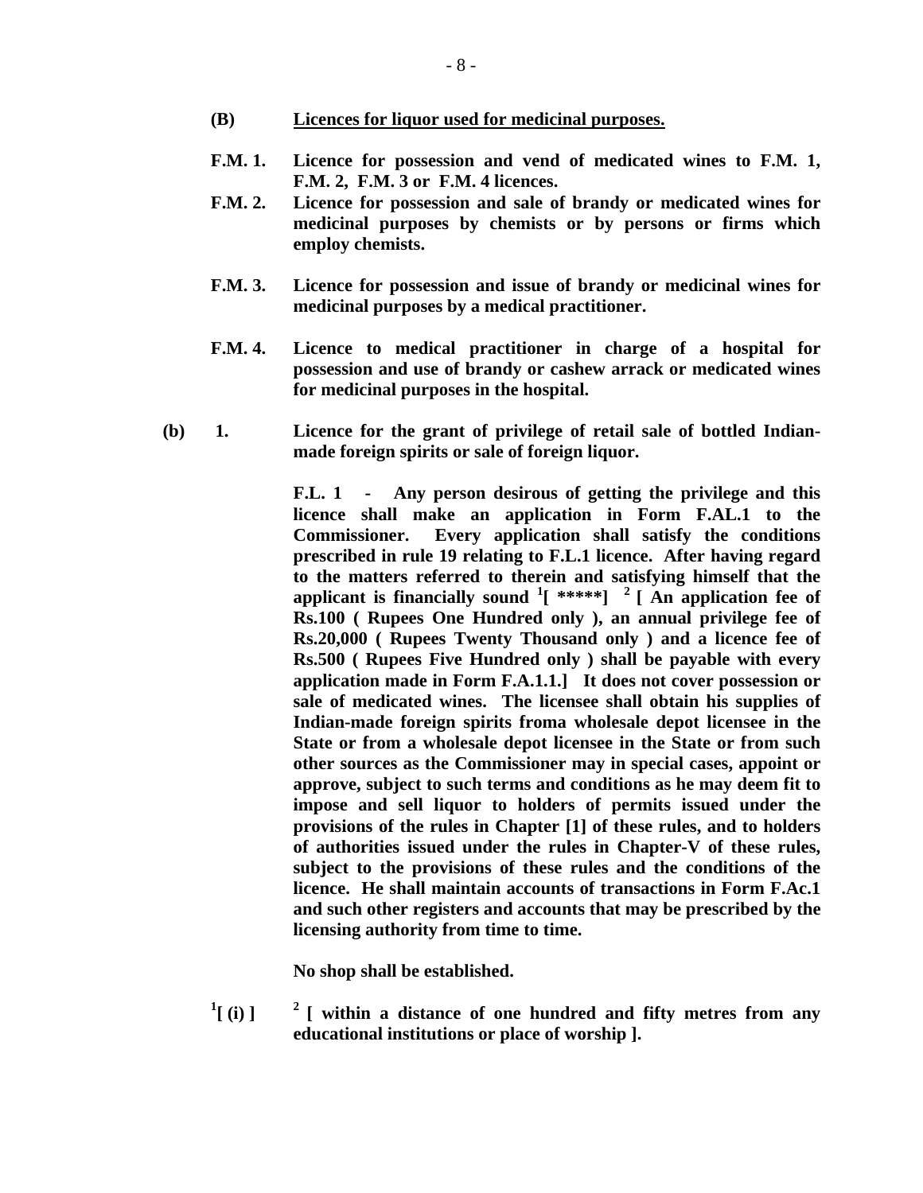**(B)** **<u>Licences for liquor used for medicinal purposes.</u>**

**F.M. 1.** **Licence for possession and vend of medicated wines to F.M. 1, F.M. 2, F.M. 3 or F.M. 4 licences.**

**F.M. 2.** **Licence for possession and sale of brandy or medicated wines for medicinal purposes by chemists or by persons or firms which employ chemists.**

**F.M. 3.** **Licence for possession and issue of brandy or medicinal wines for medicinal purposes by a medical practitioner.**

**F.M. 4.** **Licence to medical practitioner in charge of a hospital for possession and use of brandy or cashew arrack or medicated wines for medicinal purposes in the hospital.**

**(b) 1.** **Licence for the grant of privilege of retail sale of bottled Indian-made foreign spirits or sale of foreign liquor.**

**F.L. 1 - Any person desirous of getting the privilege and this licence shall make an application in Form F.AL.1 to the Commissioner. Every application shall satisfy the conditions prescribed in rule 19 relating to F.L.1 licence. After having regard to the matters referred to therein and satisfying himself that the applicant is financially sound [1][ *****] [2] [ An application fee of Rs.100 ( Rupees One Hundred only ), an annual privilege fee of Rs.20,000 ( Rupees Twenty Thousand only ) and a licence fee of Rs.500 ( Rupees Five Hundred only ) shall be payable with every application made in Form F.A.1.1.] It does not cover possession or sale of medicated wines. The licensee shall obtain his supplies of Indian-made foreign spirits froma wholesale depot licensee in the State or from a wholesale depot licensee in the State or from such other sources as the Commissioner may in special cases, appoint or approve, subject to such terms and conditions as he may deem fit to impose and sell liquor to holders of permits issued under the provisions of the rules in Chapter [1] of these rules, and to holders of authorities issued under the rules in Chapter-V of these rules, subject to the provisions of these rules and the conditions of the licence. He shall maintain accounts of transactions in Form F.Ac.1 and such other registers and accounts that may be prescribed by the licensing authority from time to time.**

**No shop shall be established.**

**[1][ (i) ]** **[2] [ within a distance of one hundred and fifty metres from any educational institutions or place of worship ].**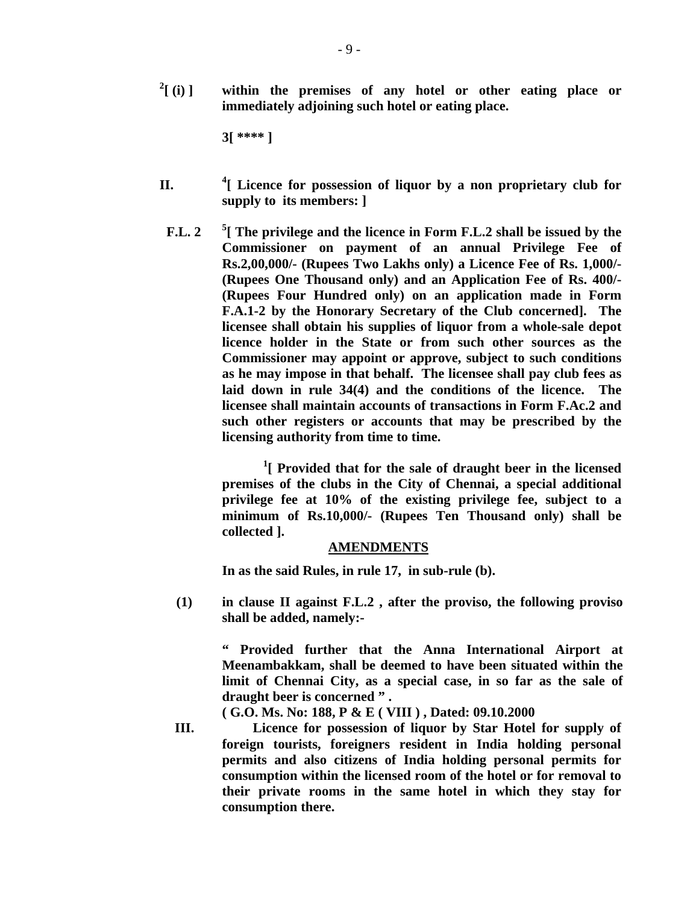**[2][ (i) ]** **within the premises of any hotel or other eating place or immediately adjoining such hotel or eating place.**

**3[ **** ]**

**II.** **[4][ Licence for possession of liquor by a non proprietary club for supply to its members: ]**

**F.L. 2** **[5][ The privilege and the licence in Form F.L.2 shall be issued by the Commissioner on payment of an annual Privilege Fee of Rs.2,00,000/- (Rupees Two Lakhs only) a Licence Fee of Rs. 1,000/- (Rupees One Thousand only) and an Application Fee of Rs. 400/- (Rupees Four Hundred only) on an application made in Form F.A.1-2 by the Honorary Secretary of the Club concerned]. The licensee shall obtain his supplies of liquor from a whole-sale depot licence holder in the State or from such other sources as the Commissioner may appoint or approve, subject to such conditions as he may impose in that behalf. The licensee shall pay club fees as laid down in rule 34(4) and the conditions of the licence. The licensee shall maintain accounts of transactions in Form F.Ac.2 and such other registers or accounts that may be prescribed by the licensing authority from time to time.**

**[1][ Provided that for the sale of draught beer in the licensed premises of the clubs in the City of Chennai, a special additional privilege fee at 10% of the existing privilege fee, subject to a minimum of Rs.10,000/- (Rupees Ten Thousand only) shall be collected ].**

**AMENDMENTS**

**In as the said Rules, in rule 17, in sub-rule (b).**

**(1)** **in clause II against F.L.2 , after the proviso, the following proviso shall be added, namely:-**

**" Provided further that the Anna International Airport at Meenambakkam, shall be deemed to have been situated within the limit of Chennai City, as a special case, in so far as the sale of draught beer is concerned " .**

**( G.O. Ms. No: 188, P & E ( VIII ) , Dated: 09.10.2000**

**III.** **Licence for possession of liquor by Star Hotel for supply of foreign tourists, foreigners resident in India holding personal permits and also citizens of India holding personal permits for consumption within the licensed room of the hotel or for removal to their private rooms in the same hotel in which they stay for consumption there.**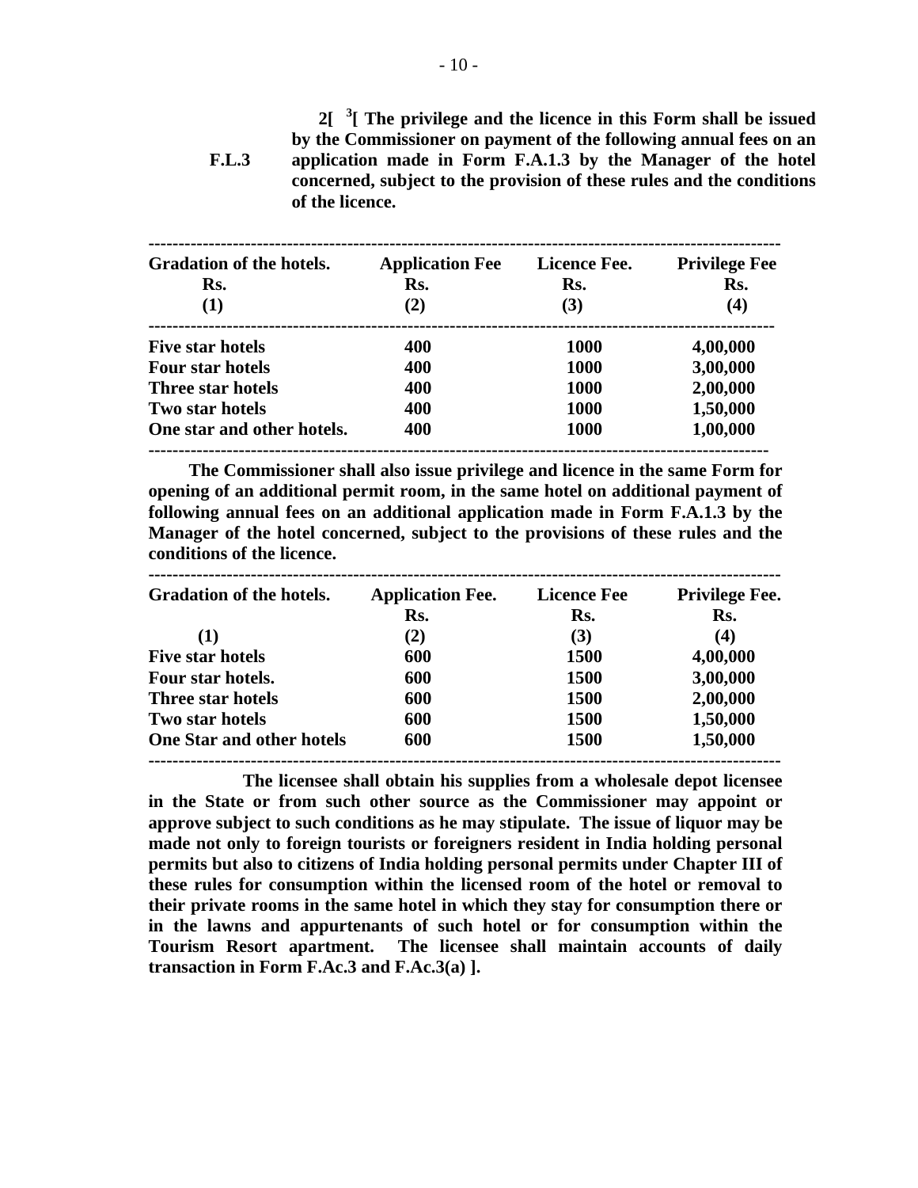**F.L.3** **2[ [3][ The privilege and the licence in this Form shall be issued by the Commissioner on payment of the following annual fees on an application made in Form F.A.1.3 by the Manager of the hotel concerned, subject to the provision of these rules and the conditions of the licence.**

| **Gradation of the hotels.** | **Application Fee Rs.** | **Licence Fee. Rs.** | **Privilege Fee Rs.** |
|---|---|---|---|
| **(1)** | **(2)** | **(3)** | **(4)** |
| **Five star hotels** | **400** | **1000** | **4,00,000** |
| **Four star hotels** | **400** | **1000** | **3,00,000** |
| **Three star hotels** | **400** | **1000** | **2,00,000** |
| **Two star hotels** | **400** | **1000** | **1,50,000** |
| **One star and other hotels.** | **400** | **1000** | **1,00,000** |

**The Commissioner shall also issue privilege and licence in the same Form for opening of an additional permit room, in the same hotel on additional payment of following annual fees on an additional application made in Form F.A.1.3 by the Manager of the hotel concerned, subject to the provisions of these rules and the conditions of the licence.**

| **Gradation of the hotels.** | **Application Fee. Rs.** | **Licence Fee Rs.** | **Privilege Fee. Rs.** |
|---|---|---|---|
| **(1)** | **(2)** | **(3)** | **(4)** |
| **Five star hotels** | **600** | **1500** | **4,00,000** |
| **Four star hotels.** | **600** | **1500** | **3,00,000** |
| **Three star hotels** | **600** | **1500** | **2,00,000** |
| **Two star hotels** | **600** | **1500** | **1,50,000** |
| **One Star and other hotels** | **600** | **1500** | **1,50,000** |

**The licensee shall obtain his supplies from a wholesale depot licensee in the State or from such other source as the Commissioner may appoint or approve subject to such conditions as he may stipulate. The issue of liquor may be made not only to foreign tourists or foreigners resident in India holding personal permits but also to citizens of India holding personal permits under Chapter III of these rules for consumption within the licensed room of the hotel or removal to their private rooms in the same hotel in which they stay for consumption there or in the lawns and appurtenants of such hotel or for consumption within the Tourism Resort apartment. The licensee shall maintain accounts of daily transaction in Form F.Ac.3 and F.Ac.3(a) ].**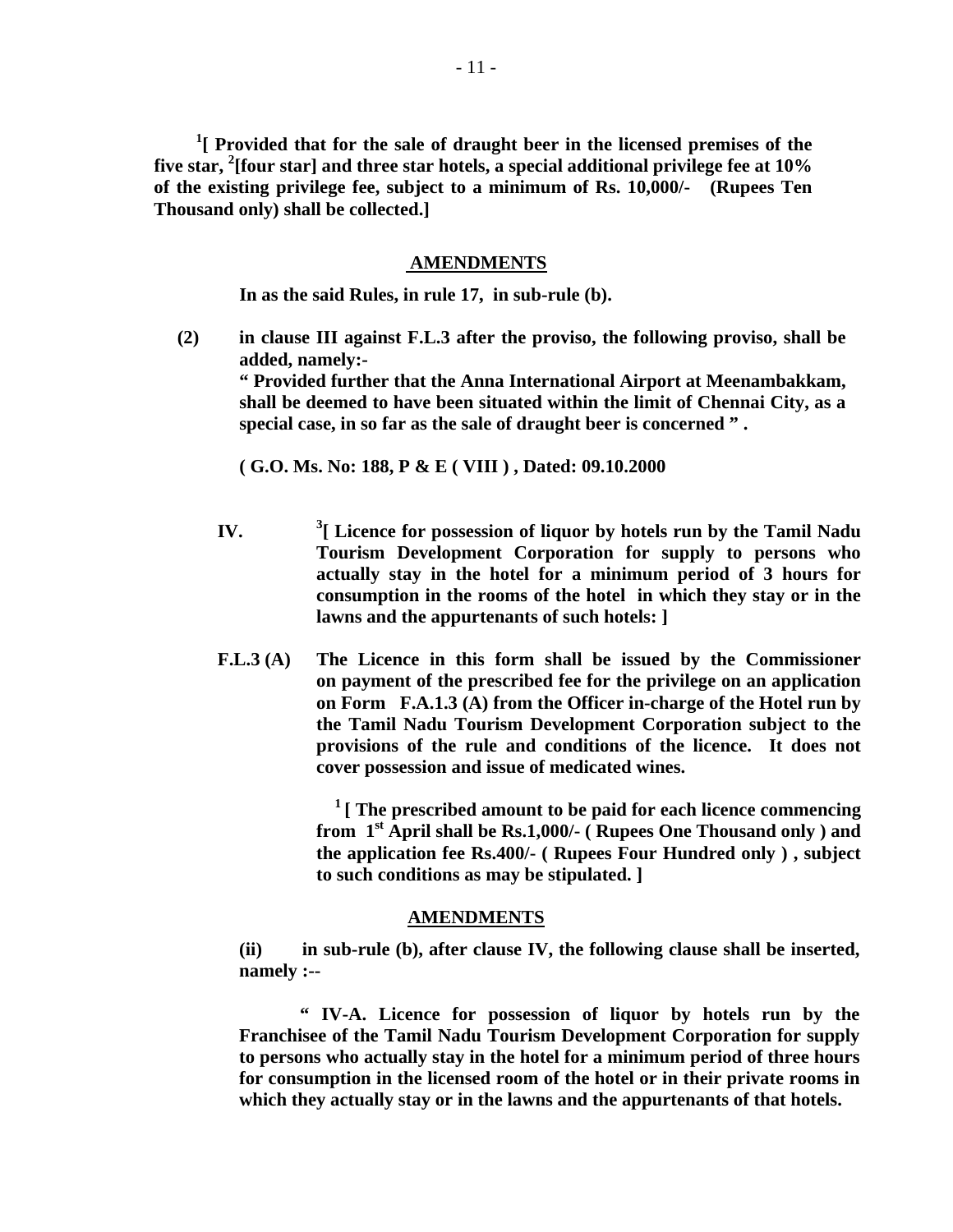**[1][ Provided that for the sale of draught beer in the licensed premises of the five star, [2][four star] and three star hotels, a special additional privilege fee at 10% of the existing privilege fee, subject to a minimum of Rs. 10,000/- (Rupees Ten Thousand only) shall be collected.]**

## AMENDMENTS

**In as the said Rules, in rule 17, in sub-rule (b).**

**(2)** **in clause III against F.L.3 after the proviso, the following proviso, shall be added, namely:-**
**" Provided further that the Anna International Airport at Meenambakkam, shall be deemed to have been situated within the limit of Chennai City, as a special case, in so far as the sale of draught beer is concerned " .**

**( G.O. Ms. No: 188, P & E ( VIII ) , Dated: 09.10.2000**

**IV.** **[3][ Licence for possession of liquor by hotels run by the Tamil Nadu Tourism Development Corporation for supply to persons who actually stay in the hotel for a minimum period of 3 hours for consumption in the rooms of the hotel in which they stay or in the lawns and the appurtenants of such hotels: ]**

**F.L.3 (A)** **The Licence in this form shall be issued by the Commissioner on payment of the prescribed fee for the privilege on an application on Form F.A.1.3 (A) from the Officer in-charge of the Hotel run by the Tamil Nadu Tourism Development Corporation subject to the provisions of the rule and conditions of the licence. It does not cover possession and issue of medicated wines.**

**[1] [ The prescribed amount to be paid for each licence commencing from 1st April shall be Rs.1,000/- ( Rupees One Thousand only ) and the application fee Rs.400/- ( Rupees Four Hundred only ) , subject to such conditions as may be stipulated. ]**

## AMENDMENTS

**(ii)** **in sub-rule (b), after clause IV, the following clause shall be inserted, namely :--**

**" IV-A. Licence for possession of liquor by hotels run by the Franchisee of the Tamil Nadu Tourism Development Corporation for supply to persons who actually stay in the hotel for a minimum period of three hours for consumption in the licensed room of the hotel or in their private rooms in which they actually stay or in the lawns and the appurtenants of that hotels.**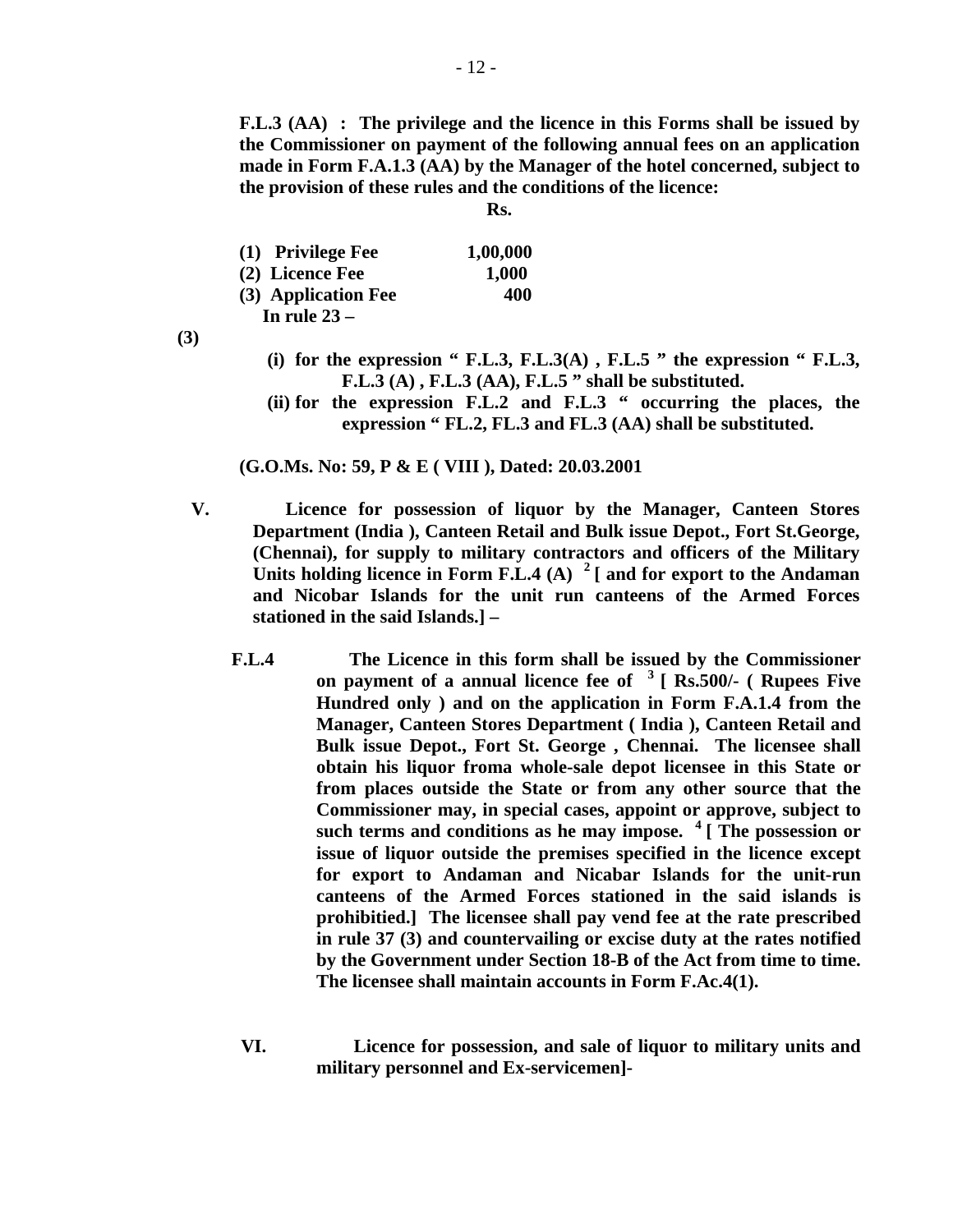**F.L.3 (AA) : The privilege and the licence in this Forms shall be issued by the Commissioner on payment of the following annual fees on an application made in Form F.A.1.3 (AA) by the Manager of the hotel concerned, subject to the provision of these rules and the conditions of the licence:**

| | **Rs.** |
|---|---|
| **(1) Privilege Fee** | **1,00,000** |
| **(2) Licence Fee** | **1,000** |
| **(3) Application Fee** | **400** |

**(3)** **In rule 23 –**

**(i) for the expression " F.L.3, F.L.3(A) , F.L.5 " the expression " F.L.3, F.L.3 (A) , F.L.3 (AA), F.L.5 " shall be substituted.**

**(ii) for the expression F.L.2 and F.L.3 " occurring the places, the expression " FL.2, FL.3 and FL.3 (AA) shall be substituted.**

**(G.O.Ms. No: 59, P & E ( VIII ), Dated: 20.03.2001**

**V. Licence for possession of liquor by the Manager, Canteen Stores Department (India ), Canteen Retail and Bulk issue Depot., Fort St.George, (Chennai), for supply to military contractors and officers of the Military Units holding licence in Form F.L.4 (A) [2] [ and for export to the Andaman and Nicobar Islands for the unit run canteens of the Armed Forces stationed in the said Islands.] –**

**F.L.4** **The Licence in this form shall be issued by the Commissioner on payment of a annual licence fee of [3] [ Rs.500/- ( Rupees Five Hundred only ) and on the application in Form F.A.1.4 from the Manager, Canteen Stores Department ( India ), Canteen Retail and Bulk issue Depot., Fort St. George , Chennai. The licensee shall obtain his liquor froma whole-sale depot licensee in this State or from places outside the State or from any other source that the Commissioner may, in special cases, appoint or approve, subject to such terms and conditions as he may impose. [4] [ The possession or issue of liquor outside the premises specified in the licence except for export to Andaman and Nicabar Islands for the unit-run canteens of the Armed Forces stationed in the said islands is prohibitied.] The licensee shall pay vend fee at the rate prescribed in rule 37 (3) and countervailing or excise duty at the rates notified by the Government under Section 18-B of the Act from time to time. The licensee shall maintain accounts in Form F.Ac.4(1).**

**VI. Licence for possession, and sale of liquor to military units and military personnel and Ex-servicemen]-**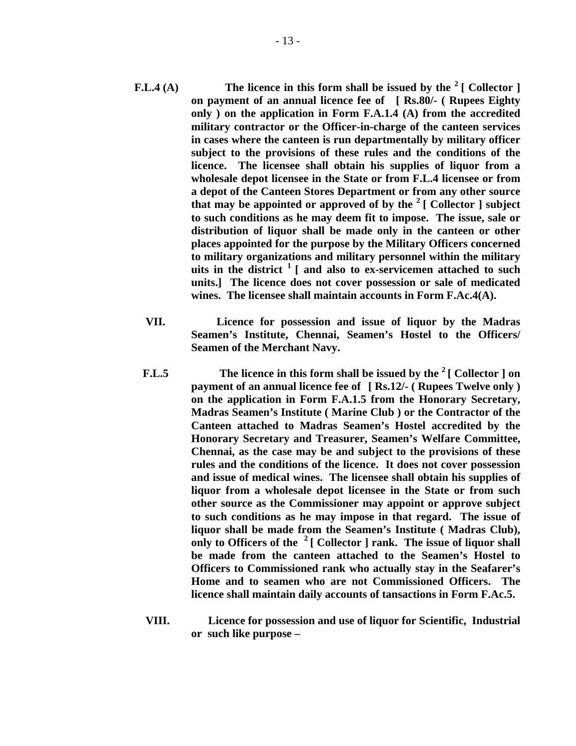**F.L.4 (A)** **The licence in this form shall be issued by the [2] [ Collector ] on payment of an annual licence fee of [ Rs.80/- ( Rupees Eighty only ) on the application in Form F.A.1.4 (A) from the accredited military contractor or the Officer-in-charge of the canteen services in cases where the canteen is run departmentally by military officer subject to the provisions of these rules and the conditions of the licence. The licensee shall obtain his supplies of liquor from a wholesale depot licensee in the State or from F.L.4 licensee or from a depot of the Canteen Stores Department or from any other source that may be appointed or approved of by the [2] [ Collector ] subject to such conditions as he may deem fit to impose. The issue, sale or distribution of liquor shall be made only in the canteen or other places appointed for the purpose by the Military Officers concerned to military organizations and military personnel within the military uits in the district [1] [ and also to ex-servicemen attached to such units.] The licence does not cover possession or sale of medicated wines. The licensee shall maintain accounts in Form F.Ac.4(A).**

**VII.** **Licence for possession and issue of liquor by the Madras Seamen's Institute, Chennai, Seamen's Hostel to the Officers/ Seamen of the Merchant Navy.**

**F.L.5** **The licence in this form shall be issued by the [2] [ Collector ] on payment of an annual licence fee of [ Rs.12/- ( Rupees Twelve only ) on the application in Form F.A.1.5 from the Honorary Secretary, Madras Seamen's Institute ( Marine Club ) or the Contractor of the Canteen attached to Madras Seamen's Hostel accredited by the Honorary Secretary and Treasurer, Seamen's Welfare Committee, Chennai, as the case may be and subject to the provisions of these rules and the conditions of the licence. It does not cover possession and issue of medical wines. The licensee shall obtain his supplies of liquor from a wholesale depot licensee in the State or from such other source as the Commissioner may appoint or approve subject to such conditions as he may impose in that regard. The issue of liquor shall be made from the Seamen's Institute ( Madras Club), only to Officers of the [2] [ Collector ] rank. The issue of liquor shall be made from the canteen attached to the Seamen's Hostel to Officers to Commissioned rank who actually stay in the Seafarer's Home and to seamen who are not Commissioned Officers. The licence shall maintain daily accounts of tansactions in Form F.Ac.5.**

**VIII.** **Licence for possession and use of liquor for Scientific, Industrial or such like purpose –**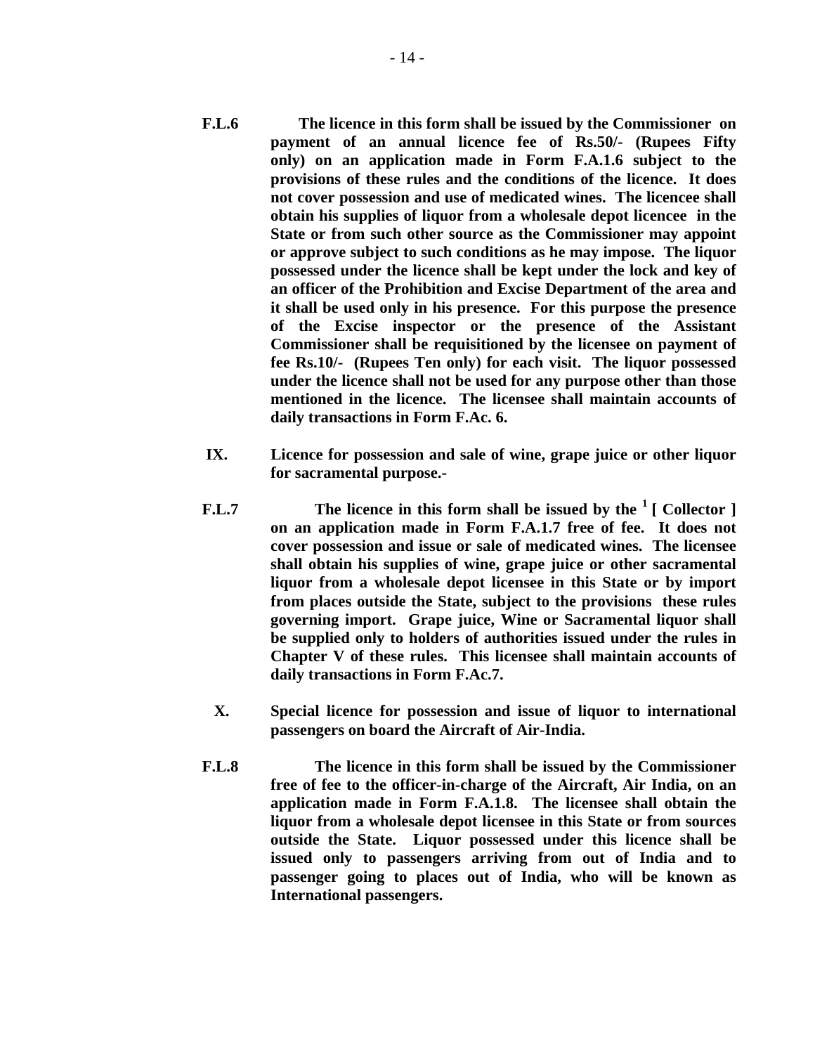**F.L.6** **The licence in this form shall be issued by the Commissioner on payment of an annual licence fee of Rs.50/- (Rupees Fifty only) on an application made in Form F.A.1.6 subject to the provisions of these rules and the conditions of the licence. It does not cover possession and use of medicated wines. The licencee shall obtain his supplies of liquor from a wholesale depot licencee in the State or from such other source as the Commissioner may appoint or approve subject to such conditions as he may impose. The liquor possessed under the licence shall be kept under the lock and key of an officer of the Prohibition and Excise Department of the area and it shall be used only in his presence. For this purpose the presence of the Excise inspector or the presence of the Assistant Commissioner shall be requisitioned by the licensee on payment of fee Rs.10/- (Rupees Ten only) for each visit. The liquor possessed under the licence shall not be used for any purpose other than those mentioned in the licence. The licensee shall maintain accounts of daily transactions in Form F.Ac. 6.**

**IX. Licence for possession and sale of wine, grape juice or other liquor for sacramental purpose.-**

**F.L.7** **The licence in this form shall be issued by the [1] [ Collector ] on an application made in Form F.A.1.7 free of fee. It does not cover possession and issue or sale of medicated wines. The licensee shall obtain his supplies of wine, grape juice or other sacramental liquor from a wholesale depot licensee in this State or by import from places outside the State, subject to the provisions these rules governing import. Grape juice, Wine or Sacramental liquor shall be supplied only to holders of authorities issued under the rules in Chapter V of these rules. This licensee shall maintain accounts of daily transactions in Form F.Ac.7.**

**X. Special licence for possession and issue of liquor to international passengers on board the Aircraft of Air-India.**

**F.L.8** **The licence in this form shall be issued by the Commissioner free of fee to the officer-in-charge of the Aircraft, Air India, on an application made in Form F.A.1.8. The licensee shall obtain the liquor from a wholesale depot licensee in this State or from sources outside the State. Liquor possessed under this licence shall be issued only to passengers arriving from out of India and to passenger going to places out of India, who will be known as International passengers.**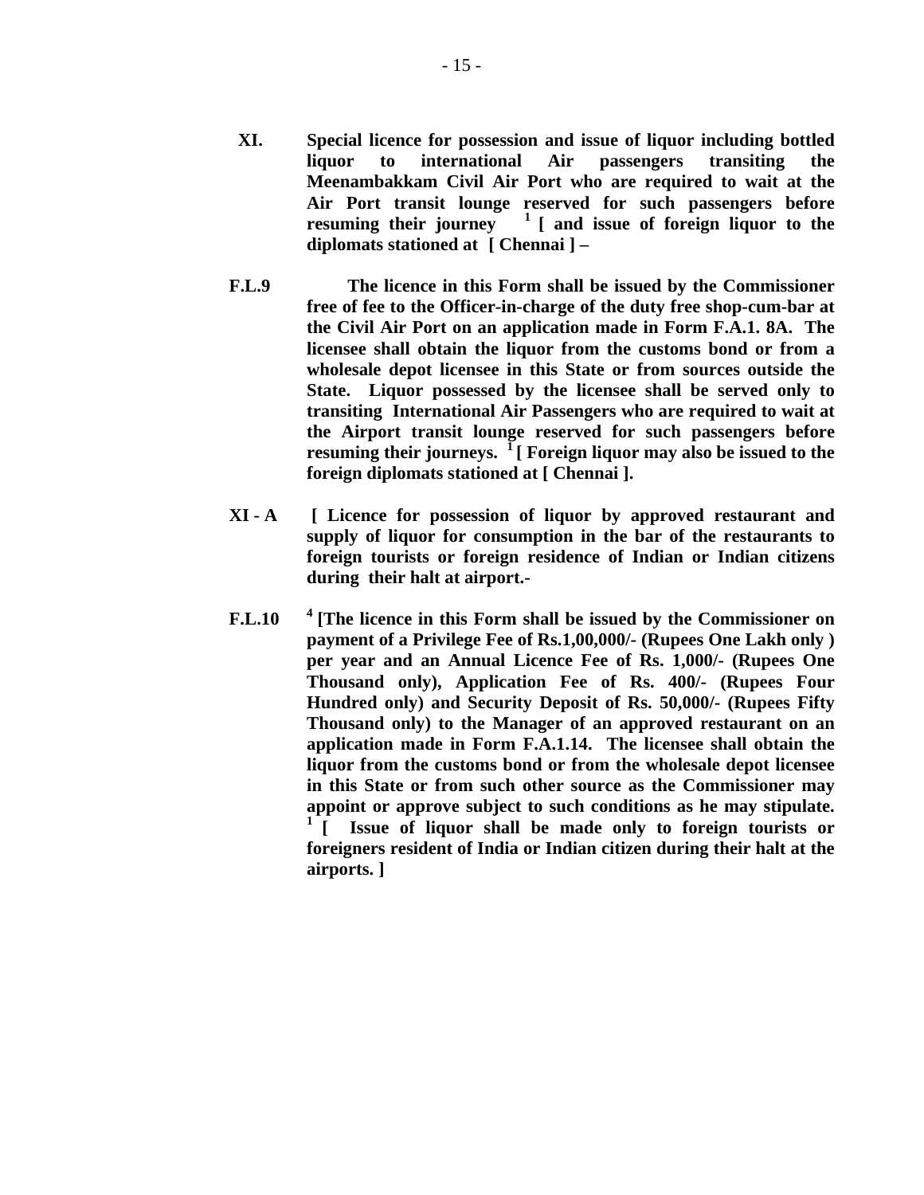**XI.** **Special licence for possession and issue of liquor including bottled liquor to international Air passengers transiting the Meenambakkam Civil Air Port who are required to wait at the Air Port transit lounge reserved for such passengers before resuming their journey [1] [ and issue of foreign liquor to the diplomats stationed at [ Chennai ] –**

**F.L.9** **The licence in this Form shall be issued by the Commissioner free of fee to the Officer-in-charge of the duty free shop-cum-bar at the Civil Air Port on an application made in Form F.A.1. 8A. The licensee shall obtain the liquor from the customs bond or from a wholesale depot licensee in this State or from sources outside the State. Liquor possessed by the licensee shall be served only to transiting International Air Passengers who are required to wait at the Airport transit lounge reserved for such passengers before resuming their journeys. [1] [ Foreign liquor may also be issued to the foreign diplomats stationed at [ Chennai ].**

**XI - A** **[ Licence for possession of liquor by approved restaurant and supply of liquor for consumption in the bar of the restaurants to foreign tourists or foreign residence of Indian or Indian citizens during their halt at airport.-**

**F.L.10** **[4] [The licence in this Form shall be issued by the Commissioner on payment of a Privilege Fee of Rs.1,00,000/- (Rupees One Lakh only ) per year and an Annual Licence Fee of Rs. 1,000/- (Rupees One Thousand only), Application Fee of Rs. 400/- (Rupees Four Hundred only) and Security Deposit of Rs. 50,000/- (Rupees Fifty Thousand only) to the Manager of an approved restaurant on an application made in Form F.A.1.14. The licensee shall obtain the liquor from the customs bond or from the wholesale depot licensee in this State or from such other source as the Commissioner may appoint or approve subject to such conditions as he may stipulate. [1] [ Issue of liquor shall be made only to foreign tourists or foreigners resident of India or Indian citizen during their halt at the airports. ]**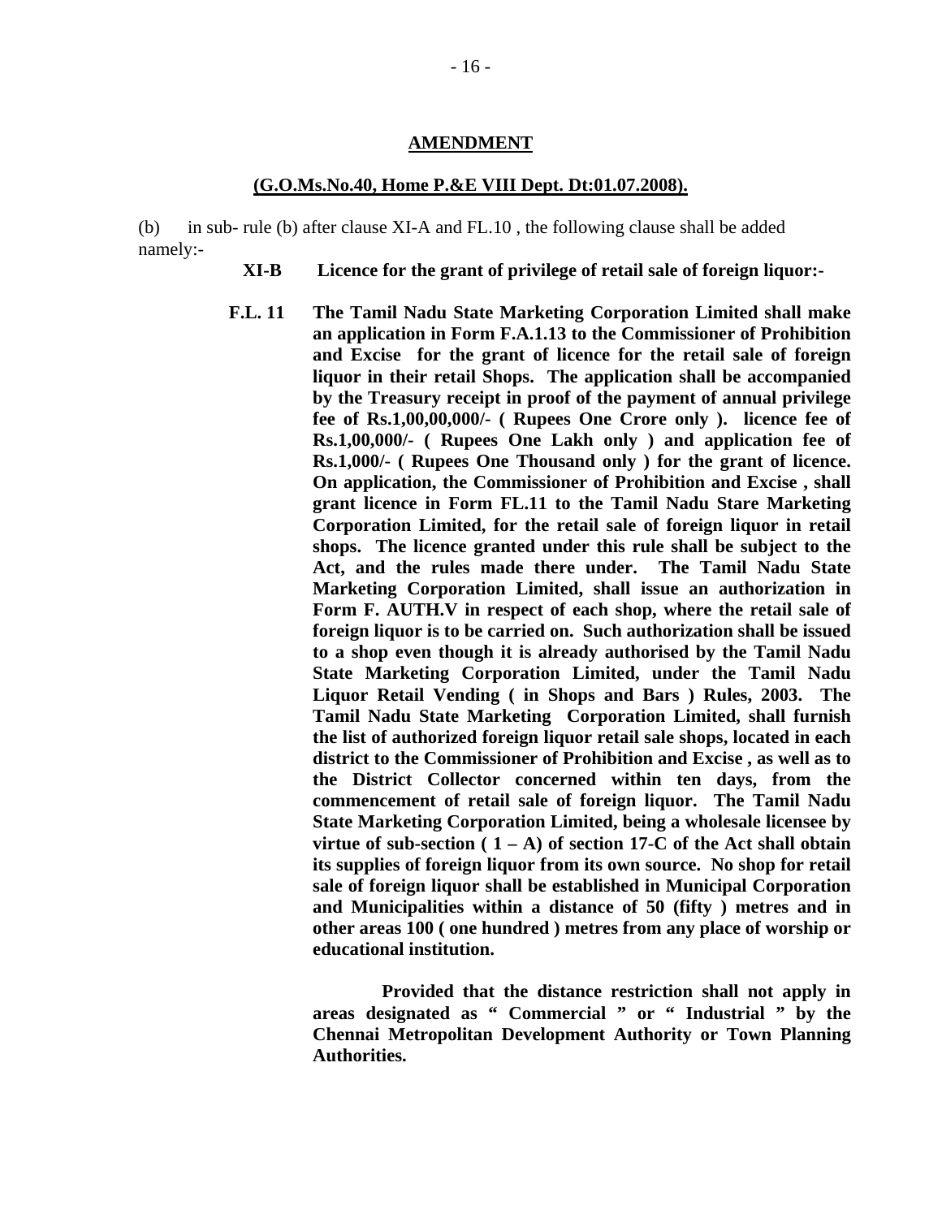## AMENDMENT

**(G.O.Ms.No.40, Home P.&E VIII Dept. Dt:01.07.2008).**

(b) in sub- rule (b) after clause XI-A and FL.10 , the following clause shall be added namely:-

**XI-B Licence for the grant of privilege of retail sale of foreign liquor:-**

**F.L. 11 The Tamil Nadu State Marketing Corporation Limited shall make an application in Form F.A.1.13 to the Commissioner of Prohibition and Excise for the grant of licence for the retail sale of foreign liquor in their retail Shops. The application shall be accompanied by the Treasury receipt in proof of the payment of annual privilege fee of Rs.1,00,00,000/- ( Rupees One Crore only ). licence fee of Rs.1,00,000/- ( Rupees One Lakh only ) and application fee of Rs.1,000/- ( Rupees One Thousand only ) for the grant of licence. On application, the Commissioner of Prohibition and Excise , shall grant licence in Form FL.11 to the Tamil Nadu Stare Marketing Corporation Limited, for the retail sale of foreign liquor in retail shops. The licence granted under this rule shall be subject to the Act, and the rules made there under. The Tamil Nadu State Marketing Corporation Limited, shall issue an authorization in Form F. AUTH.V in respect of each shop, where the retail sale of foreign liquor is to be carried on. Such authorization shall be issued to a shop even though it is already authorised by the Tamil Nadu State Marketing Corporation Limited, under the Tamil Nadu Liquor Retail Vending ( in Shops and Bars ) Rules, 2003. The Tamil Nadu State Marketing Corporation Limited, shall furnish the list of authorized foreign liquor retail sale shops, located in each district to the Commissioner of Prohibition and Excise , as well as to the District Collector concerned within ten days, from the commencement of retail sale of foreign liquor. The Tamil Nadu State Marketing Corporation Limited, being a wholesale licensee by virtue of sub-section ( 1 – A) of section 17-C of the Act shall obtain its supplies of foreign liquor from its own source. No shop for retail sale of foreign liquor shall be established in Municipal Corporation and Municipalities within a distance of 50 (fifty ) metres and in other areas 100 ( one hundred ) metres from any place of worship or educational institution.**

**Provided that the distance restriction shall not apply in areas designated as " Commercial " or " Industrial " by the Chennai Metropolitan Development Authority or Town Planning Authorities.**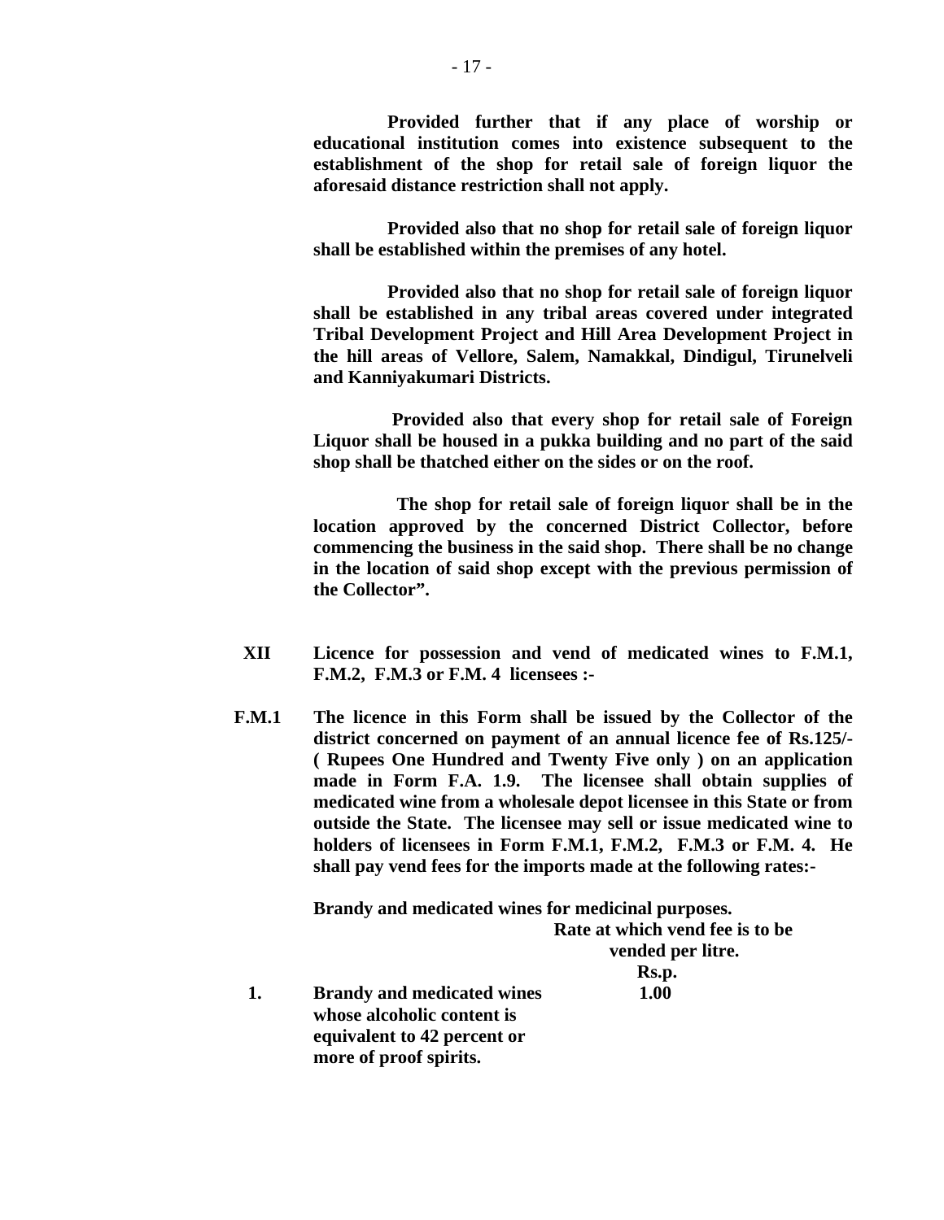**Provided further that if any place of worship or educational institution comes into existence subsequent to the establishment of the shop for retail sale of foreign liquor the aforesaid distance restriction shall not apply.**

**Provided also that no shop for retail sale of foreign liquor shall be established within the premises of any hotel.**

**Provided also that no shop for retail sale of foreign liquor shall be established in any tribal areas covered under integrated Tribal Development Project and Hill Area Development Project in the hill areas of Vellore, Salem, Namakkal, Dindigul, Tirunelveli and Kanniyakumari Districts.**

**Provided also that every shop for retail sale of Foreign Liquor shall be housed in a pukka building and no part of the said shop shall be thatched either on the sides or on the roof.**

**The shop for retail sale of foreign liquor shall be in the location approved by the concerned District Collector, before commencing the business in the said shop. There shall be no change in the location of said shop except with the previous permission of the Collector".**

**XII Licence for possession and vend of medicated wines to F.M.1, F.M.2, F.M.3 or F.M. 4 licensees :-**

**F.M.1 The licence in this Form shall be issued by the Collector of the district concerned on payment of an annual licence fee of Rs.125/- ( Rupees One Hundred and Twenty Five only ) on an application made in Form F.A. 1.9. The licensee shall obtain supplies of medicated wine from a wholesale depot licensee in this State or from outside the State. The licensee may sell or issue medicated wine to holders of licensees in Form F.M.1, F.M.2, F.M.3 or F.M. 4. He shall pay vend fees for the imports made at the following rates:-**

**Brandy and medicated wines for medicinal purposes.**

| | | Rate at which vend fee is to be vended per litre. Rs.p. |
|---|---|---|
| **1.** | **Brandy and medicated wines whose alcoholic content is equivalent to 42 percent or more of proof spirits.** | **1.00** |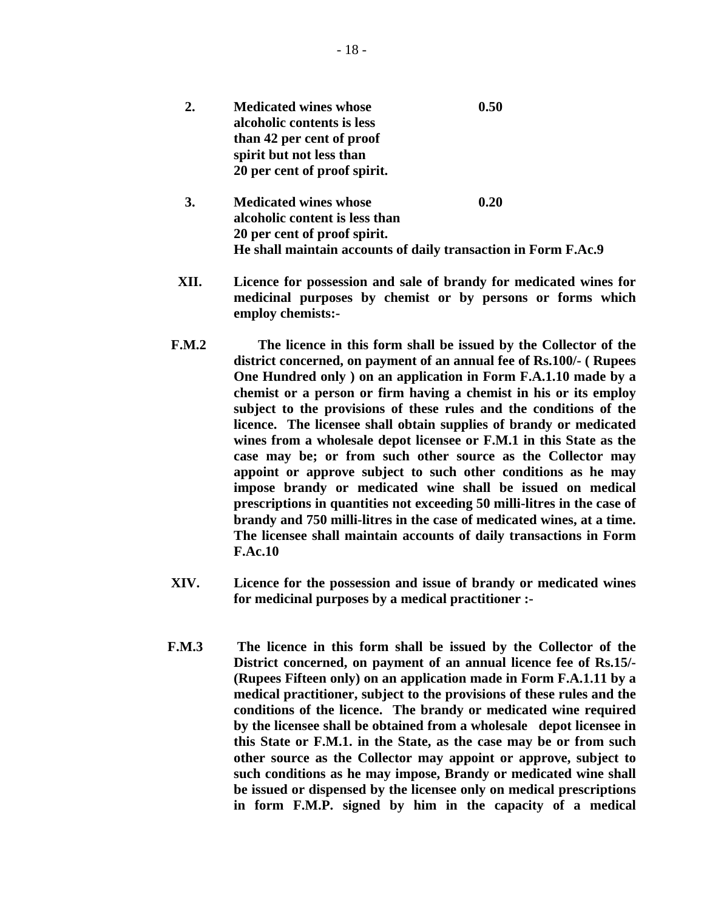| | | |
|---|---|---|
| **2.** | **Medicated wines whose alcoholic contents is less than 42 per cent of proof spirit but not less than 20 per cent of proof spirit.** | **0.50** |
| **3.** | **Medicated wines whose alcoholic content is less than 20 per cent of proof spirit.** | **0.20** |

**He shall maintain accounts of daily transaction in Form F.Ac.9**

**XII.** **Licence for possession and sale of brandy for medicated wines for medicinal purposes by chemist or by persons or forms which employ chemists:-**

**F.M.2** **The licence in this form shall be issued by the Collector of the district concerned, on payment of an annual fee of Rs.100/- ( Rupees One Hundred only ) on an application in Form F.A.1.10 made by a chemist or a person or firm having a chemist in his or its employ subject to the provisions of these rules and the conditions of the licence. The licensee shall obtain supplies of brandy or medicated wines from a wholesale depot licensee or F.M.1 in this State as the case may be; or from such other source as the Collector may appoint or approve subject to such other conditions as he may impose brandy or medicated wine shall be issued on medical prescriptions in quantities not exceeding 50 milli-litres in the case of brandy and 750 milli-litres in the case of medicated wines, at a time. The licensee shall maintain accounts of daily transactions in Form F.Ac.10**

**XIV.** **Licence for the possession and issue of brandy or medicated wines for medicinal purposes by a medical practitioner :-**

**F.M.3** **The licence in this form shall be issued by the Collector of the District concerned, on payment of an annual licence fee of Rs.15/- (Rupees Fifteen only) on an application made in Form F.A.1.11 by a medical practitioner, subject to the provisions of these rules and the conditions of the licence. The brandy or medicated wine required by the licensee shall be obtained from a wholesale depot licensee in this State or F.M.1. in the State, as the case may be or from such other source as the Collector may appoint or approve, subject to such conditions as he may impose, Brandy or medicated wine shall be issued or dispensed by the licensee only on medical prescriptions in form F.M.P. signed by him in the capacity of a medical**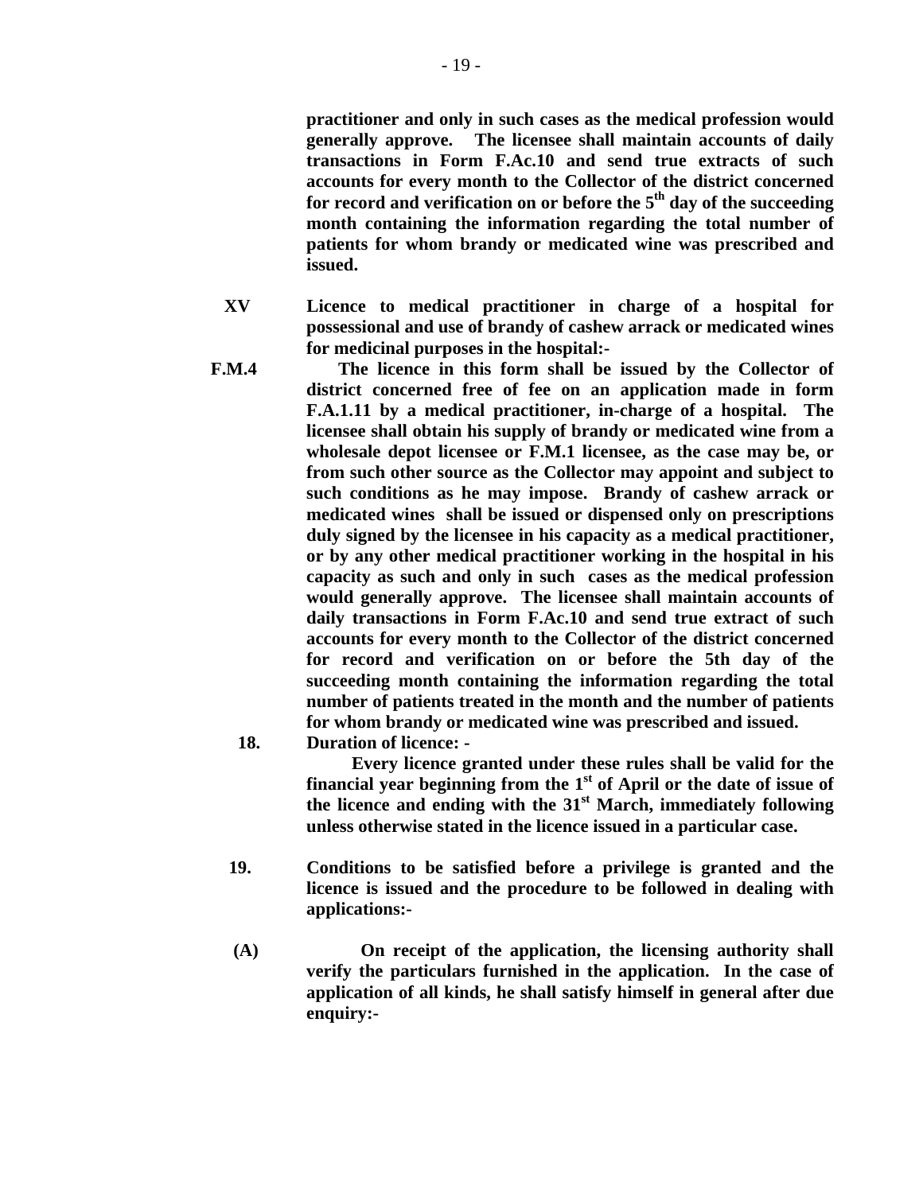**practitioner and only in such cases as the medical profession would generally approve. The licensee shall maintain accounts of daily transactions in Form F.Ac.10 and send true extracts of such accounts for every month to the Collector of the district concerned for record and verification on or before the 5th day of the succeeding month containing the information regarding the total number of patients for whom brandy or medicated wine was prescribed and issued.**

**XV** **Licence to medical practitioner in charge of a hospital for possessional and use of brandy of cashew arrack or medicated wines for medicinal purposes in the hospital:-**

**F.M.4** **The licence in this form shall be issued by the Collector of district concerned free of fee on an application made in form F.A.1.11 by a medical practitioner, in-charge of a hospital. The licensee shall obtain his supply of brandy or medicated wine from a wholesale depot licensee or F.M.1 licensee, as the case may be, or from such other source as the Collector may appoint and subject to such conditions as he may impose. Brandy of cashew arrack or medicated wines shall be issued or dispensed only on prescriptions duly signed by the licensee in his capacity as a medical practitioner, or by any other medical practitioner working in the hospital in his capacity as such and only in such cases as the medical profession would generally approve. The licensee shall maintain accounts of daily transactions in Form F.Ac.10 and send true extract of such accounts for every month to the Collector of the district concerned for record and verification on or before the 5th day of the succeeding month containing the information regarding the total number of patients treated in the month and the number of patients for whom brandy or medicated wine was prescribed and issued.**

**18.** **Duration of licence: -**

**Every licence granted under these rules shall be valid for the financial year beginning from the 1st of April or the date of issue of the licence and ending with the 31st March, immediately following unless otherwise stated in the licence issued in a particular case.**

**19.** **Conditions to be satisfied before a privilege is granted and the licence is issued and the procedure to be followed in dealing with applications:-**

**(A)** **On receipt of the application, the licensing authority shall verify the particulars furnished in the application. In the case of application of all kinds, he shall satisfy himself in general after due enquiry:-**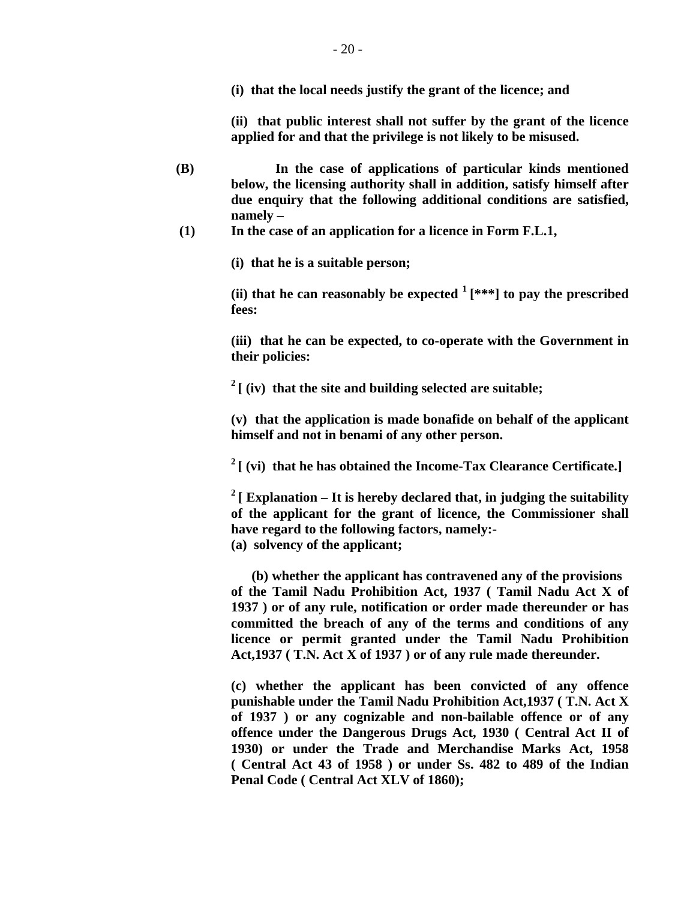**(i) that the local needs justify the grant of the licence; and**

**(ii) that public interest shall not suffer by the grant of the licence applied for and that the privilege is not likely to be misused.**

**(B) In the case of applications of particular kinds mentioned below, the licensing authority shall in addition, satisfy himself after due enquiry that the following additional conditions are satisfied, namely –**

**(1) In the case of an application for a licence in Form F.L.1,**

**(i) that he is a suitable person;**

**(ii) that he can reasonably be expected [1] [***] to pay the prescribed fees:**

**(iii) that he can be expected, to co-operate with the Government in their policies:**

**[2] [ (iv) that the site and building selected are suitable;**

**(v) that the application is made bonafide on behalf of the applicant himself and not in benami of any other person.**

**[2] [ (vi) that he has obtained the Income-Tax Clearance Certificate.]**

**[2] [ Explanation – It is hereby declared that, in judging the suitability of the applicant for the grant of licence, the Commissioner shall have regard to the following factors, namely:-**

**(a) solvency of the applicant;**

**(b) whether the applicant has contravened any of the provisions of the Tamil Nadu Prohibition Act, 1937 ( Tamil Nadu Act X of 1937 ) or of any rule, notification or order made thereunder or has committed the breach of any of the terms and conditions of any licence or permit granted under the Tamil Nadu Prohibition Act,1937 ( T.N. Act X of 1937 ) or of any rule made thereunder.**

**(c) whether the applicant has been convicted of any offence punishable under the Tamil Nadu Prohibition Act,1937 ( T.N. Act X of 1937 ) or any cognizable and non-bailable offence or of any offence under the Dangerous Drugs Act, 1930 ( Central Act II of 1930) or under the Trade and Merchandise Marks Act, 1958 ( Central Act 43 of 1958 ) or under Ss. 482 to 489 of the Indian Penal Code ( Central Act XLV of 1860);**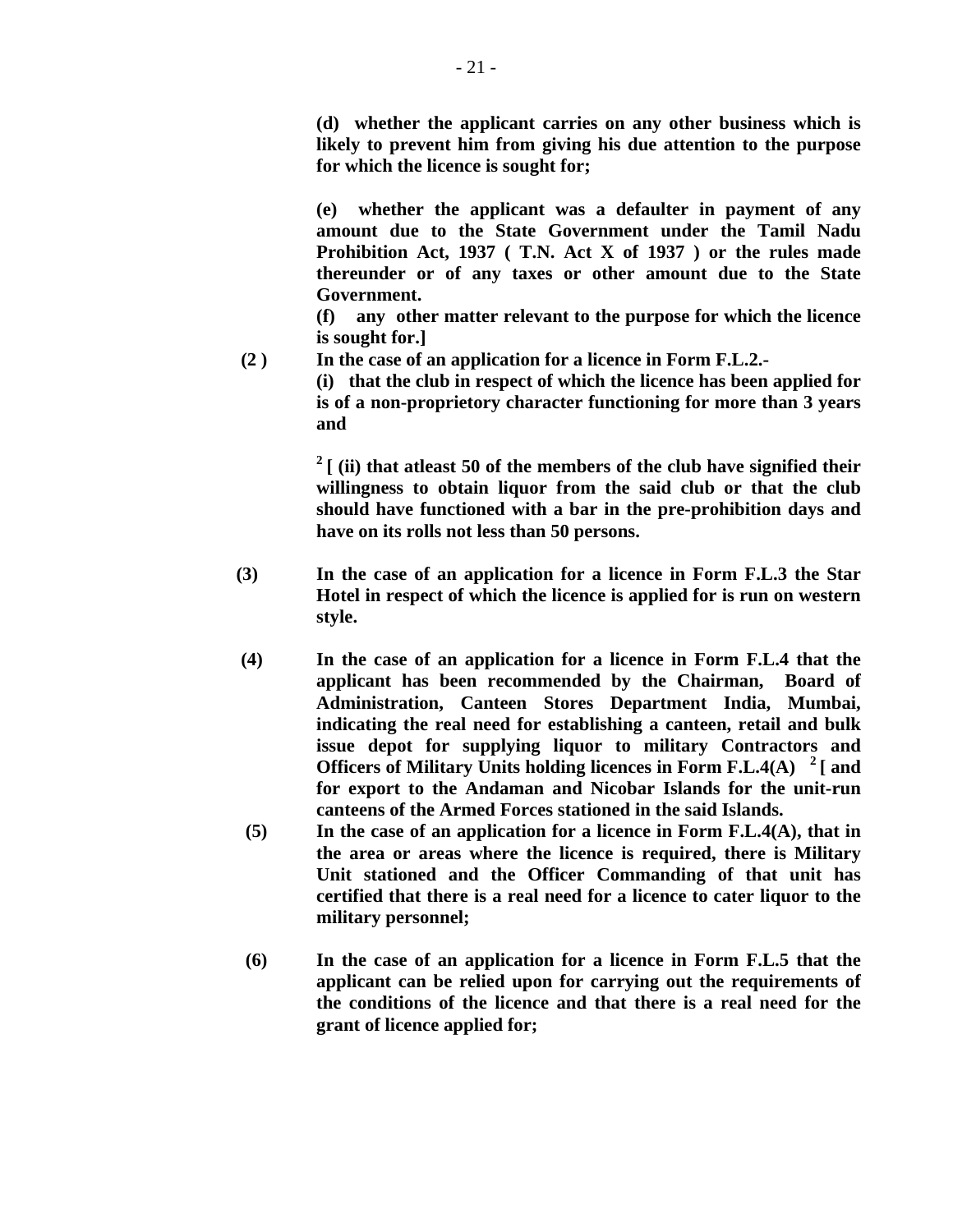**(d) whether the applicant carries on any other business which is likely to prevent him from giving his due attention to the purpose for which the licence is sought for;**

**(e) whether the applicant was a defaulter in payment of any amount due to the State Government under the Tamil Nadu Prohibition Act, 1937 ( T.N. Act X of 1937 ) or the rules made thereunder or of any taxes or other amount due to the State Government.**

**(f) any other matter relevant to the purpose for which the licence is sought for.]**

**(2 ) In the case of an application for a licence in Form F.L.2.-**

**(i) that the club in respect of which the licence has been applied for is of a non-proprietory character functioning for more than 3 years and**

**[2] [ (ii) that atleast 50 of the members of the club have signified their willingness to obtain liquor from the said club or that the club should have functioned with a bar in the pre-prohibition days and have on its rolls not less than 50 persons.**

**(3) In the case of an application for a licence in Form F.L.3 the Star Hotel in respect of which the licence is applied for is run on western style.**

**(4) In the case of an application for a licence in Form F.L.4 that the applicant has been recommended by the Chairman, Board of Administration, Canteen Stores Department India, Mumbai, indicating the real need for establishing a canteen, retail and bulk issue depot for supplying liquor to military Contractors and Officers of Military Units holding licences in Form F.L.4(A) [2] [ and for export to the Andaman and Nicobar Islands for the unit-run canteens of the Armed Forces stationed in the said Islands.**

**(5) In the case of an application for a licence in Form F.L.4(A), that in the area or areas where the licence is required, there is Military Unit stationed and the Officer Commanding of that unit has certified that there is a real need for a licence to cater liquor to the military personnel;**

**(6) In the case of an application for a licence in Form F.L.5 that the applicant can be relied upon for carrying out the requirements of the conditions of the licence and that there is a real need for the grant of licence applied for;**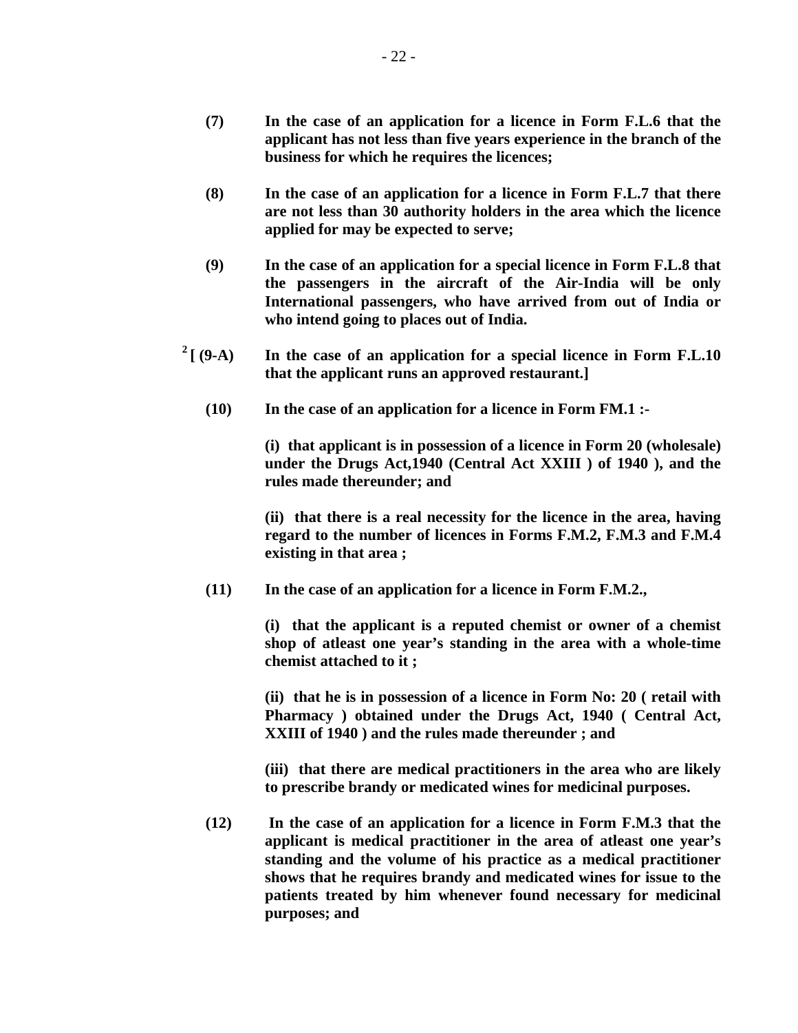**(7)** **In the case of an application for a licence in Form F.L.6 that the applicant has not less than five years experience in the branch of the business for which he requires the licences;**

**(8)** **In the case of an application for a licence in Form F.L.7 that there are not less than 30 authority holders in the area which the licence applied for may be expected to serve;**

**(9)** **In the case of an application for a special licence in Form F.L.8 that the passengers in the aircraft of the Air-India will be only International passengers, who have arrived from out of India or who intend going to places out of India.**

[2] **[ (9-A)** **In the case of an application for a special licence in Form F.L.10 that the applicant runs an approved restaurant.]**

**(10)** **In the case of an application for a licence in Form FM.1 :-**

**(i) that applicant is in possession of a licence in Form 20 (wholesale) under the Drugs Act,1940 (Central Act XXIII ) of 1940 ), and the rules made thereunder; and**

**(ii) that there is a real necessity for the licence in the area, having regard to the number of licences in Forms F.M.2, F.M.3 and F.M.4 existing in that area ;**

**(11)** **In the case of an application for a licence in Form F.M.2.,**

**(i) that the applicant is a reputed chemist or owner of a chemist shop of atleast one year's standing in the area with a whole-time chemist attached to it ;**

**(ii) that he is in possession of a licence in Form No: 20 ( retail with Pharmacy ) obtained under the Drugs Act, 1940 ( Central Act, XXIII of 1940 ) and the rules made thereunder ; and**

**(iii) that there are medical practitioners in the area who are likely to prescribe brandy or medicated wines for medicinal purposes.**

**(12)** **In the case of an application for a licence in Form F.M.3 that the applicant is medical practitioner in the area of atleast one year's standing and the volume of his practice as a medical practitioner shows that he requires brandy and medicated wines for issue to the patients treated by him whenever found necessary for medicinal purposes; and**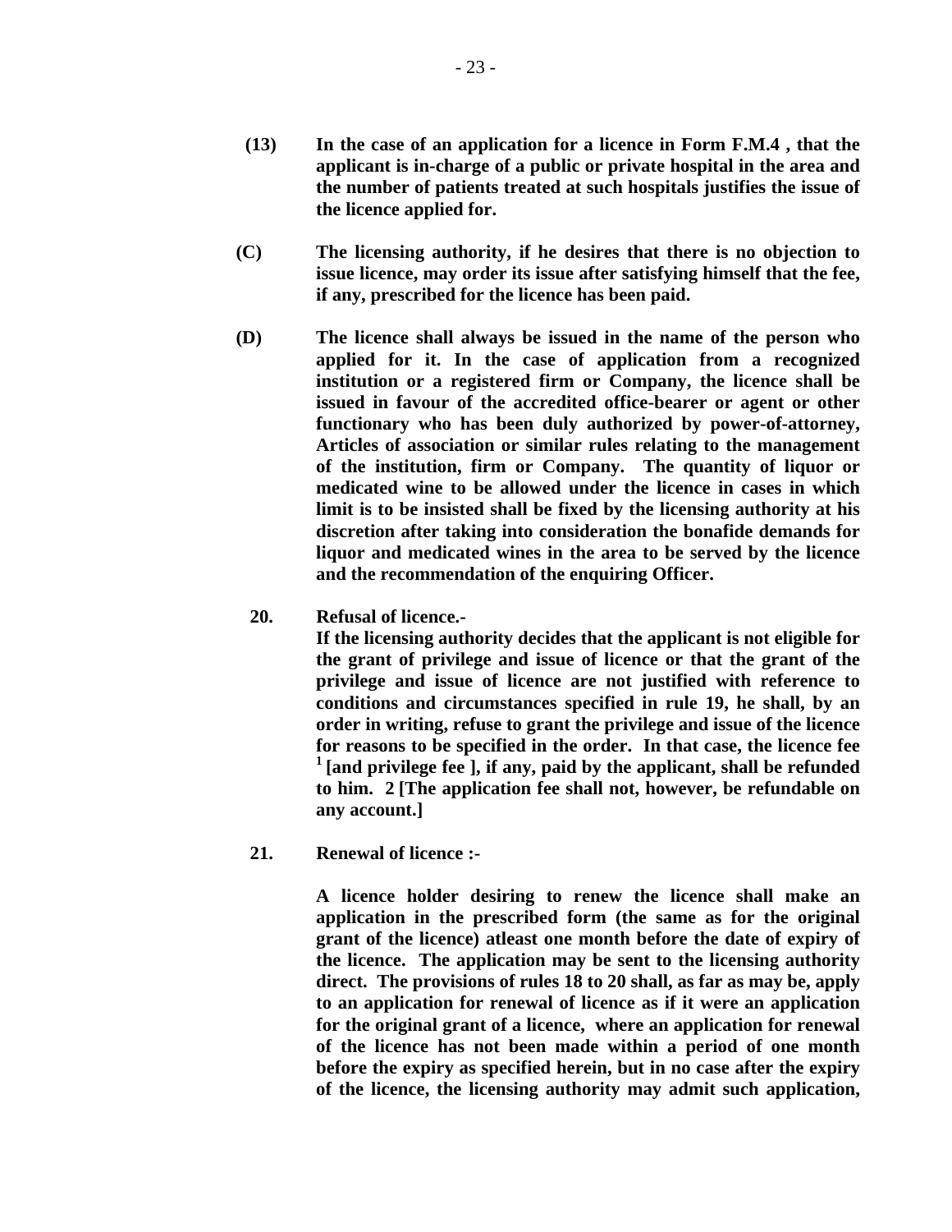**(13)** **In the case of an application for a licence in Form F.M.4 , that the applicant is in-charge of a public or private hospital in the area and the number of patients treated at such hospitals justifies the issue of the licence applied for.**

**(C)** **The licensing authority, if he desires that there is no objection to issue licence, may order its issue after satisfying himself that the fee, if any, prescribed for the licence has been paid.**

**(D)** **The licence shall always be issued in the name of the person who applied for it. In the case of application from a recognized institution or a registered firm or Company, the licence shall be issued in favour of the accredited office-bearer or agent or other functionary who has been duly authorized by power-of-attorney, Articles of association or similar rules relating to the management of the institution, firm or Company. The quantity of liquor or medicated wine to be allowed under the licence in cases in which limit is to be insisted shall be fixed by the licensing authority at his discretion after taking into consideration the bonafide demands for liquor and medicated wines in the area to be served by the licence and the recommendation of the enquiring Officer.**

**20. Refusal of licence.-**

**If the licensing authority decides that the applicant is not eligible for the grant of privilege and issue of licence or that the grant of the privilege and issue of licence are not justified with reference to conditions and circumstances specified in rule 19, he shall, by an order in writing, refuse to grant the privilege and issue of the licence for reasons to be specified in the order. In that case, the licence fee [1] [and privilege fee ], if any, paid by the applicant, shall be refunded to him. 2 [The application fee shall not, however, be refundable on any account.]**

**21. Renewal of licence :-**

**A licence holder desiring to renew the licence shall make an application in the prescribed form (the same as for the original grant of the licence) atleast one month before the date of expiry of the licence. The application may be sent to the licensing authority direct. The provisions of rules 18 to 20 shall, as far as may be, apply to an application for renewal of licence as if it were an application for the original grant of a licence, where an application for renewal of the licence has not been made within a period of one month before the expiry as specified herein, but in no case after the expiry of the licence, the licensing authority may admit such application,**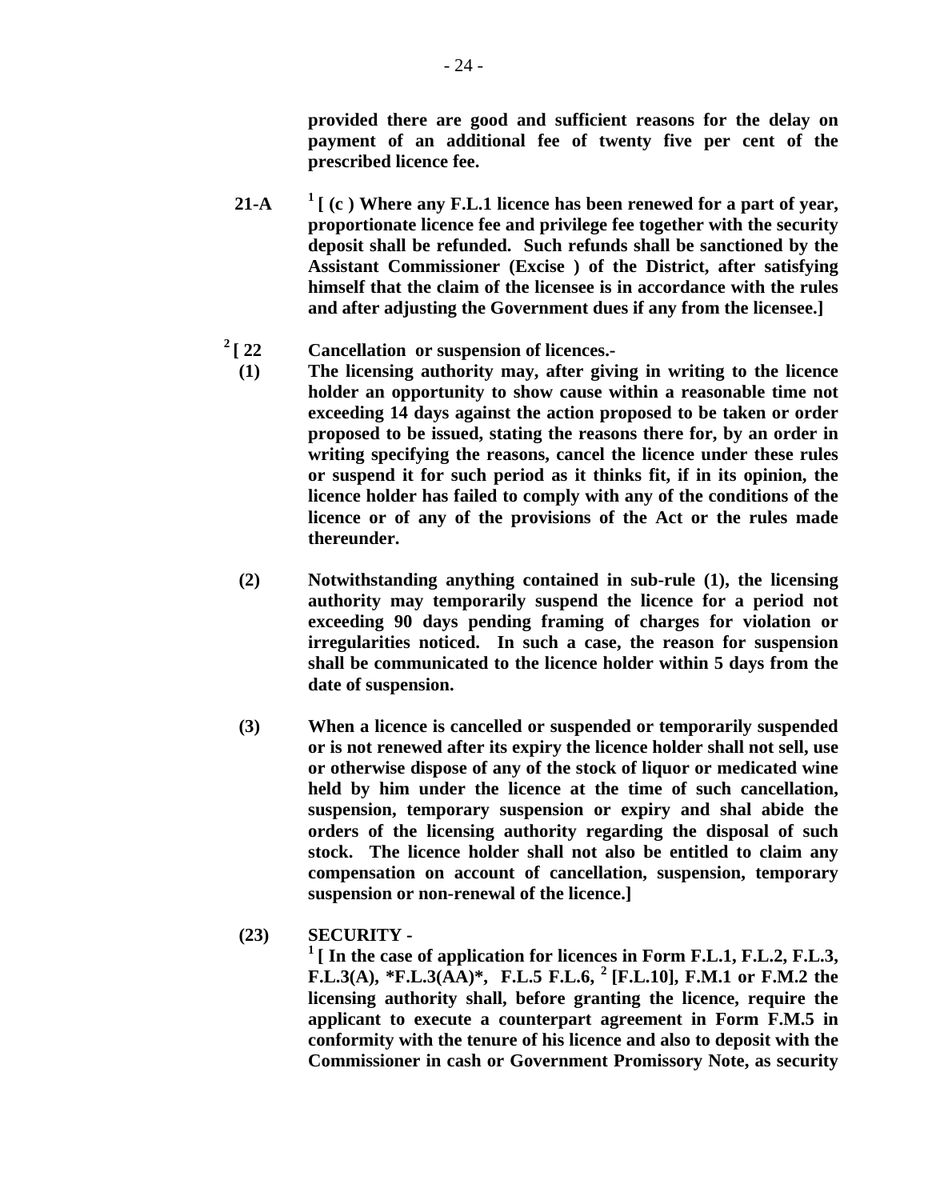**provided there are good and sufficient reasons for the delay on payment of an additional fee of twenty five per cent of the prescribed licence fee.**

**21-A** [1] **[ (c ) Where any F.L.1 licence has been renewed for a part of year, proportionate licence fee and privilege fee together with the security deposit shall be refunded. Such refunds shall be sanctioned by the Assistant Commissioner (Excise ) of the District, after satisfying himself that the claim of the licensee is in accordance with the rules and after adjusting the Government dues if any from the licensee.]**

[2] **[ 22 Cancellation or suspension of licences.-**

**(1)** **The licensing authority may, after giving in writing to the licence holder an opportunity to show cause within a reasonable time not exceeding 14 days against the action proposed to be taken or order proposed to be issued, stating the reasons there for, by an order in writing specifying the reasons, cancel the licence under these rules or suspend it for such period as it thinks fit, if in its opinion, the licence holder has failed to comply with any of the conditions of the licence or of any of the provisions of the Act or the rules made thereunder.**

**(2)** **Notwithstanding anything contained in sub-rule (1), the licensing authority may temporarily suspend the licence for a period not exceeding 90 days pending framing of charges for violation or irregularities noticed. In such a case, the reason for suspension shall be communicated to the licence holder within 5 days from the date of suspension.**

**(3)** **When a licence is cancelled or suspended or temporarily suspended or is not renewed after its expiry the licence holder shall not sell, use or otherwise dispose of any of the stock of liquor or medicated wine held by him under the licence at the time of such cancellation, suspension, temporary suspension or expiry and shal abide the orders of the licensing authority regarding the disposal of such stock. The licence holder shall not also be entitled to claim any compensation on account of cancellation, suspension, temporary suspension or non-renewal of the licence.]**

**(23) SECURITY -**

[1] **[ In the case of application for licences in Form F.L.1, F.L.2, F.L.3, F.L.3(A), *F.L.3(AA)*, F.L.5 F.L.6,** [2] **[F.L.10], F.M.1 or F.M.2 the licensing authority shall, before granting the licence, require the applicant to execute a counterpart agreement in Form F.M.5 in conformity with the tenure of his licence and also to deposit with the Commissioner in cash or Government Promissory Note, as security**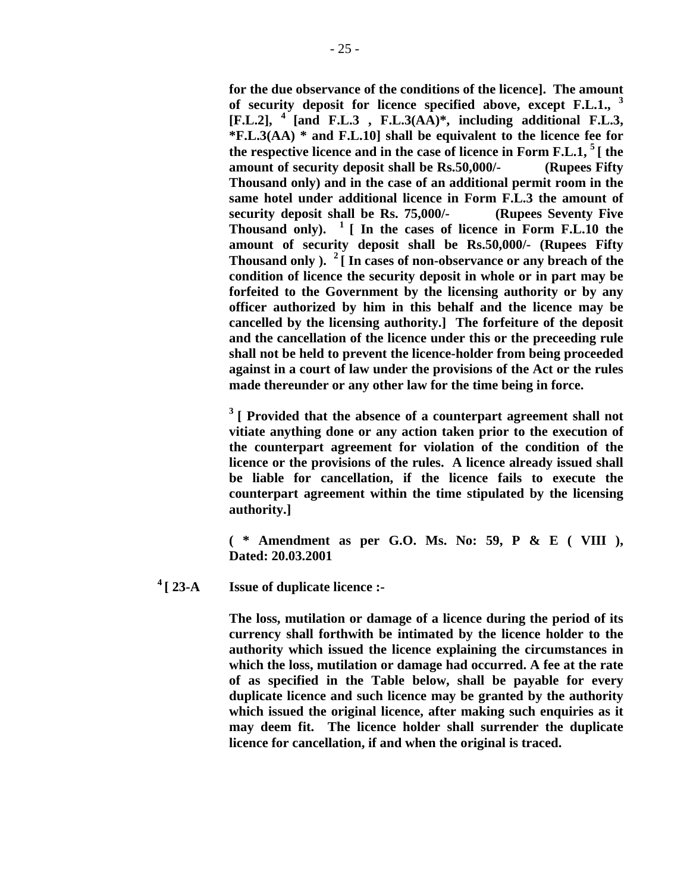**for the due observance of the conditions of the licence]. The amount of security deposit for licence specified above, except F.L.1., [3] [F.L.2], [4] [and F.L.3 , F.L.3(AA)*, including additional F.L.3, *F.L.3(AA) * and F.L.10] shall be equivalent to the licence fee for the respective licence and in the case of licence in Form F.L.1, [5] [ the amount of security deposit shall be Rs.50,000/- (Rupees Fifty Thousand only) and in the case of an additional permit room in the same hotel under additional licence in Form F.L.3 the amount of security deposit shall be Rs. 75,000/- (Rupees Seventy Five Thousand only). [1] [ In the cases of licence in Form F.L.10 the amount of security deposit shall be Rs.50,000/- (Rupees Fifty Thousand only ). [2] [ In cases of non-observance or any breach of the condition of licence the security deposit in whole or in part may be forfeited to the Government by the licensing authority or by any officer authorized by him in this behalf and the licence may be cancelled by the licensing authority.] The forfeiture of the deposit and the cancellation of the licence under this or the preceeding rule shall not be held to prevent the licence-holder from being proceeded against in a court of law under the provisions of the Act or the rules made thereunder or any other law for the time being in force.**

**[3] [ Provided that the absence of a counterpart agreement shall not vitiate anything done or any action taken prior to the execution of the counterpart agreement for violation of the condition of the licence or the provisions of the rules. A licence already issued shall be liable for cancellation, if the licence fails to execute the counterpart agreement within the time stipulated by the licensing authority.]**

**( * Amendment as per G.O. Ms. No: 59, P & E ( VIII ), Dated: 20.03.2001**

**[4] [ 23-A Issue of duplicate licence :-**

**The loss, mutilation or damage of a licence during the period of its currency shall forthwith be intimated by the licence holder to the authority which issued the licence explaining the circumstances in which the loss, mutilation or damage had occurred. A fee at the rate of as specified in the Table below, shall be payable for every duplicate licence and such licence may be granted by the authority which issued the original licence, after making such enquiries as it may deem fit. The licence holder shall surrender the duplicate licence for cancellation, if and when the original is traced.**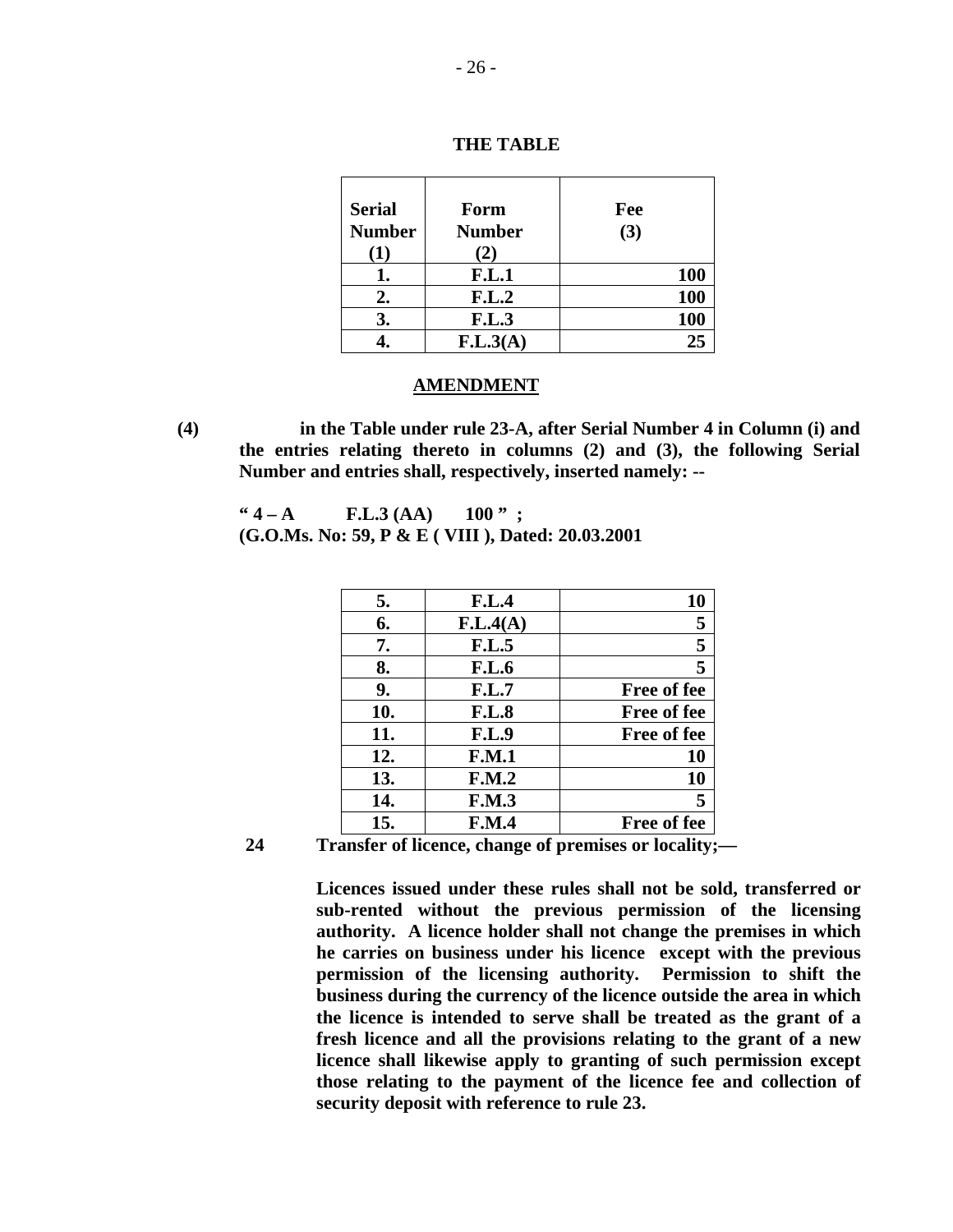**THE TABLE**

| Serial Number (1) | Form Number (2) | Fee (3) |
|---|---|---|
| 1. | F.L.1 | 100 |
| 2. | F.L.2 | 100 |
| 3. | F.L.3 | 100 |
| 4. | F.L.3(A) | 25 |

**AMENDMENT**

**(4)** **in the Table under rule 23-A, after Serial Number 4 in Column (i) and the entries relating thereto in columns (2) and (3), the following Serial Number and entries shall, respectively, inserted namely: --**

**" 4 – A F.L.3 (AA) 100 " ;**
**(G.O.Ms. No: 59, P & E ( VIII ), Dated: 20.03.2001**

| Serial Number (1) | Form Number (2) | Fee (3) |
|---|---|---|
| 5. | F.L.4 | 10 |
| 6. | F.L.4(A) | 5 |
| 7. | F.L.5 | 5 |
| 8. | F.L.6 | 5 |
| 9. | F.L.7 | Free of fee |
| 10. | F.L.8 | Free of fee |
| 11. | F.L.9 | Free of fee |
| 12. | F.M.1 | 10 |
| 13. | F.M.2 | 10 |
| 14. | F.M.3 | 5 |
| 15. | F.M.4 | Free of fee |

**24 Transfer of licence, change of premises or locality;—**

**Licences issued under these rules shall not be sold, transferred or sub-rented without the previous permission of the licensing authority. A licence holder shall not change the premises in which he carries on business under his licence except with the previous permission of the licensing authority. Permission to shift the business during the currency of the licence outside the area in which the licence is intended to serve shall be treated as the grant of a fresh licence and all the provisions relating to the grant of a new licence shall likewise apply to granting of such permission except those relating to the payment of the licence fee and collection of security deposit with reference to rule 23.**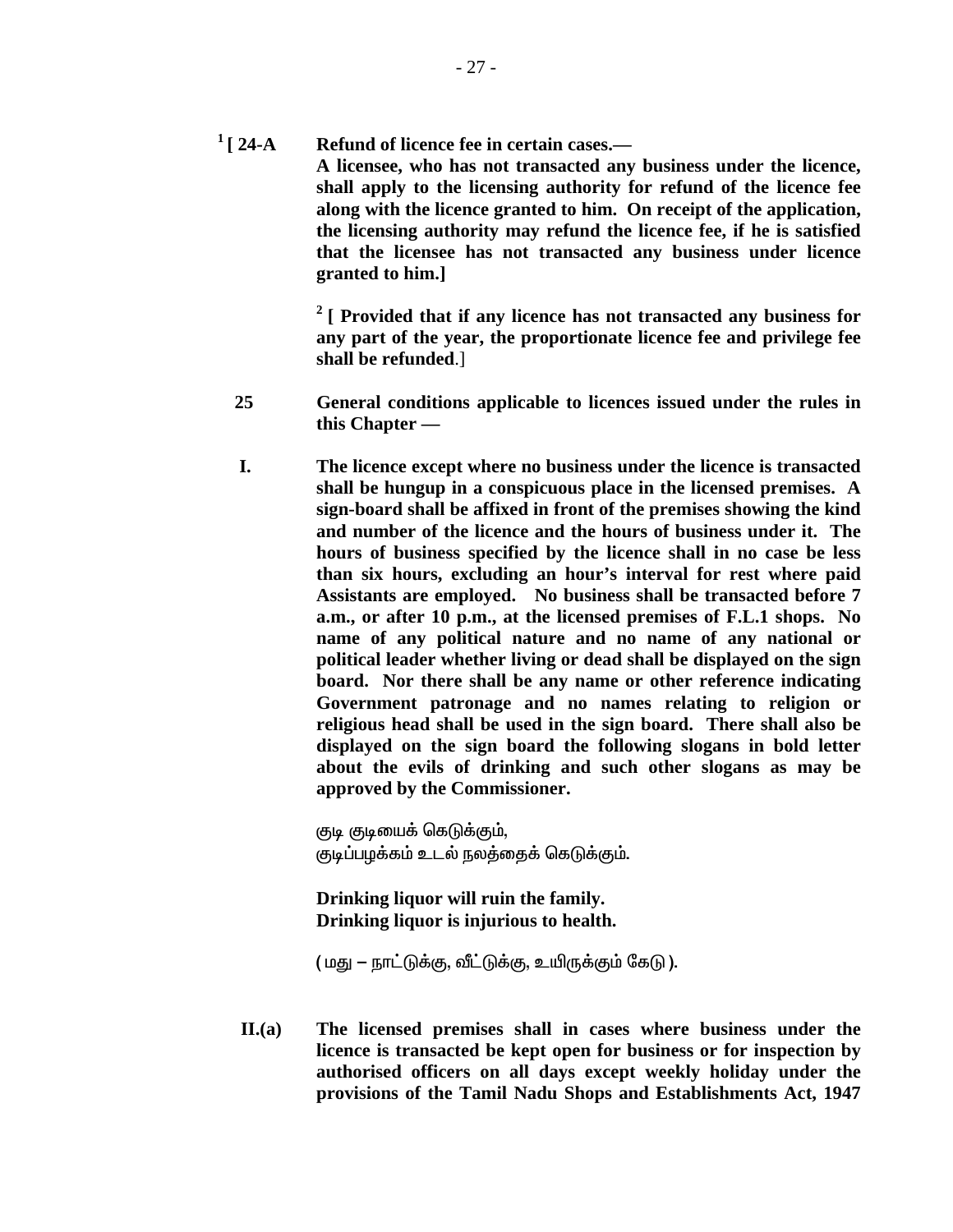[1] [ 24-A **Refund of licence fee in certain cases.—**

**A licensee, who has not transacted any business under the licence, shall apply to the licensing authority for refund of the licence fee along with the licence granted to him. On receipt of the application, the licensing authority may refund the licence fee, if he is satisfied that the licensee has not transacted any business under licence granted to him.]**

[2] [ **Provided that if any licence has not transacted any business for any part of the year, the proportionate licence fee and privilege fee shall be refunded**.]

**25 General conditions applicable to licences issued under the rules in this Chapter —**

**I.** **The licence except where no business under the licence is transacted shall be hungup in a conspicuous place in the licensed premises. A sign-board shall be affixed in front of the premises showing the kind and number of the licence and the hours of business under it. The hours of business specified by the licence shall in no case be less than six hours, excluding an hour's interval for rest where paid Assistants are employed. No business shall be transacted before 7 a.m., or after 10 p.m., at the licensed premises of F.L.1 shops. No name of any political nature and no name of any national or political leader whether living or dead shall be displayed on the sign board. Nor there shall be any name or other reference indicating Government patronage and no names relating to religion or religious head shall be used in the sign board. There shall also be displayed on the sign board the following slogans in bold letter about the evils of drinking and such other slogans as may be approved by the Commissioner.**

குடி குடியைக் கெடுக்கும்,
குடிப்பழக்கம் உடல் நலத்தைக் கெடுக்கும்.

**Drinking liquor will ruin the family.**
**Drinking liquor is injurious to health.**

( மது – நாட்டுக்கு, வீட்டுக்கு, உயிருக்கும் கேடு ).

**II.(a)** **The licensed premises shall in cases where business under the licence is transacted be kept open for business or for inspection by authorised officers on all days except weekly holiday under the provisions of the Tamil Nadu Shops and Establishments Act, 1947**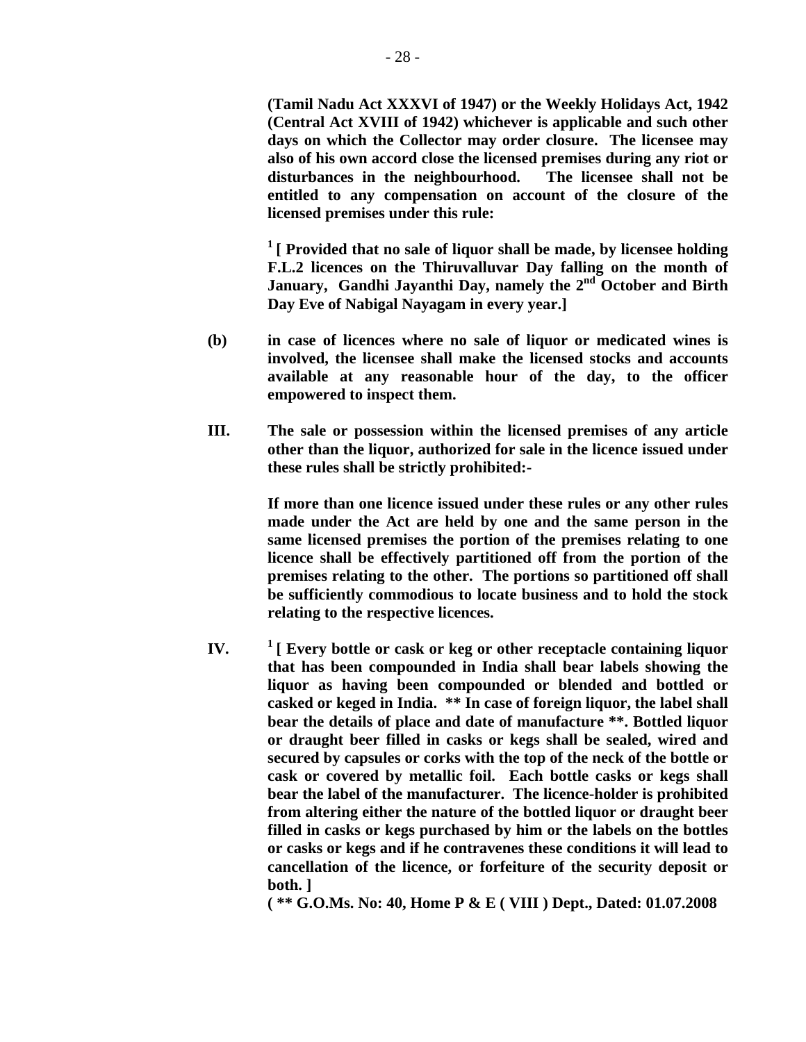**(Tamil Nadu Act XXXVI of 1947) or the Weekly Holidays Act, 1942 (Central Act XVIII of 1942) whichever is applicable and such other days on which the Collector may order closure. The licensee may also of his own accord close the licensed premises during any riot or disturbances in the neighbourhood. The licensee shall not be entitled to any compensation on account of the closure of the licensed premises under this rule:**

**[1] [ Provided that no sale of liquor shall be made, by licensee holding F.L.2 licences on the Thiruvalluvar Day falling on the month of January, Gandhi Jayanthi Day, namely the 2nd October and Birth Day Eve of Nabigal Nayagam in every year.]**

**(b)** **in case of licences where no sale of liquor or medicated wines is involved, the licensee shall make the licensed stocks and accounts available at any reasonable hour of the day, to the officer empowered to inspect them.**

**III.** **The sale or possession within the licensed premises of any article other than the liquor, authorized for sale in the licence issued under these rules shall be strictly prohibited:-**

**If more than one licence issued under these rules or any other rules made under the Act are held by one and the same person in the same licensed premises the portion of the premises relating to one licence shall be effectively partitioned off from the portion of the premises relating to the other. The portions so partitioned off shall be sufficiently commodious to locate business and to hold the stock relating to the respective licences.**

**IV.** **[1] [ Every bottle or cask or keg or other receptacle containing liquor that has been compounded in India shall bear labels showing the liquor as having been compounded or blended and bottled or casked or keged in India. ** In case of foreign liquor, the label shall bear the details of place and date of manufacture **. Bottled liquor or draught beer filled in casks or kegs shall be sealed, wired and secured by capsules or corks with the top of the neck of the bottle or cask or covered by metallic foil. Each bottle casks or kegs shall bear the label of the manufacturer. The licence-holder is prohibited from altering either the nature of the bottled liquor or draught beer filled in casks or kegs purchased by him or the labels on the bottles or casks or kegs and if he contravenes these conditions it will lead to cancellation of the licence, or forfeiture of the security deposit or both. ]**

**( ** G.O.Ms. No: 40, Home P & E ( VIII ) Dept., Dated: 01.07.2008**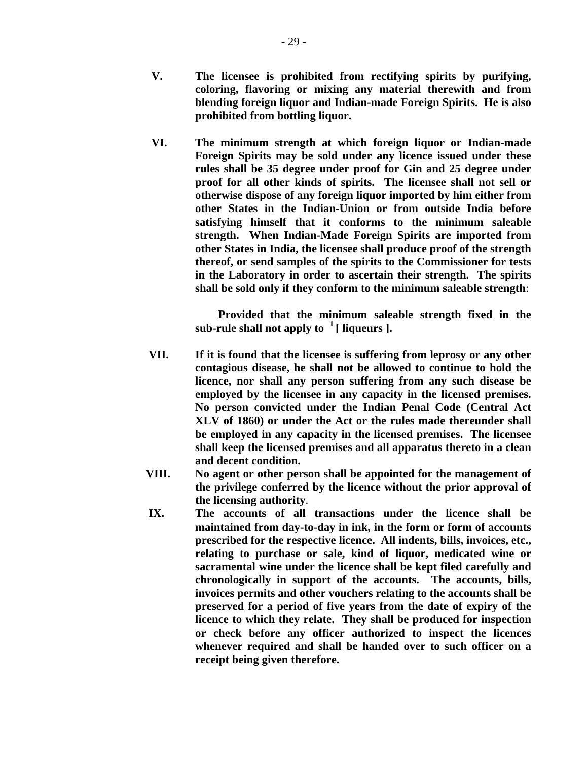**V.** **The licensee is prohibited from rectifying spirits by purifying, coloring, flavoring or mixing any material therewith and from blending foreign liquor and Indian-made Foreign Spirits. He is also prohibited from bottling liquor.**

**VI.** **The minimum strength at which foreign liquor or Indian-made Foreign Spirits may be sold under any licence issued under these rules shall be 35 degree under proof for Gin and 25 degree under proof for all other kinds of spirits. The licensee shall not sell or otherwise dispose of any foreign liquor imported by him either from other States in the Indian-Union or from outside India before satisfying himself that it conforms to the minimum saleable strength. When Indian-Made Foreign Spirits are imported from other States in India, the licensee shall produce proof of the strength thereof, or send samples of the spirits to the Commissioner for tests in the Laboratory in order to ascertain their strength. The spirits shall be sold only if they conform to the minimum saleable strength**:

**Provided that the minimum saleable strength fixed in the sub-rule shall not apply to [1] [ liqueurs ].**

**VII.** **If it is found that the licensee is suffering from leprosy or any other contagious disease, he shall not be allowed to continue to hold the licence, nor shall any person suffering from any such disease be employed by the licensee in any capacity in the licensed premises. No person convicted under the Indian Penal Code (Central Act XLV of 1860) or under the Act or the rules made thereunder shall be employed in any capacity in the licensed premises. The licensee shall keep the licensed premises and all apparatus thereto in a clean and decent condition.**

**VIII.** **No agent or other person shall be appointed for the management of the privilege conferred by the licence without the prior approval of the licensing authority**.

**IX.** **The accounts of all transactions under the licence shall be maintained from day-to-day in ink, in the form or form of accounts prescribed for the respective licence. All indents, bills, invoices, etc., relating to purchase or sale, kind of liquor, medicated wine or sacramental wine under the licence shall be kept filed carefully and chronologically in support of the accounts. The accounts, bills, invoices permits and other vouchers relating to the accounts shall be preserved for a period of five years from the date of expiry of the licence to which they relate. They shall be produced for inspection or check before any officer authorized to inspect the licences whenever required and shall be handed over to such officer on a receipt being given therefore.**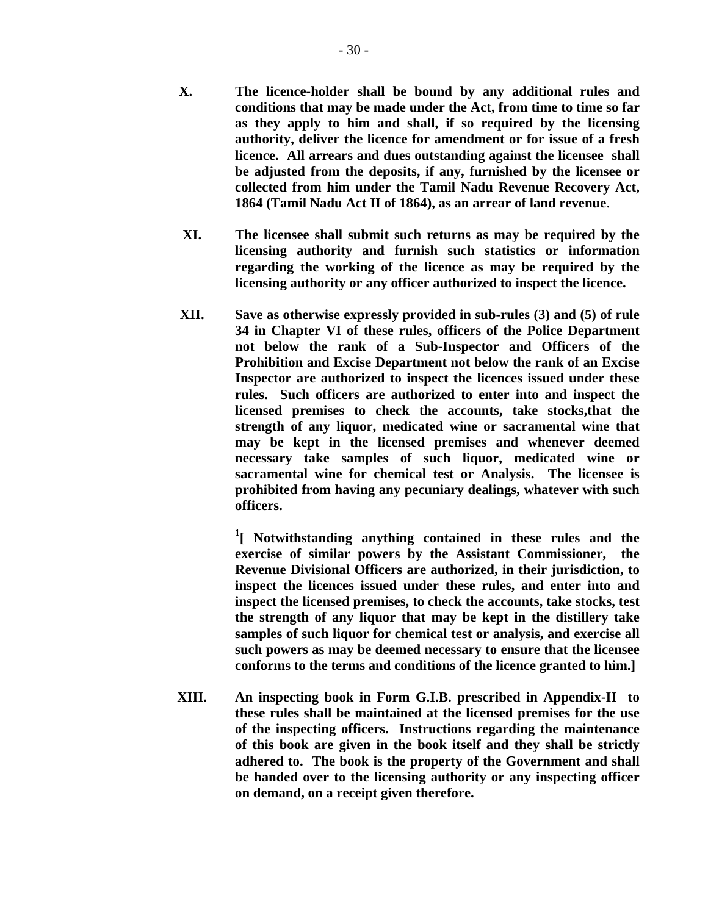**X.** **The licence-holder shall be bound by any additional rules and conditions that may be made under the Act, from time to time so far as they apply to him and shall, if so required by the licensing authority, deliver the licence for amendment or for issue of a fresh licence. All arrears and dues outstanding against the licensee shall be adjusted from the deposits, if any, furnished by the licensee or collected from him under the Tamil Nadu Revenue Recovery Act, 1864 (Tamil Nadu Act II of 1864), as an arrear of land revenue**.

**XI.** **The licensee shall submit such returns as may be required by the licensing authority and furnish such statistics or information regarding the working of the licence as may be required by the licensing authority or any officer authorized to inspect the licence.**

**XII.** **Save as otherwise expressly provided in sub-rules (3) and (5) of rule 34 in Chapter VI of these rules, officers of the Police Department not below the rank of a Sub-Inspector and Officers of the Prohibition and Excise Department not below the rank of an Excise Inspector are authorized to inspect the licences issued under these rules. Such officers are authorized to enter into and inspect the licensed premises to check the accounts, take stocks,that the strength of any liquor, medicated wine or sacramental wine that may be kept in the licensed premises and whenever deemed necessary take samples of such liquor, medicated wine or sacramental wine for chemical test or Analysis. The licensee is prohibited from having any pecuniary dealings, whatever with such officers.**

[1]**[ Notwithstanding anything contained in these rules and the exercise of similar powers by the Assistant Commissioner, the Revenue Divisional Officers are authorized, in their jurisdiction, to inspect the licences issued under these rules, and enter into and inspect the licensed premises, to check the accounts, take stocks, test the strength of any liquor that may be kept in the distillery take samples of such liquor for chemical test or analysis, and exercise all such powers as may be deemed necessary to ensure that the licensee conforms to the terms and conditions of the licence granted to him.]**

**XIII.** **An inspecting book in Form G.I.B. prescribed in Appendix-II to these rules shall be maintained at the licensed premises for the use of the inspecting officers. Instructions regarding the maintenance of this book are given in the book itself and they shall be strictly adhered to. The book is the property of the Government and shall be handed over to the licensing authority or any inspecting officer on demand, on a receipt given therefore.**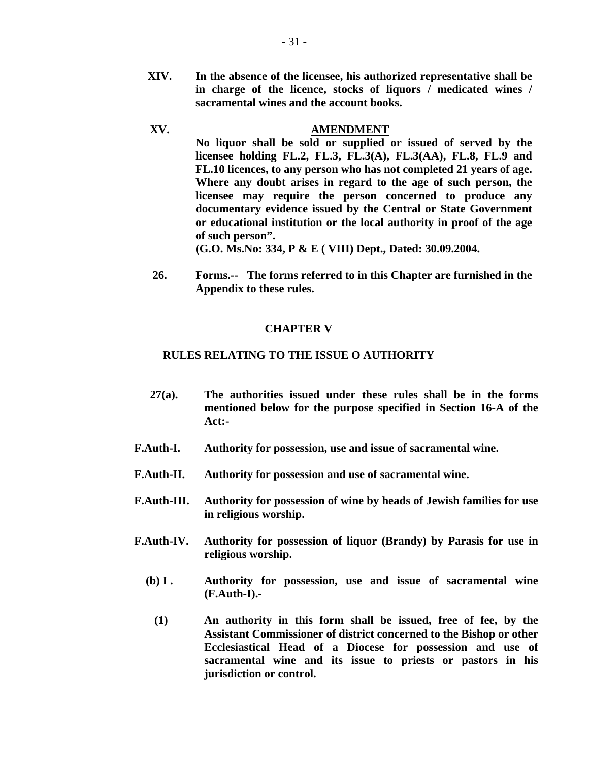**XIV.** **In the absence of the licensee, his authorized representative shall be in charge of the licence, stocks of liquors / medicated wines / sacramental wines and the account books.**

**XV.** **AMENDMENT**

**No liquor shall be sold or supplied or issued of served by the licensee holding FL.2, FL.3, FL.3(A), FL.3(AA), FL.8, FL.9 and FL.10 licences, to any person who has not completed 21 years of age. Where any doubt arises in regard to the age of such person, the licensee may require the person concerned to produce any documentary evidence issued by the Central or State Government or educational institution or the local authority in proof of the age of such person".**

**(G.O. Ms.No: 334, P & E ( VIII) Dept., Dated: 30.09.2004.**

**26.** **Forms.-- The forms referred to in this Chapter are furnished in the Appendix to these rules.**

## CHAPTER V

## RULES RELATING TO THE ISSUE O AUTHORITY

**27(a).** **The authorities issued under these rules shall be in the forms mentioned below for the purpose specified in Section 16-A of the Act:-**

**F.Auth-I.** **Authority for possession, use and issue of sacramental wine.**

**F.Auth-II.** **Authority for possession and use of sacramental wine.**

**F.Auth-III.** **Authority for possession of wine by heads of Jewish families for use in religious worship.**

**F.Auth-IV.** **Authority for possession of liquor (Brandy) by Parasis for use in religious worship.**

**(b) I .** **Authority for possession, use and issue of sacramental wine (F.Auth-I).-**

**(1)** **An authority in this form shall be issued, free of fee, by the Assistant Commissioner of district concerned to the Bishop or other Ecclesiastical Head of a Diocese for possession and use of sacramental wine and its issue to priests or pastors in his jurisdiction or control.**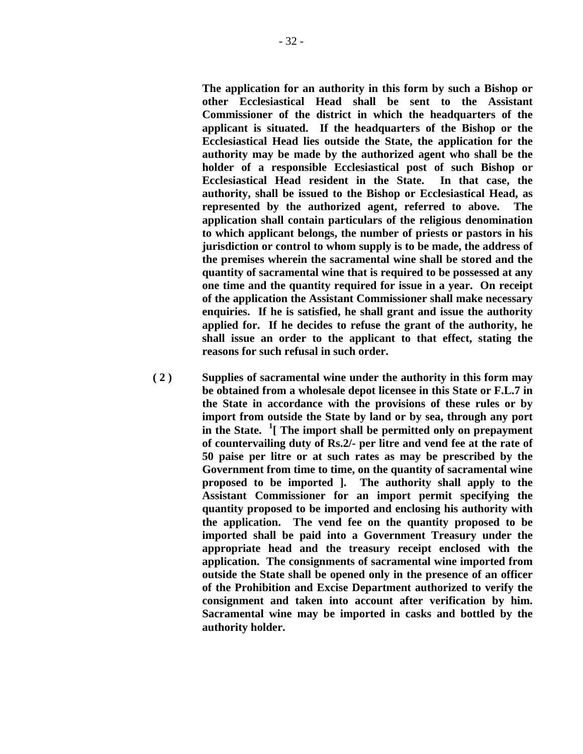**The application for an authority in this form by such a Bishop or other Ecclesiastical Head shall be sent to the Assistant Commissioner of the district in which the headquarters of the applicant is situated. If the headquarters of the Bishop or the Ecclesiastical Head lies outside the State, the application for the authority may be made by the authorized agent who shall be the holder of a responsible Ecclesiastical post of such Bishop or Ecclesiastical Head resident in the State. In that case, the authority, shall be issued to the Bishop or Ecclesiastical Head, as represented by the authorized agent, referred to above. The application shall contain particulars of the religious denomination to which applicant belongs, the number of priests or pastors in his jurisdiction or control to whom supply is to be made, the address of the premises wherein the sacramental wine shall be stored and the quantity of sacramental wine that is required to be possessed at any one time and the quantity required for issue in a year. On receipt of the application the Assistant Commissioner shall make necessary enquiries. If he is satisfied, he shall grant and issue the authority applied for. If he decides to refuse the grant of the authority, he shall issue an order to the applicant to that effect, stating the reasons for such refusal in such order.**

**( 2 )** **Supplies of sacramental wine under the authority in this form may be obtained from a wholesale depot licensee in this State or F.L.7 in the State in accordance with the provisions of these rules or by import from outside the State by land or by sea, through any port in the State. [1][ The import shall be permitted only on prepayment of countervailing duty of Rs.2/- per litre and vend fee at the rate of 50 paise per litre or at such rates as may be prescribed by the Government from time to time, on the quantity of sacramental wine proposed to be imported ]. The authority shall apply to the Assistant Commissioner for an import permit specifying the quantity proposed to be imported and enclosing his authority with the application. The vend fee on the quantity proposed to be imported shall be paid into a Government Treasury under the appropriate head and the treasury receipt enclosed with the application. The consignments of sacramental wine imported from outside the State shall be opened only in the presence of an officer of the Prohibition and Excise Department authorized to verify the consignment and taken into account after verification by him. Sacramental wine may be imported in casks and bottled by the authority holder.**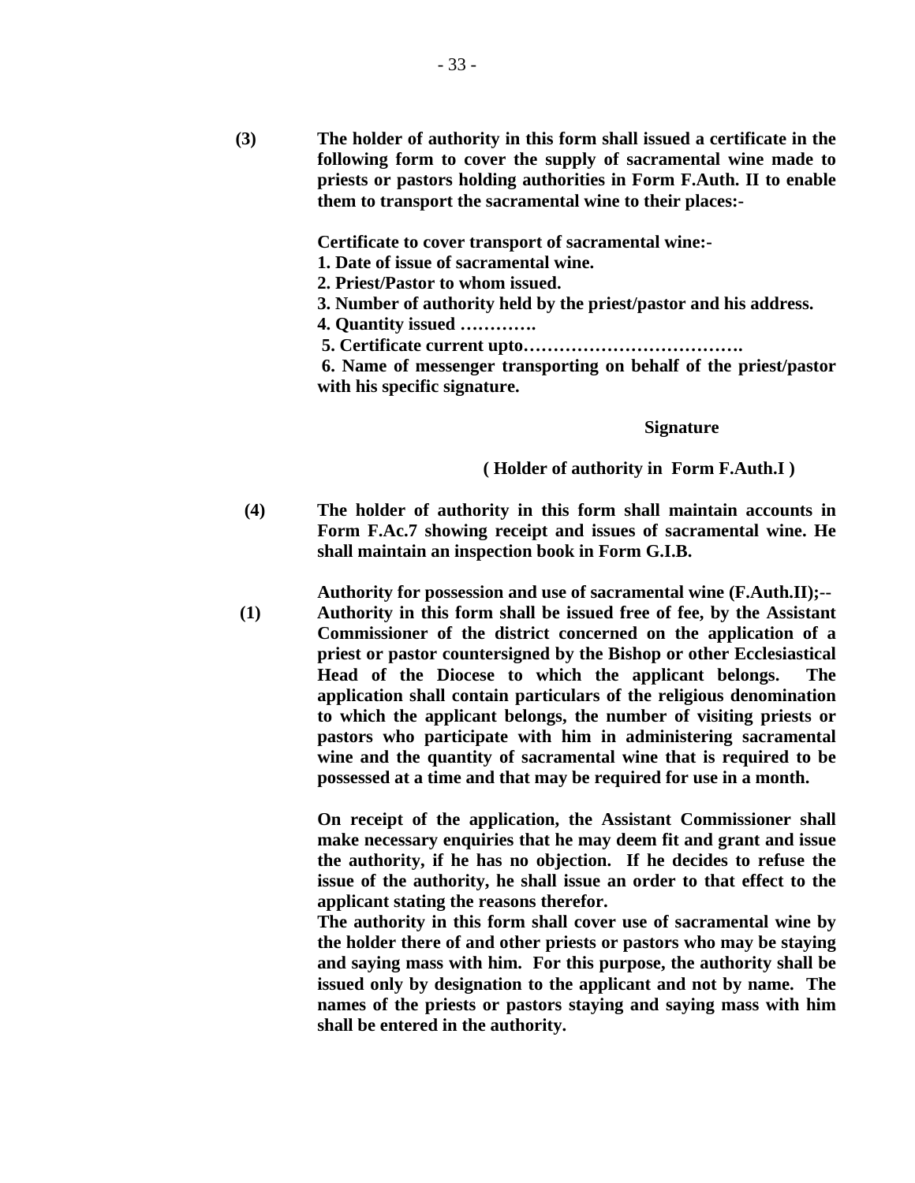**(3)** **The holder of authority in this form shall issued a certificate in the following form to cover the supply of sacramental wine made to priests or pastors holding authorities in Form F.Auth. II to enable them to transport the sacramental wine to their places:-**

**Certificate to cover transport of sacramental wine:-**
**1. Date of issue of sacramental wine.**
**2. Priest/Pastor to whom issued.**
**3. Number of authority held by the priest/pastor and his address.**
**4. Quantity issued ………….**
**5. Certificate current upto……………………………….**
**6. Name of messenger transporting on behalf of the priest/pastor with his specific signature.**

**Signature**

**( Holder of authority in Form F.Auth.I )**

**(4)** **The holder of authority in this form shall maintain accounts in Form F.Ac.7 showing receipt and issues of sacramental wine. He shall maintain an inspection book in Form G.I.B.**

**Authority for possession and use of sacramental wine (F.Auth.II);--**

**(1)** **Authority in this form shall be issued free of fee, by the Assistant Commissioner of the district concerned on the application of a priest or pastor countersigned by the Bishop or other Ecclesiastical Head of the Diocese to which the applicant belongs. The application shall contain particulars of the religious denomination to which the applicant belongs, the number of visiting priests or pastors who participate with him in administering sacramental wine and the quantity of sacramental wine that is required to be possessed at a time and that may be required for use in a month.**

**On receipt of the application, the Assistant Commissioner shall make necessary enquiries that he may deem fit and grant and issue the authority, if he has no objection. If he decides to refuse the issue of the authority, he shall issue an order to that effect to the applicant stating the reasons therefor.**

**The authority in this form shall cover use of sacramental wine by the holder there of and other priests or pastors who may be staying and saying mass with him. For this purpose, the authority shall be issued only by designation to the applicant and not by name. The names of the priests or pastors staying and saying mass with him shall be entered in the authority.**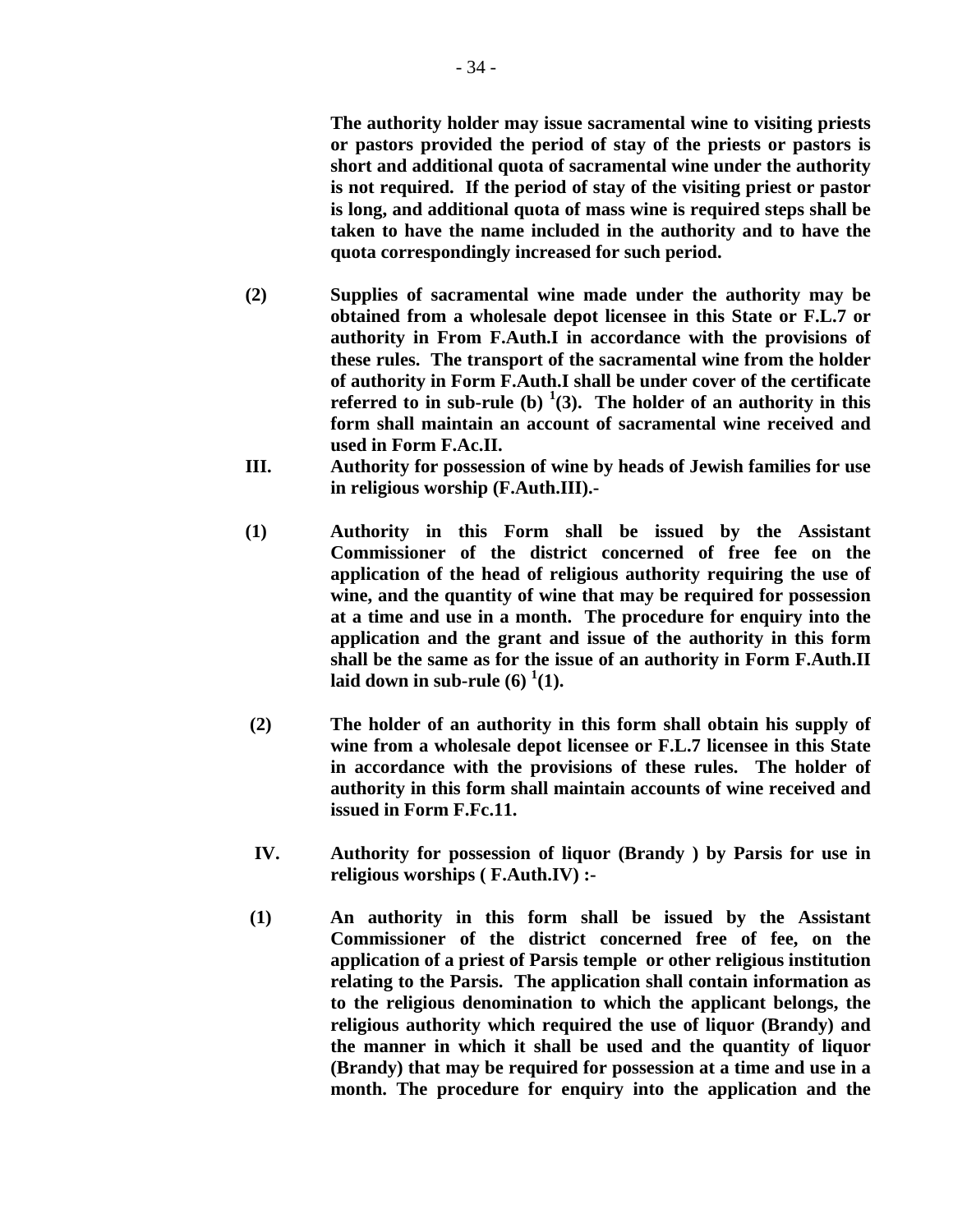**The authority holder may issue sacramental wine to visiting priests or pastors provided the period of stay of the priests or pastors is short and additional quota of sacramental wine under the authority is not required. If the period of stay of the visiting priest or pastor is long, and additional quota of mass wine is required steps shall be taken to have the name included in the authority and to have the quota correspondingly increased for such period.**

**(2)** **Supplies of sacramental wine made under the authority may be obtained from a wholesale depot licensee in this State or F.L.7 or authority in From F.Auth.I in accordance with the provisions of these rules. The transport of the sacramental wine from the holder of authority in Form F.Auth.I shall be under cover of the certificate referred to in sub-rule (b) [1](3). The holder of an authority in this form shall maintain an account of sacramental wine received and used in Form F.Ac.II.**

**III.** **Authority for possession of wine by heads of Jewish families for use in religious worship (F.Auth.III).-**

**(1)** **Authority in this Form shall be issued by the Assistant Commissioner of the district concerned of free fee on the application of the head of religious authority requiring the use of wine, and the quantity of wine that may be required for possession at a time and use in a month. The procedure for enquiry into the application and the grant and issue of the authority in this form shall be the same as for the issue of an authority in Form F.Auth.II laid down in sub-rule (6) [1](1).**

**(2)** **The holder of an authority in this form shall obtain his supply of wine from a wholesale depot licensee or F.L.7 licensee in this State in accordance with the provisions of these rules. The holder of authority in this form shall maintain accounts of wine received and issued in Form F.Fc.11.**

**IV.** **Authority for possession of liquor (Brandy ) by Parsis for use in religious worships ( F.Auth.IV) :-**

**(1)** **An authority in this form shall be issued by the Assistant Commissioner of the district concerned free of fee, on the application of a priest of Parsis temple or other religious institution relating to the Parsis. The application shall contain information as to the religious denomination to which the applicant belongs, the religious authority which required the use of liquor (Brandy) and the manner in which it shall be used and the quantity of liquor (Brandy) that may be required for possession at a time and use in a month. The procedure for enquiry into the application and the**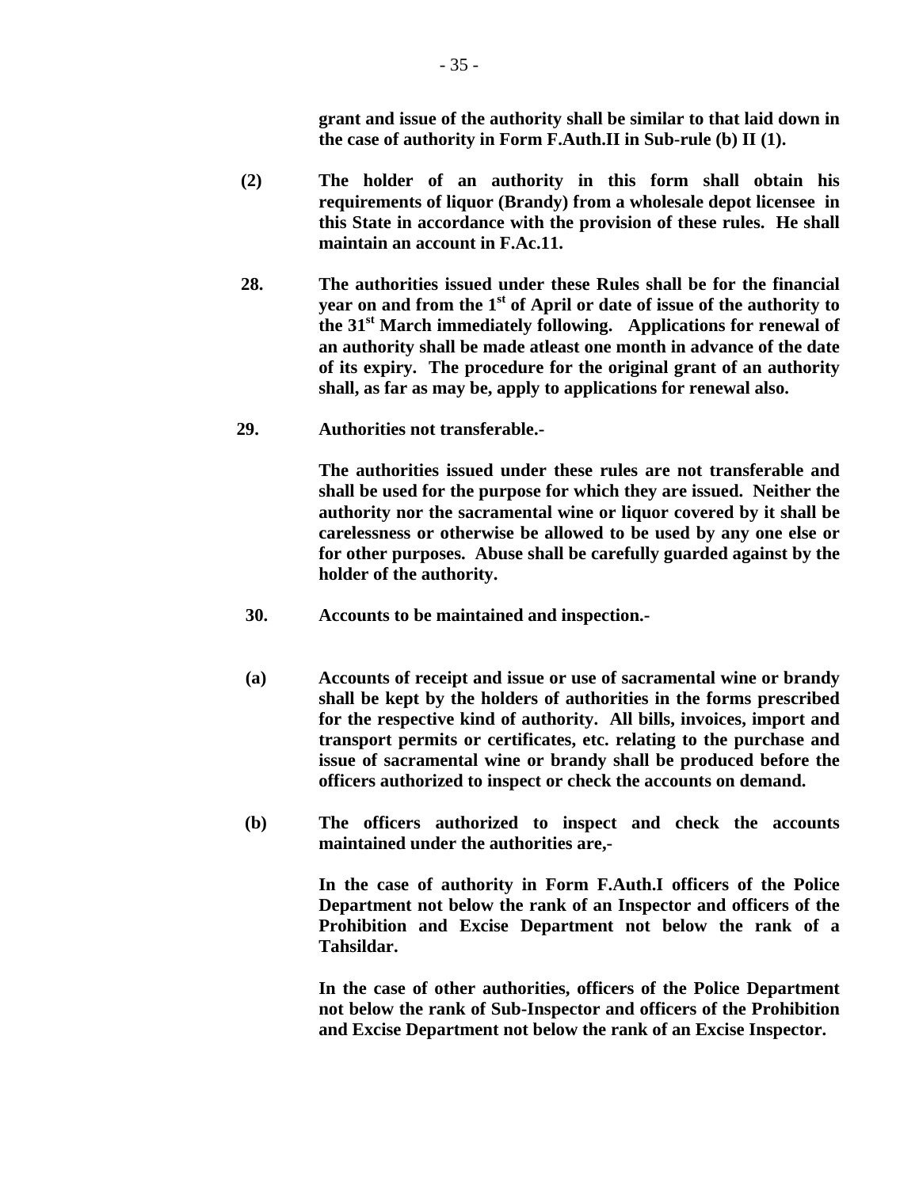**grant and issue of the authority shall be similar to that laid down in the case of authority in Form F.Auth.II in Sub-rule (b) II (1).**

**(2) The holder of an authority in this form shall obtain his requirements of liquor (Brandy) from a wholesale depot licensee in this State in accordance with the provision of these rules. He shall maintain an account in F.Ac.11.**

**28. The authorities issued under these Rules shall be for the financial year on and from the 1st of April or date of issue of the authority to the 31st March immediately following. Applications for renewal of an authority shall be made atleast one month in advance of the date of its expiry. The procedure for the original grant of an authority shall, as far as may be, apply to applications for renewal also.**

**29. Authorities not transferable.-**

**The authorities issued under these rules are not transferable and shall be used for the purpose for which they are issued. Neither the authority nor the sacramental wine or liquor covered by it shall be carelessness or otherwise be allowed to be used by any one else or for other purposes. Abuse shall be carefully guarded against by the holder of the authority.**

**30. Accounts to be maintained and inspection.-**

**(a) Accounts of receipt and issue or use of sacramental wine or brandy shall be kept by the holders of authorities in the forms prescribed for the respective kind of authority. All bills, invoices, import and transport permits or certificates, etc. relating to the purchase and issue of sacramental wine or brandy shall be produced before the officers authorized to inspect or check the accounts on demand.**

**(b) The officers authorized to inspect and check the accounts maintained under the authorities are,-**

**In the case of authority in Form F.Auth.I officers of the Police Department not below the rank of an Inspector and officers of the Prohibition and Excise Department not below the rank of a Tahsildar.**

**In the case of other authorities, officers of the Police Department not below the rank of Sub-Inspector and officers of the Prohibition and Excise Department not below the rank of an Excise Inspector.**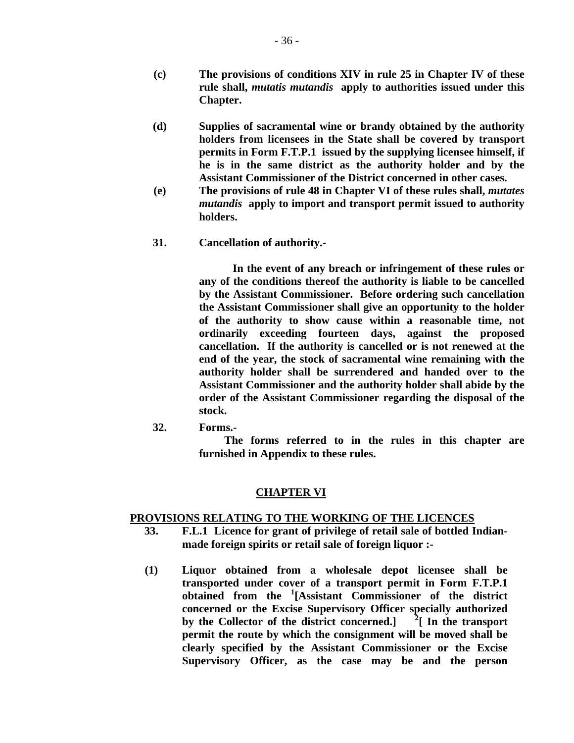**(c)** **The provisions of conditions XIV in rule 25 in Chapter IV of these rule shall, *mutatis mutandis* apply to authorities issued under this Chapter.**

**(d)** **Supplies of sacramental wine or brandy obtained by the authority holders from licensees in the State shall be covered by transport permits in Form F.T.P.1 issued by the supplying licensee himself, if he is in the same district as the authority holder and by the Assistant Commissioner of the District concerned in other cases.**

**(e)** **The provisions of rule 48 in Chapter VI of these rules shall, *mutates mutandis* apply to import and transport permit issued to authority holders.**

**31.** **Cancellation of authority.-**

**In the event of any breach or infringement of these rules or any of the conditions thereof the authority is liable to be cancelled by the Assistant Commissioner. Before ordering such cancellation the Assistant Commissioner shall give an opportunity to the holder of the authority to show cause within a reasonable time, not ordinarily exceeding fourteen days, against the proposed cancellation. If the authority is cancelled or is not renewed at the end of the year, the stock of sacramental wine remaining with the authority holder shall be surrendered and handed over to the Assistant Commissioner and the authority holder shall abide by the order of the Assistant Commissioner regarding the disposal of the stock.**

**32.** **Forms.-**

**The forms referred to in the rules in this chapter are furnished in Appendix to these rules.**

## CHAPTER VI

## PROVISIONS RELATING TO THE WORKING OF THE LICENCES

**33.** **F.L.1 Licence for grant of privilege of retail sale of bottled Indian-made foreign spirits or retail sale of foreign liquor :-**

**(1)** **Liquor obtained from a wholesale depot licensee shall be transported under cover of a transport permit in Form F.T.P.1 obtained from the [1][Assistant Commissioner of the district concerned or the Excise Supervisory Officer specially authorized by the Collector of the district concerned.] [2][ In the transport permit the route by which the consignment will be moved shall be clearly specified by the Assistant Commissioner or the Excise Supervisory Officer, as the case may be and the person**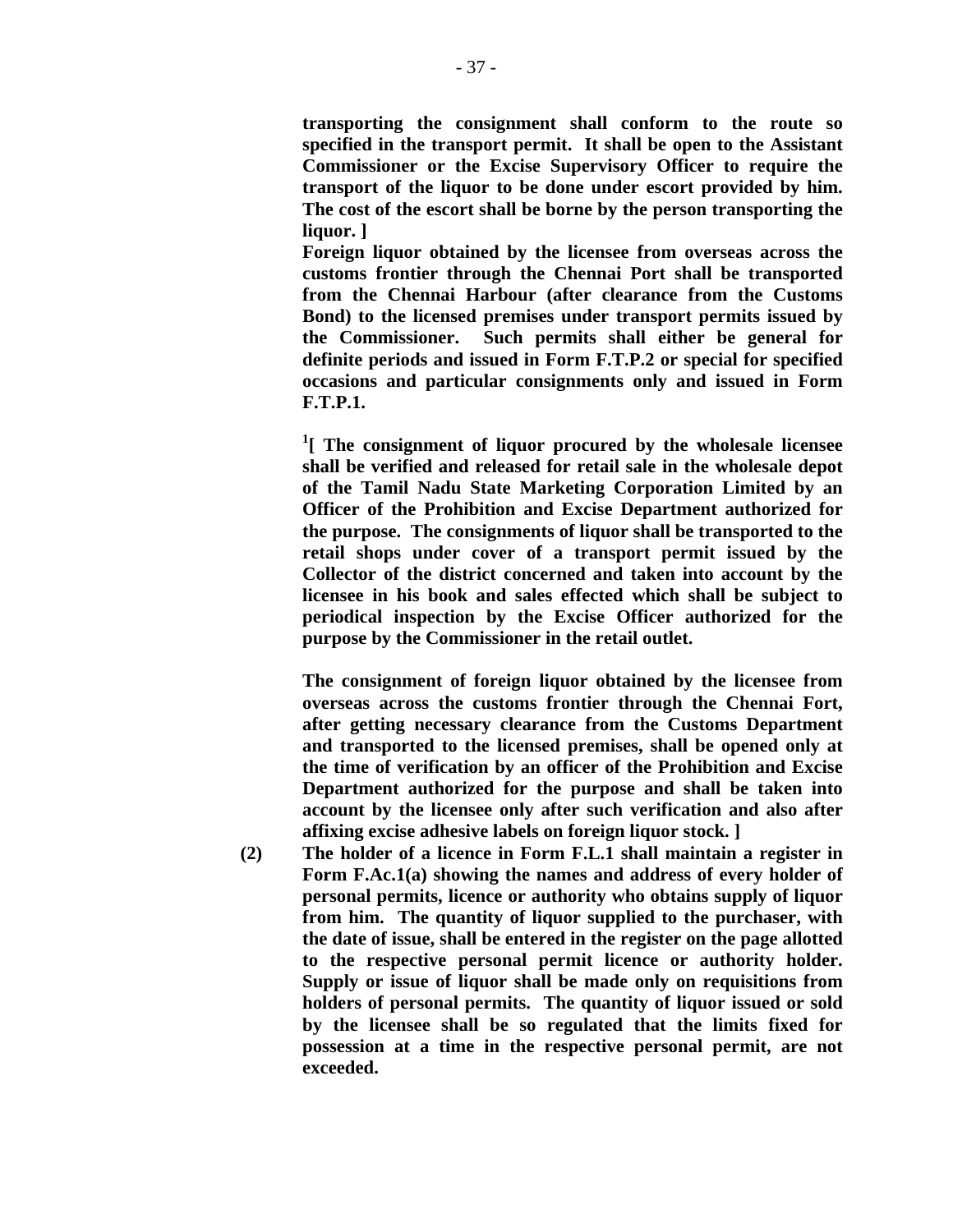**transporting the consignment shall conform to the route so specified in the transport permit. It shall be open to the Assistant Commissioner or the Excise Supervisory Officer to require the transport of the liquor to be done under escort provided by him. The cost of the escort shall be borne by the person transporting the liquor. ]**

**Foreign liquor obtained by the licensee from overseas across the customs frontier through the Chennai Port shall be transported from the Chennai Harbour (after clearance from the Customs Bond) to the licensed premises under transport permits issued by the Commissioner. Such permits shall either be general for definite periods and issued in Form F.T.P.2 or special for specified occasions and particular consignments only and issued in Form F.T.P.1.**

**[1][ The consignment of liquor procured by the wholesale licensee shall be verified and released for retail sale in the wholesale depot of the Tamil Nadu State Marketing Corporation Limited by an Officer of the Prohibition and Excise Department authorized for the purpose. The consignments of liquor shall be transported to the retail shops under cover of a transport permit issued by the Collector of the district concerned and taken into account by the licensee in his book and sales effected which shall be subject to periodical inspection by the Excise Officer authorized for the purpose by the Commissioner in the retail outlet.**

**The consignment of foreign liquor obtained by the licensee from overseas across the customs frontier through the Chennai Fort, after getting necessary clearance from the Customs Department and transported to the licensed premises, shall be opened only at the time of verification by an officer of the Prohibition and Excise Department authorized for the purpose and shall be taken into account by the licensee only after such verification and also after affixing excise adhesive labels on foreign liquor stock. ]**

**(2) The holder of a licence in Form F.L.1 shall maintain a register in Form F.Ac.1(a) showing the names and address of every holder of personal permits, licence or authority who obtains supply of liquor from him. The quantity of liquor supplied to the purchaser, with the date of issue, shall be entered in the register on the page allotted to the respective personal permit licence or authority holder. Supply or issue of liquor shall be made only on requisitions from holders of personal permits. The quantity of liquor issued or sold by the licensee shall be so regulated that the limits fixed for possession at a time in the respective personal permit, are not exceeded.**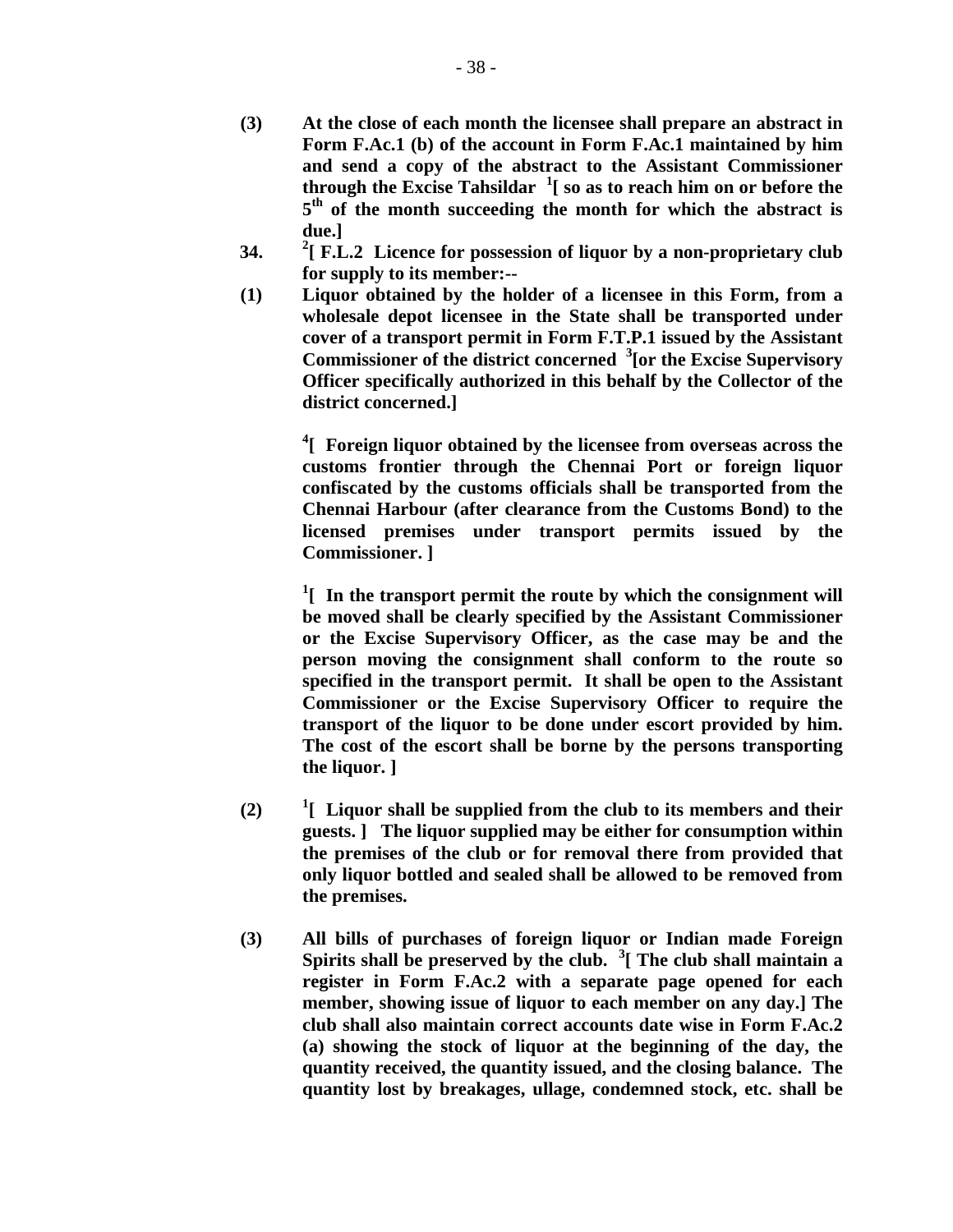**(3) At the close of each month the licensee shall prepare an abstract in Form F.Ac.1 (b) of the account in Form F.Ac.1 maintained by him and send a copy of the abstract to the Assistant Commissioner through the Excise Tahsildar [1][ so as to reach him on or before the 5th of the month succeeding the month for which the abstract is due.]**

**34. [2][ F.L.2 Licence for possession of liquor by a non-proprietary club for supply to its member:--**

**(1) Liquor obtained by the holder of a licensee in this Form, from a wholesale depot licensee in the State shall be transported under cover of a transport permit in Form F.T.P.1 issued by the Assistant Commissioner of the district concerned [3][or the Excise Supervisory Officer specifically authorized in this behalf by the Collector of the district concerned.]**

**[4][ Foreign liquor obtained by the licensee from overseas across the customs frontier through the Chennai Port or foreign liquor confiscated by the customs officials shall be transported from the Chennai Harbour (after clearance from the Customs Bond) to the licensed premises under transport permits issued by the Commissioner. ]**

**[1][ In the transport permit the route by which the consignment will be moved shall be clearly specified by the Assistant Commissioner or the Excise Supervisory Officer, as the case may be and the person moving the consignment shall conform to the route so specified in the transport permit. It shall be open to the Assistant Commissioner or the Excise Supervisory Officer to require the transport of the liquor to be done under escort provided by him. The cost of the escort shall be borne by the persons transporting the liquor. ]**

**(2) [1][ Liquor shall be supplied from the club to its members and their guests. ] The liquor supplied may be either for consumption within the premises of the club or for removal there from provided that only liquor bottled and sealed shall be allowed to be removed from the premises.**

**(3) All bills of purchases of foreign liquor or Indian made Foreign Spirits shall be preserved by the club. [3][ The club shall maintain a register in Form F.Ac.2 with a separate page opened for each member, showing issue of liquor to each member on any day.] The club shall also maintain correct accounts date wise in Form F.Ac.2 (a) showing the stock of liquor at the beginning of the day, the quantity received, the quantity issued, and the closing balance. The quantity lost by breakages, ullage, condemned stock, etc. shall be**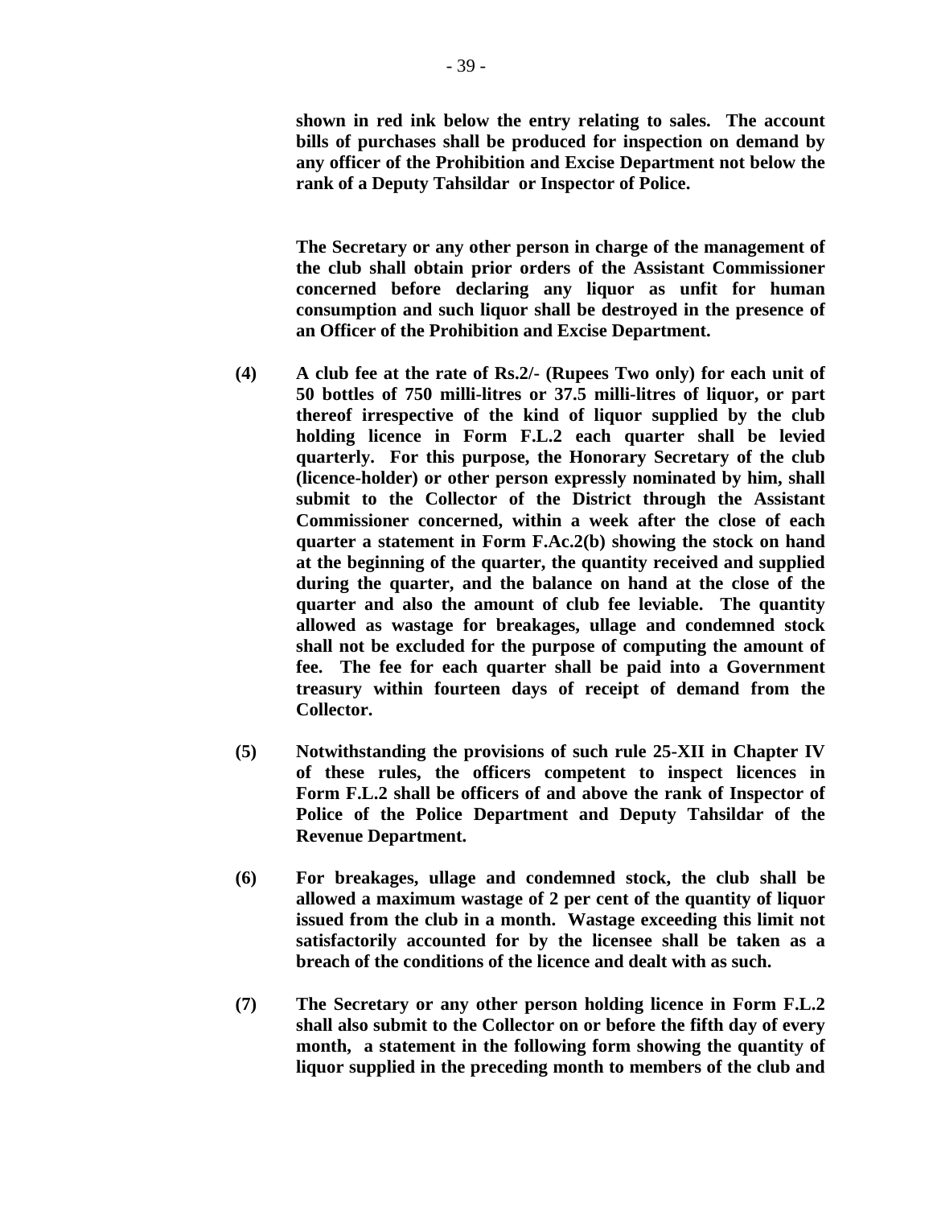**shown in red ink below the entry relating to sales. The account bills of purchases shall be produced for inspection on demand by any officer of the Prohibition and Excise Department not below the rank of a Deputy Tahsildar or Inspector of Police.**

**The Secretary or any other person in charge of the management of the club shall obtain prior orders of the Assistant Commissioner concerned before declaring any liquor as unfit for human consumption and such liquor shall be destroyed in the presence of an Officer of the Prohibition and Excise Department.**

**(4) A club fee at the rate of Rs.2/- (Rupees Two only) for each unit of 50 bottles of 750 milli-litres or 37.5 milli-litres of liquor, or part thereof irrespective of the kind of liquor supplied by the club holding licence in Form F.L.2 each quarter shall be levied quarterly. For this purpose, the Honorary Secretary of the club (licence-holder) or other person expressly nominated by him, shall submit to the Collector of the District through the Assistant Commissioner concerned, within a week after the close of each quarter a statement in Form F.Ac.2(b) showing the stock on hand at the beginning of the quarter, the quantity received and supplied during the quarter, and the balance on hand at the close of the quarter and also the amount of club fee leviable. The quantity allowed as wastage for breakages, ullage and condemned stock shall not be excluded for the purpose of computing the amount of fee. The fee for each quarter shall be paid into a Government treasury within fourteen days of receipt of demand from the Collector.**

**(5) Notwithstanding the provisions of such rule 25-XII in Chapter IV of these rules, the officers competent to inspect licences in Form F.L.2 shall be officers of and above the rank of Inspector of Police of the Police Department and Deputy Tahsildar of the Revenue Department.**

**(6) For breakages, ullage and condemned stock, the club shall be allowed a maximum wastage of 2 per cent of the quantity of liquor issued from the club in a month. Wastage exceeding this limit not satisfactorily accounted for by the licensee shall be taken as a breach of the conditions of the licence and dealt with as such.**

**(7) The Secretary or any other person holding licence in Form F.L.2 shall also submit to the Collector on or before the fifth day of every month, a statement in the following form showing the quantity of liquor supplied in the preceding month to members of the club and**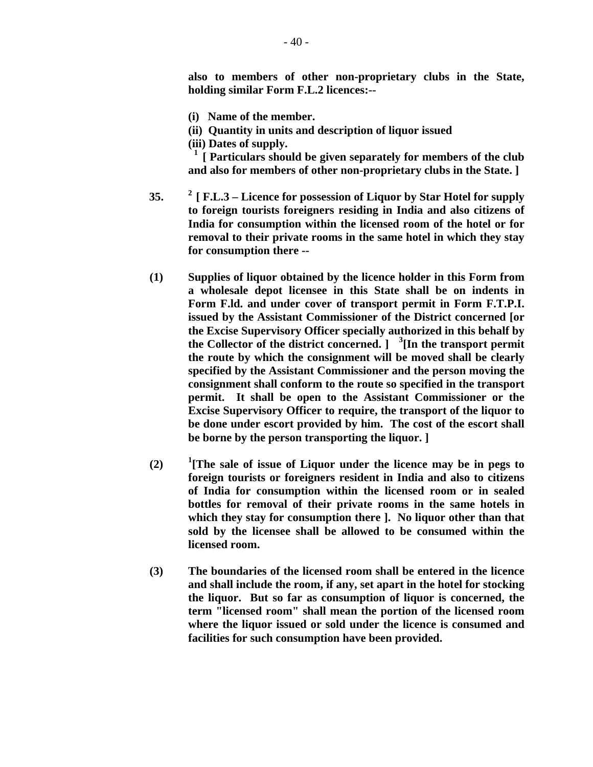**also to members of other non-proprietary clubs in the State, holding similar Form F.L.2 licences:--**

**(i) Name of the member.**
**(ii) Quantity in units and description of liquor issued**
**(iii) Dates of supply.**
[1] **[ Particulars should be given separately for members of the club and also for members of other non-proprietary clubs in the State. ]**

**35.** [2] **[ F.L.3 – Licence for possession of Liquor by Star Hotel for supply to foreign tourists foreigners residing in India and also citizens of India for consumption within the licensed room of the hotel or for removal to their private rooms in the same hotel in which they stay for consumption there --**

**(1)** **Supplies of liquor obtained by the licence holder in this Form from a wholesale depot licensee in this State shall be on indents in Form F.ld. and under cover of transport permit in Form F.T.P.I. issued by the Assistant Commissioner of the District concerned [or the Excise Supervisory Officer specially authorized in this behalf by the Collector of the district concerned. ]** [3]**[In the transport permit the route by which the consignment will be moved shall be clearly specified by the Assistant Commissioner and the person moving the consignment shall conform to the route so specified in the transport permit. It shall be open to the Assistant Commissioner or the Excise Supervisory Officer to require, the transport of the liquor to be done under escort provided by him. The cost of the escort shall be borne by the person transporting the liquor. ]**

**(2)** [1]**[The sale of issue of Liquor under the licence may be in pegs to foreign tourists or foreigners resident in India and also to citizens of India for consumption within the licensed room or in sealed bottles for removal of their private rooms in the same hotels in which they stay for consumption there ]. No liquor other than that sold by the licensee shall be allowed to be consumed within the licensed room.**

**(3)** **The boundaries of the licensed room shall be entered in the licence and shall include the room, if any, set apart in the hotel for stocking the liquor. But so far as consumption of liquor is concerned, the term "licensed room" shall mean the portion of the licensed room where the liquor issued or sold under the licence is consumed and facilities for such consumption have been provided.**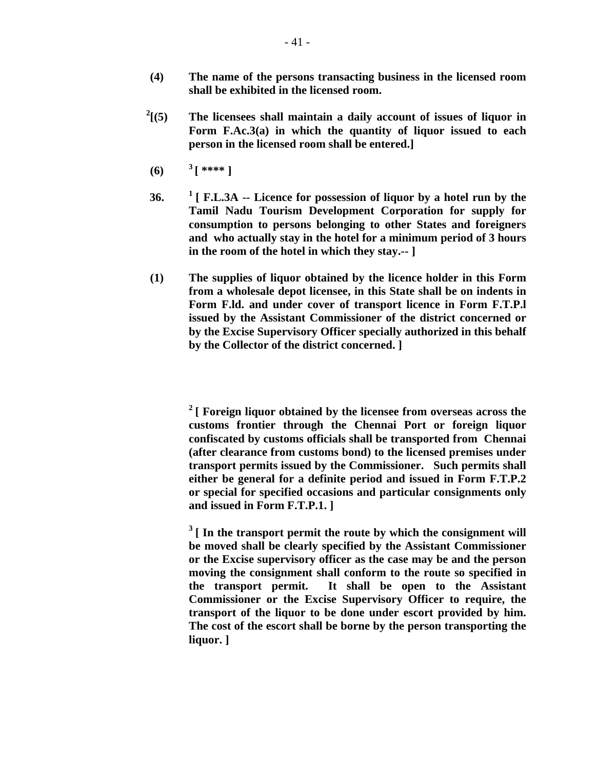**(4)** **The name of the persons transacting business in the licensed room shall be exhibited in the licensed room.**

**[2][(5)** **The licensees shall maintain a daily account of issues of liquor in Form F.Ac.3(a) in which the quantity of liquor issued to each person in the licensed room shall be entered.]**

**(6)** **[3] [ **** ]**

**36.** **[1] [ F.L.3A -- Licence for possession of liquor by a hotel run by the Tamil Nadu Tourism Development Corporation for supply for consumption to persons belonging to other States and foreigners and who actually stay in the hotel for a minimum period of 3 hours in the room of the hotel in which they stay.-- ]**

**(1)** **The supplies of liquor obtained by the licence holder in this Form from a wholesale depot licensee, in this State shall be on indents in Form F.ld. and under cover of transport licence in Form F.T.P.l issued by the Assistant Commissioner of the district concerned or by the Excise Supervisory Officer specially authorized in this behalf by the Collector of the district concerned. ]**

**[2] [ Foreign liquor obtained by the licensee from overseas across the customs frontier through the Chennai Port or foreign liquor confiscated by customs officials shall be transported from Chennai (after clearance from customs bond) to the licensed premises under transport permits issued by the Commissioner. Such permits shall either be general for a definite period and issued in Form F.T.P.2 or special for specified occasions and particular consignments only and issued in Form F.T.P.1. ]**

**[3] [ In the transport permit the route by which the consignment will be moved shall be clearly specified by the Assistant Commissioner or the Excise supervisory officer as the case may be and the person moving the consignment shall conform to the route so specified in the transport permit. It shall be open to the Assistant Commissioner or the Excise Supervisory Officer to require, the transport of the liquor to be done under escort provided by him. The cost of the escort shall be borne by the person transporting the liquor. ]**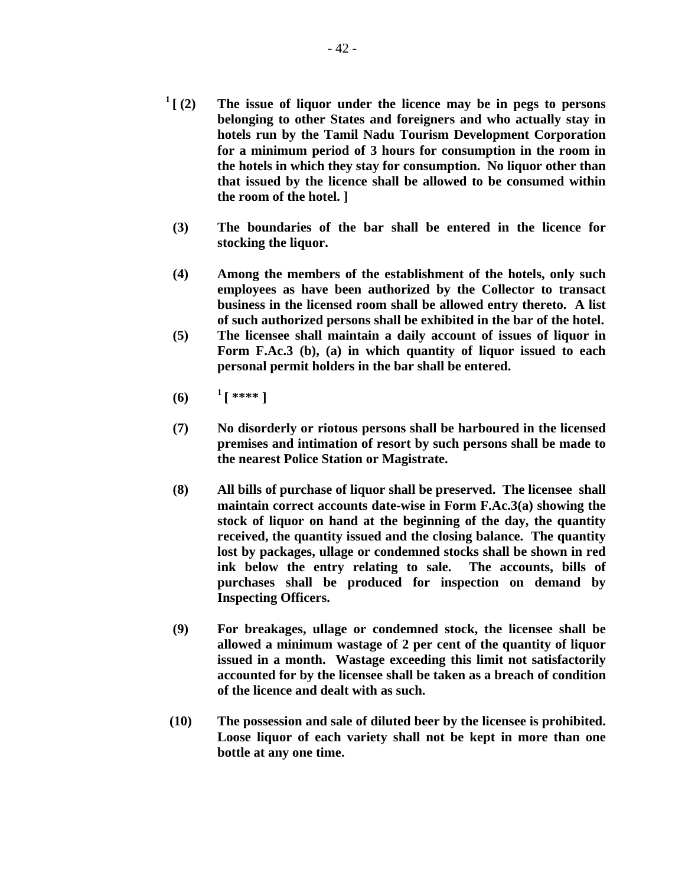[1] [ (2) **The issue of liquor under the licence may be in pegs to persons belonging to other States and foreigners and who actually stay in hotels run by the Tamil Nadu Tourism Development Corporation for a minimum period of 3 hours for consumption in the room in the hotels in which they stay for consumption. No liquor other than that issued by the licence shall be allowed to be consumed within the room of the hotel. ]**

**(3) The boundaries of the bar shall be entered in the licence for stocking the liquor.**

**(4) Among the members of the establishment of the hotels, only such employees as have been authorized by the Collector to transact business in the licensed room shall be allowed entry thereto. A list of such authorized persons shall be exhibited in the bar of the hotel.**

**(5) The licensee shall maintain a daily account of issues of liquor in Form F.Ac.3 (b), (a) in which quantity of liquor issued to each personal permit holders in the bar shall be entered.**

**(6) [1] [ **** ]**

**(7) No disorderly or riotous persons shall be harboured in the licensed premises and intimation of resort by such persons shall be made to the nearest Police Station or Magistrate.**

**(8) All bills of purchase of liquor shall be preserved. The licensee shall maintain correct accounts date-wise in Form F.Ac.3(a) showing the stock of liquor on hand at the beginning of the day, the quantity received, the quantity issued and the closing balance. The quantity lost by packages, ullage or condemned stocks shall be shown in red ink below the entry relating to sale. The accounts, bills of purchases shall be produced for inspection on demand by Inspecting Officers.**

**(9) For breakages, ullage or condemned stock, the licensee shall be allowed a minimum wastage of 2 per cent of the quantity of liquor issued in a month. Wastage exceeding this limit not satisfactorily accounted for by the licensee shall be taken as a breach of condition of the licence and dealt with as such.**

**(10) The possession and sale of diluted beer by the licensee is prohibited. Loose liquor of each variety shall not be kept in more than one bottle at any one time.**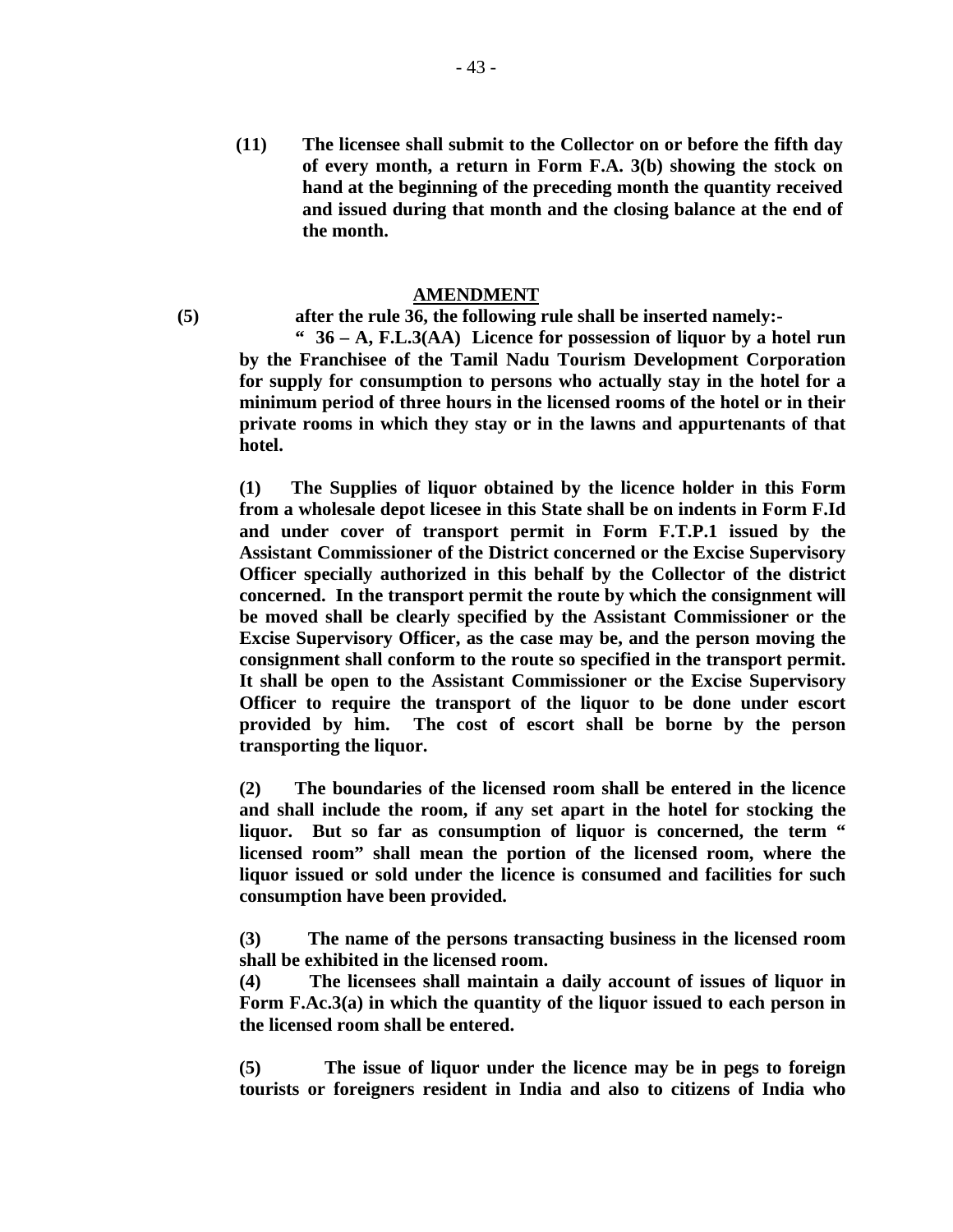**(11)** **The licensee shall submit to the Collector on or before the fifth day of every month, a return in Form F.A. 3(b) showing the stock on hand at the beginning of the preceding month the quantity received and issued during that month and the closing balance at the end of the month.**

**AMENDMENT**

**(5)** **after the rule 36, the following rule shall be inserted namely:-**

**" 36 – A, F.L.3(AA) Licence for possession of liquor by a hotel run by the Franchisee of the Tamil Nadu Tourism Development Corporation for supply for consumption to persons who actually stay in the hotel for a minimum period of three hours in the licensed rooms of the hotel or in their private rooms in which they stay or in the lawns and appurtenants of that hotel.**

**(1)** **The Supplies of liquor obtained by the licence holder in this Form from a wholesale depot licesee in this State shall be on indents in Form F.Id and under cover of transport permit in Form F.T.P.1 issued by the Assistant Commissioner of the District concerned or the Excise Supervisory Officer specially authorized in this behalf by the Collector of the district concerned. In the transport permit the route by which the consignment will be moved shall be clearly specified by the Assistant Commissioner or the Excise Supervisory Officer, as the case may be, and the person moving the consignment shall conform to the route so specified in the transport permit. It shall be open to the Assistant Commissioner or the Excise Supervisory Officer to require the transport of the liquor to be done under escort provided by him. The cost of escort shall be borne by the person transporting the liquor.**

**(2)** **The boundaries of the licensed room shall be entered in the licence and shall include the room, if any set apart in the hotel for stocking the liquor. But so far as consumption of liquor is concerned, the term " licensed room" shall mean the portion of the licensed room, where the liquor issued or sold under the licence is consumed and facilities for such consumption have been provided.**

**(3)** **The name of the persons transacting business in the licensed room shall be exhibited in the licensed room.**

**(4)** **The licensees shall maintain a daily account of issues of liquor in Form F.Ac.3(a) in which the quantity of the liquor issued to each person in the licensed room shall be entered.**

**(5)** **The issue of liquor under the licence may be in pegs to foreign tourists or foreigners resident in India and also to citizens of India who**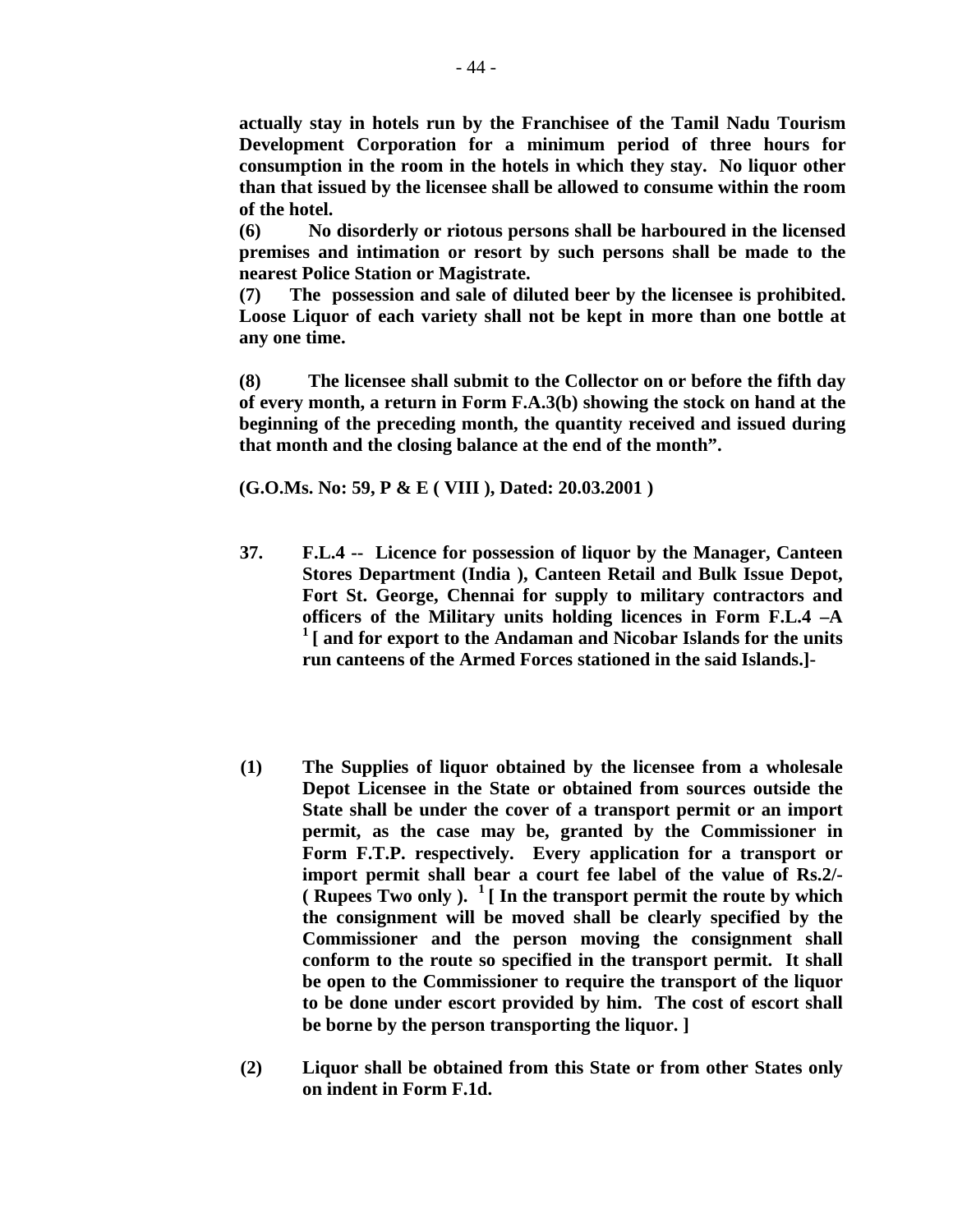**actually stay in hotels run by the Franchisee of the Tamil Nadu Tourism Development Corporation for a minimum period of three hours for consumption in the room in the hotels in which they stay. No liquor other than that issued by the licensee shall be allowed to consume within the room of the hotel.**

**(6) No disorderly or riotous persons shall be harboured in the licensed premises and intimation or resort by such persons shall be made to the nearest Police Station or Magistrate.**

**(7) The possession and sale of diluted beer by the licensee is prohibited. Loose Liquor of each variety shall not be kept in more than one bottle at any one time.**

**(8) The licensee shall submit to the Collector on or before the fifth day of every month, a return in Form F.A.3(b) showing the stock on hand at the beginning of the preceding month, the quantity received and issued during that month and the closing balance at the end of the month".**

**(G.O.Ms. No: 59, P & E ( VIII ), Dated: 20.03.2001 )**

**37. F.L.4 -- Licence for possession of liquor by the Manager, Canteen Stores Department (India ), Canteen Retail and Bulk Issue Depot, Fort St. George, Chennai for supply to military contractors and officers of the Military units holding licences in Form F.L.4 –A [1] [ and for export to the Andaman and Nicobar Islands for the units run canteens of the Armed Forces stationed in the said Islands.]-**

**(1) The Supplies of liquor obtained by the licensee from a wholesale Depot Licensee in the State or obtained from sources outside the State shall be under the cover of a transport permit or an import permit, as the case may be, granted by the Commissioner in Form F.T.P. respectively. Every application for a transport or import permit shall bear a court fee label of the value of Rs.2/- ( Rupees Two only ). [1] [ In the transport permit the route by which the consignment will be moved shall be clearly specified by the Commissioner and the person moving the consignment shall conform to the route so specified in the transport permit. It shall be open to the Commissioner to require the transport of the liquor to be done under escort provided by him. The cost of escort shall be borne by the person transporting the liquor. ]**

**(2) Liquor shall be obtained from this State or from other States only on indent in Form F.1d.**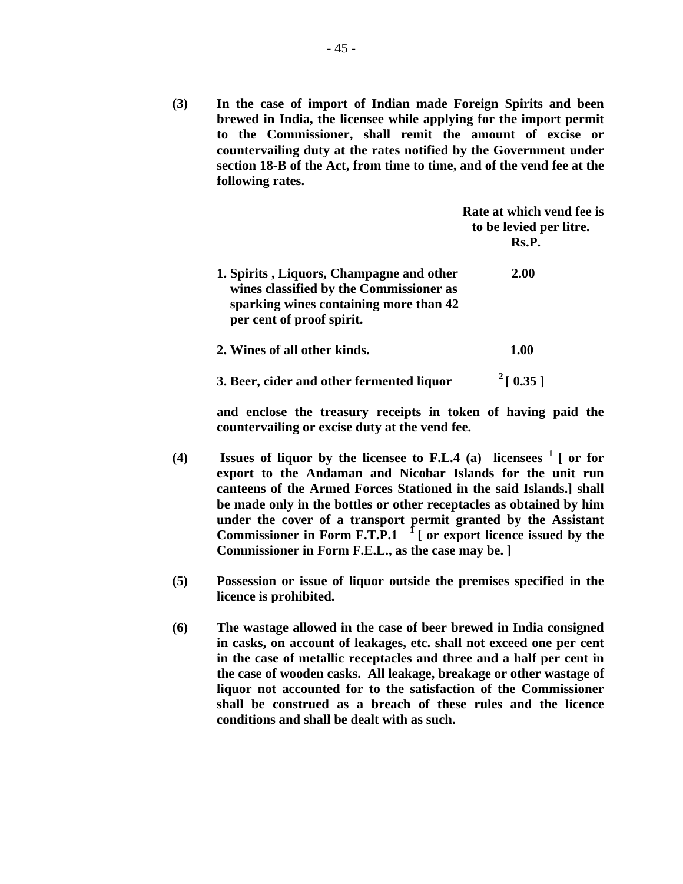**(3)** **In the case of import of Indian made Foreign Spirits and been brewed in India, the licensee while applying for the import permit to the Commissioner, shall remit the amount of excise or countervailing duty at the rates notified by the Government under section 18-B of the Act, from time to time, and of the vend fee at the following rates.**

| | **Rate at which vend fee is to be levied per litre. Rs.P.** |
|---|---|
| **1. Spirits , Liquors, Champagne and other wines classified by the Commissioner as sparking wines containing more than 42 per cent of proof spirit.** | **2.00** |
| **2. Wines of all other kinds.** | **1.00** |
| **3. Beer, cider and other fermented liquor** | **[2] [ 0.35 ]** |

**and enclose the treasury receipts in token of having paid the countervailing or excise duty at the vend fee.**

**(4)** **Issues of liquor by the licensee to F.L.4 (a) licensees [1] [ or for export to the Andaman and Nicobar Islands for the unit run canteens of the Armed Forces Stationed in the said Islands.] shall be made only in the bottles or other receptacles as obtained by him under the cover of a transport permit granted by the Assistant Commissioner in Form F.T.P.1 [1] [ or export licence issued by the Commissioner in Form F.E.L., as the case may be. ]**

**(5)** **Possession or issue of liquor outside the premises specified in the licence is prohibited.**

**(6)** **The wastage allowed in the case of beer brewed in India consigned in casks, on account of leakages, etc. shall not exceed one per cent in the case of metallic receptacles and three and a half per cent in the case of wooden casks. All leakage, breakage or other wastage of liquor not accounted for to the satisfaction of the Commissioner shall be construed as a breach of these rules and the licence conditions and shall be dealt with as such.**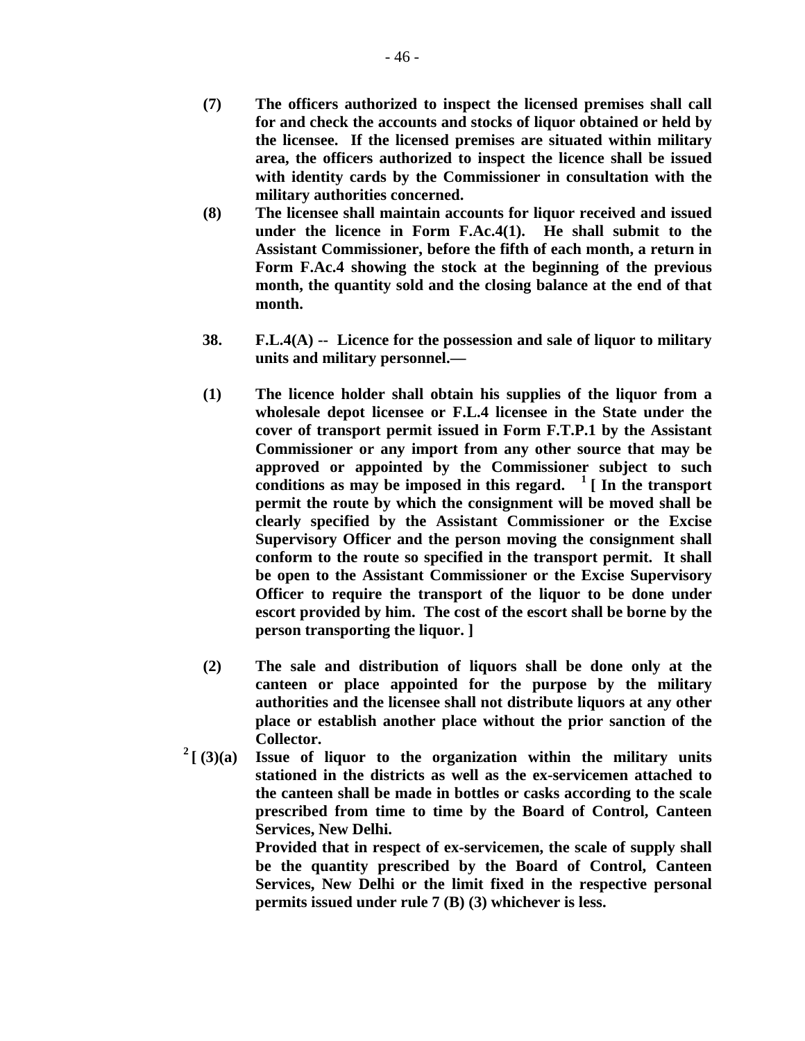**(7)** **The officers authorized to inspect the licensed premises shall call for and check the accounts and stocks of liquor obtained or held by the licensee. If the licensed premises are situated within military area, the officers authorized to inspect the licence shall be issued with identity cards by the Commissioner in consultation with the military authorities concerned.**

**(8)** **The licensee shall maintain accounts for liquor received and issued under the licence in Form F.Ac.4(1). He shall submit to the Assistant Commissioner, before the fifth of each month, a return in Form F.Ac.4 showing the stock at the beginning of the previous month, the quantity sold and the closing balance at the end of that month.**

**38.** **F.L.4(A) -- Licence for the possession and sale of liquor to military units and military personnel.—**

**(1)** **The licence holder shall obtain his supplies of the liquor from a wholesale depot licensee or F.L.4 licensee in the State under the cover of transport permit issued in Form F.T.P.1 by the Assistant Commissioner or any import from any other source that may be approved or appointed by the Commissioner subject to such conditions as may be imposed in this regard. [1] [ In the transport permit the route by which the consignment will be moved shall be clearly specified by the Assistant Commissioner or the Excise Supervisory Officer and the person moving the consignment shall conform to the route so specified in the transport permit. It shall be open to the Assistant Commissioner or the Excise Supervisory Officer to require the transport of the liquor to be done under escort provided by him. The cost of the escort shall be borne by the person transporting the liquor. ]**

**(2)** **The sale and distribution of liquors shall be done only at the canteen or place appointed for the purpose by the military authorities and the licensee shall not distribute liquors at any other place or establish another place without the prior sanction of the Collector.**

[2] **[ (3)(a)** **Issue of liquor to the organization within the military units stationed in the districts as well as the ex-servicemen attached to the canteen shall be made in bottles or casks according to the scale prescribed from time to time by the Board of Control, Canteen Services, New Delhi.**

**Provided that in respect of ex-servicemen, the scale of supply shall be the quantity prescribed by the Board of Control, Canteen Services, New Delhi or the limit fixed in the respective personal permits issued under rule 7 (B) (3) whichever is less.**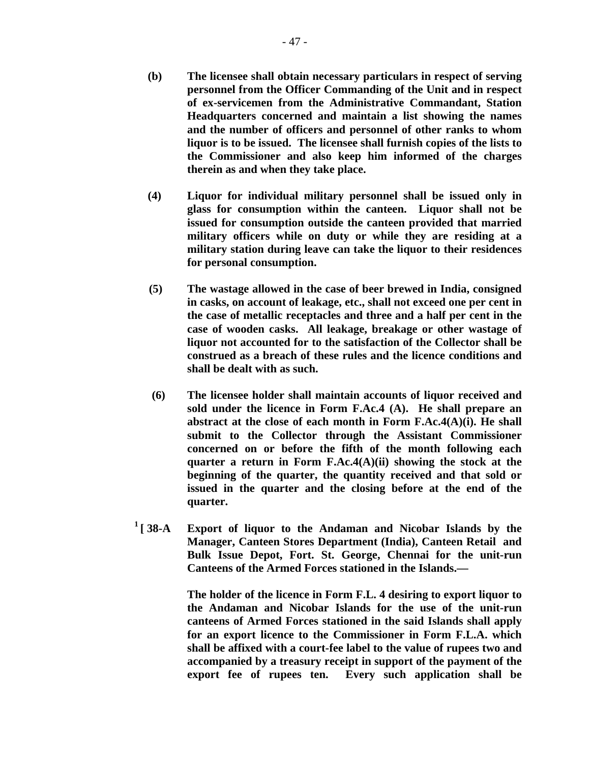**(b) The licensee shall obtain necessary particulars in respect of serving personnel from the Officer Commanding of the Unit and in respect of ex-servicemen from the Administrative Commandant, Station Headquarters concerned and maintain a list showing the names and the number of officers and personnel of other ranks to whom liquor is to be issued. The licensee shall furnish copies of the lists to the Commissioner and also keep him informed of the charges therein as and when they take place.**

**(4) Liquor for individual military personnel shall be issued only in glass for consumption within the canteen. Liquor shall not be issued for consumption outside the canteen provided that married military officers while on duty or while they are residing at a military station during leave can take the liquor to their residences for personal consumption.**

**(5) The wastage allowed in the case of beer brewed in India, consigned in casks, on account of leakage, etc., shall not exceed one per cent in the case of metallic receptacles and three and a half per cent in the case of wooden casks. All leakage, breakage or other wastage of liquor not accounted for to the satisfaction of the Collector shall be construed as a breach of these rules and the licence conditions and shall be dealt with as such.**

**(6) The licensee holder shall maintain accounts of liquor received and sold under the licence in Form F.Ac.4 (A). He shall prepare an abstract at the close of each month in Form F.Ac.4(A)(i). He shall submit to the Collector through the Assistant Commissioner concerned on or before the fifth of the month following each quarter a return in Form F.Ac.4(A)(ii) showing the stock at the beginning of the quarter, the quantity received and that sold or issued in the quarter and the closing before at the end of the quarter.**

**[1] [ 38-A Export of liquor to the Andaman and Nicobar Islands by the Manager, Canteen Stores Department (India), Canteen Retail and Bulk Issue Depot, Fort. St. George, Chennai for the unit-run Canteens of the Armed Forces stationed in the Islands.—**

**The holder of the licence in Form F.L. 4 desiring to export liquor to the Andaman and Nicobar Islands for the use of the unit-run canteens of Armed Forces stationed in the said Islands shall apply for an export licence to the Commissioner in Form F.L.A. which shall be affixed with a court-fee label to the value of rupees two and accompanied by a treasury receipt in support of the payment of the export fee of rupees ten. Every such application shall be**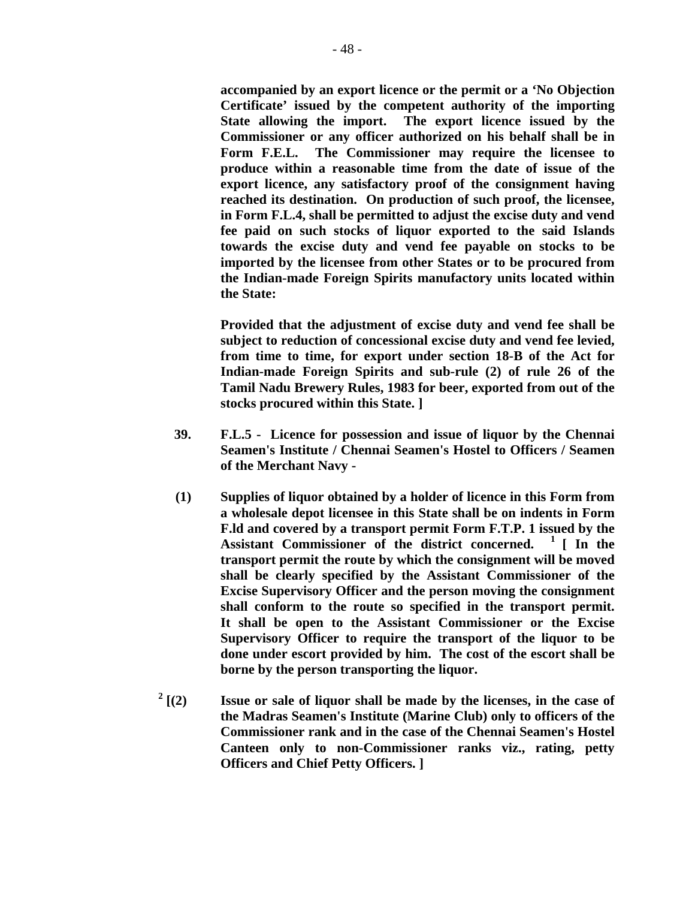**accompanied by an export licence or the permit or a 'No Objection Certificate' issued by the competent authority of the importing State allowing the import. The export licence issued by the Commissioner or any officer authorized on his behalf shall be in Form F.E.L. The Commissioner may require the licensee to produce within a reasonable time from the date of issue of the export licence, any satisfactory proof of the consignment having reached its destination. On production of such proof, the licensee, in Form F.L.4, shall be permitted to adjust the excise duty and vend fee paid on such stocks of liquor exported to the said Islands towards the excise duty and vend fee payable on stocks to be imported by the licensee from other States or to be procured from the Indian-made Foreign Spirits manufactory units located within the State:**

**Provided that the adjustment of excise duty and vend fee shall be subject to reduction of concessional excise duty and vend fee levied, from time to time, for export under section 18-B of the Act for Indian-made Foreign Spirits and sub-rule (2) of rule 26 of the Tamil Nadu Brewery Rules, 1983 for beer, exported from out of the stocks procured within this State. ]**

**39. F.L.5 - Licence for possession and issue of liquor by the Chennai Seamen's Institute / Chennai Seamen's Hostel to Officers / Seamen of the Merchant Navy -**

**(1) Supplies of liquor obtained by a holder of licence in this Form from a wholesale depot licensee in this State shall be on indents in Form F.ld and covered by a transport permit Form F.T.P. 1 issued by the Assistant Commissioner of the district concerned. [1] [ In the transport permit the route by which the consignment will be moved shall be clearly specified by the Assistant Commissioner of the Excise Supervisory Officer and the person moving the consignment shall conform to the route so specified in the transport permit. It shall be open to the Assistant Commissioner or the Excise Supervisory Officer to require the transport of the liquor to be done under escort provided by him. The cost of the escort shall be borne by the person transporting the liquor.**

**[2] [(2) Issue or sale of liquor shall be made by the licenses, in the case of the Madras Seamen's Institute (Marine Club) only to officers of the Commissioner rank and in the case of the Chennai Seamen's Hostel Canteen only to non-Commissioner ranks viz., rating, petty Officers and Chief Petty Officers. ]**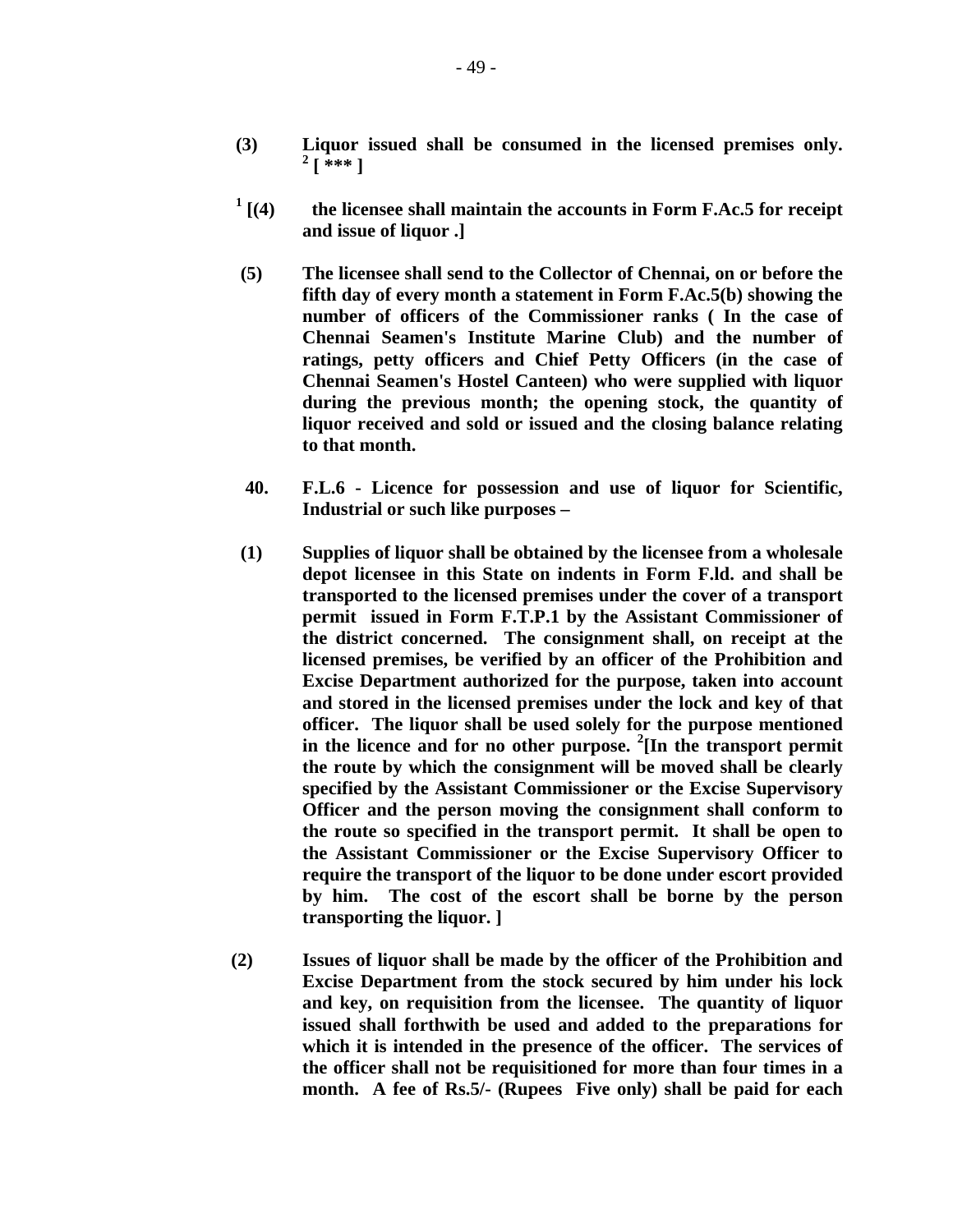**(3)** **Liquor issued shall be consumed in the licensed premises only.** [2] **[ *** ]**

[1] **[(4)** **the licensee shall maintain the accounts in Form F.Ac.5 for receipt and issue of liquor .]**

**(5)** **The licensee shall send to the Collector of Chennai, on or before the fifth day of every month a statement in Form F.Ac.5(b) showing the number of officers of the Commissioner ranks ( In the case of Chennai Seamen's Institute Marine Club) and the number of ratings, petty officers and Chief Petty Officers (in the case of Chennai Seamen's Hostel Canteen) who were supplied with liquor during the previous month; the opening stock, the quantity of liquor received and sold or issued and the closing balance relating to that month.**

**40.** **F.L.6 - Licence for possession and use of liquor for Scientific, Industrial or such like purposes –**

**(1)** **Supplies of liquor shall be obtained by the licensee from a wholesale depot licensee in this State on indents in Form F.ld. and shall be transported to the licensed premises under the cover of a transport permit issued in Form F.T.P.1 by the Assistant Commissioner of the district concerned. The consignment shall, on receipt at the licensed premises, be verified by an officer of the Prohibition and Excise Department authorized for the purpose, taken into account and stored in the licensed premises under the lock and key of that officer. The liquor shall be used solely for the purpose mentioned in the licence and for no other purpose.** [2]**[In the transport permit the route by which the consignment will be moved shall be clearly specified by the Assistant Commissioner or the Excise Supervisory Officer and the person moving the consignment shall conform to the route so specified in the transport permit. It shall be open to the Assistant Commissioner or the Excise Supervisory Officer to require the transport of the liquor to be done under escort provided by him. The cost of the escort shall be borne by the person transporting the liquor. ]**

**(2)** **Issues of liquor shall be made by the officer of the Prohibition and Excise Department from the stock secured by him under his lock and key, on requisition from the licensee. The quantity of liquor issued shall forthwith be used and added to the preparations for which it is intended in the presence of the officer. The services of the officer shall not be requisitioned for more than four times in a month. A fee of Rs.5/- (Rupees Five only) shall be paid for each**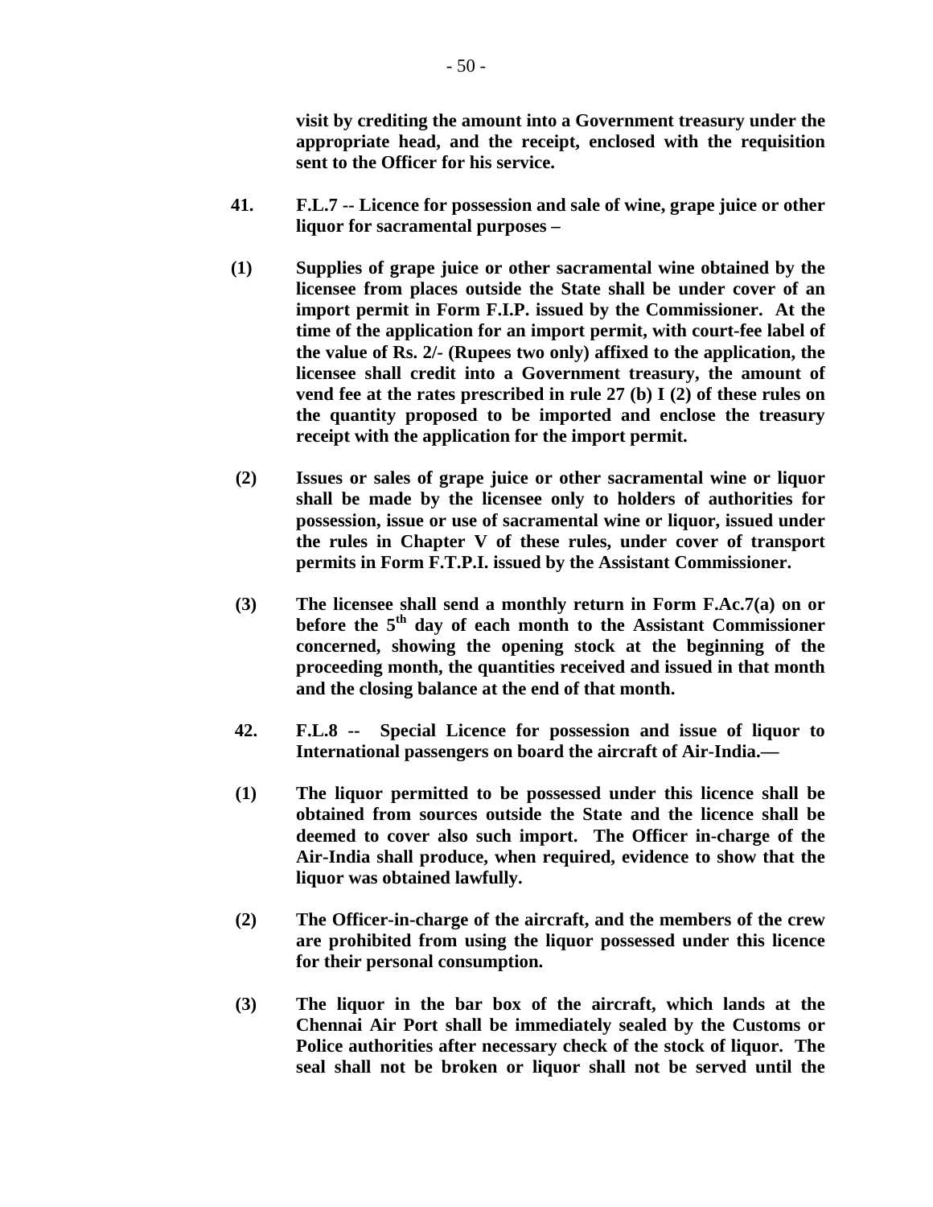**visit by crediting the amount into a Government treasury under the appropriate head, and the receipt, enclosed with the requisition sent to the Officer for his service.**

**41. F.L.7 -- Licence for possession and sale of wine, grape juice or other liquor for sacramental purposes –**

**(1) Supplies of grape juice or other sacramental wine obtained by the licensee from places outside the State shall be under cover of an import permit in Form F.I.P. issued by the Commissioner. At the time of the application for an import permit, with court-fee label of the value of Rs. 2/- (Rupees two only) affixed to the application, the licensee shall credit into a Government treasury, the amount of vend fee at the rates prescribed in rule 27 (b) I (2) of these rules on the quantity proposed to be imported and enclose the treasury receipt with the application for the import permit.**

**(2) Issues or sales of grape juice or other sacramental wine or liquor shall be made by the licensee only to holders of authorities for possession, issue or use of sacramental wine or liquor, issued under the rules in Chapter V of these rules, under cover of transport permits in Form F.T.P.I. issued by the Assistant Commissioner.**

**(3) The licensee shall send a monthly return in Form F.Ac.7(a) on or before the 5th day of each month to the Assistant Commissioner concerned, showing the opening stock at the beginning of the proceeding month, the quantities received and issued in that month and the closing balance at the end of that month.**

**42. F.L.8 -- Special Licence for possession and issue of liquor to International passengers on board the aircraft of Air-India.—**

**(1) The liquor permitted to be possessed under this licence shall be obtained from sources outside the State and the licence shall be deemed to cover also such import. The Officer in-charge of the Air-India shall produce, when required, evidence to show that the liquor was obtained lawfully.**

**(2) The Officer-in-charge of the aircraft, and the members of the crew are prohibited from using the liquor possessed under this licence for their personal consumption.**

**(3) The liquor in the bar box of the aircraft, which lands at the Chennai Air Port shall be immediately sealed by the Customs or Police authorities after necessary check of the stock of liquor. The seal shall not be broken or liquor shall not be served until the**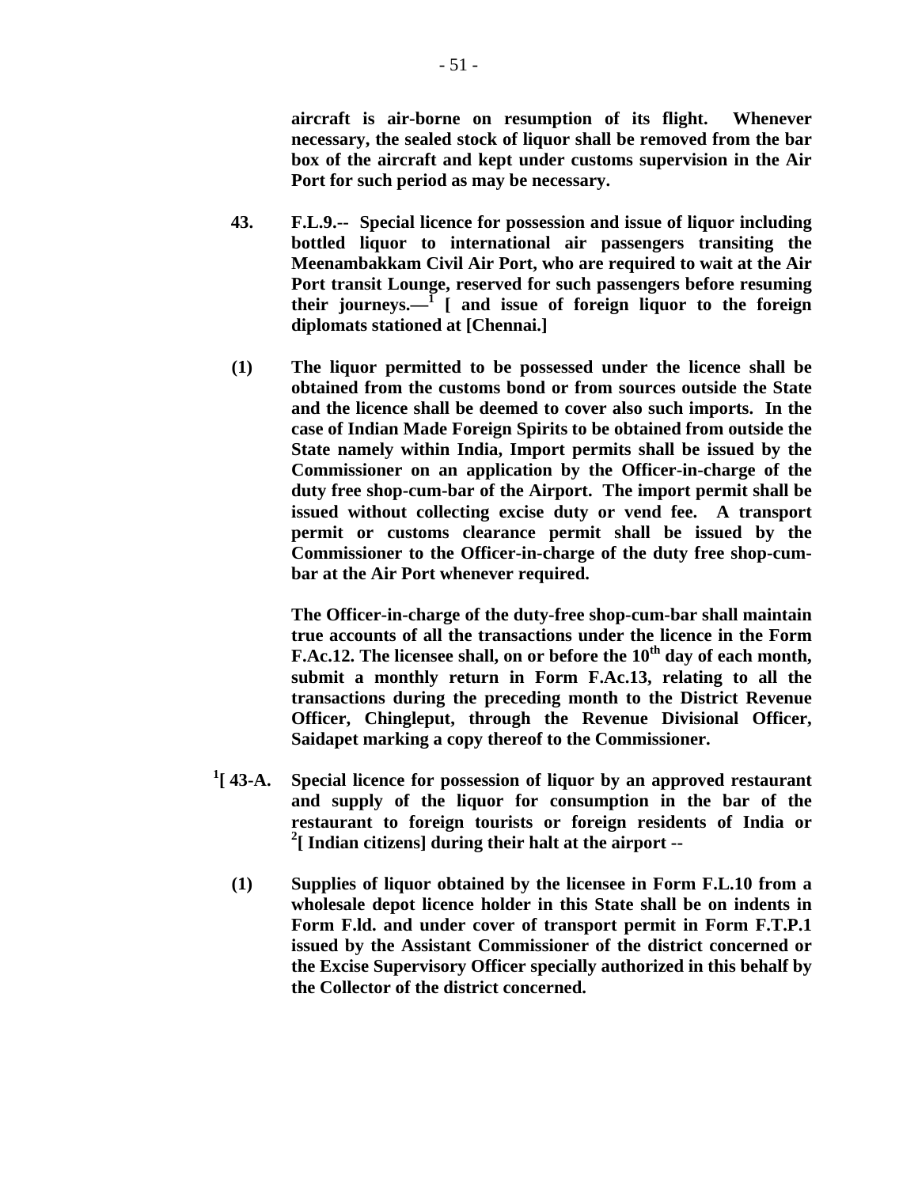**aircraft is air-borne on resumption of its flight. Whenever necessary, the sealed stock of liquor shall be removed from the bar box of the aircraft and kept under customs supervision in the Air Port for such period as may be necessary.**

**43. F.L.9.-- Special licence for possession and issue of liquor including bottled liquor to international air passengers transiting the Meenambakkam Civil Air Port, who are required to wait at the Air Port transit Lounge, reserved for such passengers before resuming their journeys.—[1] [ and issue of foreign liquor to the foreign diplomats stationed at [Chennai.]**

**(1) The liquor permitted to be possessed under the licence shall be obtained from the customs bond or from sources outside the State and the licence shall be deemed to cover also such imports. In the case of Indian Made Foreign Spirits to be obtained from outside the State namely within India, Import permits shall be issued by the Commissioner on an application by the Officer-in-charge of the duty free shop-cum-bar of the Airport. The import permit shall be issued without collecting excise duty or vend fee. A transport permit or customs clearance permit shall be issued by the Commissioner to the Officer-in-charge of the duty free shop-cum-bar at the Air Port whenever required.**

**The Officer-in-charge of the duty-free shop-cum-bar shall maintain true accounts of all the transactions under the licence in the Form F.Ac.12. The licensee shall, on or before the 10th day of each month, submit a monthly return in Form F.Ac.13, relating to all the transactions during the preceding month to the District Revenue Officer, Chingleput, through the Revenue Divisional Officer, Saidapet marking a copy thereof to the Commissioner.**

**[1][ 43-A. Special licence for possession of liquor by an approved restaurant and supply of the liquor for consumption in the bar of the restaurant to foreign tourists or foreign residents of India or [2][ Indian citizens] during their halt at the airport --**

**(1) Supplies of liquor obtained by the licensee in Form F.L.10 from a wholesale depot licence holder in this State shall be on indents in Form F.Id. and under cover of transport permit in Form F.T.P.1 issued by the Assistant Commissioner of the district concerned or the Excise Supervisory Officer specially authorized in this behalf by the Collector of the district concerned.**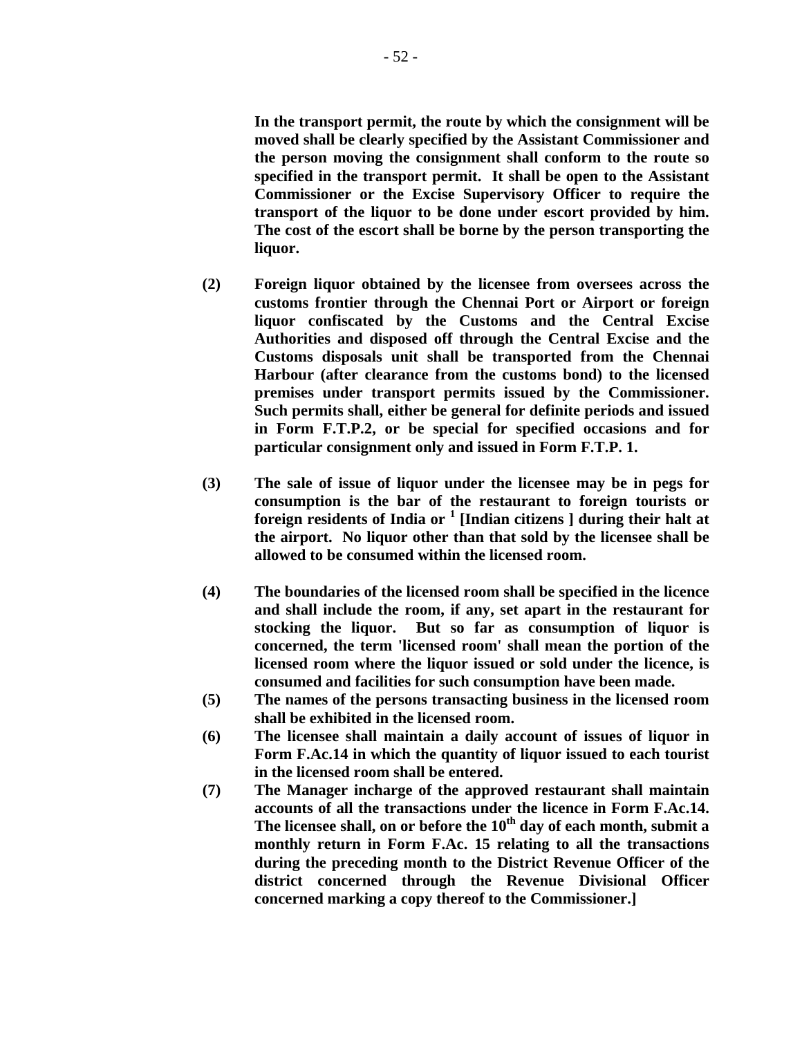**In the transport permit, the route by which the consignment will be moved shall be clearly specified by the Assistant Commissioner and the person moving the consignment shall conform to the route so specified in the transport permit. It shall be open to the Assistant Commissioner or the Excise Supervisory Officer to require the transport of the liquor to be done under escort provided by him. The cost of the escort shall be borne by the person transporting the liquor.**

**(2) Foreign liquor obtained by the licensee from oversees across the customs frontier through the Chennai Port or Airport or foreign liquor confiscated by the Customs and the Central Excise Authorities and disposed off through the Central Excise and the Customs disposals unit shall be transported from the Chennai Harbour (after clearance from the customs bond) to the licensed premises under transport permits issued by the Commissioner. Such permits shall, either be general for definite periods and issued in Form F.T.P.2, or be special for specified occasions and for particular consignment only and issued in Form F.T.P. 1.**

**(3) The sale of issue of liquor under the licensee may be in pegs for consumption is the bar of the restaurant to foreign tourists or foreign residents of India or [1] [Indian citizens ] during their halt at the airport. No liquor other than that sold by the licensee shall be allowed to be consumed within the licensed room.**

**(4) The boundaries of the licensed room shall be specified in the licence and shall include the room, if any, set apart in the restaurant for stocking the liquor. But so far as consumption of liquor is concerned, the term 'licensed room' shall mean the portion of the licensed room where the liquor issued or sold under the licence, is consumed and facilities for such consumption have been made.**

**(5) The names of the persons transacting business in the licensed room shall be exhibited in the licensed room.**

**(6) The licensee shall maintain a daily account of issues of liquor in Form F.Ac.14 in which the quantity of liquor issued to each tourist in the licensed room shall be entered.**

**(7) The Manager incharge of the approved restaurant shall maintain accounts of all the transactions under the licence in Form F.Ac.14. The licensee shall, on or before the 10th day of each month, submit a monthly return in Form F.Ac. 15 relating to all the transactions during the preceding month to the District Revenue Officer of the district concerned through the Revenue Divisional Officer concerned marking a copy thereof to the Commissioner.]**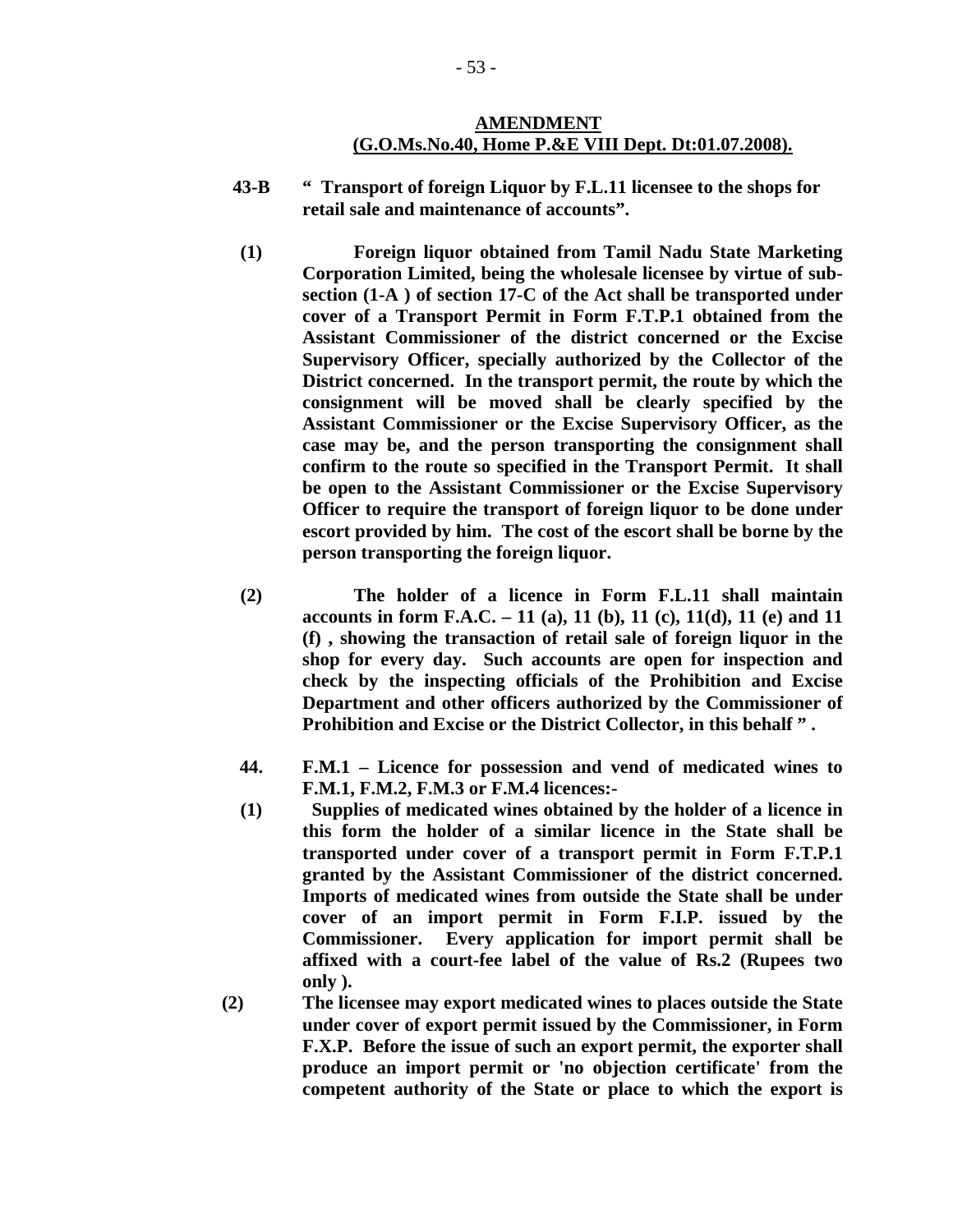**AMENDMENT**
**(G.O.Ms.No.40, Home P.&E VIII Dept. Dt:01.07.2008).**

**43-B " Transport of foreign Liquor by F.L.11 licensee to the shops for retail sale and maintenance of accounts".**

**(1) Foreign liquor obtained from Tamil Nadu State Marketing Corporation Limited, being the wholesale licensee by virtue of sub-section (1-A ) of section 17-C of the Act shall be transported under cover of a Transport Permit in Form F.T.P.1 obtained from the Assistant Commissioner of the district concerned or the Excise Supervisory Officer, specially authorized by the Collector of the District concerned. In the transport permit, the route by which the consignment will be moved shall be clearly specified by the Assistant Commissioner or the Excise Supervisory Officer, as the case may be, and the person transporting the consignment shall confirm to the route so specified in the Transport Permit. It shall be open to the Assistant Commissioner or the Excise Supervisory Officer to require the transport of foreign liquor to be done under escort provided by him. The cost of the escort shall be borne by the person transporting the foreign liquor.**

**(2) The holder of a licence in Form F.L.11 shall maintain accounts in form F.A.C. – 11 (a), 11 (b), 11 (c), 11(d), 11 (e) and 11 (f) , showing the transaction of retail sale of foreign liquor in the shop for every day. Such accounts are open for inspection and check by the inspecting officials of the Prohibition and Excise Department and other officers authorized by the Commissioner of Prohibition and Excise or the District Collector, in this behalf " .**

**44. F.M.1 – Licence for possession and vend of medicated wines to F.M.1, F.M.2, F.M.3 or F.M.4 licences:-**

**(1) Supplies of medicated wines obtained by the holder of a licence in this form the holder of a similar licence in the State shall be transported under cover of a transport permit in Form F.T.P.1 granted by the Assistant Commissioner of the district concerned. Imports of medicated wines from outside the State shall be under cover of an import permit in Form F.I.P. issued by the Commissioner. Every application for import permit shall be affixed with a court-fee label of the value of Rs.2 (Rupees two only ).**

**(2) The licensee may export medicated wines to places outside the State under cover of export permit issued by the Commissioner, in Form F.X.P. Before the issue of such an export permit, the exporter shall produce an import permit or 'no objection certificate' from the competent authority of the State or place to which the export is**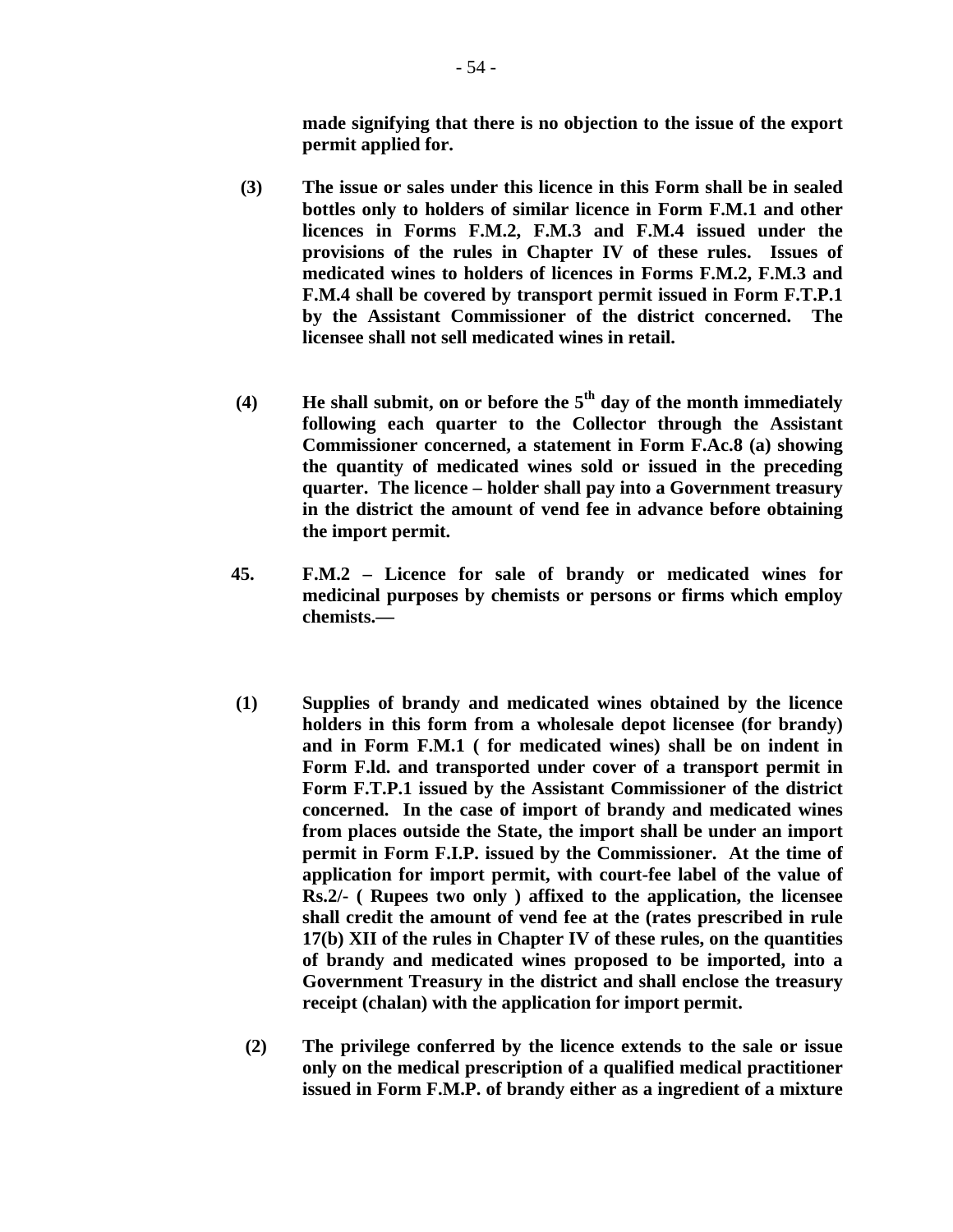**made signifying that there is no objection to the issue of the export permit applied for.**

**(3) The issue or sales under this licence in this Form shall be in sealed bottles only to holders of similar licence in Form F.M.1 and other licences in Forms F.M.2, F.M.3 and F.M.4 issued under the provisions of the rules in Chapter IV of these rules. Issues of medicated wines to holders of licences in Forms F.M.2, F.M.3 and F.M.4 shall be covered by transport permit issued in Form F.T.P.1 by the Assistant Commissioner of the district concerned. The licensee shall not sell medicated wines in retail.**

**(4) He shall submit, on or before the 5th day of the month immediately following each quarter to the Collector through the Assistant Commissioner concerned, a statement in Form F.Ac.8 (a) showing the quantity of medicated wines sold or issued in the preceding quarter. The licence – holder shall pay into a Government treasury in the district the amount of vend fee in advance before obtaining the import permit.**

**45. F.M.2 – Licence for sale of brandy or medicated wines for medicinal purposes by chemists or persons or firms which employ chemists.—**

**(1) Supplies of brandy and medicated wines obtained by the licence holders in this form from a wholesale depot licensee (for brandy) and in Form F.M.1 ( for medicated wines) shall be on indent in Form F.ld. and transported under cover of a transport permit in Form F.T.P.1 issued by the Assistant Commissioner of the district concerned. In the case of import of brandy and medicated wines from places outside the State, the import shall be under an import permit in Form F.I.P. issued by the Commissioner. At the time of application for import permit, with court-fee label of the value of Rs.2/- ( Rupees two only ) affixed to the application, the licensee shall credit the amount of vend fee at the (rates prescribed in rule 17(b) XII of the rules in Chapter IV of these rules, on the quantities of brandy and medicated wines proposed to be imported, into a Government Treasury in the district and shall enclose the treasury receipt (chalan) with the application for import permit.**

**(2) The privilege conferred by the licence extends to the sale or issue only on the medical prescription of a qualified medical practitioner issued in Form F.M.P. of brandy either as a ingredient of a mixture**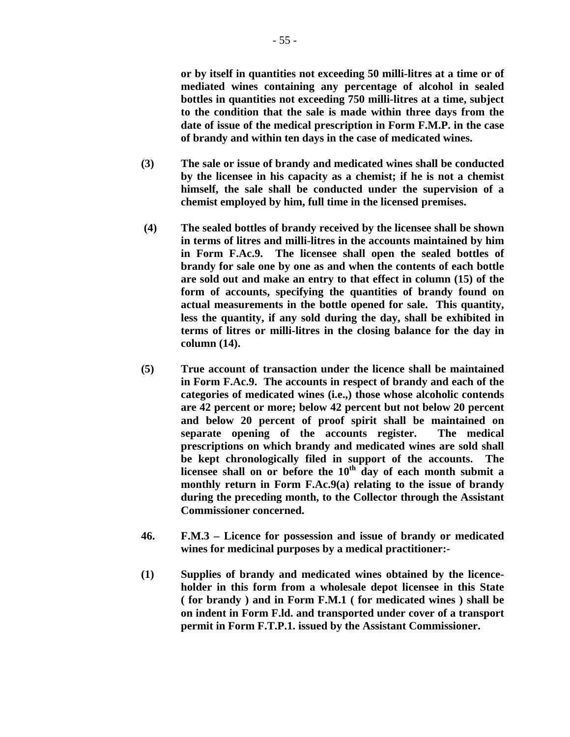**or by itself in quantities not exceeding 50 milli-litres at a time or of mediated wines containing any percentage of alcohol in sealed bottles in quantities not exceeding 750 milli-litres at a time, subject to the condition that the sale is made within three days from the date of issue of the medical prescription in Form F.M.P. in the case of brandy and within ten days in the case of medicated wines.**

**(3)** **The sale or issue of brandy and medicated wines shall be conducted by the licensee in his capacity as a chemist; if he is not a chemist himself, the sale shall be conducted under the supervision of a chemist employed by him, full time in the licensed premises.**

**(4)** **The sealed bottles of brandy received by the licensee shall be shown in terms of litres and milli-litres in the accounts maintained by him in Form F.Ac.9. The licensee shall open the sealed bottles of brandy for sale one by one as and when the contents of each bottle are sold out and make an entry to that effect in column (15) of the form of accounts, specifying the quantities of brandy found on actual measurements in the bottle opened for sale. This quantity, less the quantity, if any sold during the day, shall be exhibited in terms of litres or milli-litres in the closing balance for the day in column (14).**

**(5)** **True account of transaction under the licence shall be maintained in Form F.Ac.9. The accounts in respect of brandy and each of the categories of medicated wines (i.e.,) those whose alcoholic contends are 42 percent or more; below 42 percent but not below 20 percent and below 20 percent of proof spirit shall be maintained on separate opening of the accounts register. The medical prescriptions on which brandy and medicated wines are sold shall be kept chronologically filed in support of the accounts. The licensee shall on or before the 10th day of each month submit a monthly return in Form F.Ac.9(a) relating to the issue of brandy during the preceding month, to the Collector through the Assistant Commissioner concerned.**

**46.** **F.M.3 – Licence for possession and issue of brandy or medicated wines for medicinal purposes by a medical practitioner:-**

**(1)** **Supplies of brandy and medicated wines obtained by the licence-holder in this form from a wholesale depot licensee in this State ( for brandy ) and in Form F.M.1 ( for medicated wines ) shall be on indent in Form F.ld. and transported under cover of a transport permit in Form F.T.P.1. issued by the Assistant Commissioner.**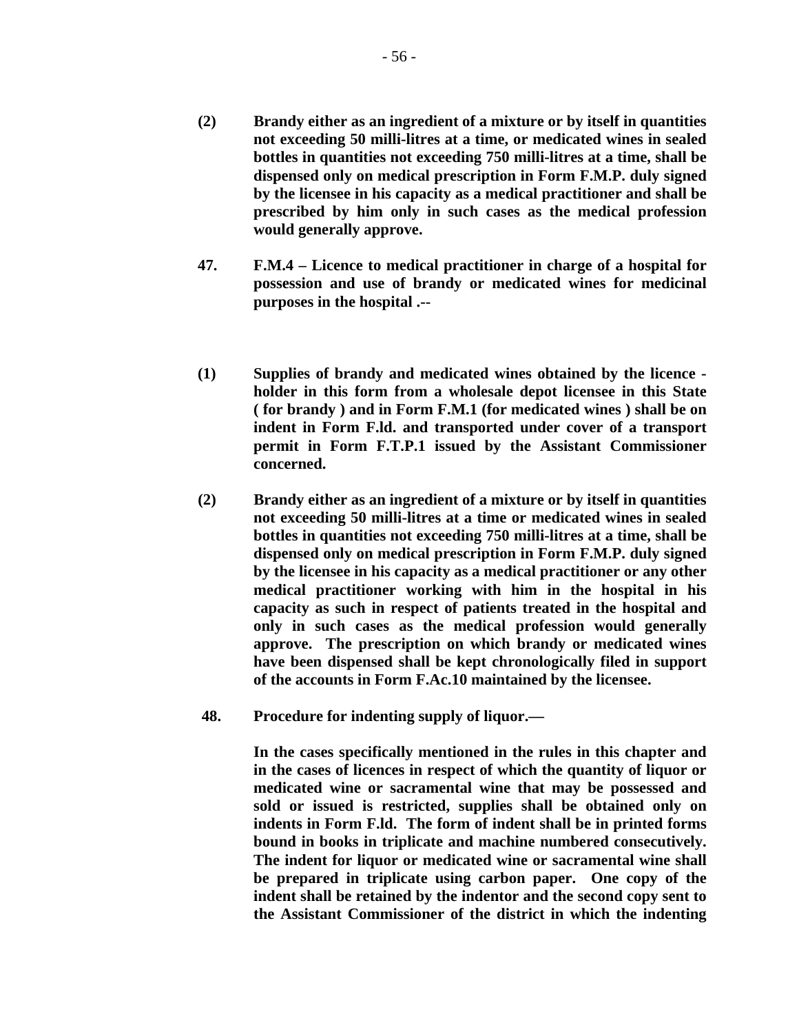**(2) Brandy either as an ingredient of a mixture or by itself in quantities not exceeding 50 milli-litres at a time, or medicated wines in sealed bottles in quantities not exceeding 750 milli-litres at a time, shall be dispensed only on medical prescription in Form F.M.P. duly signed by the licensee in his capacity as a medical practitioner and shall be prescribed by him only in such cases as the medical profession would generally approve.**

**47. F.M.4 – Licence to medical practitioner in charge of a hospital for possession and use of brandy or medicated wines for medicinal purposes in the hospital .--**

**(1) Supplies of brandy and medicated wines obtained by the licence - holder in this form from a wholesale depot licensee in this State ( for brandy ) and in Form F.M.1 (for medicated wines ) shall be on indent in Form F.ld. and transported under cover of a transport permit in Form F.T.P.1 issued by the Assistant Commissioner concerned.**

**(2) Brandy either as an ingredient of a mixture or by itself in quantities not exceeding 50 milli-litres at a time or medicated wines in sealed bottles in quantities not exceeding 750 milli-litres at a time, shall be dispensed only on medical prescription in Form F.M.P. duly signed by the licensee in his capacity as a medical practitioner or any other medical practitioner working with him in the hospital in his capacity as such in respect of patients treated in the hospital and only in such cases as the medical profession would generally approve. The prescription on which brandy or medicated wines have been dispensed shall be kept chronologically filed in support of the accounts in Form F.Ac.10 maintained by the licensee.**

**48. Procedure for indenting supply of liquor.—**

**In the cases specifically mentioned in the rules in this chapter and in the cases of licences in respect of which the quantity of liquor or medicated wine or sacramental wine that may be possessed and sold or issued is restricted, supplies shall be obtained only on indents in Form F.ld. The form of indent shall be in printed forms bound in books in triplicate and machine numbered consecutively. The indent for liquor or medicated wine or sacramental wine shall be prepared in triplicate using carbon paper. One copy of the indent shall be retained by the indentor and the second copy sent to the Assistant Commissioner of the district in which the indenting**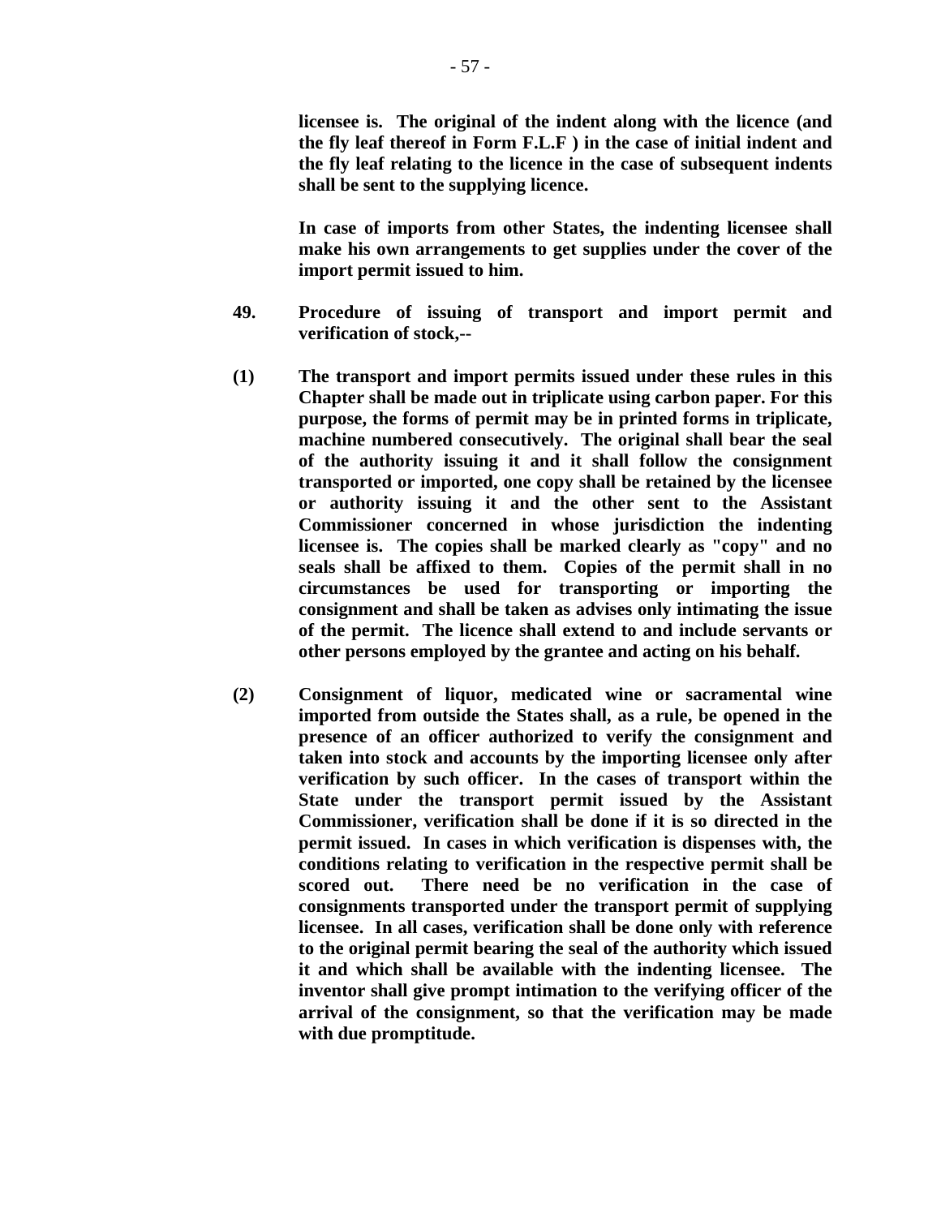**licensee is. The original of the indent along with the licence (and the fly leaf thereof in Form F.L.F ) in the case of initial indent and the fly leaf relating to the licence in the case of subsequent indents shall be sent to the supplying licence.**

**In case of imports from other States, the indenting licensee shall make his own arrangements to get supplies under the cover of the import permit issued to him.**

**49. Procedure of issuing of transport and import permit and verification of stock,--**

**(1) The transport and import permits issued under these rules in this Chapter shall be made out in triplicate using carbon paper. For this purpose, the forms of permit may be in printed forms in triplicate, machine numbered consecutively. The original shall bear the seal of the authority issuing it and it shall follow the consignment transported or imported, one copy shall be retained by the licensee or authority issuing it and the other sent to the Assistant Commissioner concerned in whose jurisdiction the indenting licensee is. The copies shall be marked clearly as "copy" and no seals shall be affixed to them. Copies of the permit shall in no circumstances be used for transporting or importing the consignment and shall be taken as advises only intimating the issue of the permit. The licence shall extend to and include servants or other persons employed by the grantee and acting on his behalf.**

**(2) Consignment of liquor, medicated wine or sacramental wine imported from outside the States shall, as a rule, be opened in the presence of an officer authorized to verify the consignment and taken into stock and accounts by the importing licensee only after verification by such officer. In the cases of transport within the State under the transport permit issued by the Assistant Commissioner, verification shall be done if it is so directed in the permit issued. In cases in which verification is dispenses with, the conditions relating to verification in the respective permit shall be scored out. There need be no verification in the case of consignments transported under the transport permit of supplying licensee. In all cases, verification shall be done only with reference to the original permit bearing the seal of the authority which issued it and which shall be available with the indenting licensee. The inventor shall give prompt intimation to the verifying officer of the arrival of the consignment, so that the verification may be made with due promptitude.**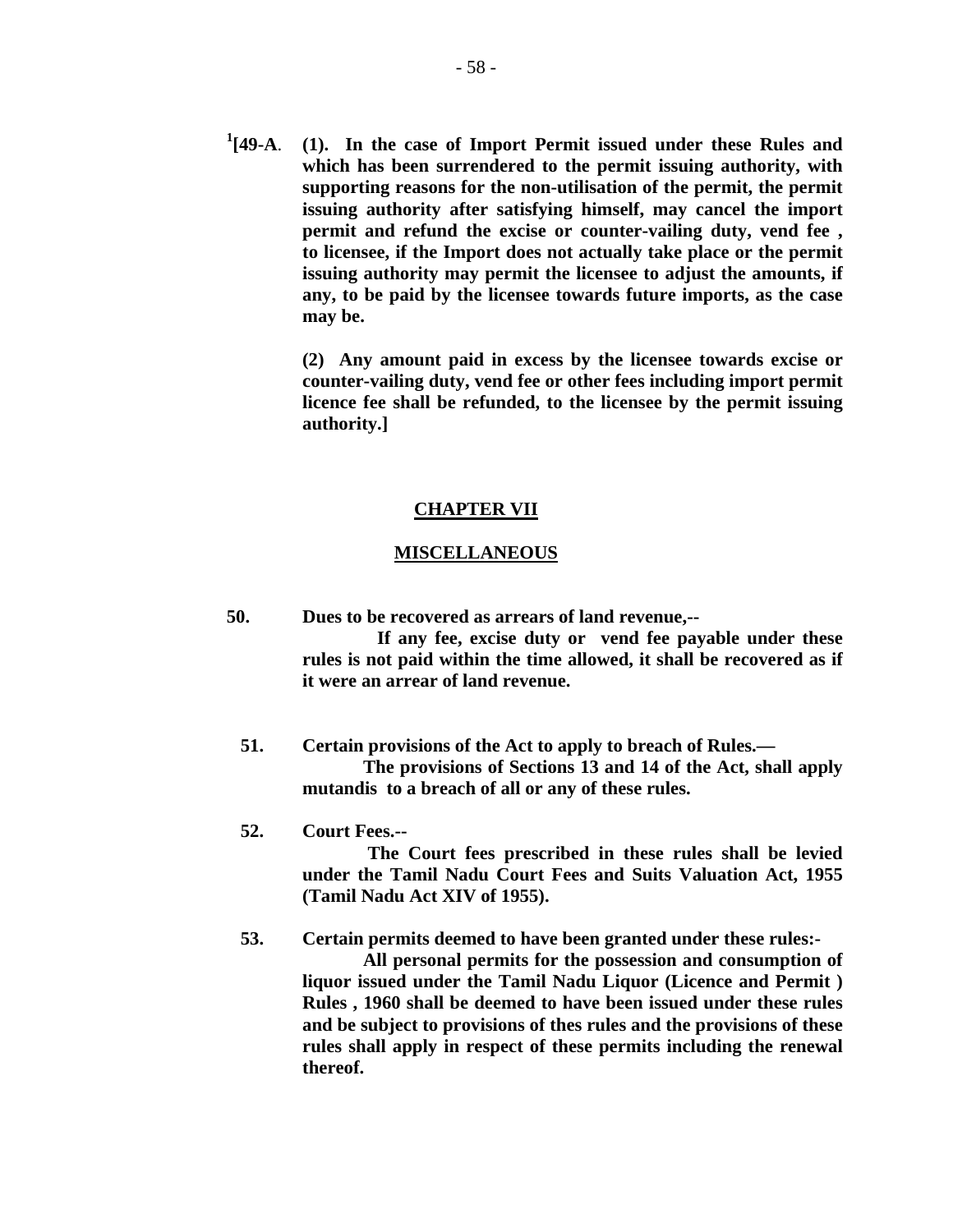[1][49-A. **(1). In the case of Import Permit issued under these Rules and which has been surrendered to the permit issuing authority, with supporting reasons for the non-utilisation of the permit, the permit issuing authority after satisfying himself, may cancel the import permit and refund the excise or counter-vailing duty, vend fee , to licensee, if the Import does not actually take place or the permit issuing authority may permit the licensee to adjust the amounts, if any, to be paid by the licensee towards future imports, as the case may be.**

**(2) Any amount paid in excess by the licensee towards excise or counter-vailing duty, vend fee or other fees including import permit licence fee shall be refunded, to the licensee by the permit issuing authority.]**

## CHAPTER VII

## MISCELLANEOUS

**50. Dues to be recovered as arrears of land revenue,--**

**If any fee, excise duty or vend fee payable under these rules is not paid within the time allowed, it shall be recovered as if it were an arrear of land revenue.**

**51. Certain provisions of the Act to apply to breach of Rules.—**

**The provisions of Sections 13 and 14 of the Act, shall apply mutandis to a breach of all or any of these rules.**

**52. Court Fees.--**

**The Court fees prescribed in these rules shall be levied under the Tamil Nadu Court Fees and Suits Valuation Act, 1955 (Tamil Nadu Act XIV of 1955).**

**53. Certain permits deemed to have been granted under these rules:-**

**All personal permits for the possession and consumption of liquor issued under the Tamil Nadu Liquor (Licence and Permit ) Rules , 1960 shall be deemed to have been issued under these rules and be subject to provisions of thes rules and the provisions of these rules shall apply in respect of these permits including the renewal thereof.**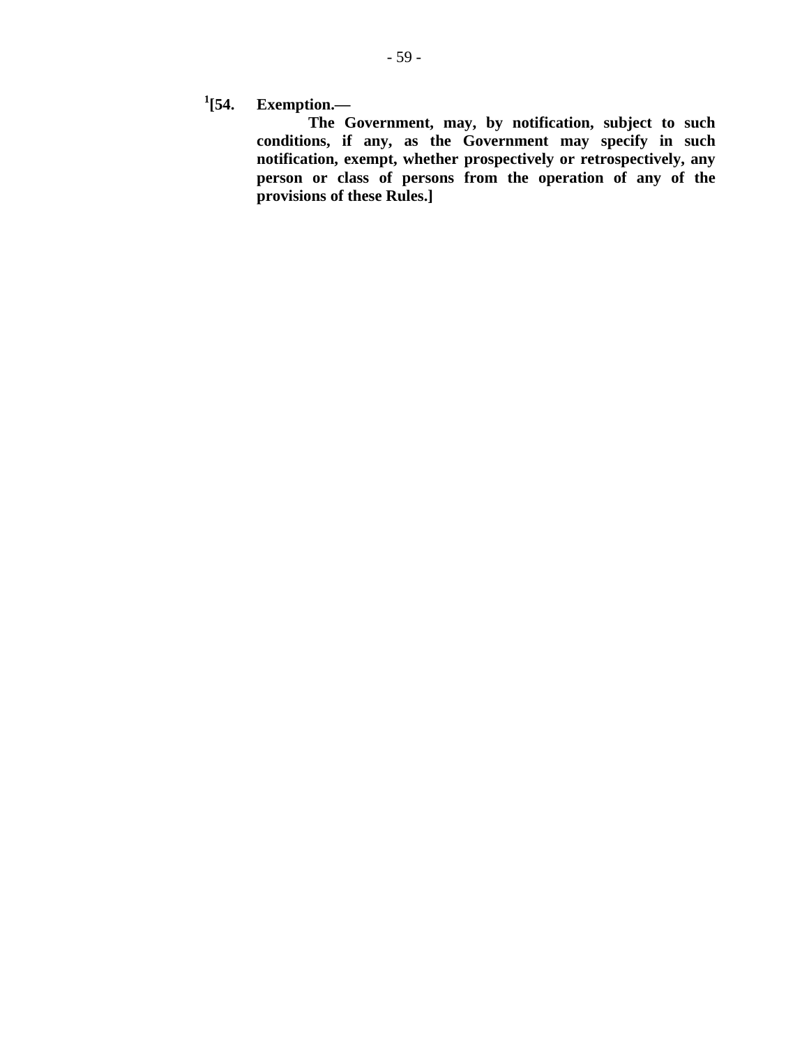[1][54. **Exemption.—**

**The Government, may, by notification, subject to such conditions, if any, as the Government may specify in such notification, exempt, whether prospectively or retrospectively, any person or class of persons from the operation of any of the provisions of these Rules.]**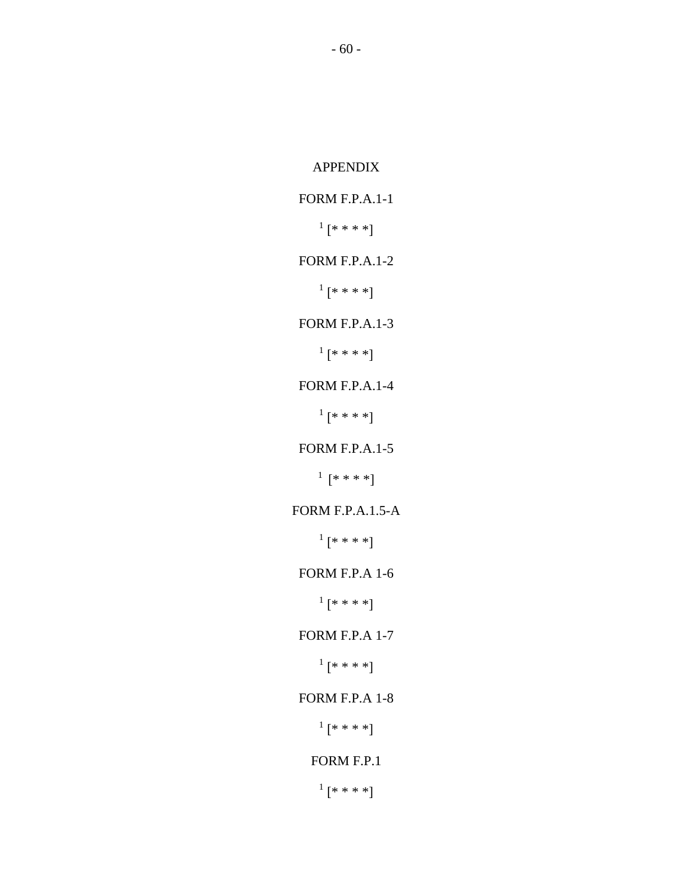APPENDIX

FORM F.P.A.1-1

[1] [* * * *]

FORM F.P.A.1-2

[1] [* * * *]

FORM F.P.A.1-3

[1] [* * * *]

FORM F.P.A.1-4

[1] [* * * *]

FORM F.P.A.1-5

[1] [* * * *]

FORM F.P.A.1.5-A

[1] [* * * *]

FORM F.P.A 1-6

[1] [* * * *]

FORM F.P.A 1-7

[1] [* * * *]

FORM F.P.A 1-8

[1] [* * * *]

FORM F.P.1

[1] [* * * *]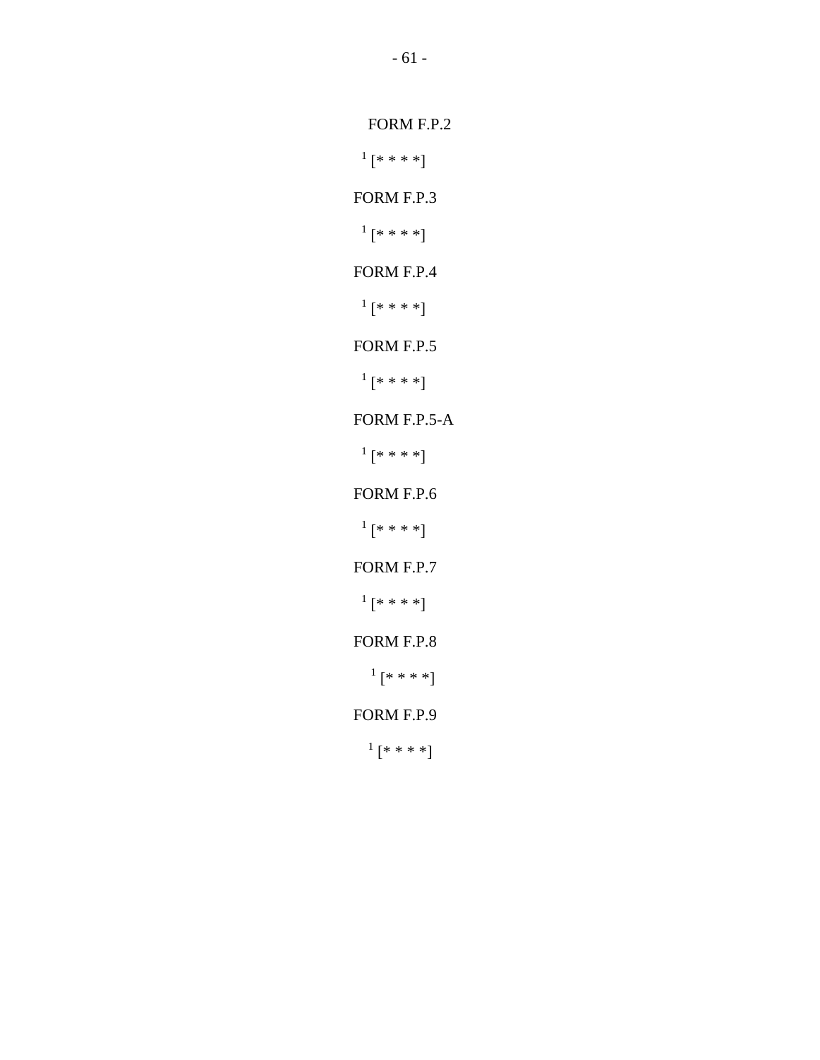FORM F.P.2

[1] [* * * *]

FORM F.P.3

[1] [* * * *]

FORM F.P.4

[1] [* * * *]

FORM F.P.5

[1] [* * * *]

FORM F.P.5-A

[1] [* * * *]

FORM F.P.6

[1] [* * * *]

FORM F.P.7

[1] [* * * *]

FORM F.P.8

[1] [* * * *]

FORM F.P.9

[1] [* * * *]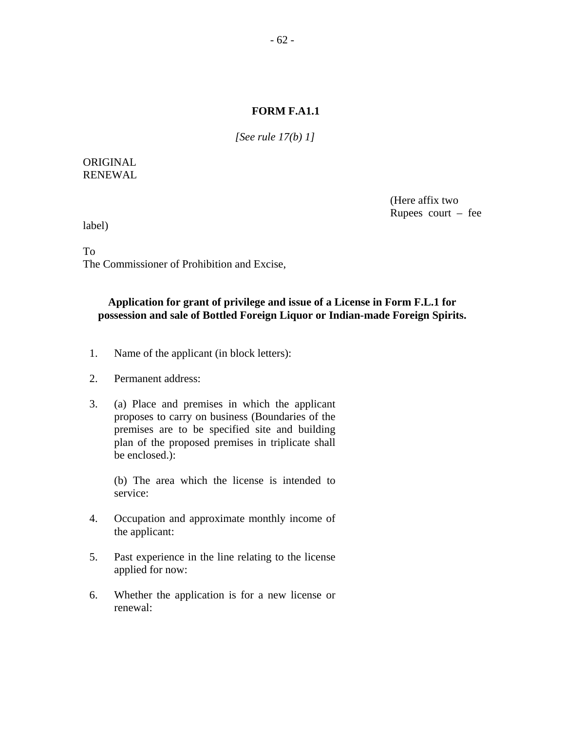**FORM F.A1.1**

*[See rule 17(b) 1]*

ORIGINAL
RENEWAL

(Here affix two Rupees court – fee label)

To
The Commissioner of Prohibition and Excise,

**Application for grant of privilege and issue of a License in Form F.L.1 for possession and sale of Bottled Foreign Liquor or Indian-made Foreign Spirits.**

1. Name of the applicant (in block letters):

2. Permanent address:

3. (a) Place and premises in which the applicant proposes to carry on business (Boundaries of the premises are to be specified site and building plan of the proposed premises in triplicate shall be enclosed.):

   (b) The area which the license is intended to service:

4. Occupation and approximate monthly income of the applicant:

5. Past experience in the line relating to the license applied for now:

6. Whether the application is for a new license or renewal: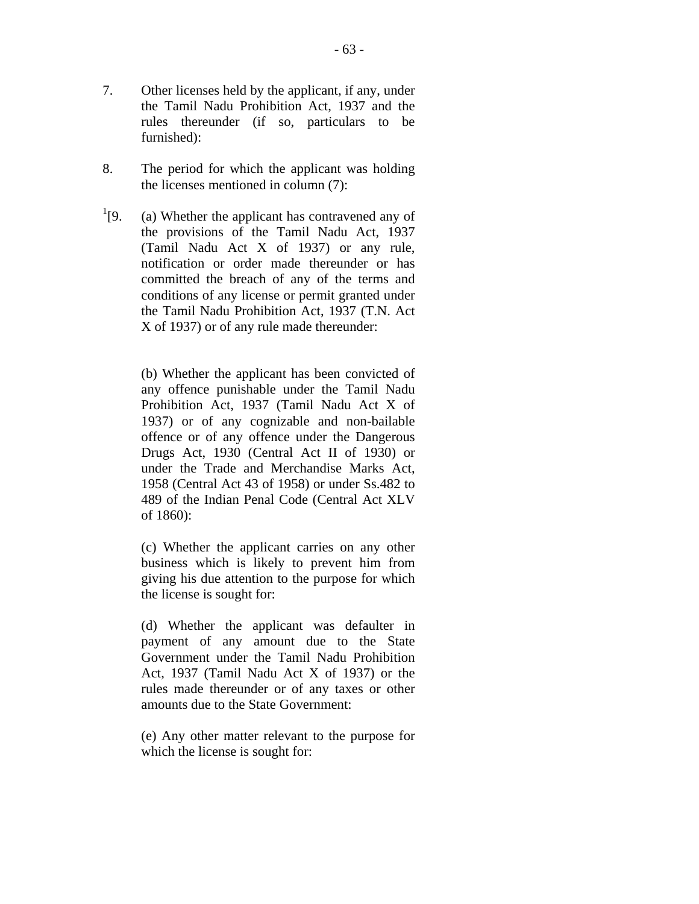7. Other licenses held by the applicant, if any, under the Tamil Nadu Prohibition Act, 1937 and the rules thereunder (if so, particulars to be furnished):

8. The period for which the applicant was holding the licenses mentioned in column (7):

[1][9. (a) Whether the applicant has contravened any of the provisions of the Tamil Nadu Act, 1937 (Tamil Nadu Act X of 1937) or any rule, notification or order made thereunder or has committed the breach of any of the terms and conditions of any license or permit granted under the Tamil Nadu Prohibition Act, 1937 (T.N. Act X of 1937) or of any rule made thereunder:

(b) Whether the applicant has been convicted of any offence punishable under the Tamil Nadu Prohibition Act, 1937 (Tamil Nadu Act X of 1937) or of any cognizable and non-bailable offence or of any offence under the Dangerous Drugs Act, 1930 (Central Act II of 1930) or under the Trade and Merchandise Marks Act, 1958 (Central Act 43 of 1958) or under Ss.482 to 489 of the Indian Penal Code (Central Act XLV of 1860):

(c) Whether the applicant carries on any other business which is likely to prevent him from giving his due attention to the purpose for which the license is sought for:

(d) Whether the applicant was defaulter in payment of any amount due to the State Government under the Tamil Nadu Prohibition Act, 1937 (Tamil Nadu Act X of 1937) or the rules made thereunder or of any taxes or other amounts due to the State Government:

(e) Any other matter relevant to the purpose for which the license is sought for: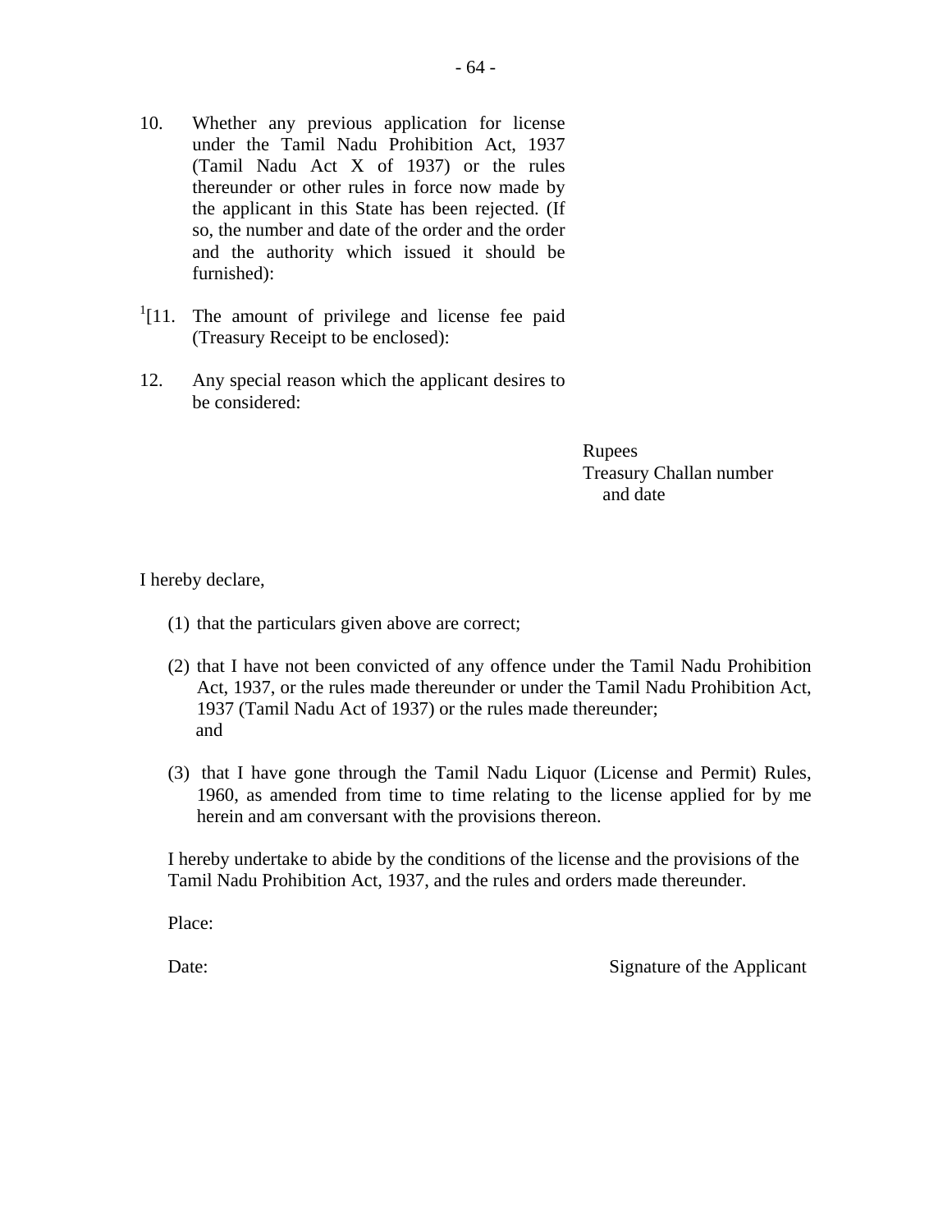10. Whether any previous application for license under the Tamil Nadu Prohibition Act, 1937 (Tamil Nadu Act X of 1937) or the rules thereunder or other rules in force now made by the applicant in this State has been rejected. (If so, the number and date of the order and the order and the authority which issued it should be furnished):

[1][11. The amount of privilege and license fee paid (Treasury Receipt to be enclosed):

12. Any special reason which the applicant desires to be considered:

Rupees
Treasury Challan number
and date

I hereby declare,

(1) that the particulars given above are correct;

(2) that I have not been convicted of any offence under the Tamil Nadu Prohibition Act, 1937, or the rules made thereunder or under the Tamil Nadu Prohibition Act, 1937 (Tamil Nadu Act of 1937) or the rules made thereunder;
and

(3) that I have gone through the Tamil Nadu Liquor (License and Permit) Rules, 1960, as amended from time to time relating to the license applied for by me herein and am conversant with the provisions thereon.

I hereby undertake to abide by the conditions of the license and the provisions of the Tamil Nadu Prohibition Act, 1937, and the rules and orders made thereunder.

Place:

Date: Signature of the Applicant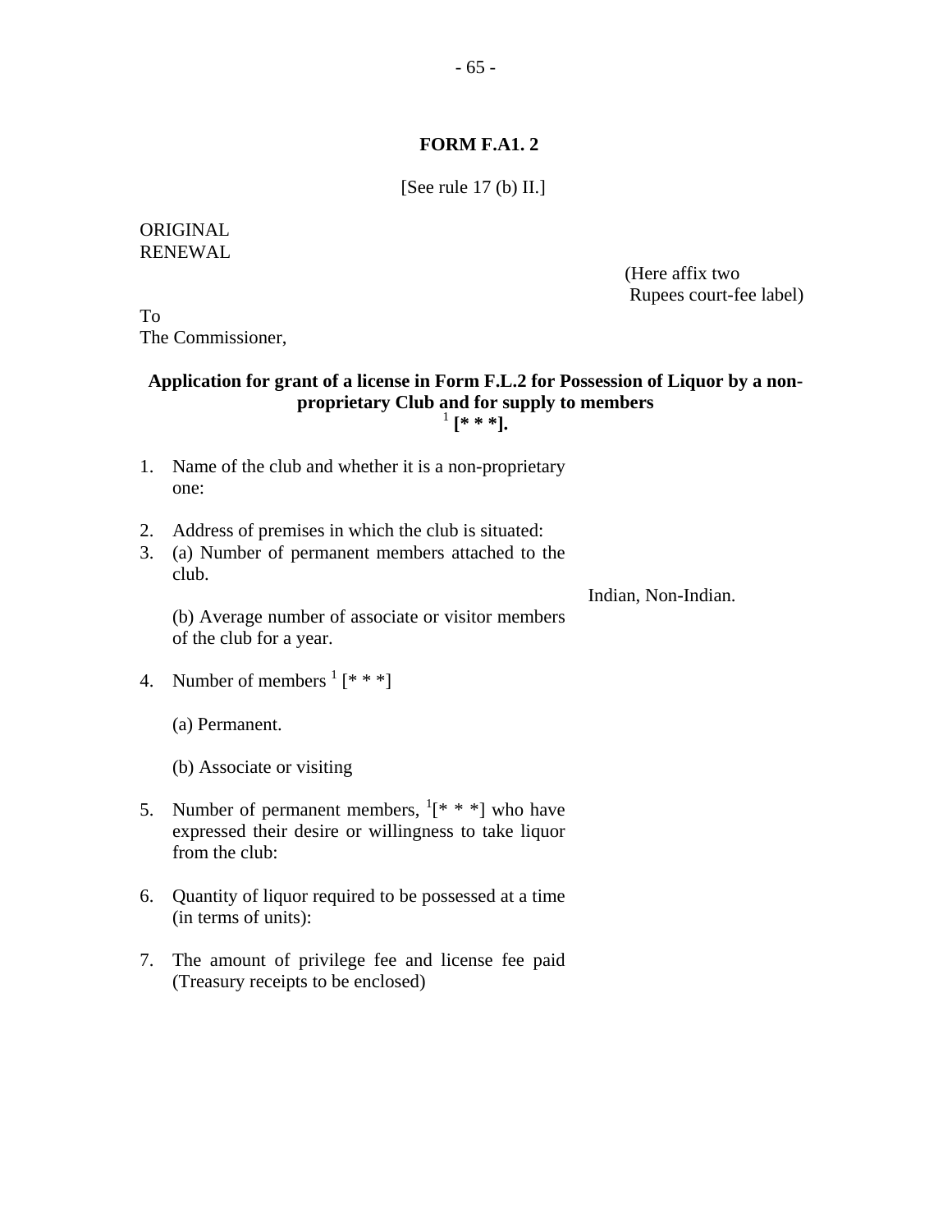**FORM F.A1. 2**

[See rule 17 (b) II.]

ORIGINAL
RENEWAL

(Here affix two Rupees court-fee label)

To
The Commissioner,

**Application for grant of a license in Form F.L.2 for Possession of Liquor by a non-proprietary Club and for supply to members [1] [* * *].**

1. Name of the club and whether it is a non-proprietary one:

2. Address of premises in which the club is situated:
3. (a) Number of permanent members attached to the club.

   Indian, Non-Indian.

   (b) Average number of associate or visitor members of the club for a year.

4. Number of members [1] [* * *]

   (a) Permanent.

   (b) Associate or visiting

5. Number of permanent members, [1][* * *] who have expressed their desire or willingness to take liquor from the club:

6. Quantity of liquor required to be possessed at a time (in terms of units):

7. The amount of privilege fee and license fee paid (Treasury receipts to be enclosed)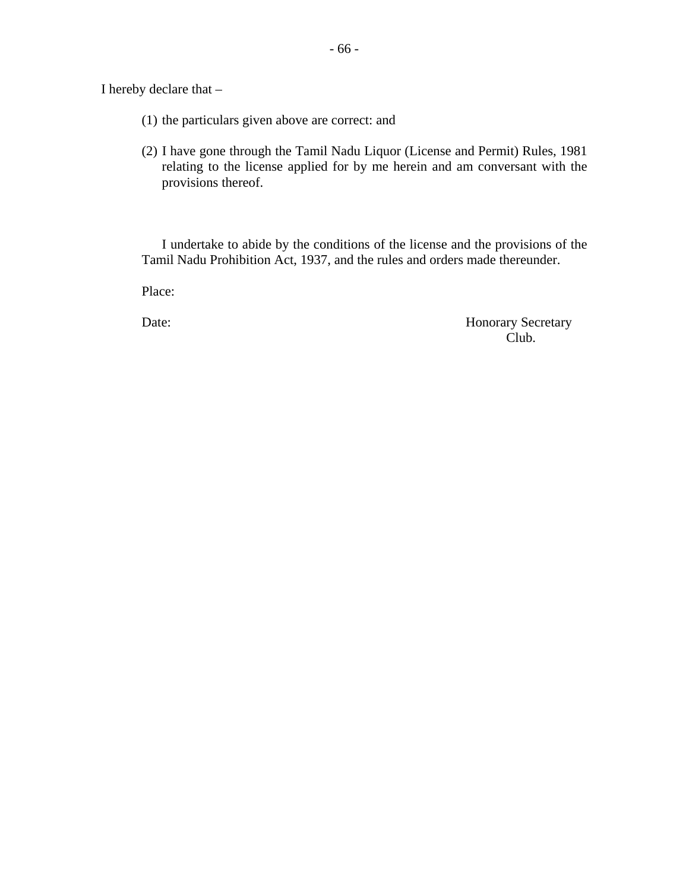I hereby declare that –

(1) the particulars given above are correct: and

(2) I have gone through the Tamil Nadu Liquor (License and Permit) Rules, 1981 relating to the license applied for by me herein and am conversant with the provisions thereof.

I undertake to abide by the conditions of the license and the provisions of the Tamil Nadu Prohibition Act, 1937, and the rules and orders made thereunder.

Place:

Date: Honorary Secretary
Club.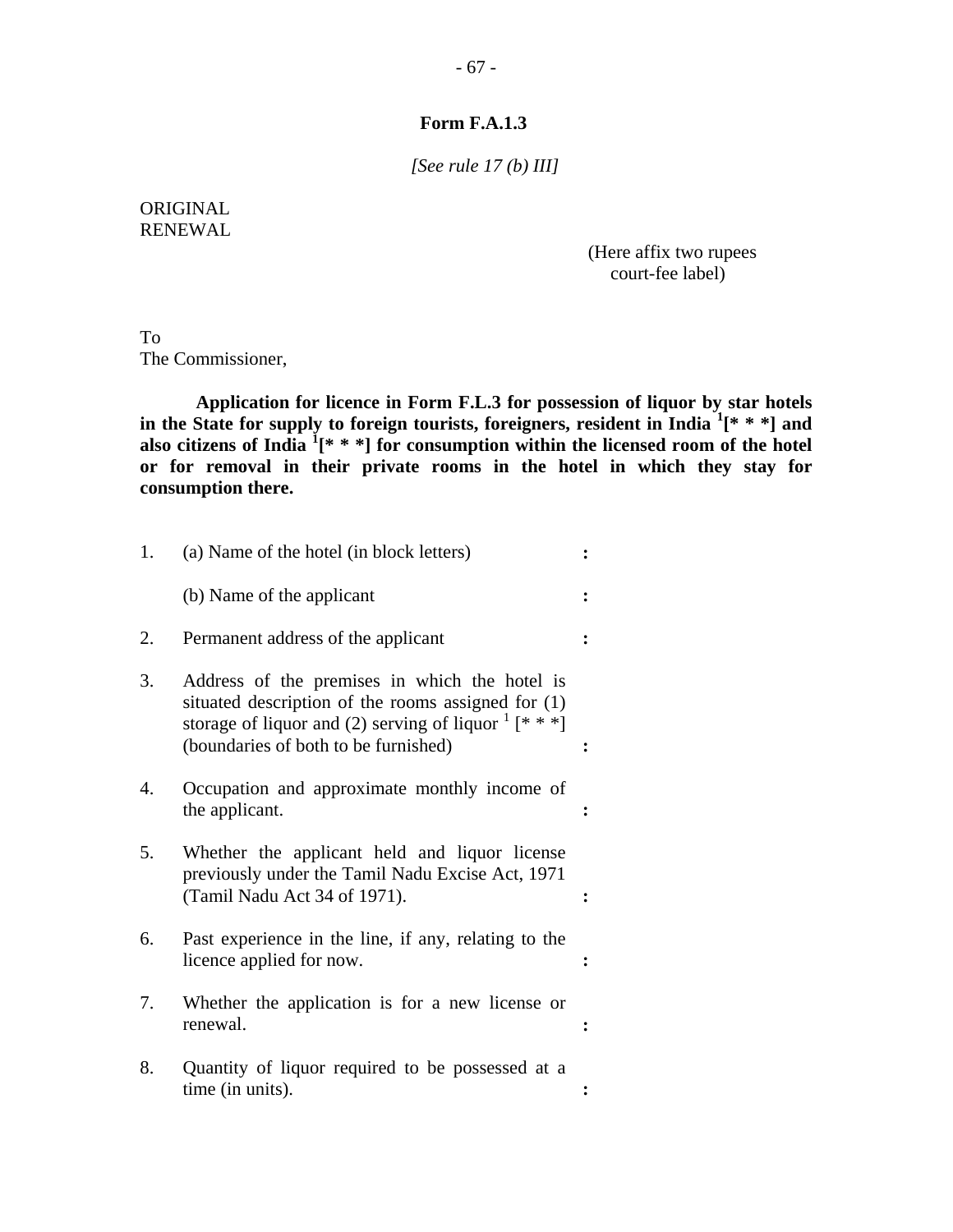**Form F.A.1.3**

*[See rule 17 (b) III]*

ORIGINAL
RENEWAL

(Here affix two rupees court-fee label)

To
The Commissioner,

**Application for licence in Form F.L.3 for possession of liquor by star hotels in the State for supply to foreign tourists, foreigners, resident in India [1][* * *] and also citizens of India [1][* * *] for consumption within the licensed room of the hotel or for removal in their private rooms in the hotel in which they stay for consumption there.**

1. (a) Name of the hotel (in block letters) :

   (b) Name of the applicant :

2. Permanent address of the applicant :

3. Address of the premises in which the hotel is situated description of the rooms assigned for (1) storage of liquor and (2) serving of liquor [1] [* * *] (boundaries of both to be furnished) :

4. Occupation and approximate monthly income of the applicant. :

5. Whether the applicant held and liquor license previously under the Tamil Nadu Excise Act, 1971 (Tamil Nadu Act 34 of 1971). :

6. Past experience in the line, if any, relating to the licence applied for now. :

7. Whether the application is for a new license or renewal. :

8. Quantity of liquor required to be possessed at a time (in units). :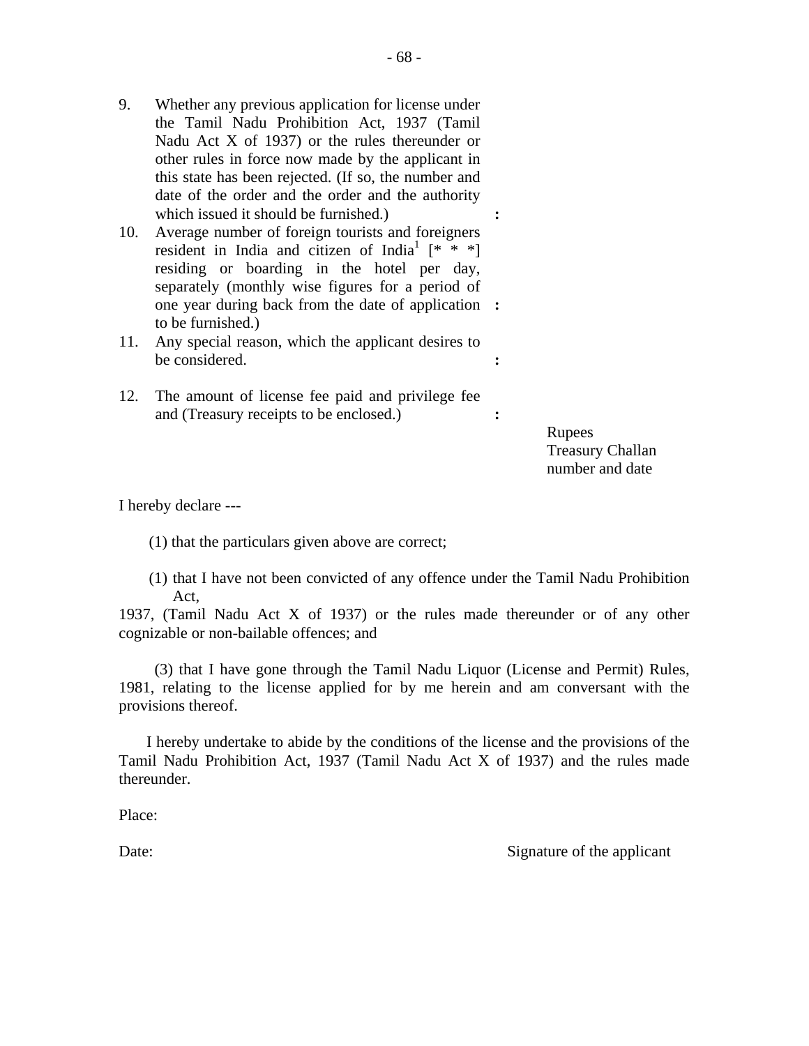9. Whether any previous application for license under the Tamil Nadu Prohibition Act, 1937 (Tamil Nadu Act X of 1937) or the rules thereunder or other rules in force now made by the applicant in this state has been rejected. (If so, the number and date of the order and the order and the authority which issued it should be furnished.) :

10. Average number of foreign tourists and foreigners resident in India and citizen of India[1] [* * *] residing or boarding in the hotel per day, separately (monthly wise figures for a period of one year during back from the date of application to be furnished.) :

11. Any special reason, which the applicant desires to be considered. :

12. The amount of license fee paid and privilege fee and (Treasury receipts to be enclosed.) :

    Rupees
    Treasury Challan number and date

I hereby declare ---

(1) that the particulars given above are correct;

(1) that I have not been convicted of any offence under the Tamil Nadu Prohibition Act, 1937, (Tamil Nadu Act X of 1937) or the rules made thereunder or of any other cognizable or non-bailable offences; and

(3) that I have gone through the Tamil Nadu Liquor (License and Permit) Rules, 1981, relating to the license applied for by me herein and am conversant with the provisions thereof.

I hereby undertake to abide by the conditions of the license and the provisions of the Tamil Nadu Prohibition Act, 1937 (Tamil Nadu Act X of 1937) and the rules made thereunder.

Place:

Date: Signature of the applicant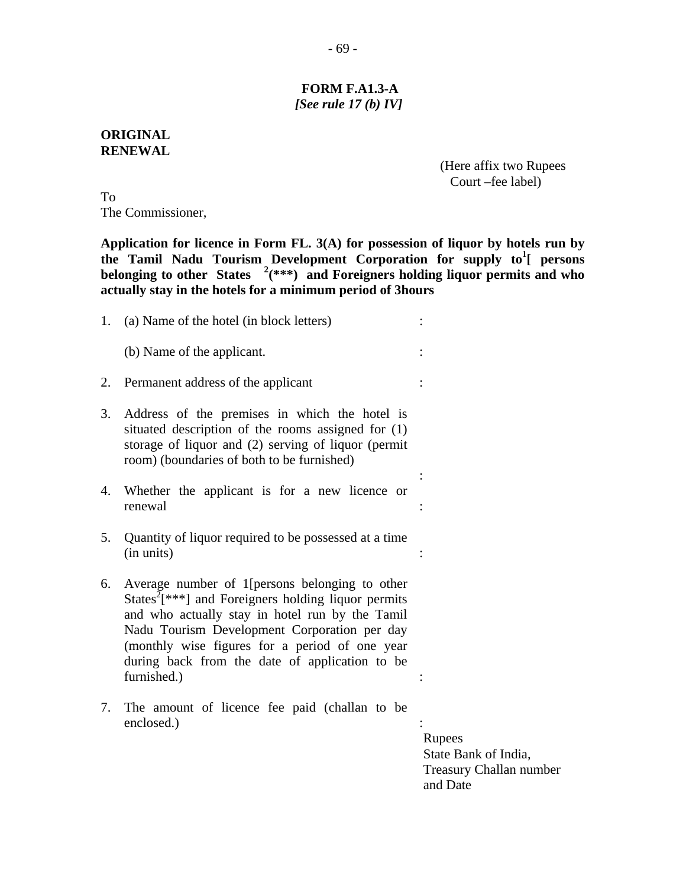**FORM F.A1.3-A**
***[See rule 17 (b) IV]***

**ORIGINAL**
**RENEWAL**

(Here affix two Rupees Court –fee label)

To
The Commissioner,

**Application for licence in Form FL. 3(A) for possession of liquor by hotels run by the Tamil Nadu Tourism Development Corporation for supply to[1][ persons belonging to other States [2](\*\*\*) and Foreigners holding liquor permits and who actually stay in the hotels for a minimum period of 3hours**

1. (a) Name of the hotel (in block letters) :

   (b) Name of the applicant. :

2. Permanent address of the applicant :

3. Address of the premises in which the hotel is situated description of the rooms assigned for (1) storage of liquor and (2) serving of liquor (permit room) (boundaries of both to be furnished) :

4. Whether the applicant is for a new licence or renewal :

5. Quantity of liquor required to be possessed at a time (in units) :

6. Average number of 1[persons belonging to other States[2][\*\*\*] and Foreigners holding liquor permits and who actually stay in hotel run by the Tamil Nadu Tourism Development Corporation per day (monthly wise figures for a period of one year during back from the date of application to be furnished.) :

7. The amount of licence fee paid (challan to be enclosed.) :
   Rupees
   State Bank of India,
   Treasury Challan number
   and Date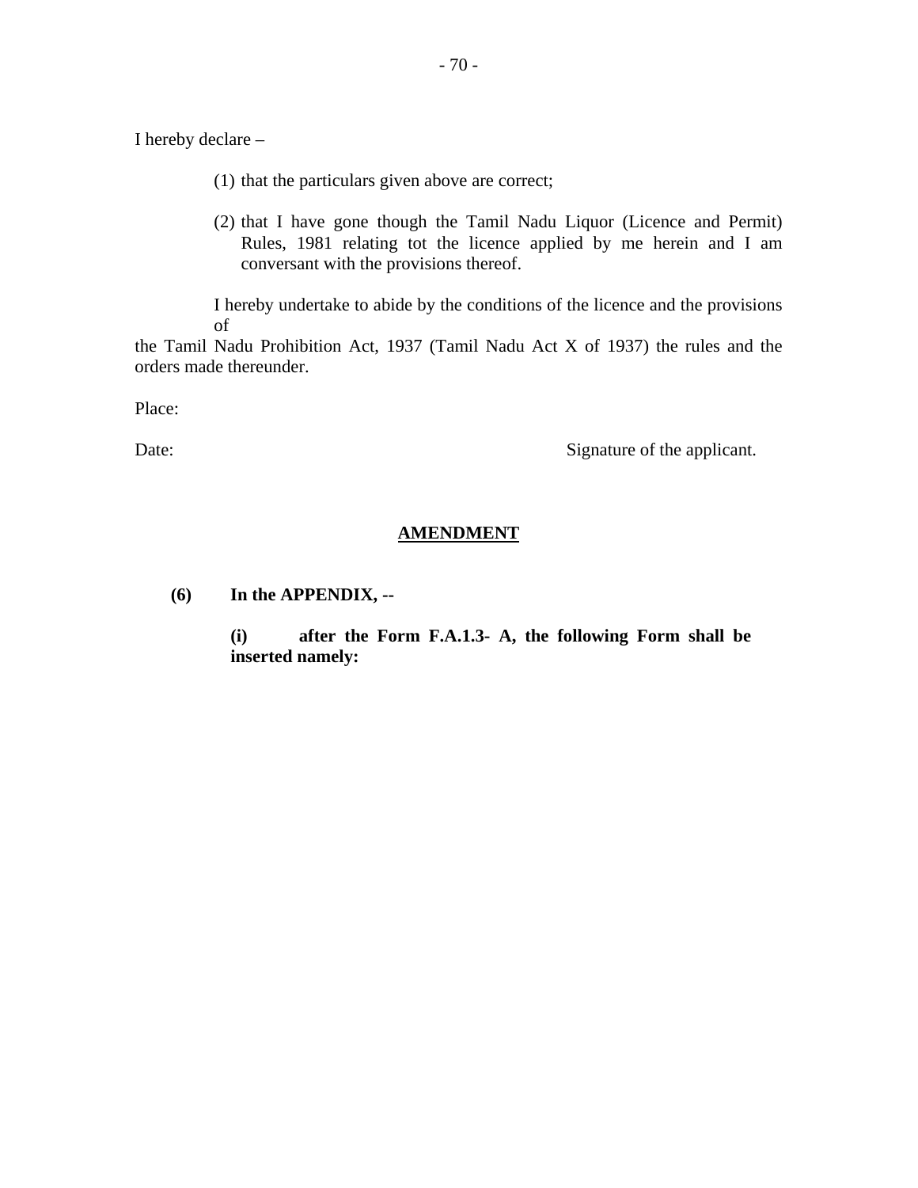I hereby declare –

(1) that the particulars given above are correct;

(2) that I have gone though the Tamil Nadu Liquor (Licence and Permit) Rules, 1981 relating tot the licence applied by me herein and I am conversant with the provisions thereof.

I hereby undertake to abide by the conditions of the licence and the provisions of the Tamil Nadu Prohibition Act, 1937 (Tamil Nadu Act X of 1937) the rules and the orders made thereunder.

Place:

Date: Signature of the applicant.

## AMENDMENT

**(6) In the APPENDIX, --**

**(i) after the Form F.A.1.3- A, the following Form shall be inserted namely:**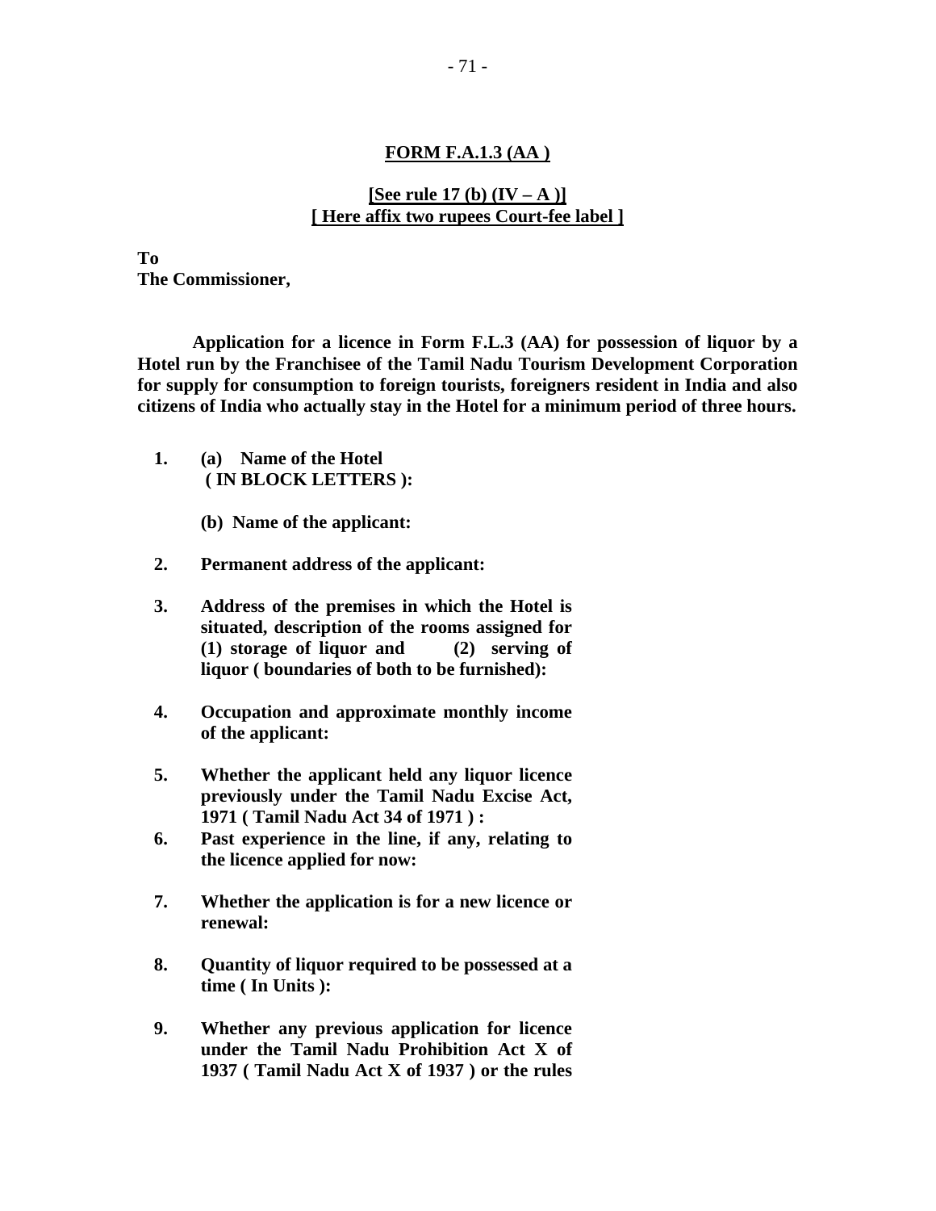**FORM F.A.1.3 (AA )**

**[See rule 17 (b) (IV – A )]**
**[ Here affix two rupees Court-fee label ]**

**To**
**The Commissioner,**

**Application for a licence in Form F.L.3 (AA) for possession of liquor by a Hotel run by the Franchisee of the Tamil Nadu Tourism Development Corporation for supply for consumption to foreign tourists, foreigners resident in India and also citizens of India who actually stay in the Hotel for a minimum period of three hours.**

1. **(a) Name of the Hotel ( IN BLOCK LETTERS ):**

   **(b) Name of the applicant:**

2. **Permanent address of the applicant:**

3. **Address of the premises in which the Hotel is situated, description of the rooms assigned for (1) storage of liquor and (2) serving of liquor ( boundaries of both to be furnished):**

4. **Occupation and approximate monthly income of the applicant:**

5. **Whether the applicant held any liquor licence previously under the Tamil Nadu Excise Act, 1971 ( Tamil Nadu Act 34 of 1971 ) :**

6. **Past experience in the line, if any, relating to the licence applied for now:**

7. **Whether the application is for a new licence or renewal:**

8. **Quantity of liquor required to be possessed at a time ( In Units ):**

9. **Whether any previous application for licence under the Tamil Nadu Prohibition Act X of 1937 ( Tamil Nadu Act X of 1937 ) or the rules**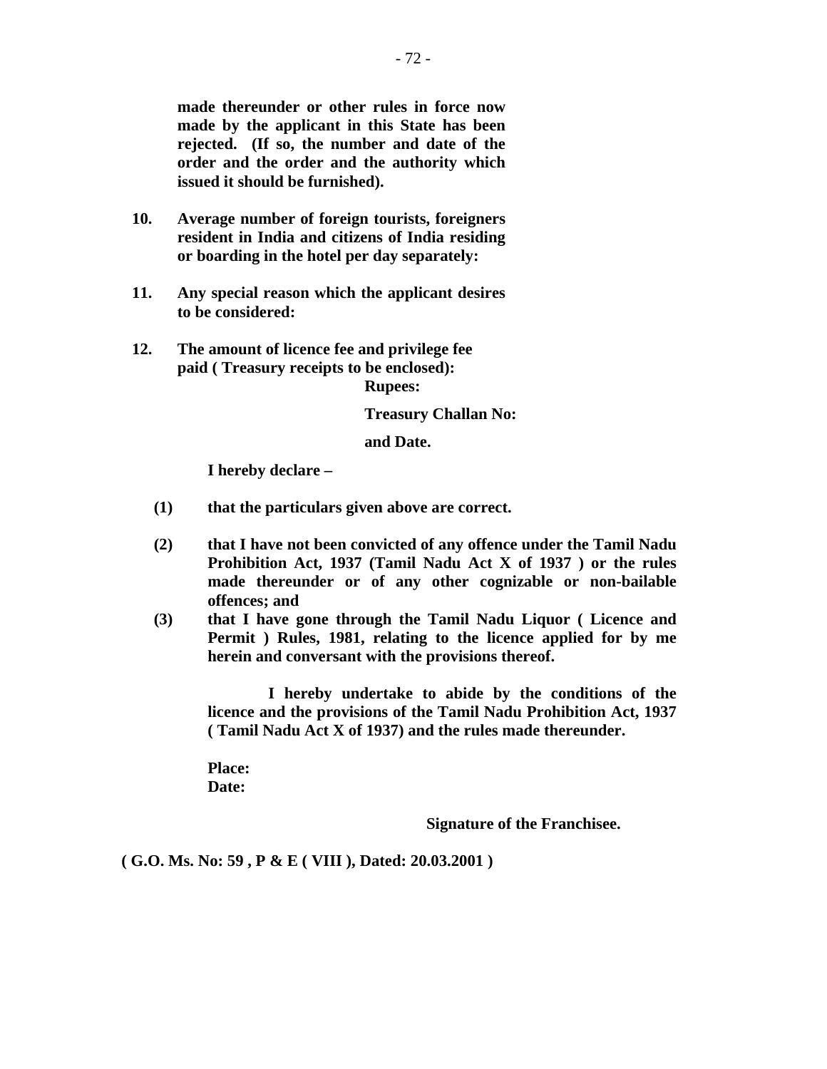**made thereunder or other rules in force now made by the applicant in this State has been rejected. (If so, the number and date of the order and the order and the authority which issued it should be furnished).**

**10. Average number of foreign tourists, foreigners resident in India and citizens of India residing or boarding in the hotel per day separately:**

**11. Any special reason which the applicant desires to be considered:**

**12. The amount of licence fee and privilege fee paid ( Treasury receipts to be enclosed):**

**Rupees:**

**Treasury Challan No:**

**and Date.**

**I hereby declare –**

**(1) that the particulars given above are correct.**

**(2) that I have not been convicted of any offence under the Tamil Nadu Prohibition Act, 1937 (Tamil Nadu Act X of 1937 ) or the rules made thereunder or of any other cognizable or non-bailable offences; and**

**(3) that I have gone through the Tamil Nadu Liquor ( Licence and Permit ) Rules, 1981, relating to the licence applied for by me herein and conversant with the provisions thereof.**

**I hereby undertake to abide by the conditions of the licence and the provisions of the Tamil Nadu Prohibition Act, 1937 ( Tamil Nadu Act X of 1937) and the rules made thereunder.**

**Place:**
**Date:**

**Signature of the Franchisee.**

**( G.O. Ms. No: 59 , P & E ( VIII ), Dated: 20.03.2001 )**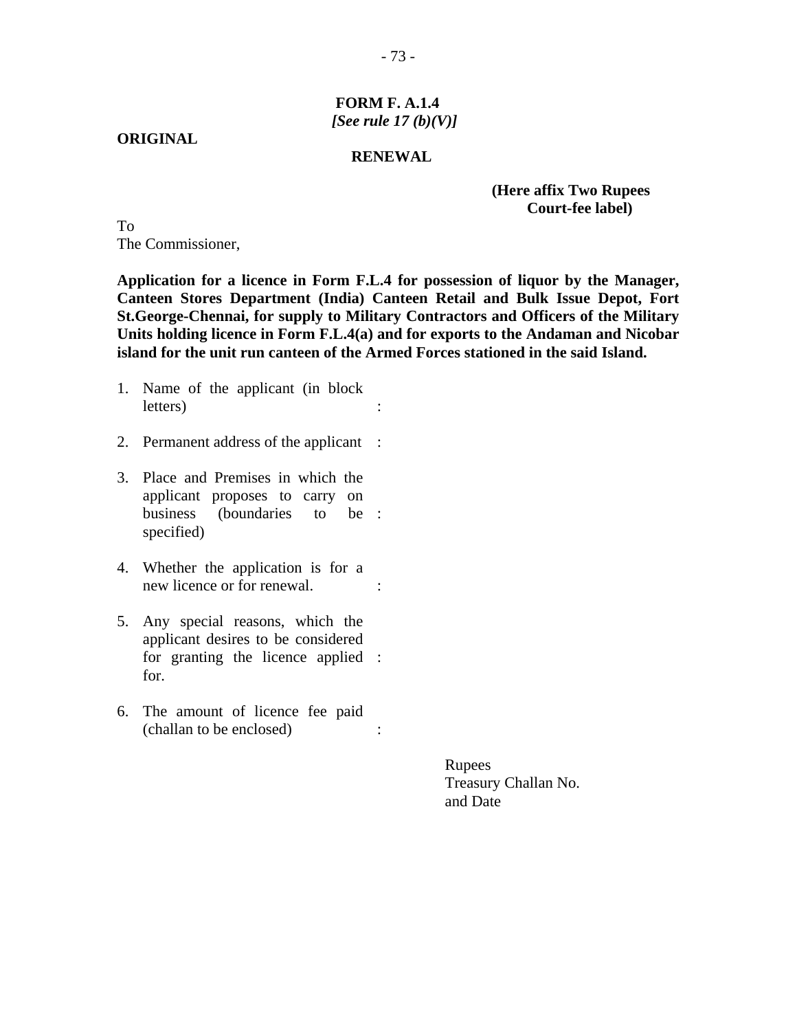**FORM F. A.1.4**
***[See rule 17 (b)(V)]***

**ORIGINAL**

**RENEWAL**

**(Here affix Two Rupees Court-fee label)**

To
The Commissioner,

**Application for a licence in Form F.L.4 for possession of liquor by the Manager, Canteen Stores Department (India) Canteen Retail and Bulk Issue Depot, Fort St.George-Chennai, for supply to Military Contractors and Officers of the Military Units holding licence in Form F.L.4(a) and for exports to the Andaman and Nicobar island for the unit run canteen of the Armed Forces stationed in the said Island.**

1. Name of the applicant (in block letters) :

2. Permanent address of the applicant :

3. Place and Premises in which the applicant proposes to carry on business (boundaries to be specified) :

4. Whether the application is for a new licence or for renewal. :

5. Any special reasons, which the applicant desires to be considered for granting the licence applied for. :

6. The amount of licence fee paid (challan to be enclosed) :

    Rupees
    Treasury Challan No.
    and Date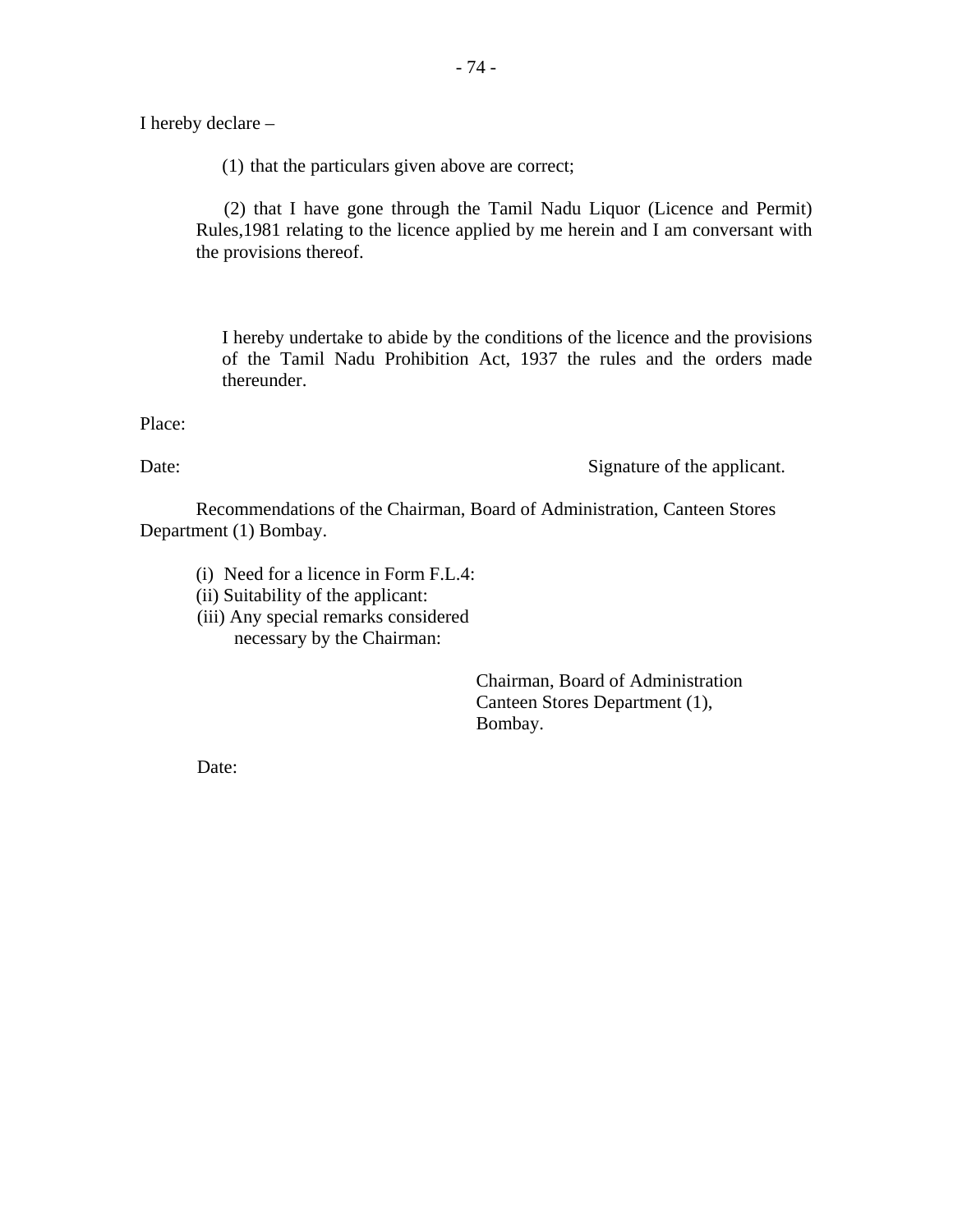I hereby declare –

(1) that the particulars given above are correct;

(2) that I have gone through the Tamil Nadu Liquor (Licence and Permit) Rules,1981 relating to the licence applied by me herein and I am conversant with the provisions thereof.

I hereby undertake to abide by the conditions of the licence and the provisions of the Tamil Nadu Prohibition Act, 1937 the rules and the orders made thereunder.

Place:

Date: Signature of the applicant.

Recommendations of the Chairman, Board of Administration, Canteen Stores Department (1) Bombay.

(i) Need for a licence in Form F.L.4:
(ii) Suitability of the applicant:
(iii) Any special remarks considered necessary by the Chairman:

Chairman, Board of Administration
Canteen Stores Department (1),
Bombay.

Date: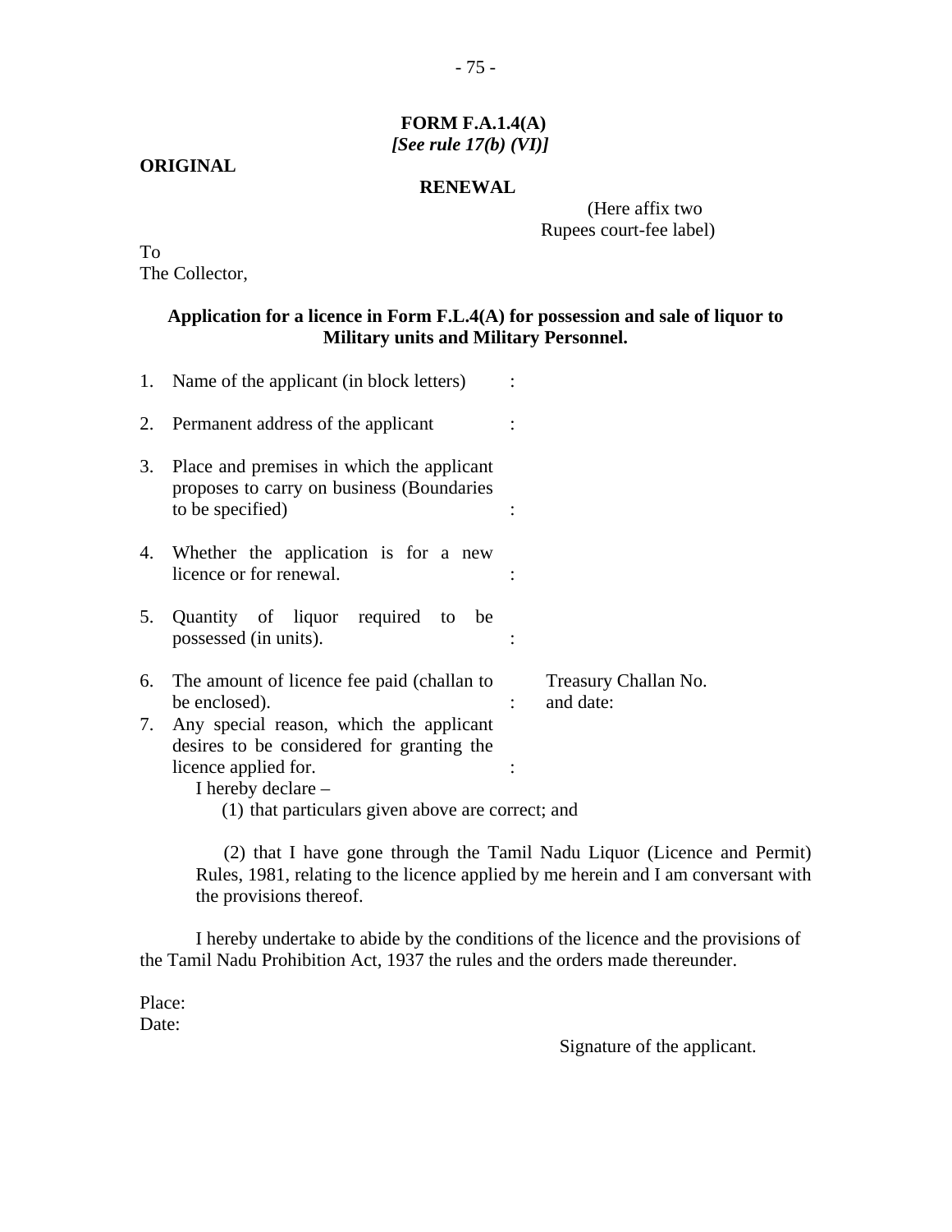**FORM F.A.1.4(A)**
***[See rule 17(b) (VI)]***

**ORIGINAL**

**RENEWAL**

(Here affix two Rupees court-fee label)

To
The Collector,

**Application for a licence in Form F.L.4(A) for possession and sale of liquor to Military units and Military Personnel.**

1. Name of the applicant (in block letters) :
2. Permanent address of the applicant :
3. Place and premises in which the applicant proposes to carry on business (Boundaries to be specified) :
4. Whether the application is for a new licence or for renewal. :
5. Quantity of liquor required to be possessed (in units). :
6. The amount of licence fee paid (challan to be enclosed). : Treasury Challan No. and date:
7. Any special reason, which the applicant desires to be considered for granting the licence applied for. :

I hereby declare –

(1) that particulars given above are correct; and

(2) that I have gone through the Tamil Nadu Liquor (Licence and Permit) Rules, 1981, relating to the licence applied by me herein and I am conversant with the provisions thereof.

I hereby undertake to abide by the conditions of the licence and the provisions of the Tamil Nadu Prohibition Act, 1937 the rules and the orders made thereunder.

Place:
Date:

Signature of the applicant.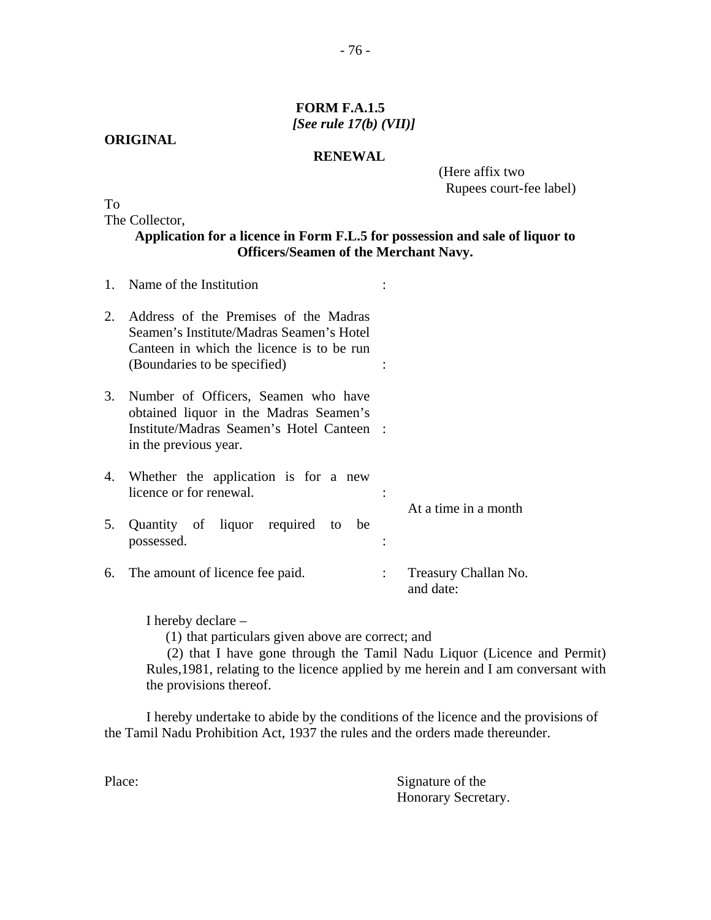**FORM F.A.1.5**
***[See rule 17(b) (VII)]***

**ORIGINAL**

**RENEWAL**

(Here affix two Rupees court-fee label)

To
The Collector,

**Application for a licence in Form F.L.5 for possession and sale of liquor to Officers/Seamen of the Merchant Navy.**

1. Name of the Institution :
2. Address of the Premises of the Madras Seamen's Institute/Madras Seamen's Hotel Canteen in which the licence is to be run (Boundaries to be specified) :
3. Number of Officers, Seamen who have obtained liquor in the Madras Seamen's Institute/Madras Seamen's Hotel Canteen in the previous year. :
4. Whether the application is for a new licence or for renewal. :
5. Quantity of liquor required to be possessed. : At a time in a month
6. The amount of licence fee paid. : Treasury Challan No. and date:

I hereby declare –

(1) that particulars given above are correct; and

(2) that I have gone through the Tamil Nadu Liquor (Licence and Permit) Rules,1981, relating to the licence applied by me herein and I am conversant with the provisions thereof.

I hereby undertake to abide by the conditions of the licence and the provisions of the Tamil Nadu Prohibition Act, 1937 the rules and the orders made thereunder.

Place: Signature of the Honorary Secretary.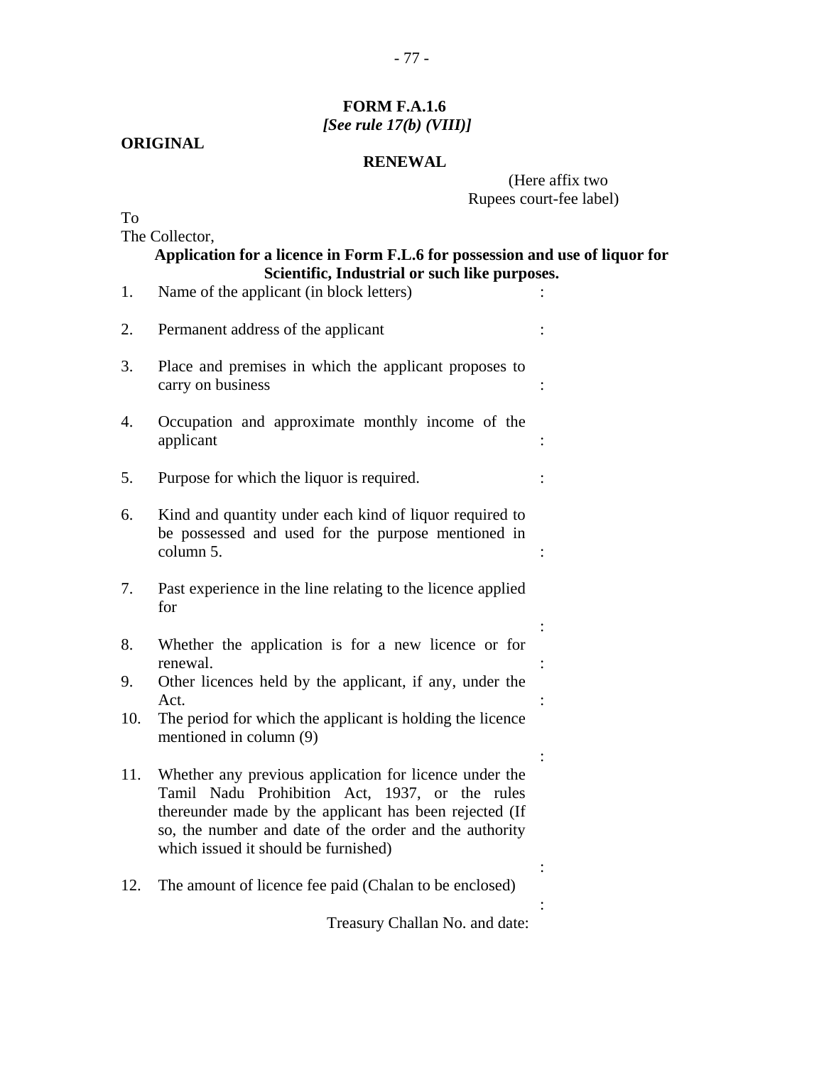**FORM F.A.1.6**
***[See rule 17(b) (VIII)]***

**ORIGINAL**

**RENEWAL**

(Here affix two Rupees court-fee label)

To
The Collector,

**Application for a licence in Form F.L.6 for possession and use of liquor for Scientific, Industrial or such like purposes.**

1. Name of the applicant (in block letters) :
2. Permanent address of the applicant :
3. Place and premises in which the applicant proposes to carry on business :
4. Occupation and approximate monthly income of the applicant :
5. Purpose for which the liquor is required. :
6. Kind and quantity under each kind of liquor required to be possessed and used for the purpose mentioned in column 5. :
7. Past experience in the line relating to the licence applied for :
8. Whether the application is for a new licence or for renewal. :
9. Other licences held by the applicant, if any, under the Act. :
10. The period for which the applicant is holding the licence mentioned in column (9) :
11. Whether any previous application for licence under the Tamil Nadu Prohibition Act, 1937, or the rules thereunder made by the applicant has been rejected (If so, the number and date of the order and the authority which issued it should be furnished) :
12. The amount of licence fee paid (Chalan to be enclosed) :

Treasury Challan No. and date: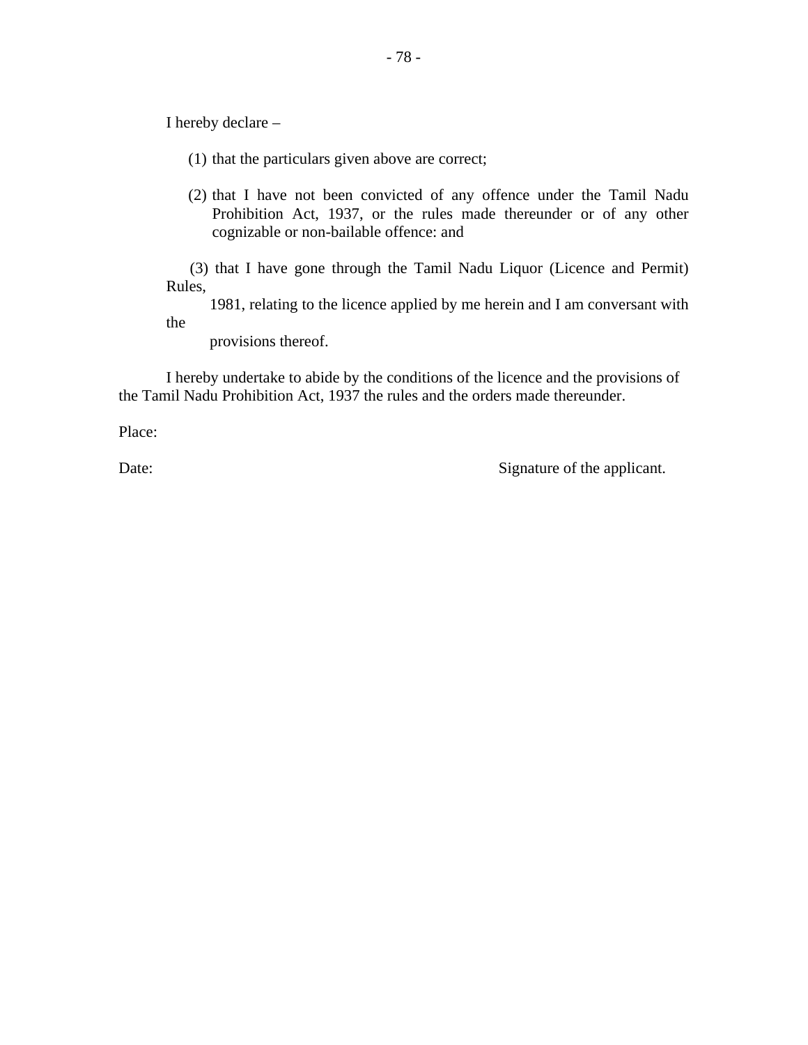I hereby declare –

(1) that the particulars given above are correct;

(2) that I have not been convicted of any offence under the Tamil Nadu Prohibition Act, 1937, or the rules made thereunder or of any other cognizable or non-bailable offence: and

(3) that I have gone through the Tamil Nadu Liquor (Licence and Permit) Rules, 1981, relating to the licence applied by me herein and I am conversant with the provisions thereof.

I hereby undertake to abide by the conditions of the licence and the provisions of the Tamil Nadu Prohibition Act, 1937 the rules and the orders made thereunder.

Place:

Date: Signature of the applicant.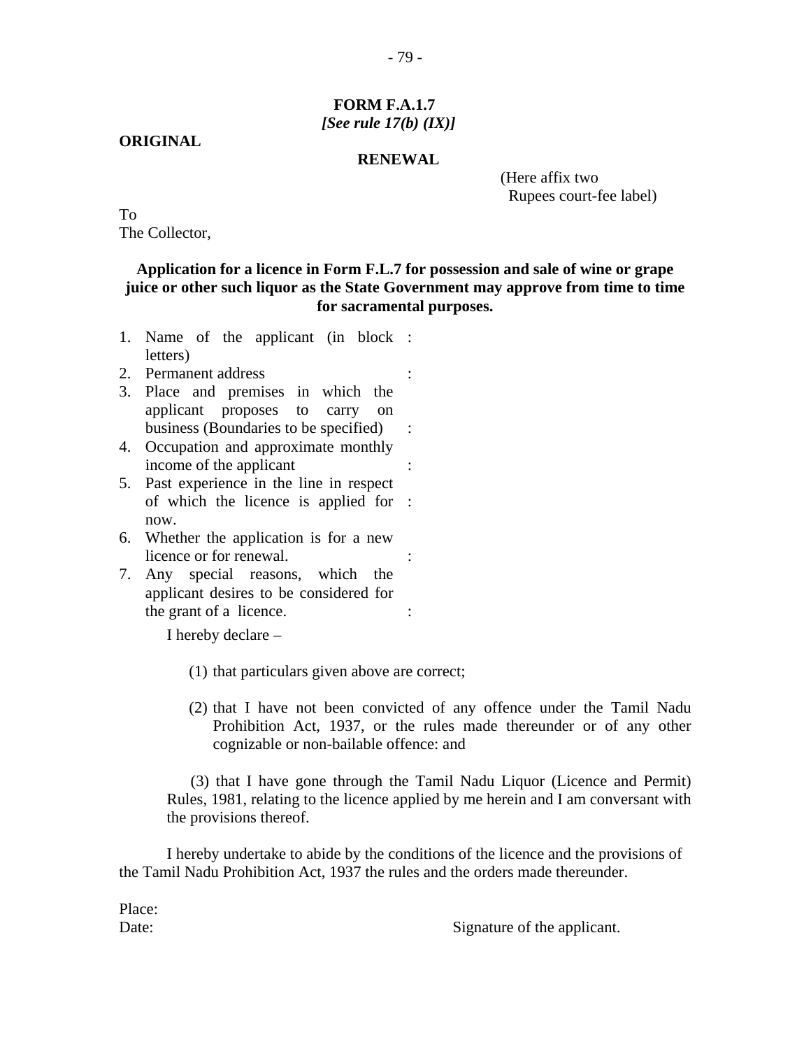**FORM F.A.1.7**
***[See rule 17(b) (IX)]***

**ORIGINAL**

**RENEWAL**

(Here affix two Rupees court-fee label)

To
The Collector,

**Application for a licence in Form F.L.7 for possession and sale of wine or grape juice or other such liquor as the State Government may approve from time to time for sacramental purposes.**

1. Name of the applicant (in block letters) :
2. Permanent address :
3. Place and premises in which the applicant proposes to carry on business (Boundaries to be specified) :
4. Occupation and approximate monthly income of the applicant :
5. Past experience in the line in respect of which the licence is applied for now. :
6. Whether the application is for a new licence or for renewal. :
7. Any special reasons, which the applicant desires to be considered for the grant of a licence. :

I hereby declare –

(1) that particulars given above are correct;

(2) that I have not been convicted of any offence under the Tamil Nadu Prohibition Act, 1937, or the rules made thereunder or of any other cognizable or non-bailable offence: and

(3) that I have gone through the Tamil Nadu Liquor (Licence and Permit) Rules, 1981, relating to the licence applied by me herein and I am conversant with the provisions thereof.

I hereby undertake to abide by the conditions of the licence and the provisions of the Tamil Nadu Prohibition Act, 1937 the rules and the orders made thereunder.

Place:
Date: Signature of the applicant.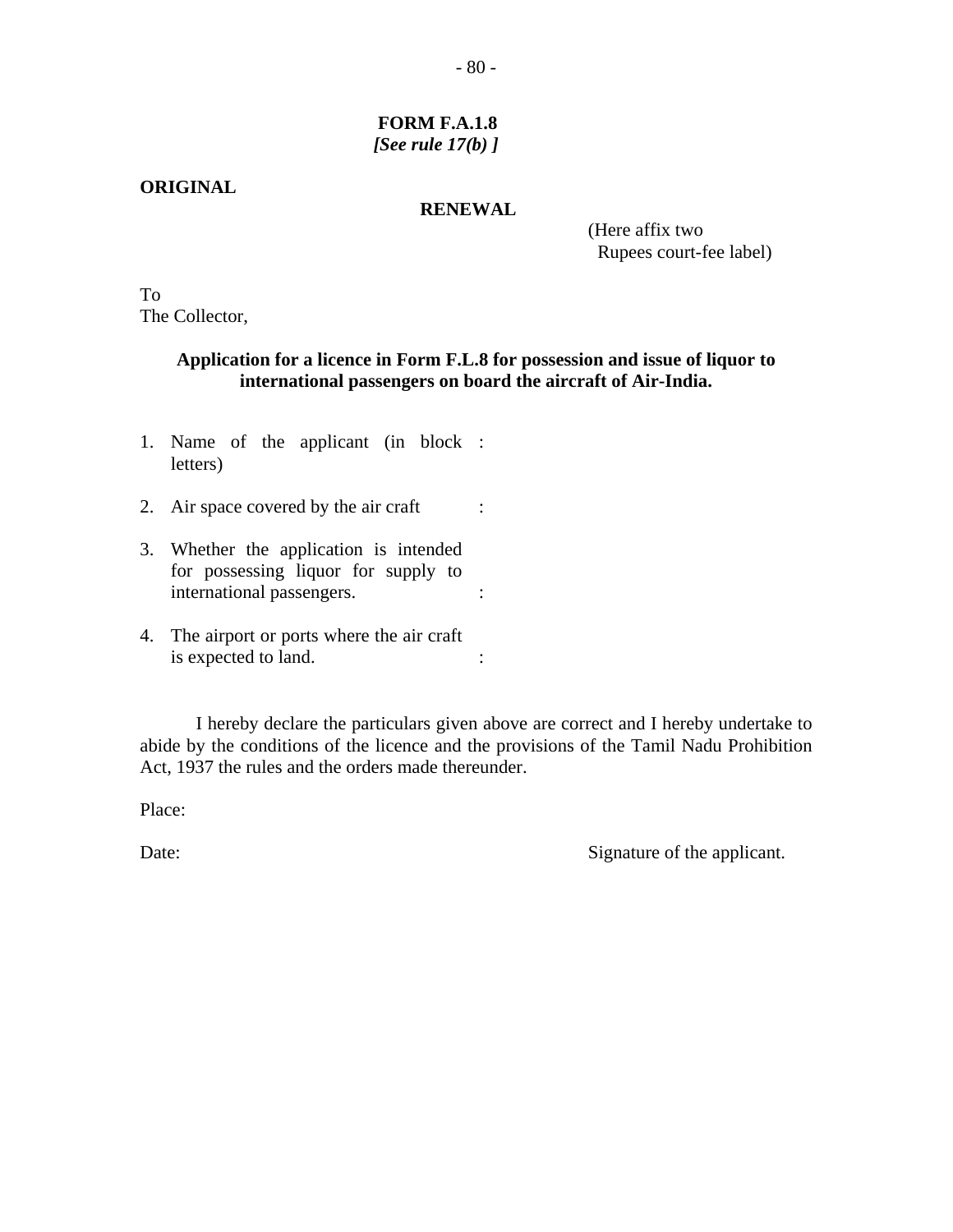**FORM F.A.1.8**
***[See rule 17(b) ]***

**ORIGINAL**

**RENEWAL**

(Here affix two Rupees court-fee label)

To
The Collector,

**Application for a licence in Form F.L.8 for possession and issue of liquor to international passengers on board the aircraft of Air-India.**

1. Name of the applicant (in block letters) :
2. Air space covered by the air craft :
3. Whether the application is intended for possessing liquor for supply to international passengers. :
4. The airport or ports where the air craft is expected to land. :

I hereby declare the particulars given above are correct and I hereby undertake to abide by the conditions of the licence and the provisions of the Tamil Nadu Prohibition Act, 1937 the rules and the orders made thereunder.

Place:

Date: Signature of the applicant.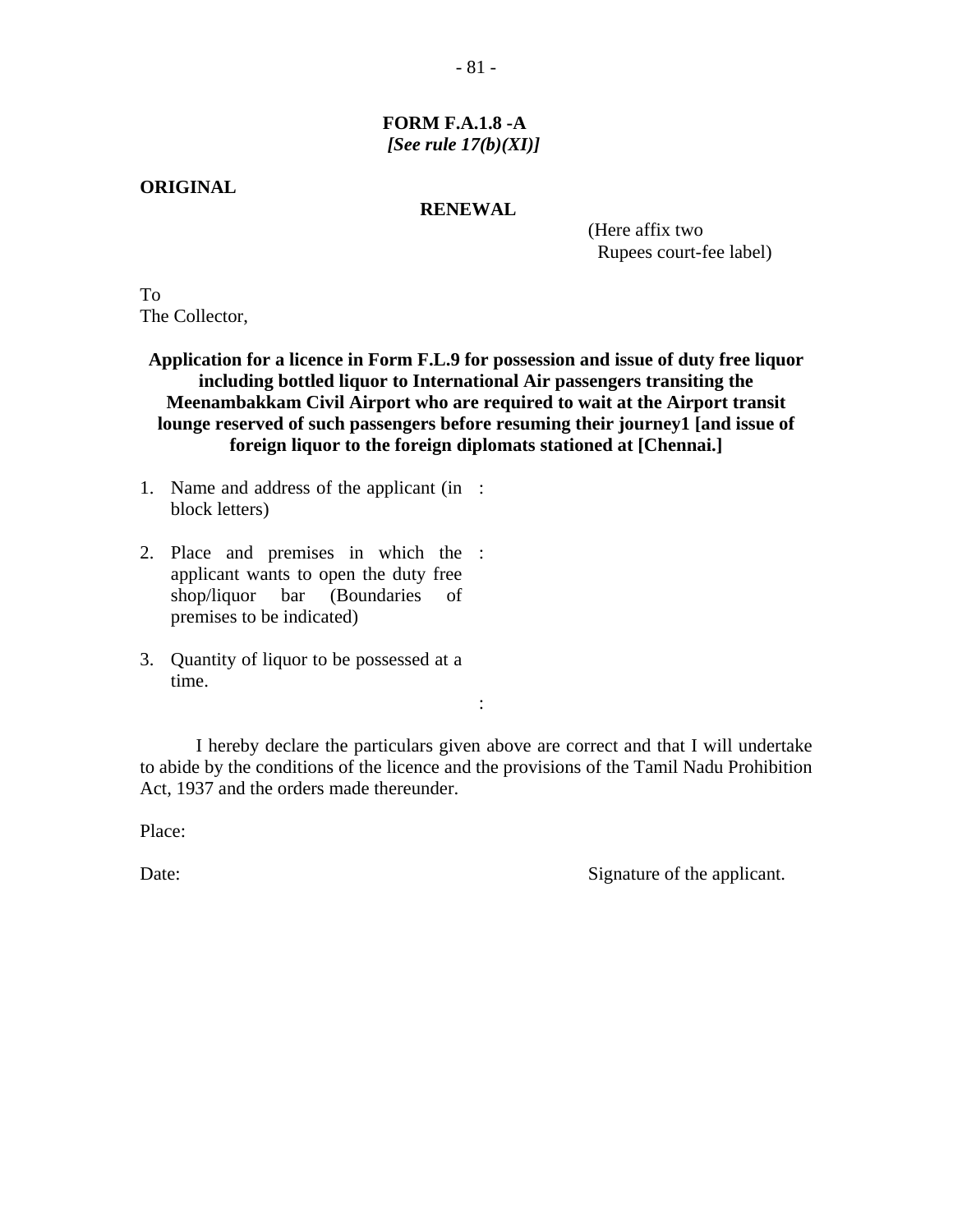**FORM F.A.1.8 -A**

***[See rule 17(b)(XI)]***

**ORIGINAL**

**RENEWAL**

(Here affix two
Rupees court-fee label)

To
The Collector,

**Application for a licence in Form F.L.9 for possession and issue of duty free liquor including bottled liquor to International Air passengers transiting the Meenambakkam Civil Airport who are required to wait at the Airport transit lounge reserved of such passengers before resuming their journey1 [and issue of foreign liquor to the foreign diplomats stationed at [Chennai.]**

1. Name and address of the applicant (in block letters) :
2. Place and premises in which the applicant wants to open the duty free shop/liquor bar (Boundaries of premises to be indicated) :
3. Quantity of liquor to be possessed at a time. :

I hereby declare the particulars given above are correct and that I will undertake to abide by the conditions of the licence and the provisions of the Tamil Nadu Prohibition Act, 1937 and the orders made thereunder.

Place:

Date: Signature of the applicant.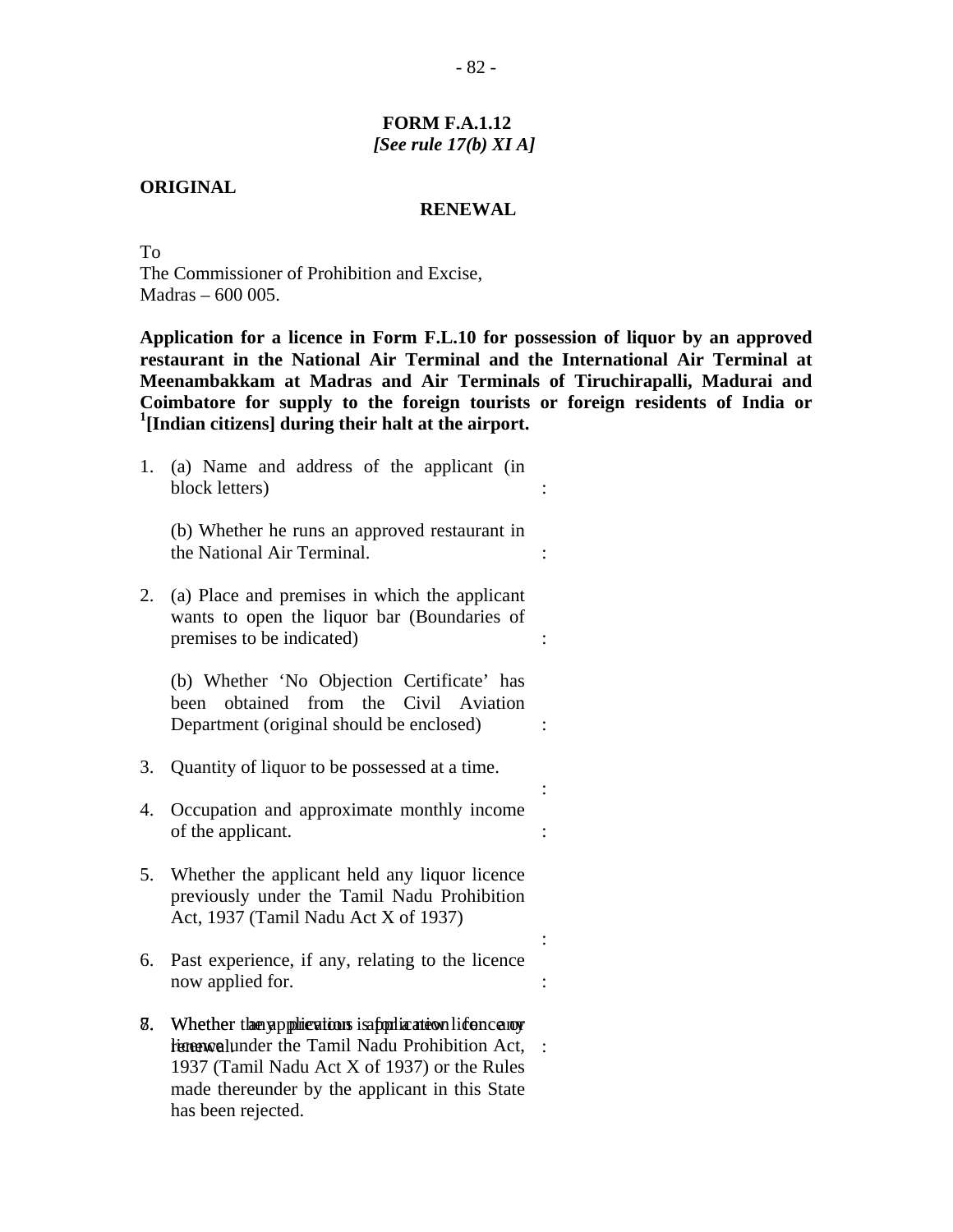**FORM F.A.1.12**
***[See rule 17(b) XI A]***

**ORIGINAL**

**RENEWAL**

To
The Commissioner of Prohibition and Excise,
Madras – 600 005.

**Application for a licence in Form F.L.10 for possession of liquor by an approved restaurant in the National Air Terminal and the International Air Terminal at Meenambakkam at Madras and Air Terminals of Tiruchirapalli, Madurai and Coimbatore for supply to the foreign tourists or foreign residents of India or [1][Indian citizens] during their halt at the airport.**

1. (a) Name and address of the applicant (in block letters) :

   (b) Whether he runs an approved restaurant in the National Air Terminal. :

2. (a) Place and premises in which the applicant wants to open the liquor bar (Boundaries of premises to be indicated) :

   (b) Whether 'No Objection Certificate' has been obtained from the Civil Aviation Department (original should be enclosed) :

3. Quantity of liquor to be possessed at a time. :

4. Occupation and approximate monthly income of the applicant. :

5. Whether the applicant held any liquor licence previously under the Tamil Nadu Prohibition Act, 1937 (Tamil Nadu Act X of 1937) :

6. Past experience, if any, relating to the licence now applied for. :

7. Whether the application is for a new licence or renewal.

8. Whether any previous application for any licence under the Tamil Nadu Prohibition Act, 1937 (Tamil Nadu Act X of 1937) or the Rules made thereunder by the applicant in this State has been rejected. :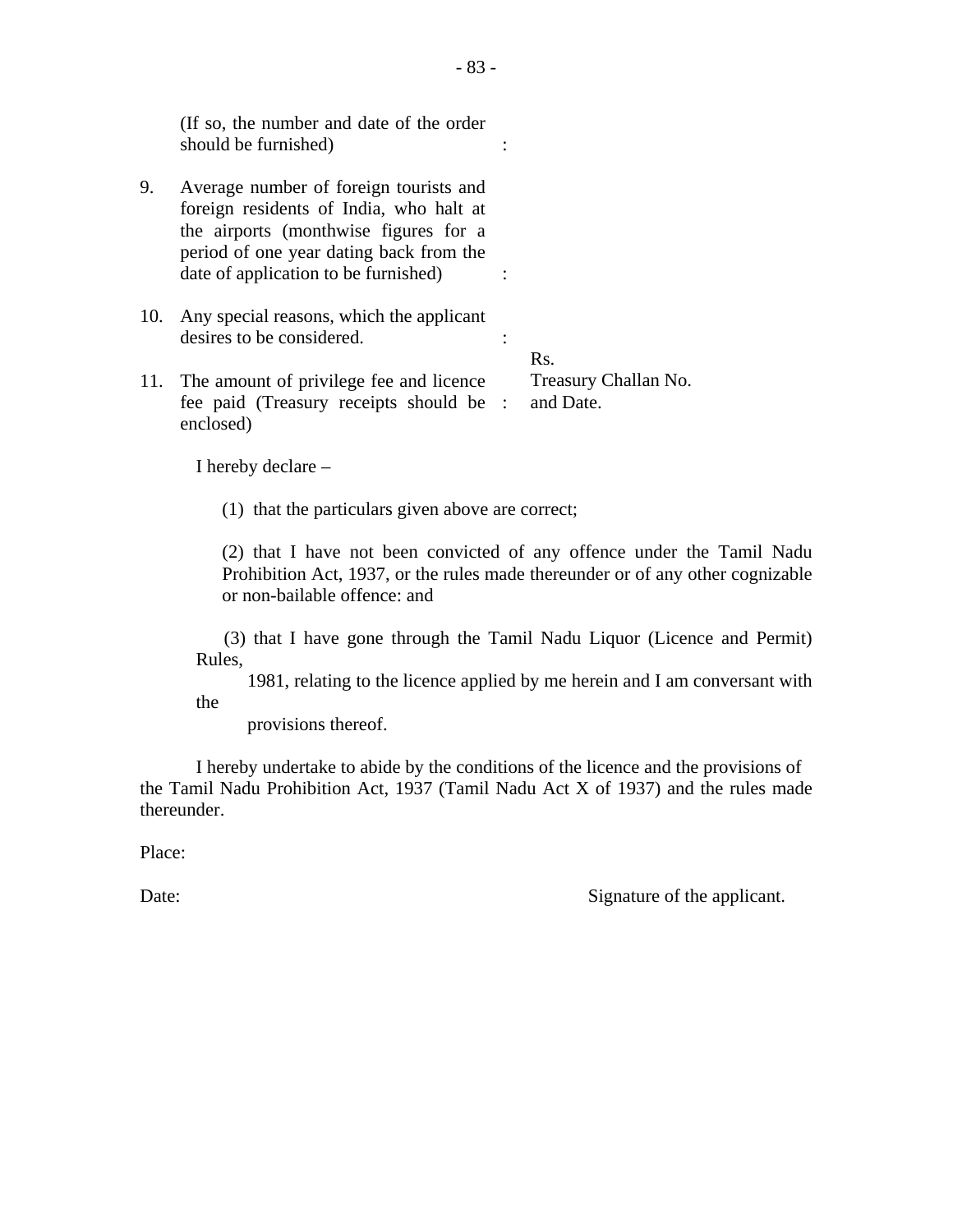| | | | |
|---|---|---|---|
| | (If so, the number and date of the order should be furnished) | : | |
| 9. | Average number of foreign tourists and foreign residents of India, who halt at the airports (monthwise figures for a period of one year dating back from the date of application to be furnished) | : | |
| 10. | Any special reasons, which the applicant desires to be considered. | : | |
| 11. | The amount of privilege fee and licence fee paid (Treasury receipts should be enclosed) | : | Rs.<br>Treasury Challan No.<br>and Date. |

I hereby declare –

(1) that the particulars given above are correct;

(2) that I have not been convicted of any offence under the Tamil Nadu Prohibition Act, 1937, or the rules made thereunder or of any other cognizable or non-bailable offence: and

(3) that I have gone through the Tamil Nadu Liquor (Licence and Permit) Rules, 1981, relating to the licence applied by me herein and I am conversant with the provisions thereof.

I hereby undertake to abide by the conditions of the licence and the provisions of the Tamil Nadu Prohibition Act, 1937 (Tamil Nadu Act X of 1937) and the rules made thereunder.

Place:

Date: Signature of the applicant.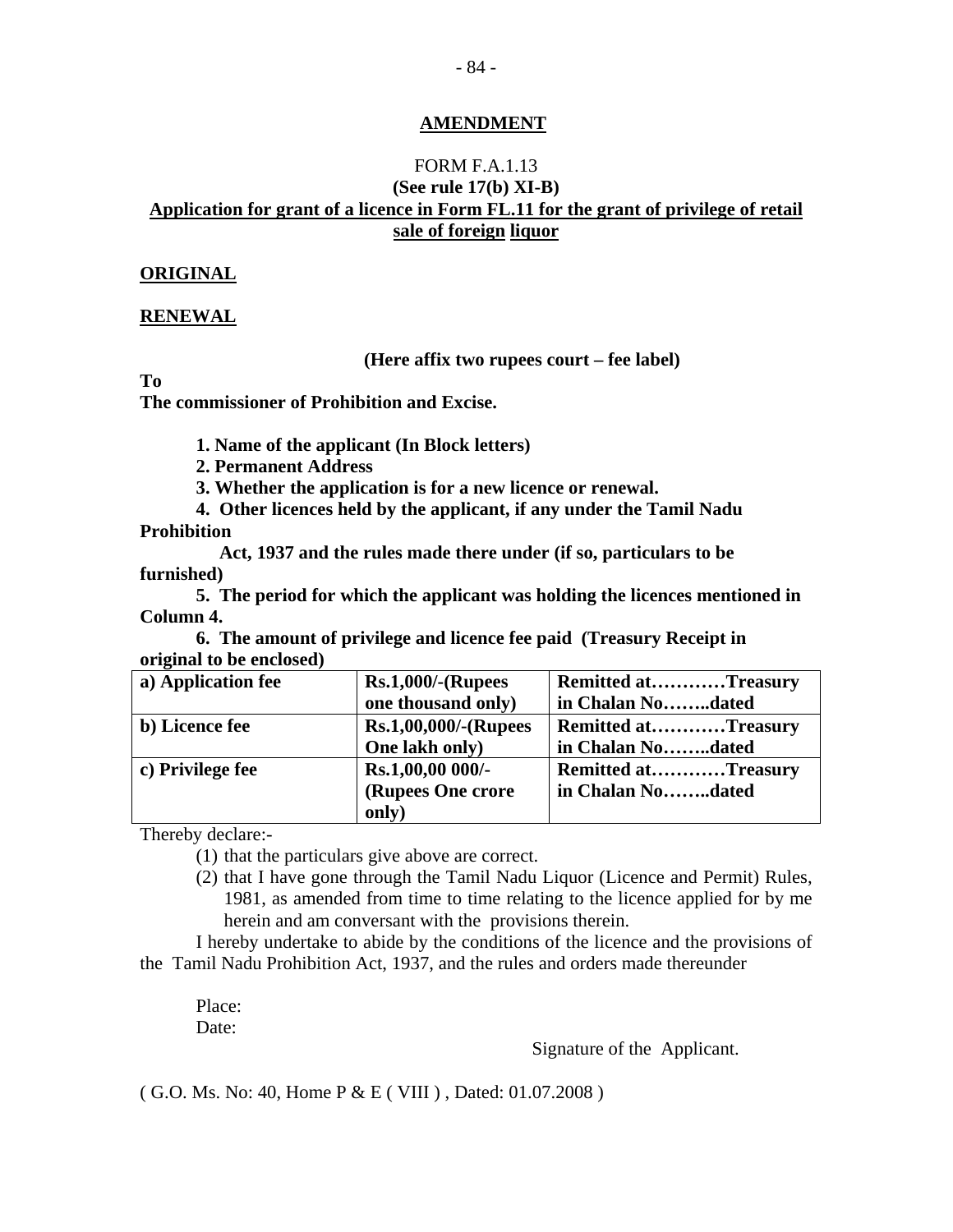## AMENDMENT

FORM F.A.1.13

**(See rule 17(b) XI-B)**

**Application for grant of a licence in Form FL.11 for the grant of privilege of retail sale of foreign liquor**

**ORIGINAL**

**RENEWAL**

**(Here affix two rupees court – fee label)**

**To**

**The commissioner of Prohibition and Excise.**

**1. Name of the applicant (In Block letters)**

**2. Permanent Address**

**3. Whether the application is for a new licence or renewal.**

**4. Other licences held by the applicant, if any under the Tamil Nadu Prohibition Act, 1937 and the rules made there under (if so, particulars to be furnished)**

**5. The period for which the applicant was holding the licences mentioned in Column 4.**

**6. The amount of privilege and licence fee paid (Treasury Receipt in original to be enclosed)**

| | | |
|---|---|---|
| **a) Application fee** | **Rs.1,000/-(Rupees one thousand only)** | **Remitted at…………Treasury in Chalan No……..dated** |
| **b) Licence fee** | **Rs.1,00,000/-(Rupees One lakh only)** | **Remitted at…………Treasury in Chalan No……..dated** |
| **c) Privilege fee** | **Rs.1,00,00 000/- (Rupees One crore only)** | **Remitted at…………Treasury in Chalan No……..dated** |

Thereby declare:-

(1) that the particulars give above are correct.

(2) that I have gone through the Tamil Nadu Liquor (Licence and Permit) Rules, 1981, as amended from time to time relating to the licence applied for by me herein and am conversant with the provisions therein.

I hereby undertake to abide by the conditions of the licence and the provisions of the Tamil Nadu Prohibition Act, 1937, and the rules and orders made thereunder

Place:

Date:

Signature of the Applicant.

( G.O. Ms. No: 40, Home P & E ( VIII ) , Dated: 01.07.2008 )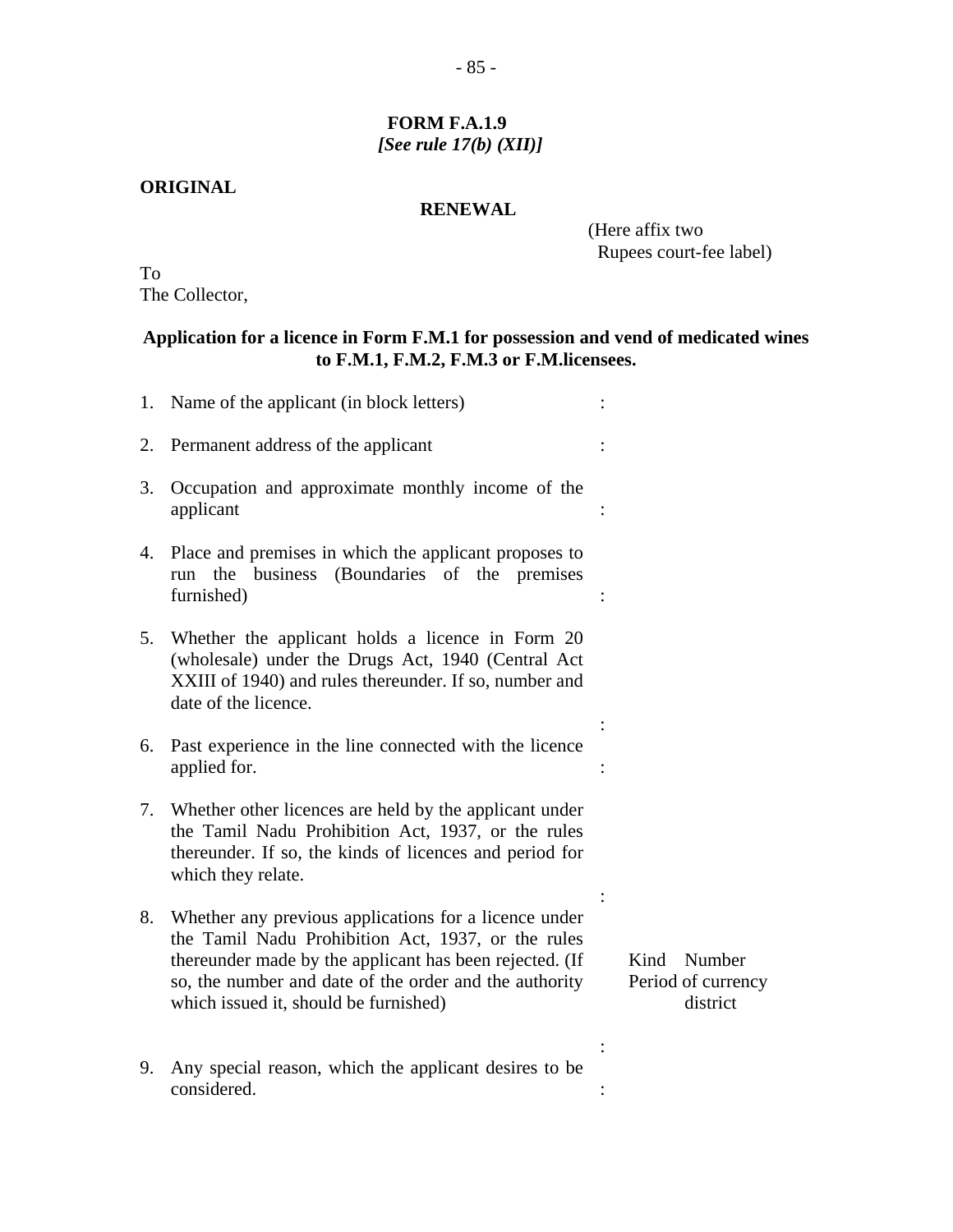**FORM F.A.1.9**
***[See rule 17(b) (XII)]***

**ORIGINAL**

**RENEWAL**

(Here affix two Rupees court-fee label)

To
The Collector,

**Application for a licence in Form F.M.1 for possession and vend of medicated wines to F.M.1, F.M.2, F.M.3 or F.M.licensees.**

1. Name of the applicant (in block letters) :

2. Permanent address of the applicant :

3. Occupation and approximate monthly income of the applicant :

4. Place and premises in which the applicant proposes to run the business (Boundaries of the premises furnished) :

5. Whether the applicant holds a licence in Form 20 (wholesale) under the Drugs Act, 1940 (Central Act XXIII of 1940) and rules thereunder. If so, number and date of the licence. :

6. Past experience in the line connected with the licence applied for. :

7. Whether other licences are held by the applicant under the Tamil Nadu Prohibition Act, 1937, or the rules thereunder. If so, the kinds of licences and period for which they relate. :

   Kind Number
   Period of currency
   district

8. Whether any previous applications for a licence under the Tamil Nadu Prohibition Act, 1937, or the rules thereunder made by the applicant has been rejected. (If so, the number and date of the order and the authority which issued it, should be furnished) :

9. Any special reason, which the applicant desires to be considered. :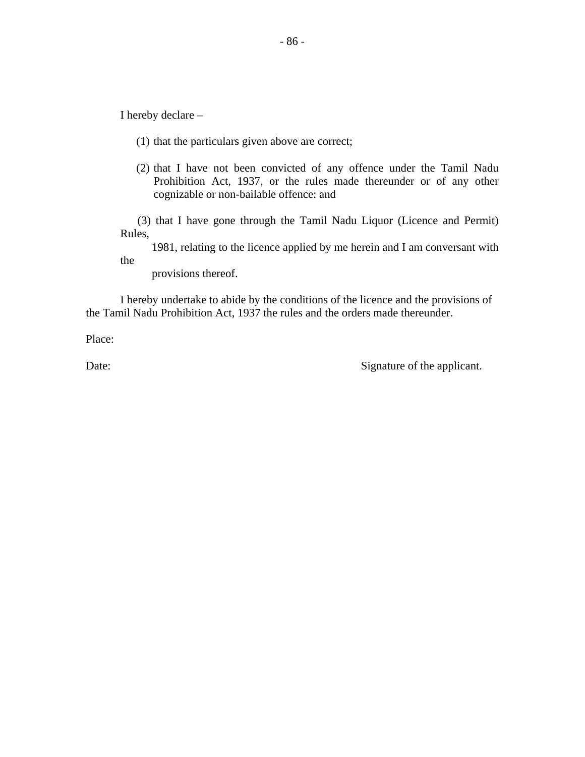I hereby declare –

(1) that the particulars given above are correct;

(2) that I have not been convicted of any offence under the Tamil Nadu Prohibition Act, 1937, or the rules made thereunder or of any other cognizable or non-bailable offence: and

(3) that I have gone through the Tamil Nadu Liquor (Licence and Permit) Rules, 1981, relating to the licence applied by me herein and I am conversant with the provisions thereof.

I hereby undertake to abide by the conditions of the licence and the provisions of the Tamil Nadu Prohibition Act, 1937 the rules and the orders made thereunder.

Place:

Date: Signature of the applicant.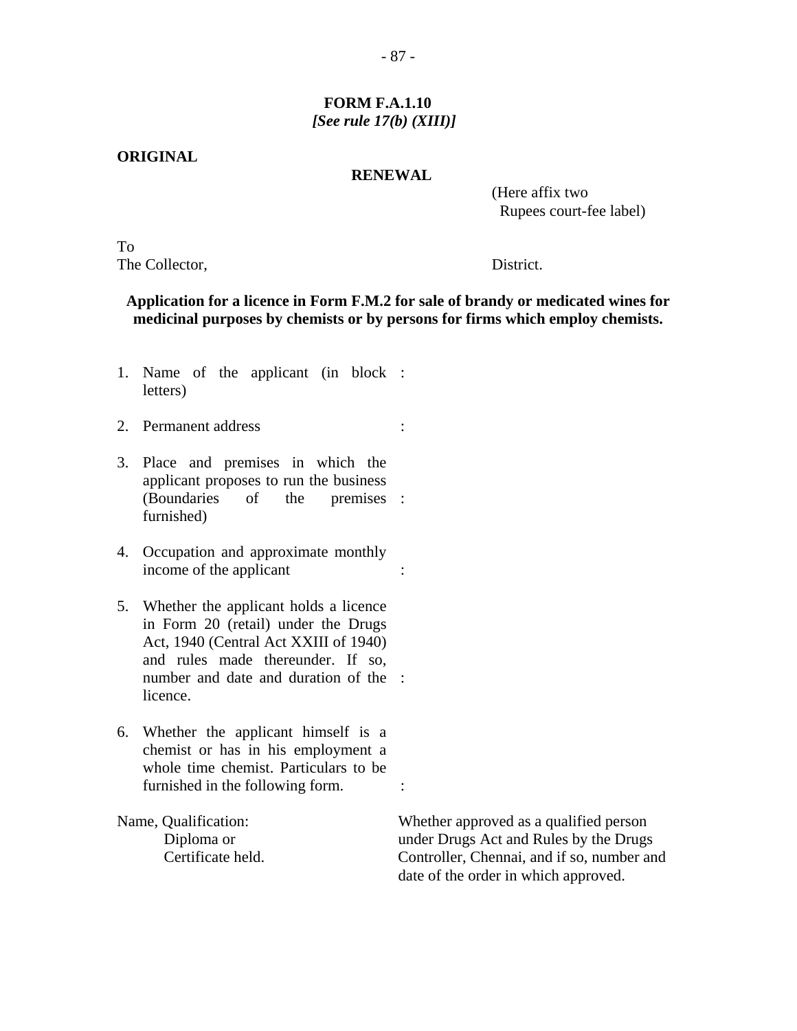**FORM F.A.1.10**
***[See rule 17(b) (XIII)]***

**ORIGINAL**

**RENEWAL**

(Here affix two Rupees court-fee label)

To
The Collector, District.

**Application for a licence in Form F.M.2 for sale of brandy or medicated wines for medicinal purposes by chemists or by persons for firms which employ chemists.**

1. Name of the applicant (in block letters) :

2. Permanent address :

3. Place and premises in which the applicant proposes to run the business (Boundaries of the premises furnished) :

4. Occupation and approximate monthly income of the applicant :

5. Whether the applicant holds a licence in Form 20 (retail) under the Drugs Act, 1940 (Central Act XXIII of 1940) and rules made thereunder. If so, number and date and duration of the licence. :

6. Whether the applicant himself is a chemist or has in his employment a whole time chemist. Particulars to be furnished in the following form. :

| Name, Qualification: Diploma or Certificate held. | Whether approved as a qualified person under Drugs Act and Rules by the Drugs Controller, Chennai, and if so, number and date of the order in which approved. |
|---|---|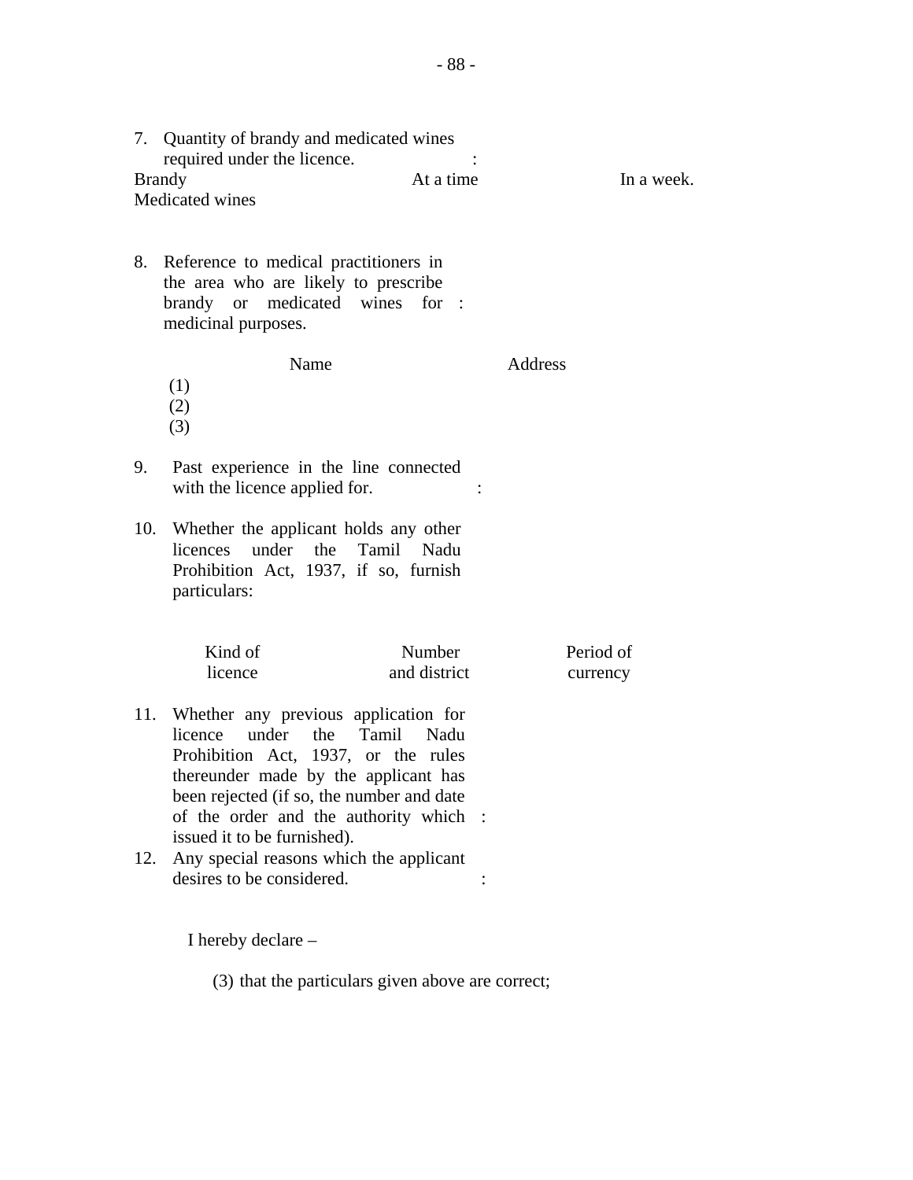7. Quantity of brandy and medicated wines required under the licence. :

| | At a time | In a week. |
|---|---|---|
| Brandy | | |
| Medicated wines | | |

8. Reference to medical practitioners in the area who are likely to prescribe brandy or medicated wines for medicinal purposes. :

| | Name | Address |
|---|---|---|
| (1) | | |
| (2) | | |
| (3) | | |

9. Past experience in the line connected with the licence applied for. :

10. Whether the applicant holds any other licences under the Tamil Nadu Prohibition Act, 1937, if so, furnish particulars:

| Kind of licence | Number and district | Period of currency |
|---|---|---|
| | | |

11. Whether any previous application for licence under the Tamil Nadu Prohibition Act, 1937, or the rules thereunder made by the applicant has been rejected (if so, the number and date of the order and the authority which issued it to be furnished). :

12. Any special reasons which the applicant desires to be considered. :

I hereby declare –

(3) that the particulars given above are correct;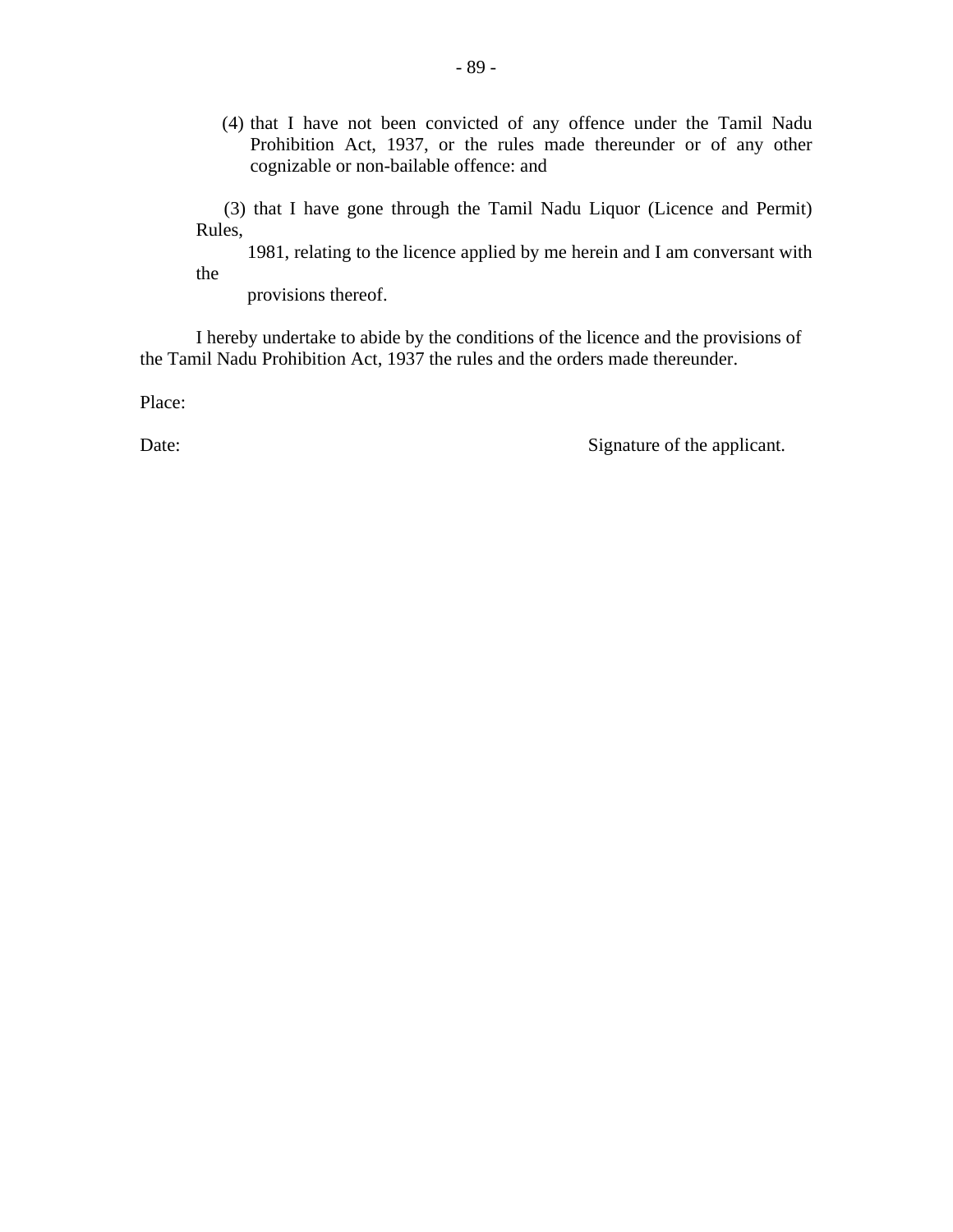(4) that I have not been convicted of any offence under the Tamil Nadu Prohibition Act, 1937, or the rules made thereunder or of any other cognizable or non-bailable offence: and

(3) that I have gone through the Tamil Nadu Liquor (Licence and Permit) Rules, 1981, relating to the licence applied by me herein and I am conversant with the provisions thereof.

I hereby undertake to abide by the conditions of the licence and the provisions of the Tamil Nadu Prohibition Act, 1937 the rules and the orders made thereunder.

Place:

Date: Signature of the applicant.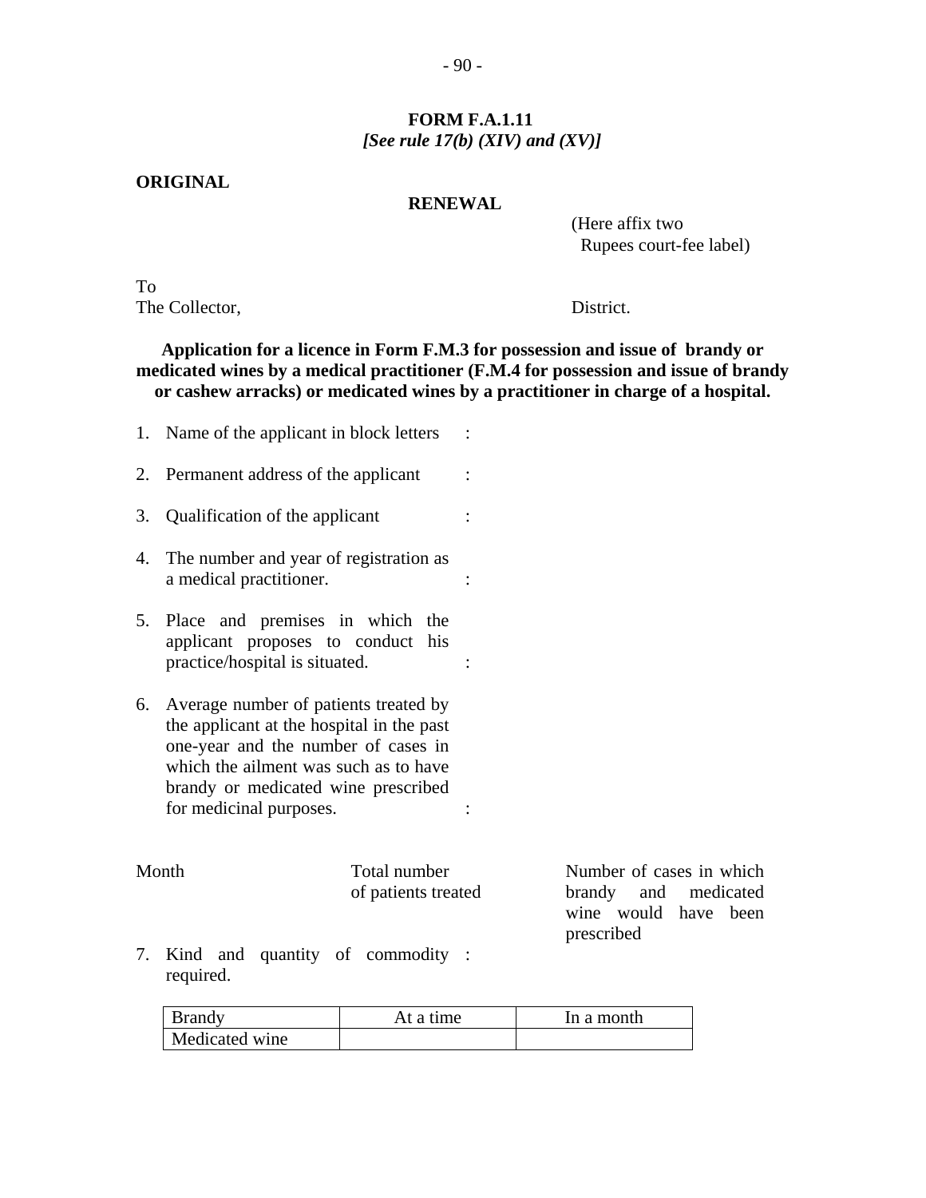**FORM F.A.1.11**

***[See rule 17(b) (XIV) and (XV)]***

**ORIGINAL**

**RENEWAL**

(Here affix two Rupees court-fee label)

To
The Collector, District.

**Application for a licence in Form F.M.3 for possession and issue of brandy or medicated wines by a medical practitioner (F.M.4 for possession and issue of brandy or cashew arracks) or medicated wines by a practitioner in charge of a hospital.**

1. Name of the applicant in block letters :
2. Permanent address of the applicant :
3. Qualification of the applicant :
4. The number and year of registration as a medical practitioner. :
5. Place and premises in which the applicant proposes to conduct his practice/hospital is situated. :
6. Average number of patients treated by the applicant at the hospital in the past one-year and the number of cases in which the ailment was such as to have brandy or medicated wine prescribed for medicinal purposes. :

| Month | Total number of patients treated | Number of cases in which brandy and medicated wine would have been prescribed |
|---|---|---|

7. Kind and quantity of commodity required. :

| Brandy | At a time | In a month |
|---|---|---|
| Medicated wine | | |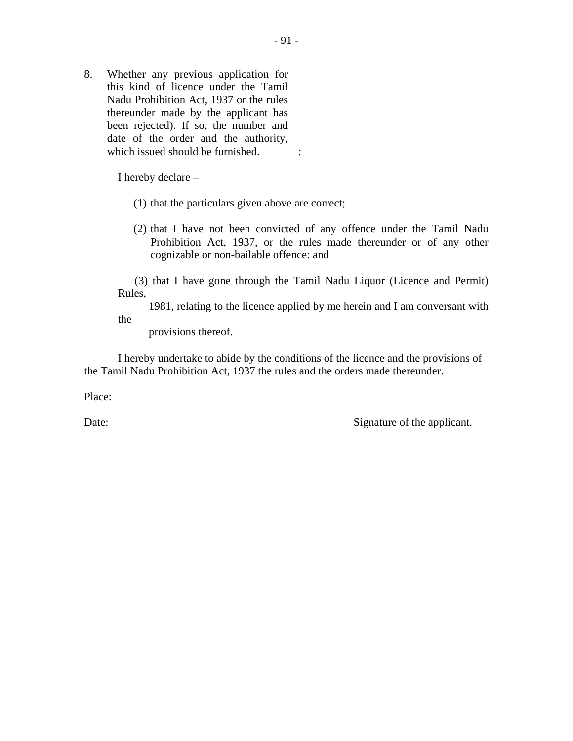8. Whether any previous application for this kind of licence under the Tamil Nadu Prohibition Act, 1937 or the rules thereunder made by the applicant has been rejected). If so, the number and date of the order and the authority, which issued should be furnished. :

I hereby declare –

(1) that the particulars given above are correct;

(2) that I have not been convicted of any offence under the Tamil Nadu Prohibition Act, 1937, or the rules made thereunder or of any other cognizable or non-bailable offence: and

(3) that I have gone through the Tamil Nadu Liquor (Licence and Permit) Rules, 1981, relating to the licence applied by me herein and I am conversant with the provisions thereof.

I hereby undertake to abide by the conditions of the licence and the provisions of the Tamil Nadu Prohibition Act, 1937 the rules and the orders made thereunder.

Place:

Date: Signature of the applicant.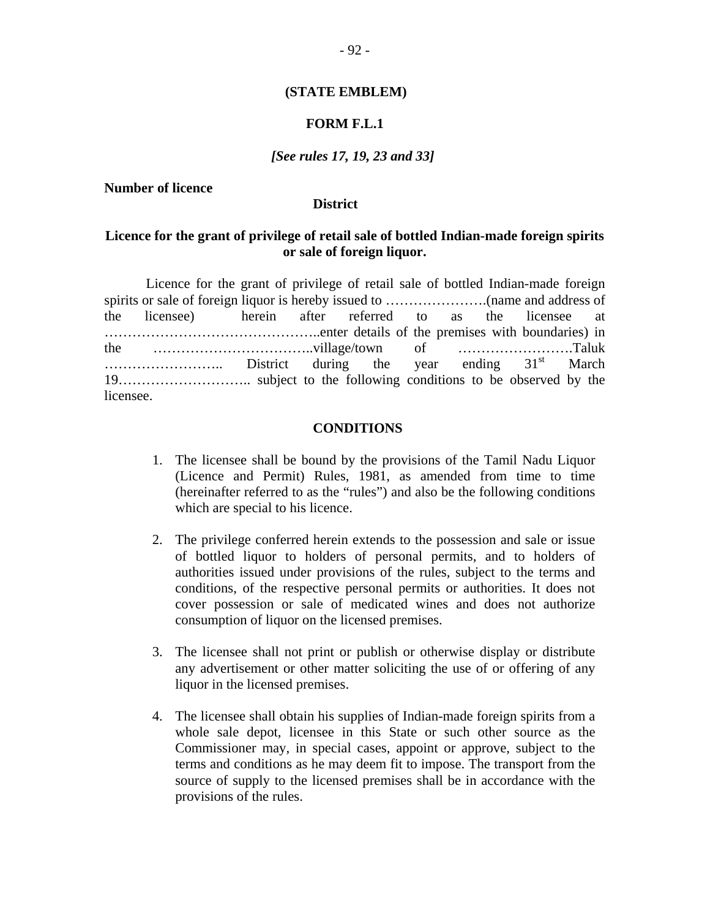**(STATE EMBLEM)**

**FORM F.L.1**

***[See rules 17, 19, 23 and 33]***

**Number of licence**

**District**

**Licence for the grant of privilege of retail sale of bottled Indian-made foreign spirits or sale of foreign liquor.**

Licence for the grant of privilege of retail sale of bottled Indian-made foreign spirits or sale of foreign liquor is hereby issued to ………………….(name and address of the licensee) herein after referred to as the licensee at ………………………………………..enter details of the premises with boundaries) in the ……………………………..village/town of …………………….Taluk …………………….. District during the year ending 31st March 19……………………….. subject to the following conditions to be observed by the licensee.

**CONDITIONS**

1. The licensee shall be bound by the provisions of the Tamil Nadu Liquor (Licence and Permit) Rules, 1981, as amended from time to time (hereinafter referred to as the "rules") and also be the following conditions which are special to his licence.

2. The privilege conferred herein extends to the possession and sale or issue of bottled liquor to holders of personal permits, and to holders of authorities issued under provisions of the rules, subject to the terms and conditions, of the respective personal permits or authorities. It does not cover possession or sale of medicated wines and does not authorize consumption of liquor on the licensed premises.

3. The licensee shall not print or publish or otherwise display or distribute any advertisement or other matter soliciting the use of or offering of any liquor in the licensed premises.

4. The licensee shall obtain his supplies of Indian-made foreign spirits from a whole sale depot, licensee in this State or such other source as the Commissioner may, in special cases, appoint or approve, subject to the terms and conditions as he may deem fit to impose. The transport from the source of supply to the licensed premises shall be in accordance with the provisions of the rules.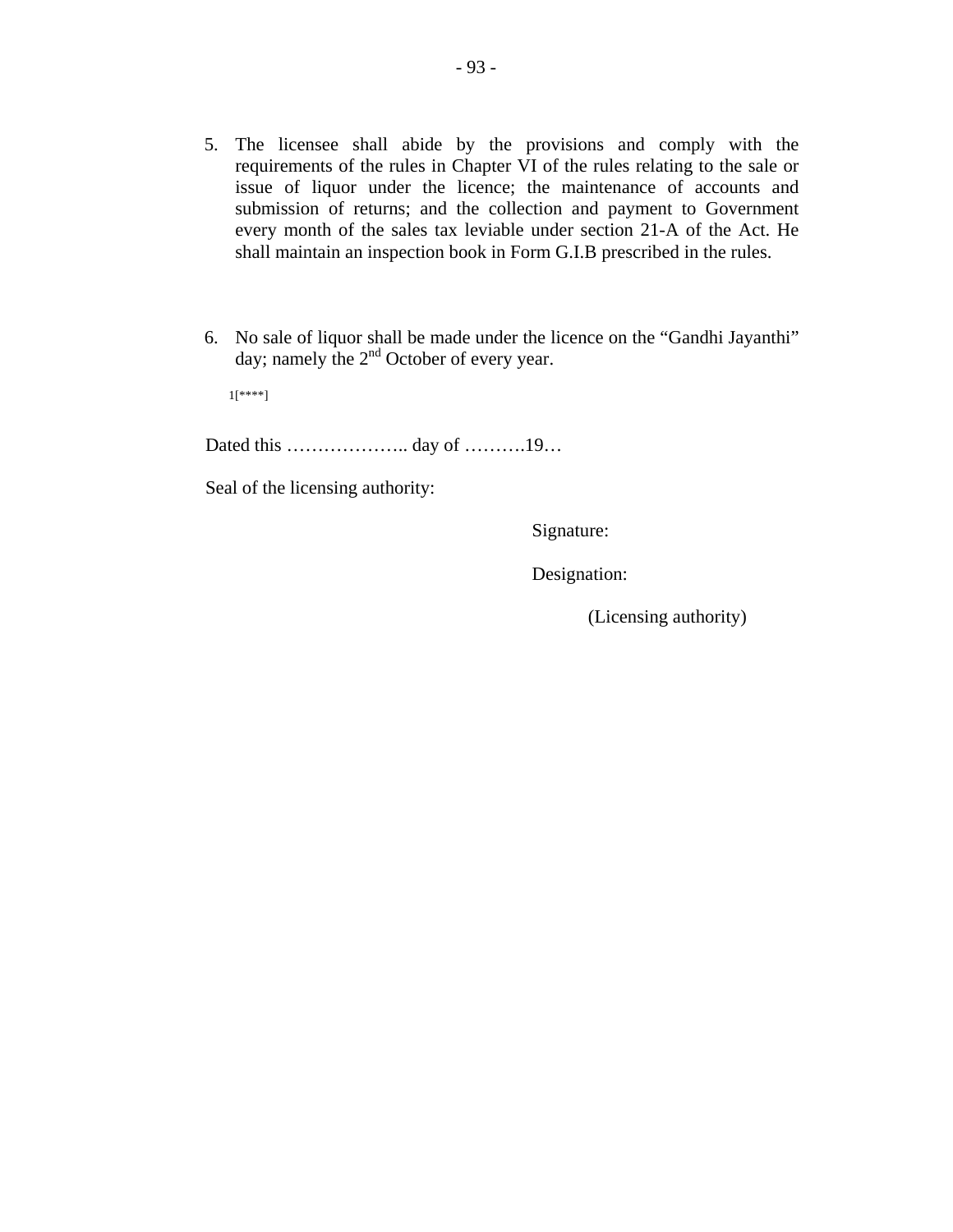5. The licensee shall abide by the provisions and comply with the requirements of the rules in Chapter VI of the rules relating to the sale or issue of liquor under the licence; the maintenance of accounts and submission of returns; and the collection and payment to Government every month of the sales tax leviable under section 21-A of the Act. He shall maintain an inspection book in Form G.I.B prescribed in the rules.

6. No sale of liquor shall be made under the licence on the "Gandhi Jayanthi" day; namely the 2nd October of every year.

1[****]

Dated this ……………….. day of ……….19…

Seal of the licensing authority:

Signature:

Designation:

(Licensing authority)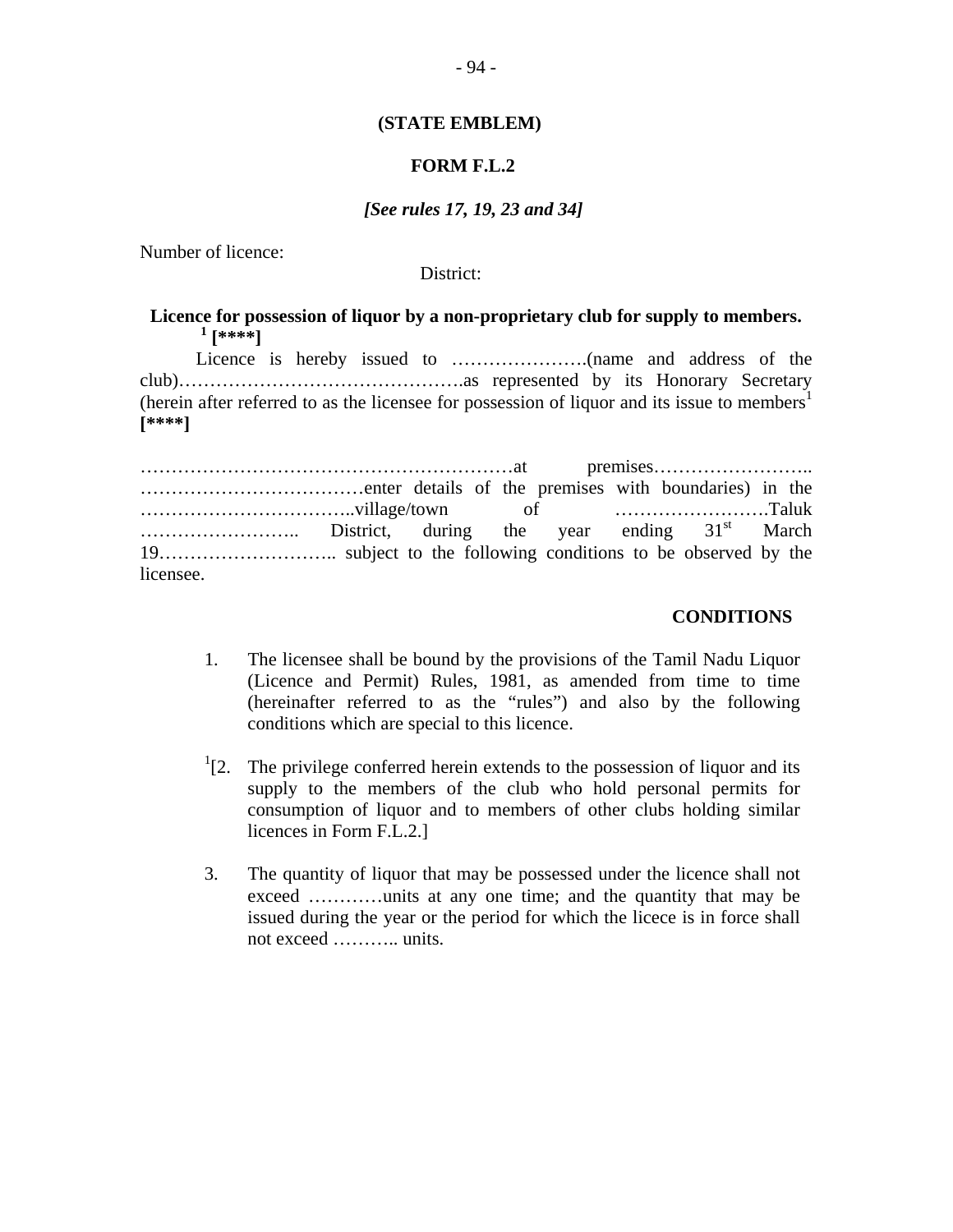**(STATE EMBLEM)**

**FORM F.L.2**

***[See rules 17, 19, 23 and 34]***

Number of licence:

District:

**Licence for possession of liquor by a non-proprietary club for supply to members.** [1] **[****]**

Licence is hereby issued to ………………….(name and address of the club)……………………………………….as represented by its Honorary Secretary (herein after referred to as the licensee for possession of liquor and its issue to members[1] **[****]**

……………………………………………………at premises…………………….. ………………………………enter details of the premises with boundaries) in the ……………………………..village/town of …………………….Taluk …………………….. District, during the year ending 31st March 19……………………….. subject to the following conditions to be observed by the licensee.

**CONDITIONS**

1. The licensee shall be bound by the provisions of the Tamil Nadu Liquor (Licence and Permit) Rules, 1981, as amended from time to time (hereinafter referred to as the "rules") and also by the following conditions which are special to this licence.

[1][2. The privilege conferred herein extends to the possession of liquor and its supply to the members of the club who hold personal permits for consumption of liquor and to members of other clubs holding similar licences in Form F.L.2.]

3. The quantity of liquor that may be possessed under the licence shall not exceed …………units at any one time; and the quantity that may be issued during the year or the period for which the licece is in force shall not exceed ……….. units.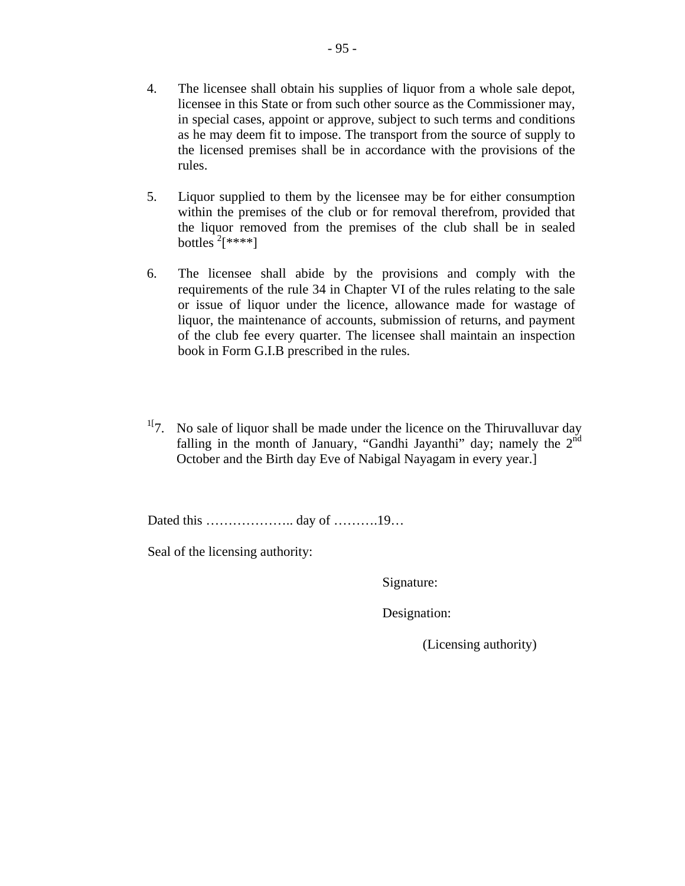4. The licensee shall obtain his supplies of liquor from a whole sale depot, licensee in this State or from such other source as the Commissioner may, in special cases, appoint or approve, subject to such terms and conditions as he may deem fit to impose. The transport from the source of supply to the licensed premises shall be in accordance with the provisions of the rules.

5. Liquor supplied to them by the licensee may be for either consumption within the premises of the club or for removal therefrom, provided that the liquor removed from the premises of the club shall be in sealed bottles [2][****]

6. The licensee shall abide by the provisions and comply with the requirements of the rule 34 in Chapter VI of the rules relating to the sale or issue of liquor under the licence, allowance made for wastage of liquor, the maintenance of accounts, submission of returns, and payment of the club fee every quarter. The licensee shall maintain an inspection book in Form G.I.B prescribed in the rules.

[1][7. No sale of liquor shall be made under the licence on the Thiruvalluvar day falling in the month of January, "Gandhi Jayanthi" day; namely the 2nd October and the Birth day Eve of Nabigal Nayagam in every year.]

Dated this ……………….. day of ……….19…

Seal of the licensing authority:

Signature:

Designation:

(Licensing authority)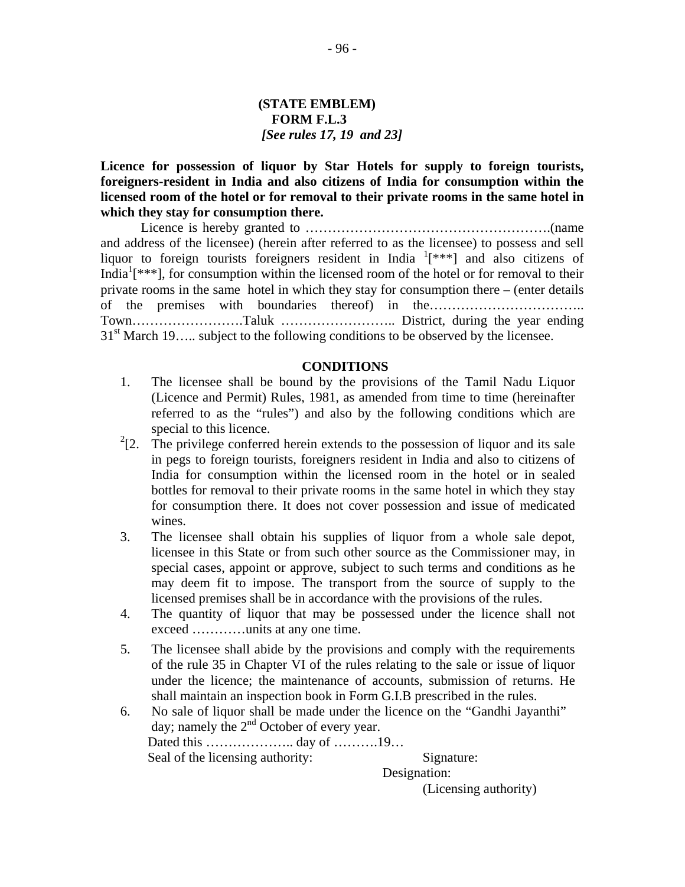**(STATE EMBLEM)**
**FORM F.L.3**
***[See rules 17, 19 and 23]***

**Licence for possession of liquor by Star Hotels for supply to foreign tourists, foreigners-resident in India and also citizens of India for consumption within the licensed room of the hotel or for removal to their private rooms in the same hotel in which they stay for consumption there.**

Licence is hereby granted to ……………………………………………….(name and address of the licensee) (herein after referred to as the licensee) to possess and sell liquor to foreign tourists foreigners resident in India [1][***] and also citizens of India[1][***], for consumption within the licensed room of the hotel or for removal to their private rooms in the same hotel in which they stay for consumption there – (enter details of the premises with boundaries thereof) in the…………………………….. Town…………………….Taluk …………………….. District, during the year ending 31st March 19….. subject to the following conditions to be observed by the licensee.

**CONDITIONS**

1. The licensee shall be bound by the provisions of the Tamil Nadu Liquor (Licence and Permit) Rules, 1981, as amended from time to time (hereinafter referred to as the "rules") and also by the following conditions which are special to this licence.

[2][2. The privilege conferred herein extends to the possession of liquor and its sale in pegs to foreign tourists, foreigners resident in India and also to citizens of India for consumption within the licensed room in the hotel or in sealed bottles for removal to their private rooms in the same hotel in which they stay for consumption there. It does not cover possession and issue of medicated wines.

3. The licensee shall obtain his supplies of liquor from a whole sale depot, licensee in this State or from such other source as the Commissioner may, in special cases, appoint or approve, subject to such terms and conditions as he may deem fit to impose. The transport from the source of supply to the licensed premises shall be in accordance with the provisions of the rules.

4. The quantity of liquor that may be possessed under the licence shall not exceed …………units at any one time.

5. The licensee shall abide by the provisions and comply with the requirements of the rule 35 in Chapter VI of the rules relating to the sale or issue of liquor under the licence; the maintenance of accounts, submission of returns. He shall maintain an inspection book in Form G.I.B prescribed in the rules.

6. No sale of liquor shall be made under the licence on the "Gandhi Jayanthi" day; namely the 2nd October of every year.

Dated this ……………….. day of ……….19…

Seal of the licensing authority: Signature:

Designation:

(Licensing authority)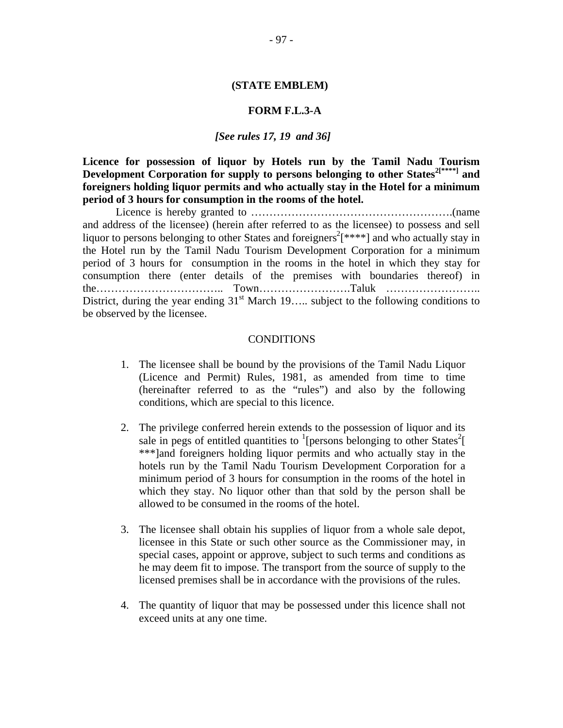**(STATE EMBLEM)**

**FORM F.L.3-A**

***[See rules 17, 19 and 36]***

**Licence for possession of liquor by Hotels run by the Tamil Nadu Tourism Development Corporation for supply to persons belonging to other States[2][****] and foreigners holding liquor permits and who actually stay in the Hotel for a minimum period of 3 hours for consumption in the rooms of the hotel.**

Licence is hereby granted to ……………………………………………….(name and address of the licensee) (herein after referred to as the licensee) to possess and sell liquor to persons belonging to other States and foreigners[2][****] and who actually stay in the Hotel run by the Tamil Nadu Tourism Development Corporation for a minimum period of 3 hours for consumption in the rooms in the hotel in which they stay for consumption there (enter details of the premises with boundaries thereof) in the…………………………….. Town…………………….Taluk …………………….. District, during the year ending 31st March 19….. subject to the following conditions to be observed by the licensee.

CONDITIONS

1. The licensee shall be bound by the provisions of the Tamil Nadu Liquor (Licence and Permit) Rules, 1981, as amended from time to time (hereinafter referred to as the "rules") and also by the following conditions, which are special to this licence.

2. The privilege conferred herein extends to the possession of liquor and its sale in pegs of entitled quantities to [1][persons belonging to other States[2][ ***]and foreigners holding liquor permits and who actually stay in the hotels run by the Tamil Nadu Tourism Development Corporation for a minimum period of 3 hours for consumption in the rooms of the hotel in which they stay. No liquor other than that sold by the person shall be allowed to be consumed in the rooms of the hotel.

3. The licensee shall obtain his supplies of liquor from a whole sale depot, licensee in this State or such other source as the Commissioner may, in special cases, appoint or approve, subject to such terms and conditions as he may deem fit to impose. The transport from the source of supply to the licensed premises shall be in accordance with the provisions of the rules.

4. The quantity of liquor that may be possessed under this licence shall not exceed units at any one time.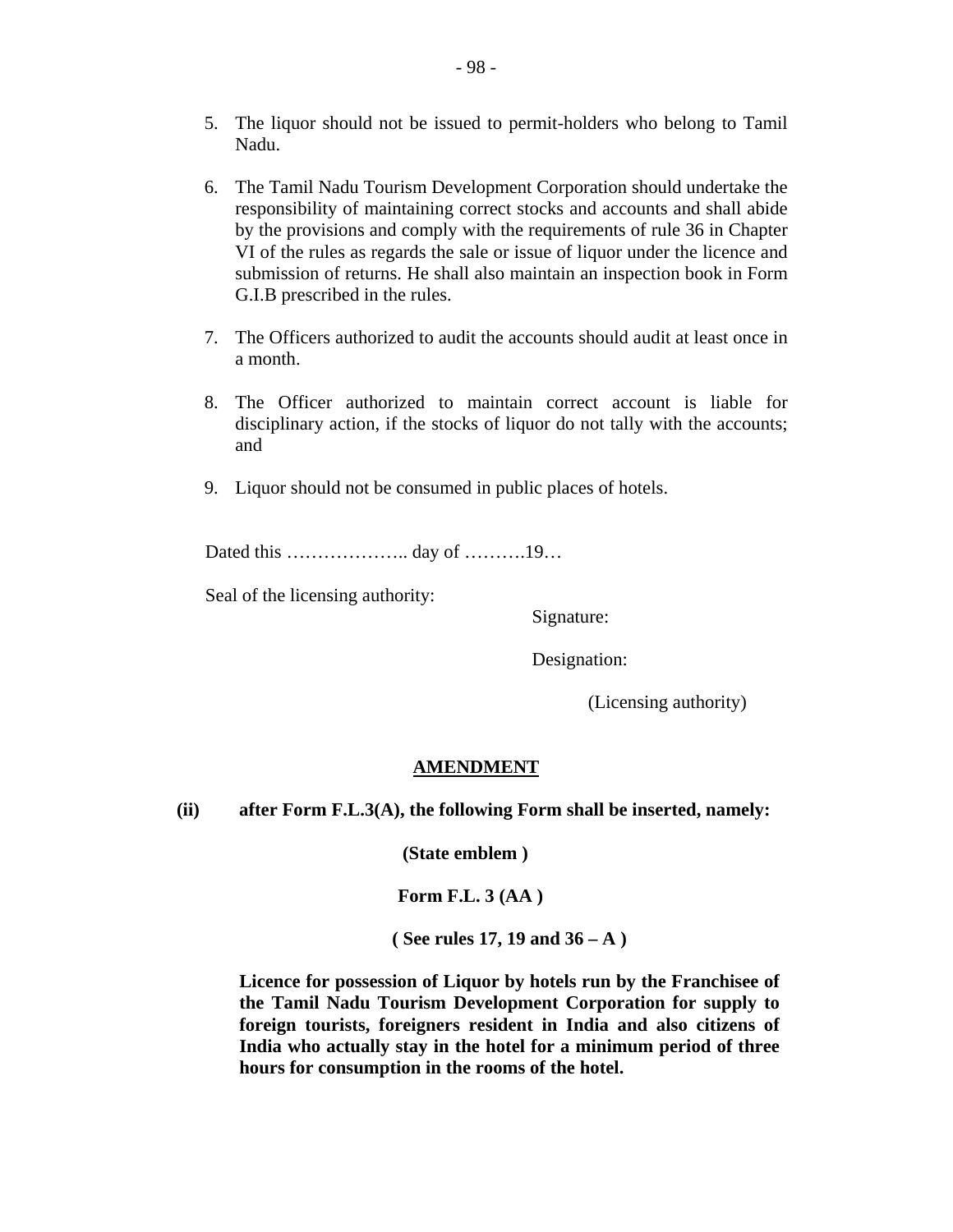5. The liquor should not be issued to permit-holders who belong to Tamil Nadu.

6. The Tamil Nadu Tourism Development Corporation should undertake the responsibility of maintaining correct stocks and accounts and shall abide by the provisions and comply with the requirements of rule 36 in Chapter VI of the rules as regards the sale or issue of liquor under the licence and submission of returns. He shall also maintain an inspection book in Form G.I.B prescribed in the rules.

7. The Officers authorized to audit the accounts should audit at least once in a month.

8. The Officer authorized to maintain correct account is liable for disciplinary action, if the stocks of liquor do not tally with the accounts; and

9. Liquor should not be consumed in public places of hotels.

Dated this ……………….. day of ……….19…

Seal of the licensing authority:

Signature:

Designation:

(Licensing authority)

**AMENDMENT**

**(ii) after Form F.L.3(A), the following Form shall be inserted, namely:**

**(State emblem )**

**Form F.L. 3 (AA )**

**( See rules 17, 19 and 36 – A )**

**Licence for possession of Liquor by hotels run by the Franchisee of the Tamil Nadu Tourism Development Corporation for supply to foreign tourists, foreigners resident in India and also citizens of India who actually stay in the hotel for a minimum period of three hours for consumption in the rooms of the hotel.**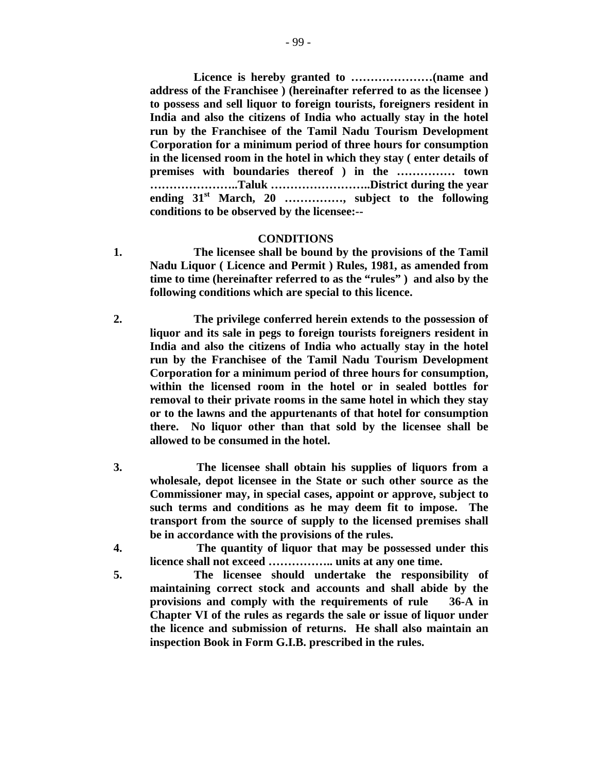**Licence is hereby granted to …………………(name and address of the Franchisee ) (hereinafter referred to as the licensee ) to possess and sell liquor to foreign tourists, foreigners resident in India and also the citizens of India who actually stay in the hotel run by the Franchisee of the Tamil Nadu Tourism Development Corporation for a minimum period of three hours for consumption in the licensed room in the hotel in which they stay ( enter details of premises with boundaries thereof ) in the …………… town …………………..Taluk ……………………..District during the year ending 31st March, 20 ……………, subject to the following conditions to be observed by the licensee:--**

**CONDITIONS**

1. **The licensee shall be bound by the provisions of the Tamil Nadu Liquor ( Licence and Permit ) Rules, 1981, as amended from time to time (hereinafter referred to as the "rules" ) and also by the following conditions which are special to this licence.**

2. **The privilege conferred herein extends to the possession of liquor and its sale in pegs to foreign tourists foreigners resident in India and also the citizens of India who actually stay in the hotel run by the Franchisee of the Tamil Nadu Tourism Development Corporation for a minimum period of three hours for consumption, within the licensed room in the hotel or in sealed bottles for removal to their private rooms in the same hotel in which they stay or to the lawns and the appurtenants of that hotel for consumption there. No liquor other than that sold by the licensee shall be allowed to be consumed in the hotel.**

3. **The licensee shall obtain his supplies of liquors from a wholesale, depot licensee in the State or such other source as the Commissioner may, in special cases, appoint or approve, subject to such terms and conditions as he may deem fit to impose. The transport from the source of supply to the licensed premises shall be in accordance with the provisions of the rules.**

4. **The quantity of liquor that may be possessed under this licence shall not exceed …………….. units at any one time.**

5. **The licensee should undertake the responsibility of maintaining correct stock and accounts and shall abide by the provisions and comply with the requirements of rule 36-A in Chapter VI of the rules as regards the sale or issue of liquor under the licence and submission of returns. He shall also maintain an inspection Book in Form G.I.B. prescribed in the rules.**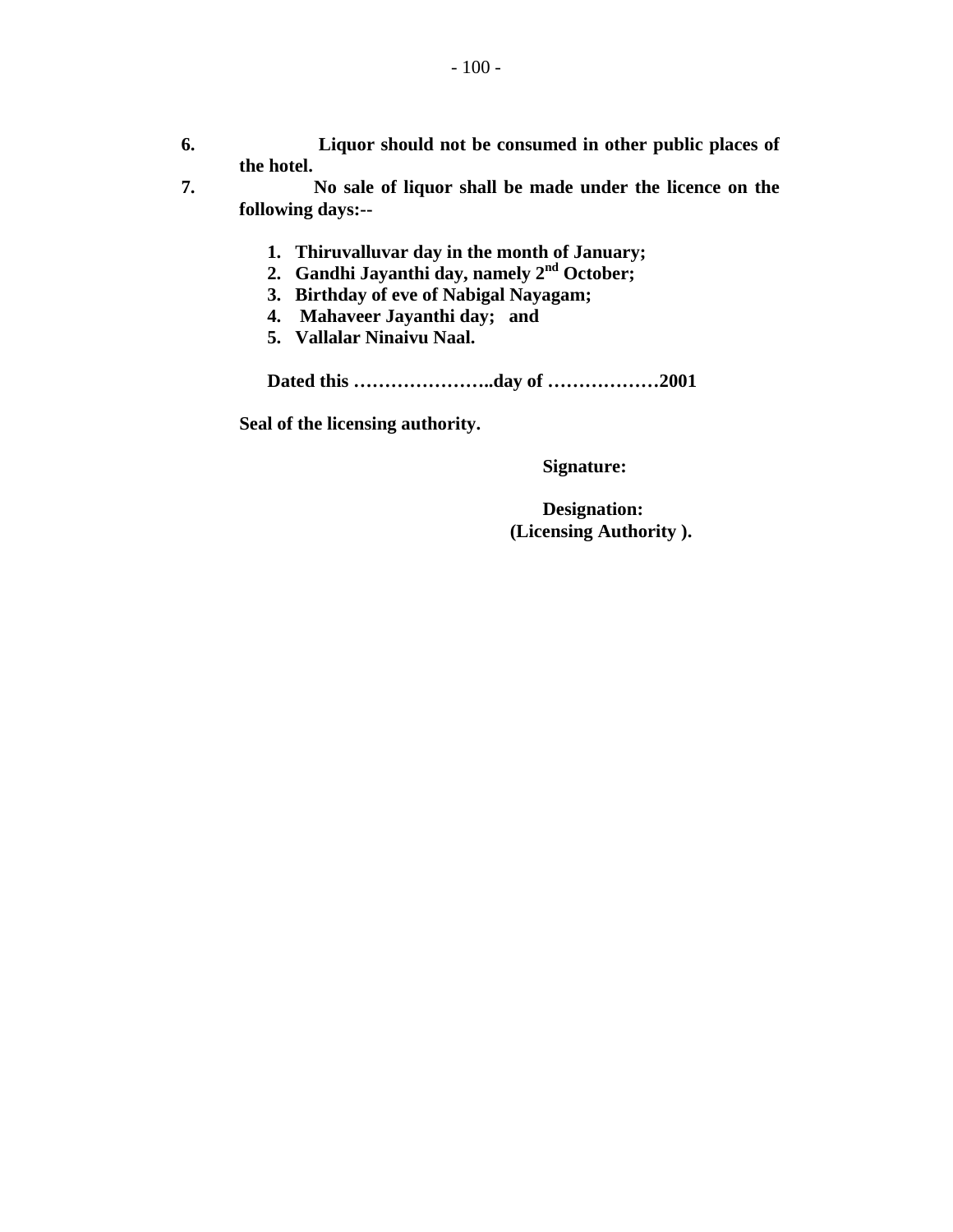**6.** **Liquor should not be consumed in other public places of the hotel.**

**7.** **No sale of liquor shall be made under the licence on the following days:--**

1. **Thiruvalluvar day in the month of January;**
2. **Gandhi Jayanthi day, namely 2nd October;**
3. **Birthday of eve of Nabigal Nayagam;**
4. **Mahaveer Jayanthi day; and**
5. **Vallalar Ninaivu Naal.**

**Dated this …………………..day of ………………2001**

**Seal of the licensing authority.**

**Signature:**

**Designation:**
**(Licensing Authority ).**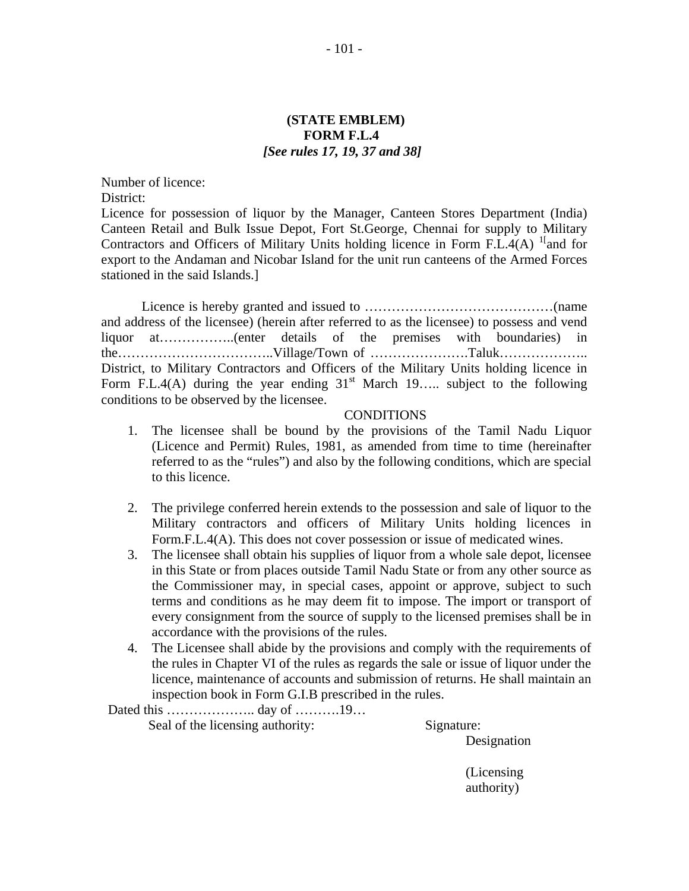**(STATE EMBLEM)**
**FORM F.L.4**
***[See rules 17, 19, 37 and 38]***

Number of licence:
District:
Licence for possession of liquor by the Manager, Canteen Stores Department (India) Canteen Retail and Bulk Issue Depot, Fort St.George, Chennai for supply to Military Contractors and Officers of Military Units holding licence in Form F.L.4(A) [1][and for export to the Andaman and Nicobar Island for the unit run canteens of the Armed Forces stationed in the said Islands.]

Licence is hereby granted and issued to ……………………………………(name and address of the licensee) (herein after referred to as the licensee) to possess and vend liquor at……………..(enter details of the premises with boundaries) in the……………………………..Village/Town of ………………….Taluk……………….. District, to Military Contractors and Officers of the Military Units holding licence in Form F.L.4(A) during the year ending 31st March 19….. subject to the following conditions to be observed by the licensee.

CONDITIONS

1. The licensee shall be bound by the provisions of the Tamil Nadu Liquor (Licence and Permit) Rules, 1981, as amended from time to time (hereinafter referred to as the "rules") and also by the following conditions, which are special to this licence.
2. The privilege conferred herein extends to the possession and sale of liquor to the Military contractors and officers of Military Units holding licences in Form.F.L.4(A). This does not cover possession or issue of medicated wines.
3. The licensee shall obtain his supplies of liquor from a whole sale depot, licensee in this State or from places outside Tamil Nadu State or from any other source as the Commissioner may, in special cases, appoint or approve, subject to such terms and conditions as he may deem fit to impose. The import or transport of every consignment from the source of supply to the licensed premises shall be in accordance with the provisions of the rules.
4. The Licensee shall abide by the provisions and comply with the requirements of the rules in Chapter VI of the rules as regards the sale or issue of liquor under the licence, maintenance of accounts and submission of returns. He shall maintain an inspection book in Form G.I.B prescribed in the rules.

Dated this ……………….. day of ……….19…

Seal of the licensing authority: Signature:

Designation

(Licensing authority)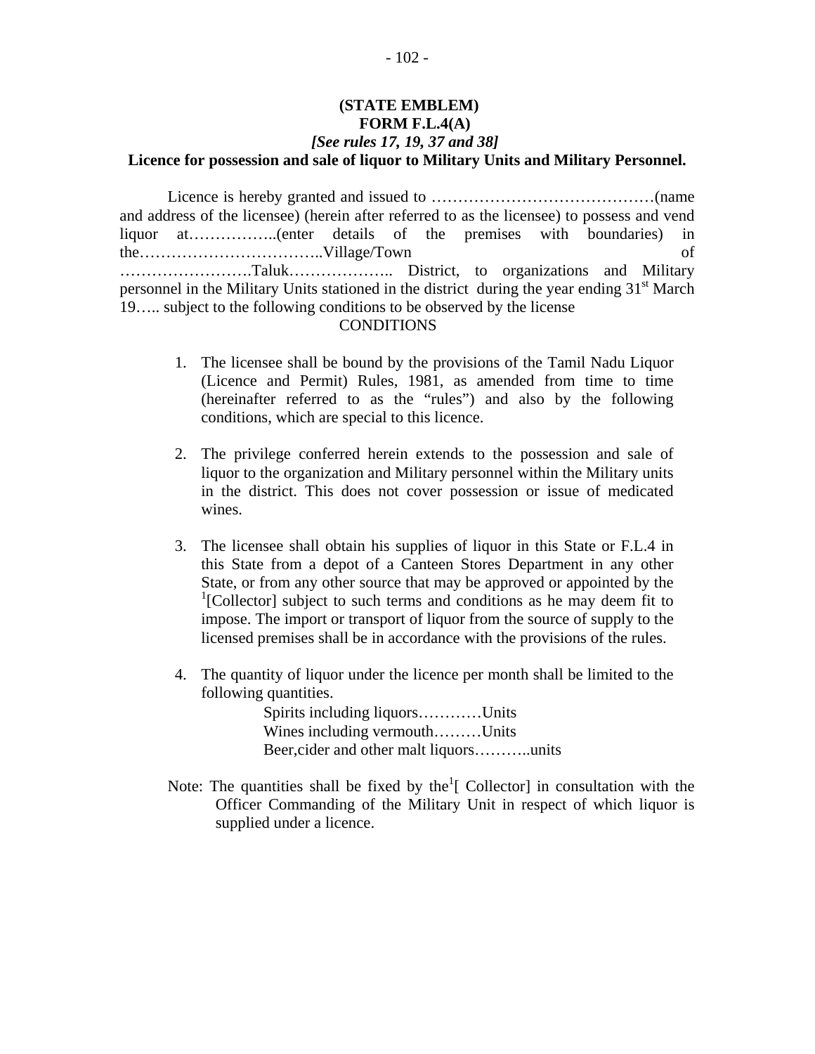**(STATE EMBLEM)**

**FORM F.L.4(A)**

***[See rules 17, 19, 37 and 38]***

**Licence for possession and sale of liquor to Military Units and Military Personnel.**

Licence is hereby granted and issued to ……………………………………(name and address of the licensee) (herein after referred to as the licensee) to possess and vend liquor at……………..(enter details of the premises with boundaries) in the……………………………..Village/Town of …………………….Taluk……………….. District, to organizations and Military personnel in the Military Units stationed in the district during the year ending 31st March 19….. subject to the following conditions to be observed by the license

CONDITIONS

1. The licensee shall be bound by the provisions of the Tamil Nadu Liquor (Licence and Permit) Rules, 1981, as amended from time to time (hereinafter referred to as the "rules") and also by the following conditions, which are special to this licence.

2. The privilege conferred herein extends to the possession and sale of liquor to the organization and Military personnel within the Military units in the district. This does not cover possession or issue of medicated wines.

3. The licensee shall obtain his supplies of liquor in this State or F.L.4 in this State from a depot of a Canteen Stores Department in any other State, or from any other source that may be approved or appointed by the [1][Collector] subject to such terms and conditions as he may deem fit to impose. The import or transport of liquor from the source of supply to the licensed premises shall be in accordance with the provisions of the rules.

4. The quantity of liquor under the licence per month shall be limited to the following quantities.

   Spirits including liquors…………Units
   Wines including vermouth………Units
   Beer,cider and other malt liquors………..units

Note: The quantities shall be fixed by the[1][ Collector] in consultation with the Officer Commanding of the Military Unit in respect of which liquor is supplied under a licence.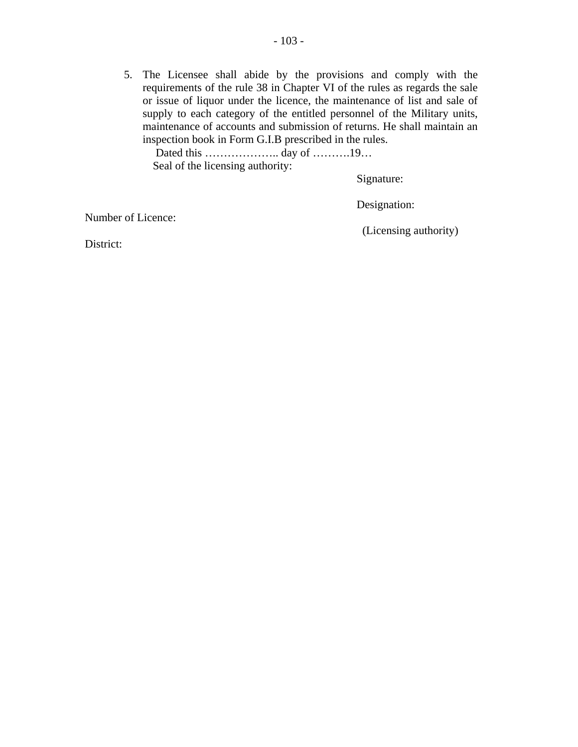5. The Licensee shall abide by the provisions and comply with the requirements of the rule 38 in Chapter VI of the rules as regards the sale or issue of liquor under the licence, the maintenance of list and sale of supply to each category of the entitled personnel of the Military units, maintenance of accounts and submission of returns. He shall maintain an inspection book in Form G.I.B prescribed in the rules.

   Dated this ……………….. day of ……….19…

   Seal of the licensing authority:

Signature:

Designation:

(Licensing authority)

Number of Licence:

District: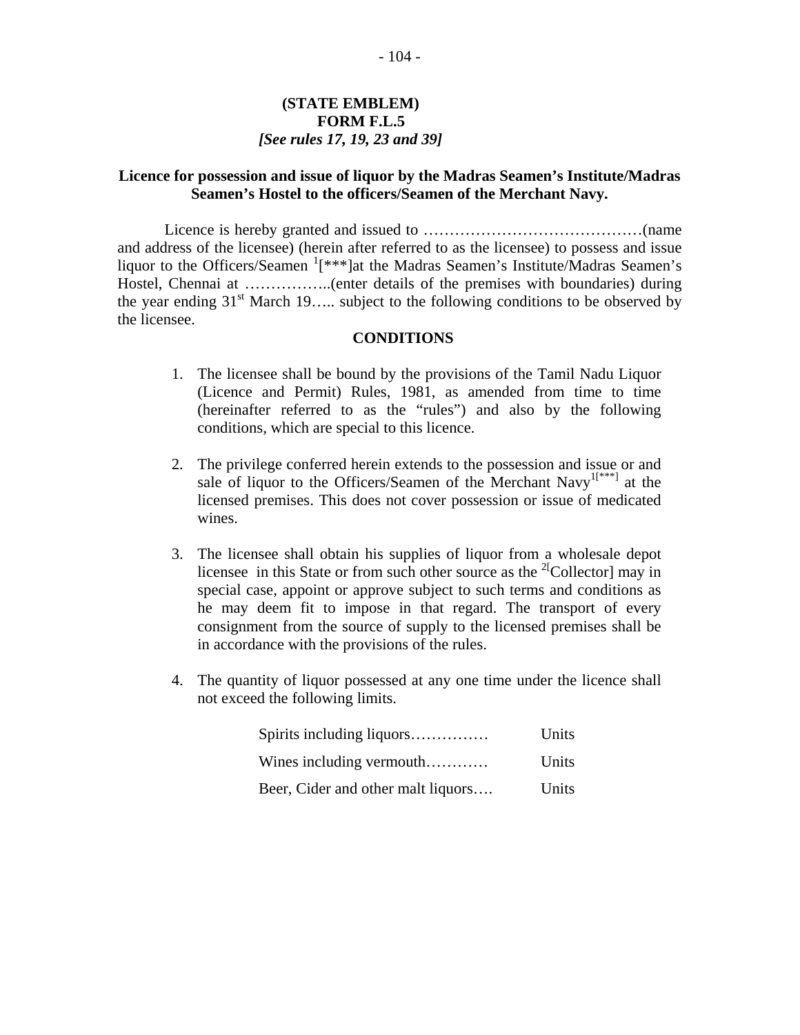**(STATE EMBLEM)**

**FORM F.L.5**

***[See rules 17, 19, 23 and 39]***

**Licence for possession and issue of liquor by the Madras Seamen's Institute/Madras Seamen's Hostel to the officers/Seamen of the Merchant Navy.**

Licence is hereby granted and issued to ……………………………………(name and address of the licensee) (herein after referred to as the licensee) to possess and issue liquor to the Officers/Seamen [1][***]at the Madras Seamen's Institute/Madras Seamen's Hostel, Chennai at ……………..(enter details of the premises with boundaries) during the year ending 31st March 19….. subject to the following conditions to be observed by the licensee.

**CONDITIONS**

1. The licensee shall be bound by the provisions of the Tamil Nadu Liquor (Licence and Permit) Rules, 1981, as amended from time to time (hereinafter referred to as the "rules") and also by the following conditions, which are special to this licence.

2. The privilege conferred herein extends to the possession and issue or and sale of liquor to the Officers/Seamen of the Merchant Navy[1][***] at the licensed premises. This does not cover possession or issue of medicated wines.

3. The licensee shall obtain his supplies of liquor from a wholesale depot licensee in this State or from such other source as the [2][Collector] may in special case, appoint or approve subject to such terms and conditions as he may deem fit to impose in that regard. The transport of every consignment from the source of supply to the licensed premises shall be in accordance with the provisions of the rules.

4. The quantity of liquor possessed at any one time under the licence shall not exceed the following limits.

| | |
|---|---|
| Spirits including liquors…………… | Units |
| Wines including vermouth………… | Units |
| Beer, Cider and other malt liquors…. | Units |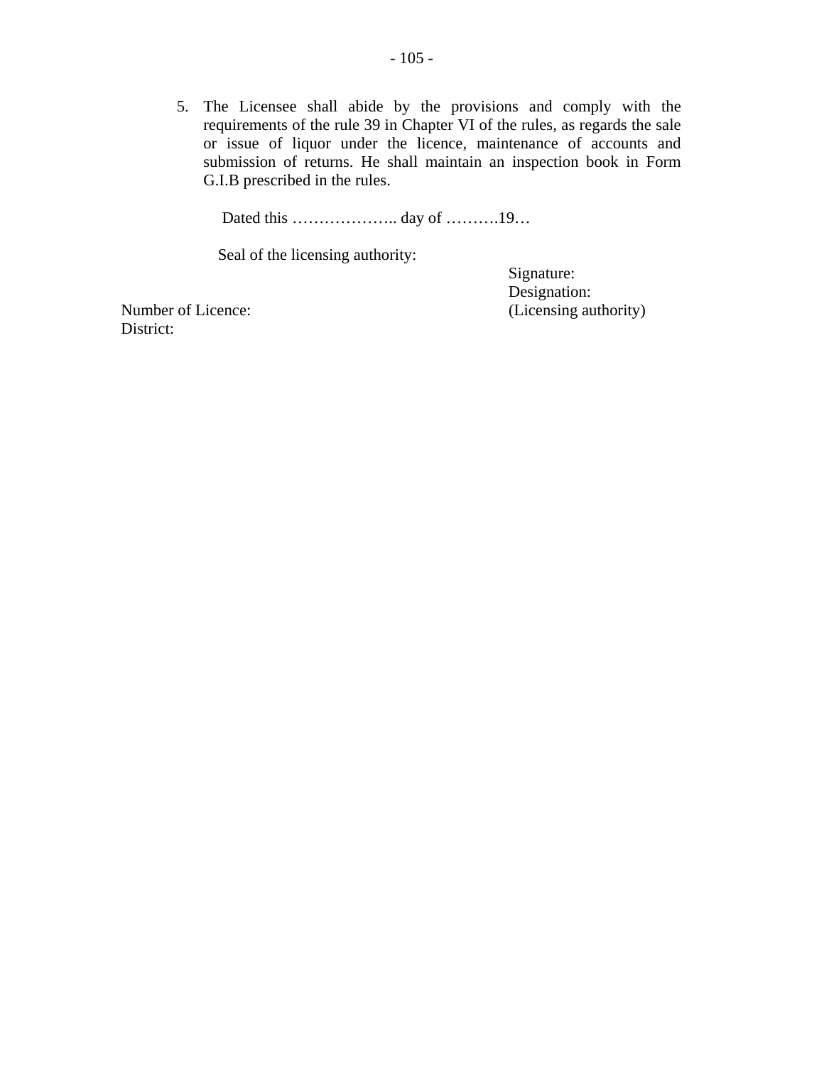5. The Licensee shall abide by the provisions and comply with the requirements of the rule 39 in Chapter VI of the rules, as regards the sale or issue of liquor under the licence, maintenance of accounts and submission of returns. He shall maintain an inspection book in Form G.I.B prescribed in the rules.

Dated this ……………….. day of ……….19…

Seal of the licensing authority:

Signature:
Designation:
(Licensing authority)

Number of Licence:
District: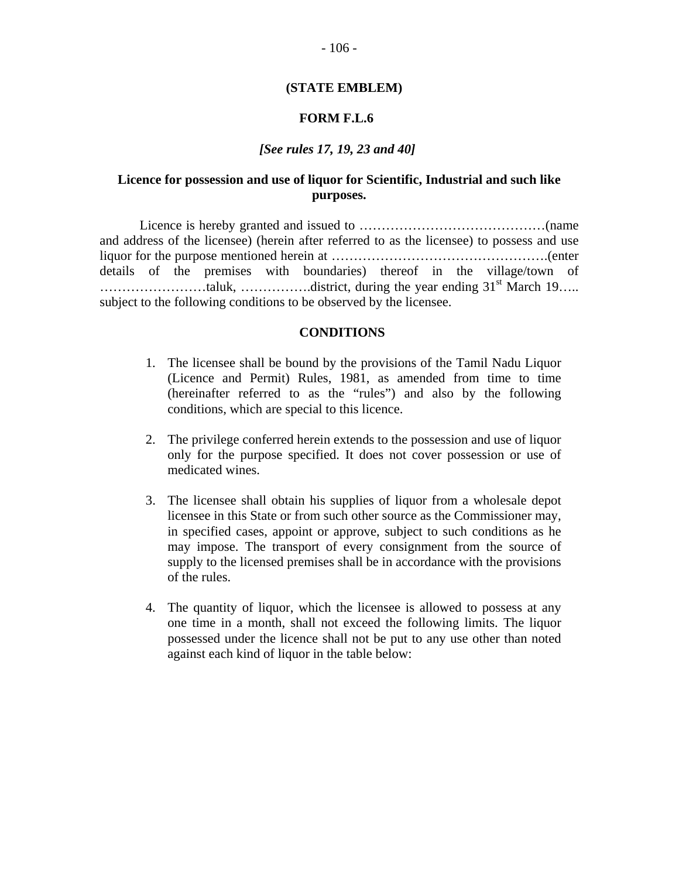**(STATE EMBLEM)**

## FORM F.L.6

***[See rules 17, 19, 23 and 40]***

### Licence for possession and use of liquor for Scientific, Industrial and such like purposes.

Licence is hereby granted and issued to ……………………………………(name and address of the licensee) (herein after referred to as the licensee) to possess and use liquor for the purpose mentioned herein at ………………………………………….(enter details of the premises with boundaries) thereof in the village/town of ……………………taluk, …………….district, during the year ending 31st March 19….. subject to the following conditions to be observed by the licensee.

**CONDITIONS**

1. The licensee shall be bound by the provisions of the Tamil Nadu Liquor (Licence and Permit) Rules, 1981, as amended from time to time (hereinafter referred to as the "rules") and also by the following conditions, which are special to this licence.

2. The privilege conferred herein extends to the possession and use of liquor only for the purpose specified. It does not cover possession or use of medicated wines.

3. The licensee shall obtain his supplies of liquor from a wholesale depot licensee in this State or from such other source as the Commissioner may, in specified cases, appoint or approve, subject to such conditions as he may impose. The transport of every consignment from the source of supply to the licensed premises shall be in accordance with the provisions of the rules.

4. The quantity of liquor, which the licensee is allowed to possess at any one time in a month, shall not exceed the following limits. The liquor possessed under the licence shall not be put to any use other than noted against each kind of liquor in the table below: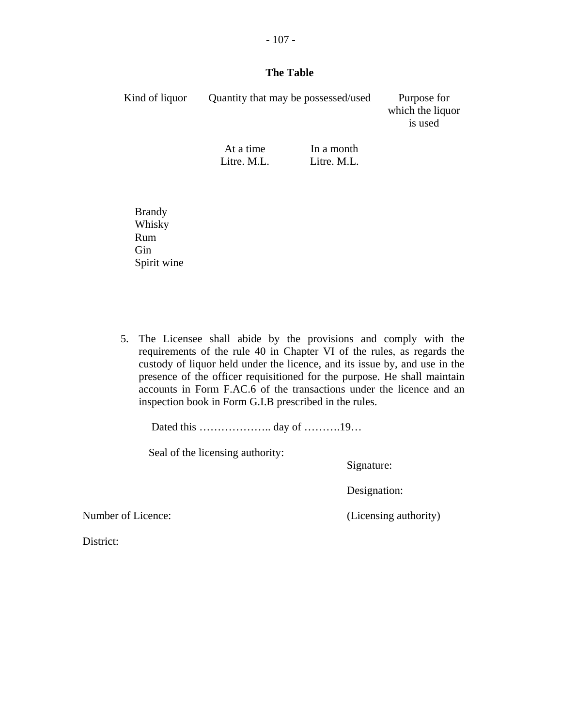**The Table**

| Kind of liquor | Quantity that may be possessed/used | | Purpose for which the liquor is used |
|---|---|---|---|
| | At a time Litre. M.L. | In a month Litre. M.L. | |
| Brandy | | | |
| Whisky | | | |
| Rum | | | |
| Gin | | | |
| Spirit wine | | | |

5. The Licensee shall abide by the provisions and comply with the requirements of the rule 40 in Chapter VI of the rules, as regards the custody of liquor held under the licence, and its issue by, and use in the presence of the officer requisitioned for the purpose. He shall maintain accounts in Form F.AC.6 of the transactions under the licence and an inspection book in Form G.I.B prescribed in the rules.

Dated this ……………….. day of ……….19…

Seal of the licensing authority:

Signature:

Designation:

Number of Licence: (Licensing authority)

District: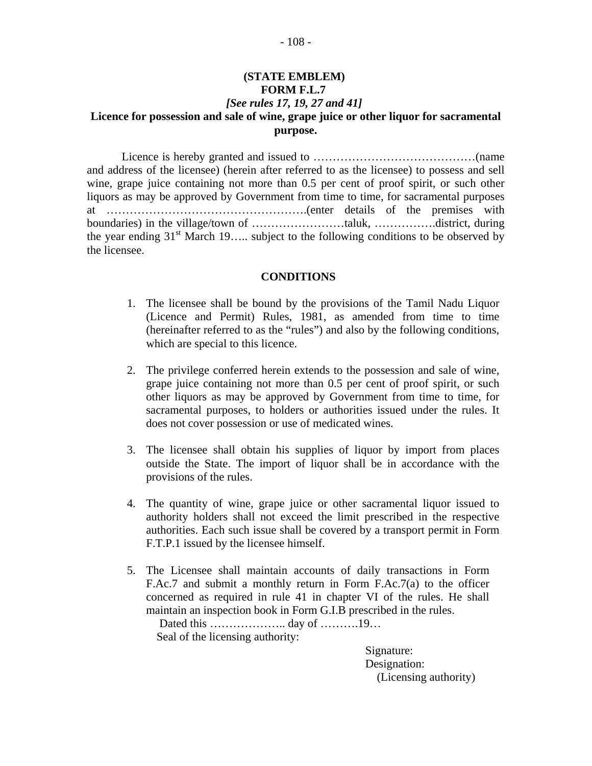**(STATE EMBLEM)**

**FORM F.L.7**

***[See rules 17, 19, 27 and 41]***

**Licence for possession and sale of wine, grape juice or other liquor for sacramental purpose.**

Licence is hereby granted and issued to ……………………………………(name and address of the licensee) (herein after referred to as the licensee) to possess and sell wine, grape juice containing not more than 0.5 per cent of proof spirit, or such other liquors as may be approved by Government from time to time, for sacramental purposes at …………………………………………….(enter details of the premises with boundaries) in the village/town of ……………………taluk, …………….district, during the year ending 31st March 19….. subject to the following conditions to be observed by the licensee.

**CONDITIONS**

1. The licensee shall be bound by the provisions of the Tamil Nadu Liquor (Licence and Permit) Rules, 1981, as amended from time to time (hereinafter referred to as the "rules") and also by the following conditions, which are special to this licence.

2. The privilege conferred herein extends to the possession and sale of wine, grape juice containing not more than 0.5 per cent of proof spirit, or such other liquors as may be approved by Government from time to time, for sacramental purposes, to holders or authorities issued under the rules. It does not cover possession or use of medicated wines.

3. The licensee shall obtain his supplies of liquor by import from places outside the State. The import of liquor shall be in accordance with the provisions of the rules.

4. The quantity of wine, grape juice or other sacramental liquor issued to authority holders shall not exceed the limit prescribed in the respective authorities. Each such issue shall be covered by a transport permit in Form F.T.P.1 issued by the licensee himself.

5. The Licensee shall maintain accounts of daily transactions in Form F.Ac.7 and submit a monthly return in Form F.Ac.7(a) to the officer concerned as required in rule 41 in chapter VI of the rules. He shall maintain an inspection book in Form G.I.B prescribed in the rules.

Dated this ……………….. day of ……….19…

Seal of the licensing authority:

Signature:
Designation:
(Licensing authority)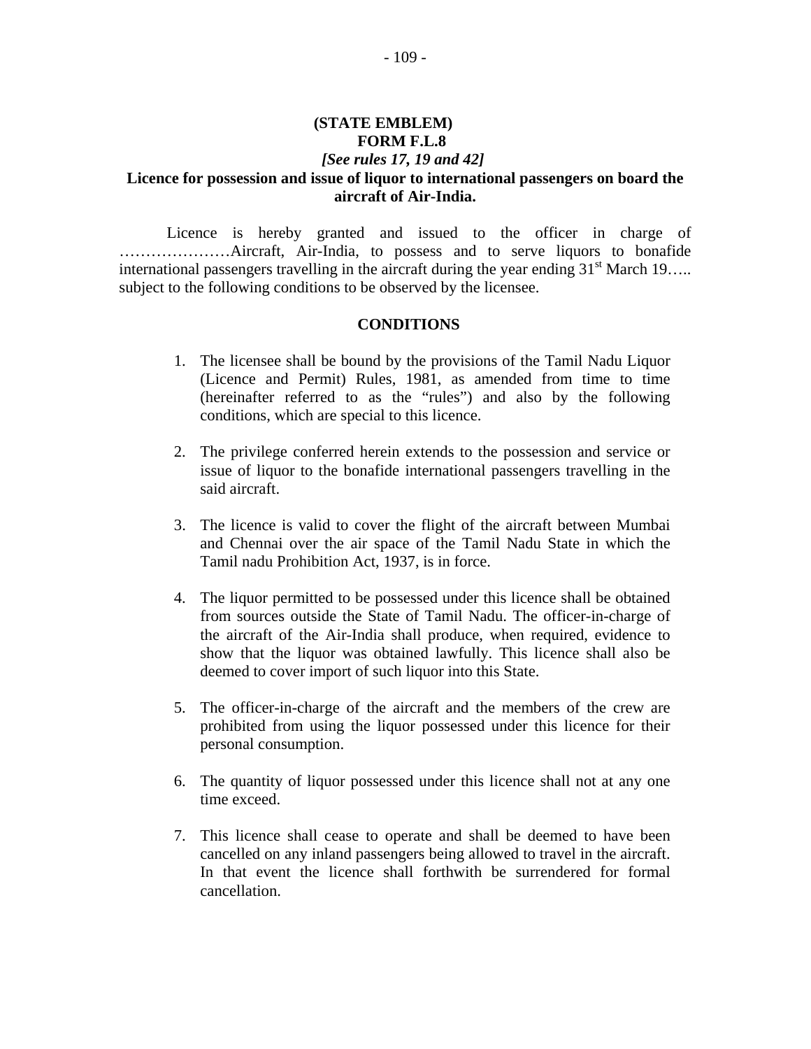**(STATE EMBLEM)**

**FORM F.L.8**

***[See rules 17, 19 and 42]***

**Licence for possession and issue of liquor to international passengers on board the aircraft of Air-India.**

Licence is hereby granted and issued to the officer in charge of …………………Aircraft, Air-India, to possess and to serve liquors to bonafide international passengers travelling in the aircraft during the year ending 31st March 19….. subject to the following conditions to be observed by the licensee.

**CONDITIONS**

1. The licensee shall be bound by the provisions of the Tamil Nadu Liquor (Licence and Permit) Rules, 1981, as amended from time to time (hereinafter referred to as the "rules") and also by the following conditions, which are special to this licence.

2. The privilege conferred herein extends to the possession and service or issue of liquor to the bonafide international passengers travelling in the said aircraft.

3. The licence is valid to cover the flight of the aircraft between Mumbai and Chennai over the air space of the Tamil Nadu State in which the Tamil nadu Prohibition Act, 1937, is in force.

4. The liquor permitted to be possessed under this licence shall be obtained from sources outside the State of Tamil Nadu. The officer-in-charge of the aircraft of the Air-India shall produce, when required, evidence to show that the liquor was obtained lawfully. This licence shall also be deemed to cover import of such liquor into this State.

5. The officer-in-charge of the aircraft and the members of the crew are prohibited from using the liquor possessed under this licence for their personal consumption.

6. The quantity of liquor possessed under this licence shall not at any one time exceed.

7. This licence shall cease to operate and shall be deemed to have been cancelled on any inland passengers being allowed to travel in the aircraft. In that event the licence shall forthwith be surrendered for formal cancellation.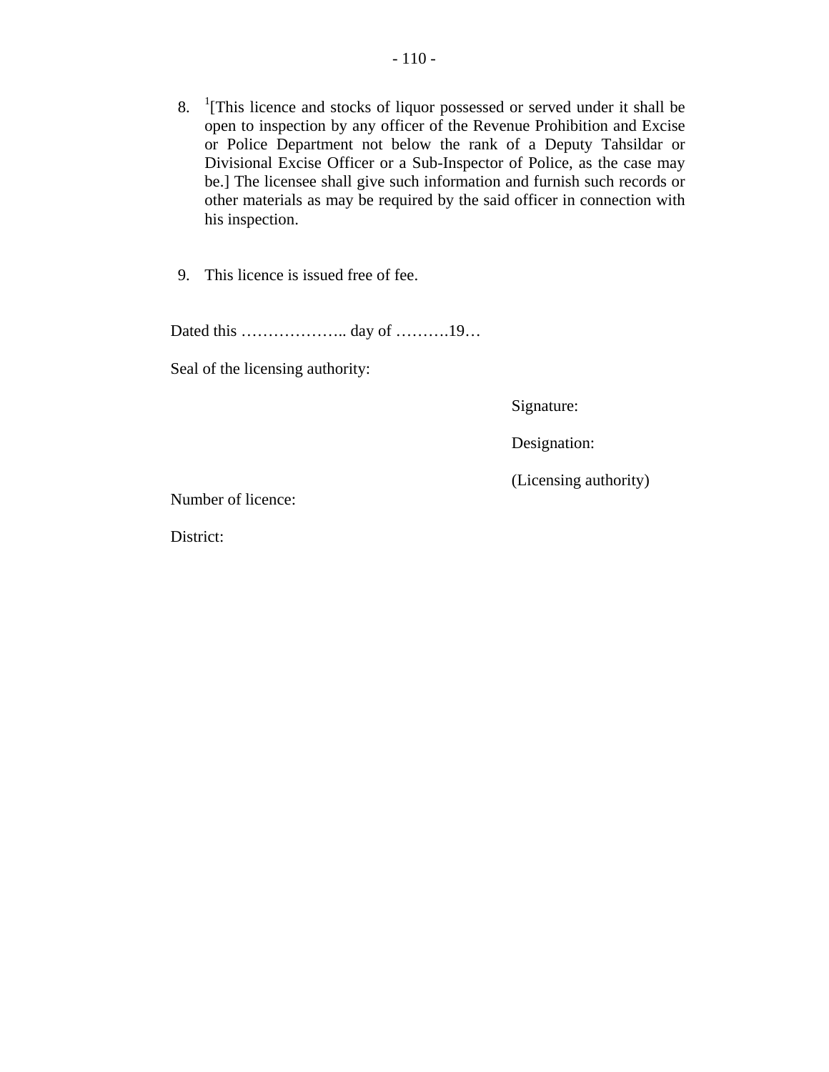8. [1][This licence and stocks of liquor possessed or served under it shall be open to inspection by any officer of the Revenue Prohibition and Excise or Police Department not below the rank of a Deputy Tahsildar or Divisional Excise Officer or a Sub-Inspector of Police, as the case may be.] The licensee shall give such information and furnish such records or other materials as may be required by the said officer in connection with his inspection.

9. This licence is issued free of fee.

Dated this ……………….. day of ……….19…

Seal of the licensing authority:

Signature:

Designation:

(Licensing authority)

Number of licence:

District: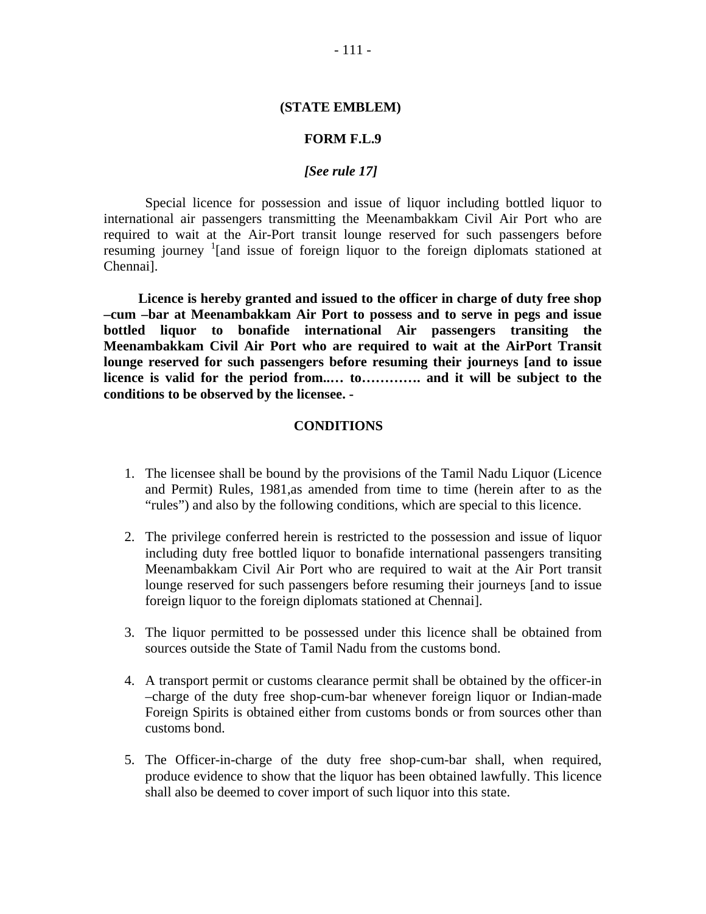**(STATE EMBLEM)**

**FORM F.L.9**

***[See rule 17]***

Special licence for possession and issue of liquor including bottled liquor to international air passengers transmitting the Meenambakkam Civil Air Port who are required to wait at the Air-Port transit lounge reserved for such passengers before resuming journey [1][and issue of foreign liquor to the foreign diplomats stationed at Chennai].

**Licence is hereby granted and issued to the officer in charge of duty free shop –cum –bar at Meenambakkam Air Port to possess and to serve in pegs and issue bottled liquor to bonafide international Air passengers transiting the Meenambakkam Civil Air Port who are required to wait at the AirPort Transit lounge reserved for such passengers before resuming their journeys [and to issue licence is valid for the period from..… to…………. and it will be subject to the conditions to be observed by the licensee. -**

**CONDITIONS**

1. The licensee shall be bound by the provisions of the Tamil Nadu Liquor (Licence and Permit) Rules, 1981,as amended from time to time (herein after to as the "rules") and also by the following conditions, which are special to this licence.

2. The privilege conferred herein is restricted to the possession and issue of liquor including duty free bottled liquor to bonafide international passengers transiting Meenambakkam Civil Air Port who are required to wait at the Air Port transit lounge reserved for such passengers before resuming their journeys [and to issue foreign liquor to the foreign diplomats stationed at Chennai].

3. The liquor permitted to be possessed under this licence shall be obtained from sources outside the State of Tamil Nadu from the customs bond.

4. A transport permit or customs clearance permit shall be obtained by the officer-in –charge of the duty free shop-cum-bar whenever foreign liquor or Indian-made Foreign Spirits is obtained either from customs bonds or from sources other than customs bond.

5. The Officer-in-charge of the duty free shop-cum-bar shall, when required, produce evidence to show that the liquor has been obtained lawfully. This licence shall also be deemed to cover import of such liquor into this state.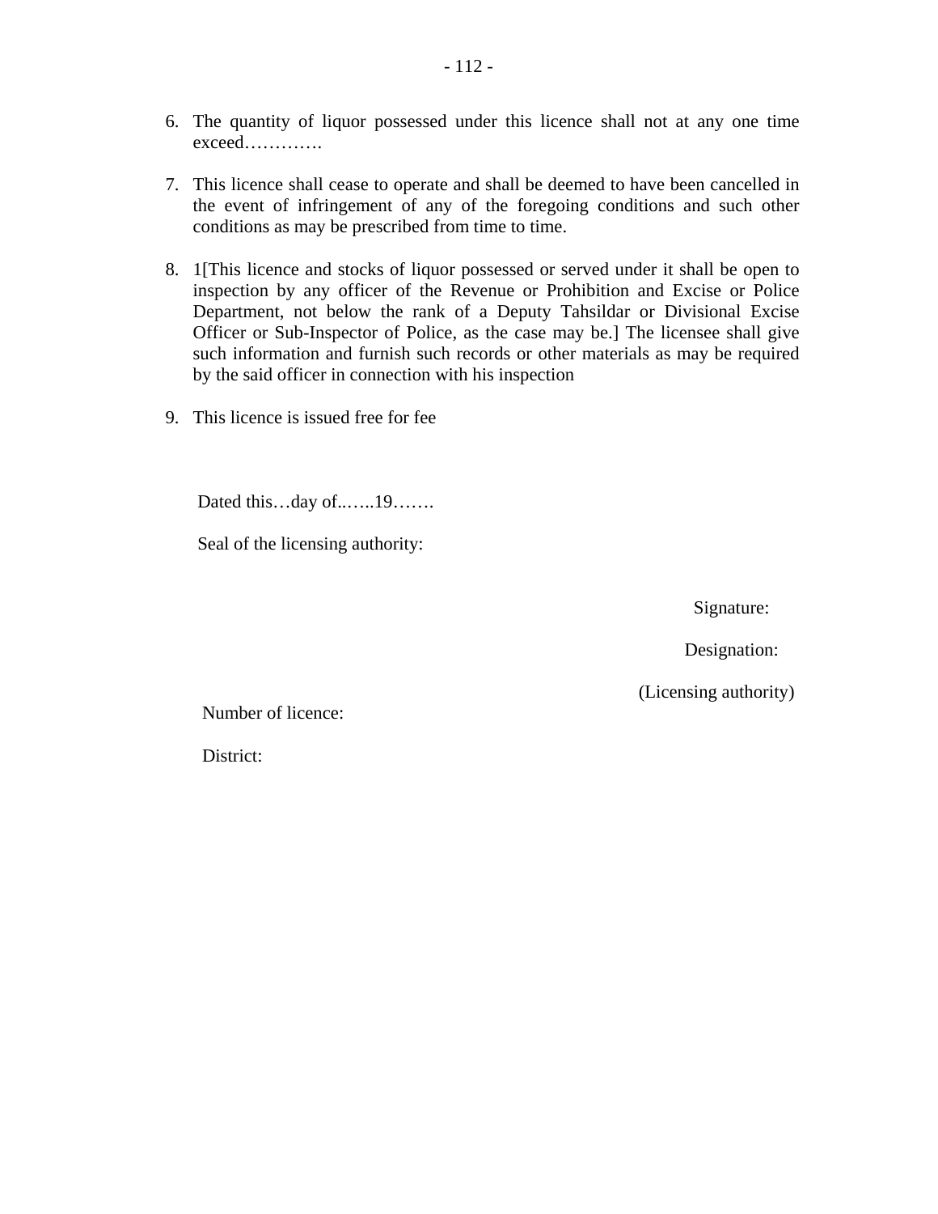6. The quantity of liquor possessed under this licence shall not at any one time exceed………….

7. This licence shall cease to operate and shall be deemed to have been cancelled in the event of infringement of any of the foregoing conditions and such other conditions as may be prescribed from time to time.

8. 1[This licence and stocks of liquor possessed or served under it shall be open to inspection by any officer of the Revenue or Prohibition and Excise or Police Department, not below the rank of a Deputy Tahsildar or Divisional Excise Officer or Sub-Inspector of Police, as the case may be.] The licensee shall give such information and furnish such records or other materials as may be required by the said officer in connection with his inspection

9. This licence is issued free for fee

Dated this…day of..…..19…….

Seal of the licensing authority:

Signature:

Designation:

(Licensing authority)

Number of licence:

District: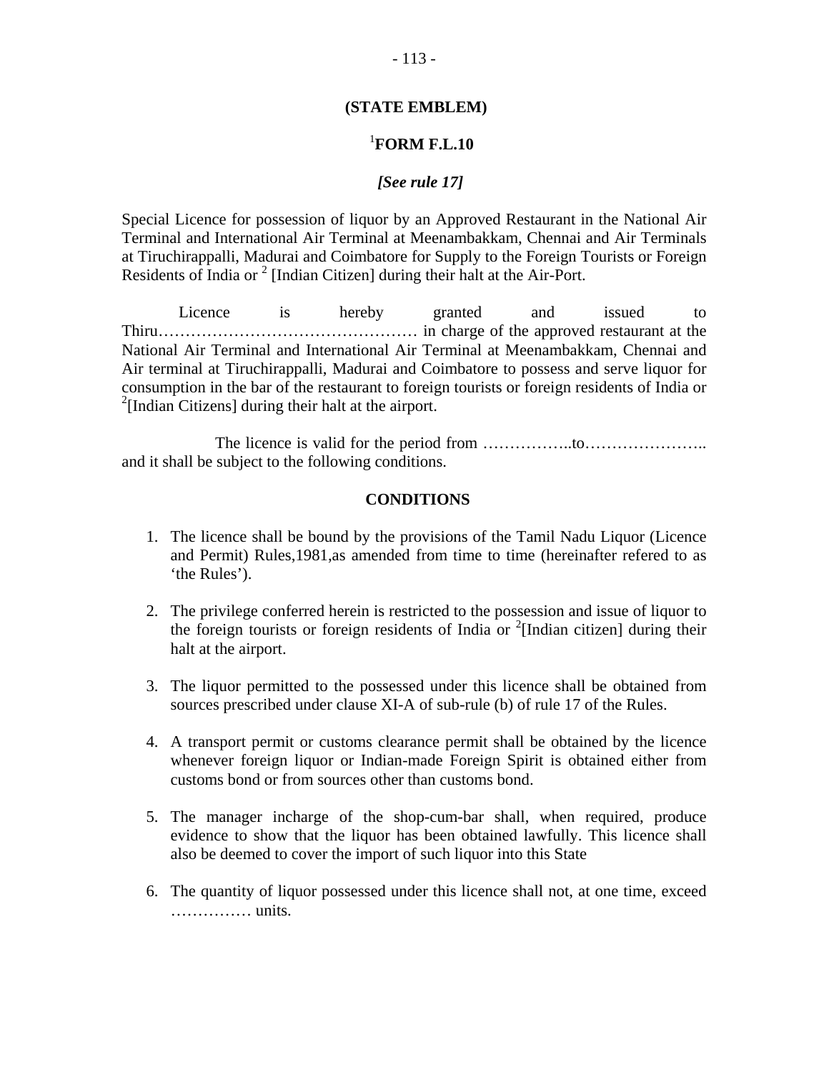**(STATE EMBLEM)**

## [1]FORM F.L.10

***[See rule 17]***

Special Licence for possession of liquor by an Approved Restaurant in the National Air Terminal and International Air Terminal at Meenambakkam, Chennai and Air Terminals at Tiruchirappalli, Madurai and Coimbatore for Supply to the Foreign Tourists or Foreign Residents of India or [2] [Indian Citizen] during their halt at the Air-Port.

Licence is hereby granted and issued to Thiru………………………………………… in charge of the approved restaurant at the National Air Terminal and International Air Terminal at Meenambakkam, Chennai and Air terminal at Tiruchirappalli, Madurai and Coimbatore to possess and serve liquor for consumption in the bar of the restaurant to foreign tourists or foreign residents of India or [2][Indian Citizens] during their halt at the airport.

The licence is valid for the period from ……………..to………………….. and it shall be subject to the following conditions.

**CONDITIONS**

1. The licence shall be bound by the provisions of the Tamil Nadu Liquor (Licence and Permit) Rules,1981,as amended from time to time (hereinafter refered to as 'the Rules').

2. The privilege conferred herein is restricted to the possession and issue of liquor to the foreign tourists or foreign residents of India or [2][Indian citizen] during their halt at the airport.

3. The liquor permitted to the possessed under this licence shall be obtained from sources prescribed under clause XI-A of sub-rule (b) of rule 17 of the Rules.

4. A transport permit or customs clearance permit shall be obtained by the licence whenever foreign liquor or Indian-made Foreign Spirit is obtained either from customs bond or from sources other than customs bond.

5. The manager incharge of the shop-cum-bar shall, when required, produce evidence to show that the liquor has been obtained lawfully. This licence shall also be deemed to cover the import of such liquor into this State

6. The quantity of liquor possessed under this licence shall not, at one time, exceed …………… units.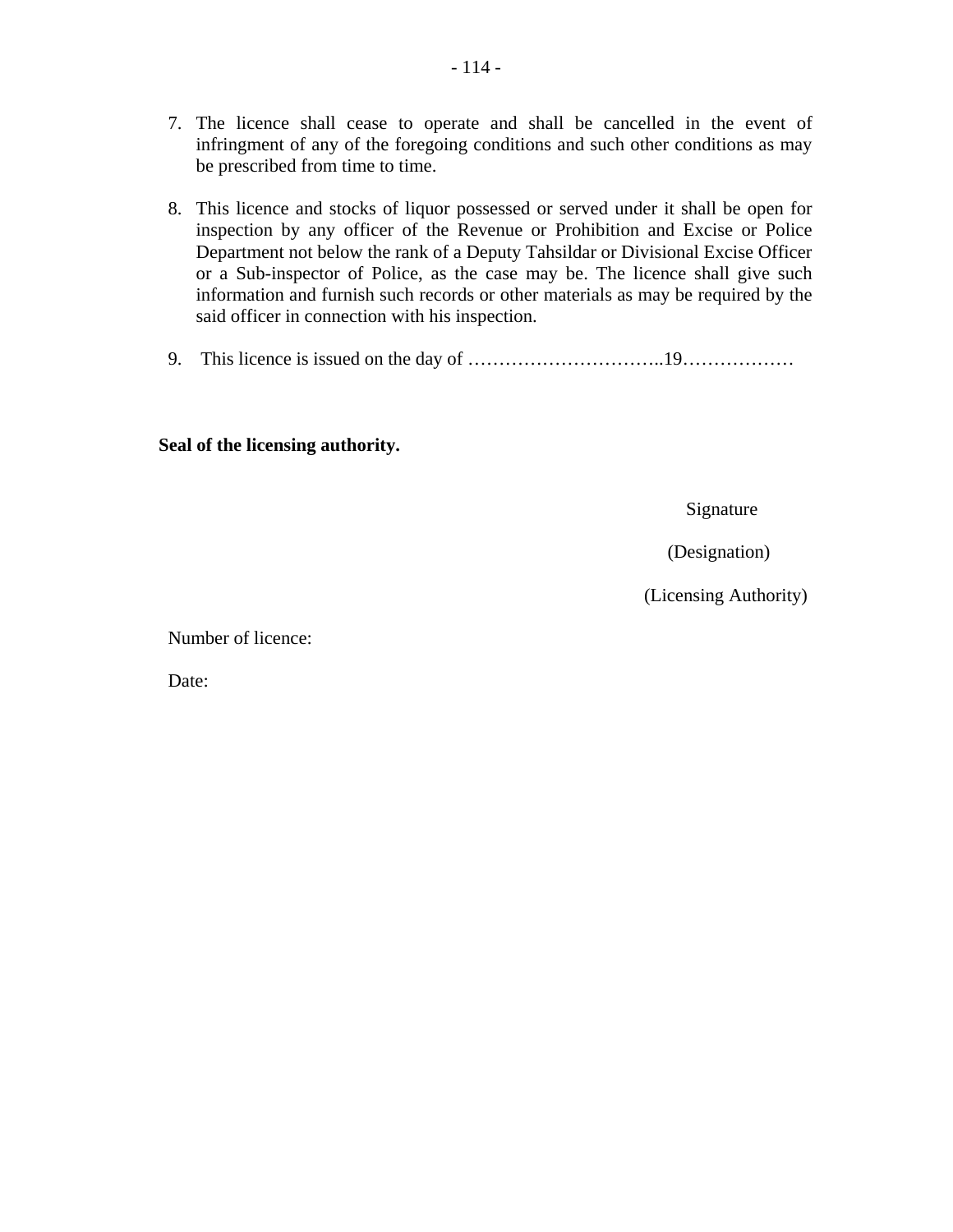7. The licence shall cease to operate and shall be cancelled in the event of infringment of any of the foregoing conditions and such other conditions as may be prescribed from time to time.

8. This licence and stocks of liquor possessed or served under it shall be open for inspection by any officer of the Revenue or Prohibition and Excise or Police Department not below the rank of a Deputy Tahsildar or Divisional Excise Officer or a Sub-inspector of Police, as the case may be. The licence shall give such information and furnish such records or other materials as may be required by the said officer in connection with his inspection.

9. This licence is issued on the day of …………………………..19………………

**Seal of the licensing authority.**

Signature

(Designation)

(Licensing Authority)

Number of licence:

Date: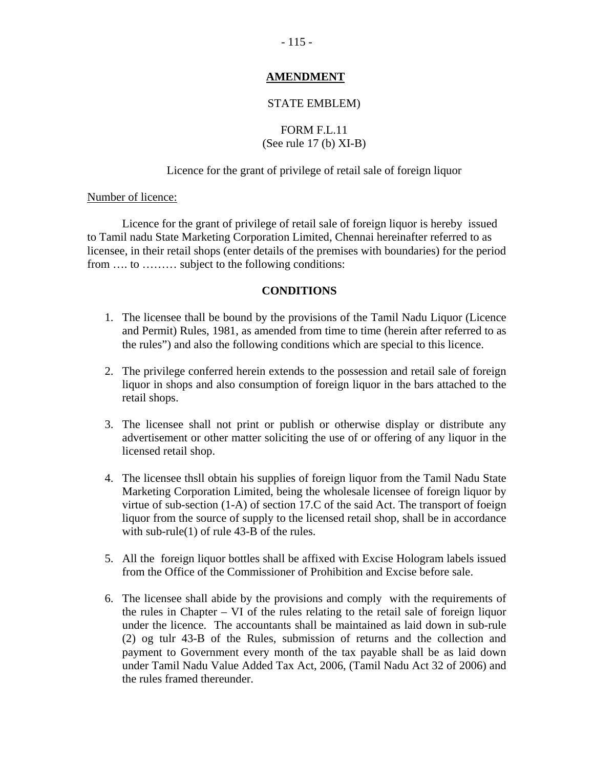**AMENDMENT**

STATE EMBLEM)

FORM F.L.11
(See rule 17 (b) XI-B)

Licence for the grant of privilege of retail sale of foreign liquor

Number of licence:

Licence for the grant of privilege of retail sale of foreign liquor is hereby issued to Tamil nadu State Marketing Corporation Limited, Chennai hereinafter referred to as licensee, in their retail shops (enter details of the premises with boundaries) for the period from …. to ……… subject to the following conditions:

**CONDITIONS**

1. The licensee thall be bound by the provisions of the Tamil Nadu Liquor (Licence and Permit) Rules, 1981, as amended from time to time (herein after referred to as the rules") and also the following conditions which are special to this licence.

2. The privilege conferred herein extends to the possession and retail sale of foreign liquor in shops and also consumption of foreign liquor in the bars attached to the retail shops.

3. The licensee shall not print or publish or otherwise display or distribute any advertisement or other matter soliciting the use of or offering of any liquor in the licensed retail shop.

4. The licensee thsll obtain his supplies of foreign liquor from the Tamil Nadu State Marketing Corporation Limited, being the wholesale licensee of foreign liquor by virtue of sub-section (1-A) of section 17.C of the said Act. The transport of foeign liquor from the source of supply to the licensed retail shop, shall be in accordance with sub-rule(1) of rule 43-B of the rules.

5. All the foreign liquor bottles shall be affixed with Excise Hologram labels issued from the Office of the Commissioner of Prohibition and Excise before sale.

6. The licensee shall abide by the provisions and comply with the requirements of the rules in Chapter – VI of the rules relating to the retail sale of foreign liquor under the licence. The accountants shall be maintained as laid down in sub-rule (2) og tulr 43-B of the Rules, submission of returns and the collection and payment to Government every month of the tax payable shall be as laid down under Tamil Nadu Value Added Tax Act, 2006, (Tamil Nadu Act 32 of 2006) and the rules framed thereunder.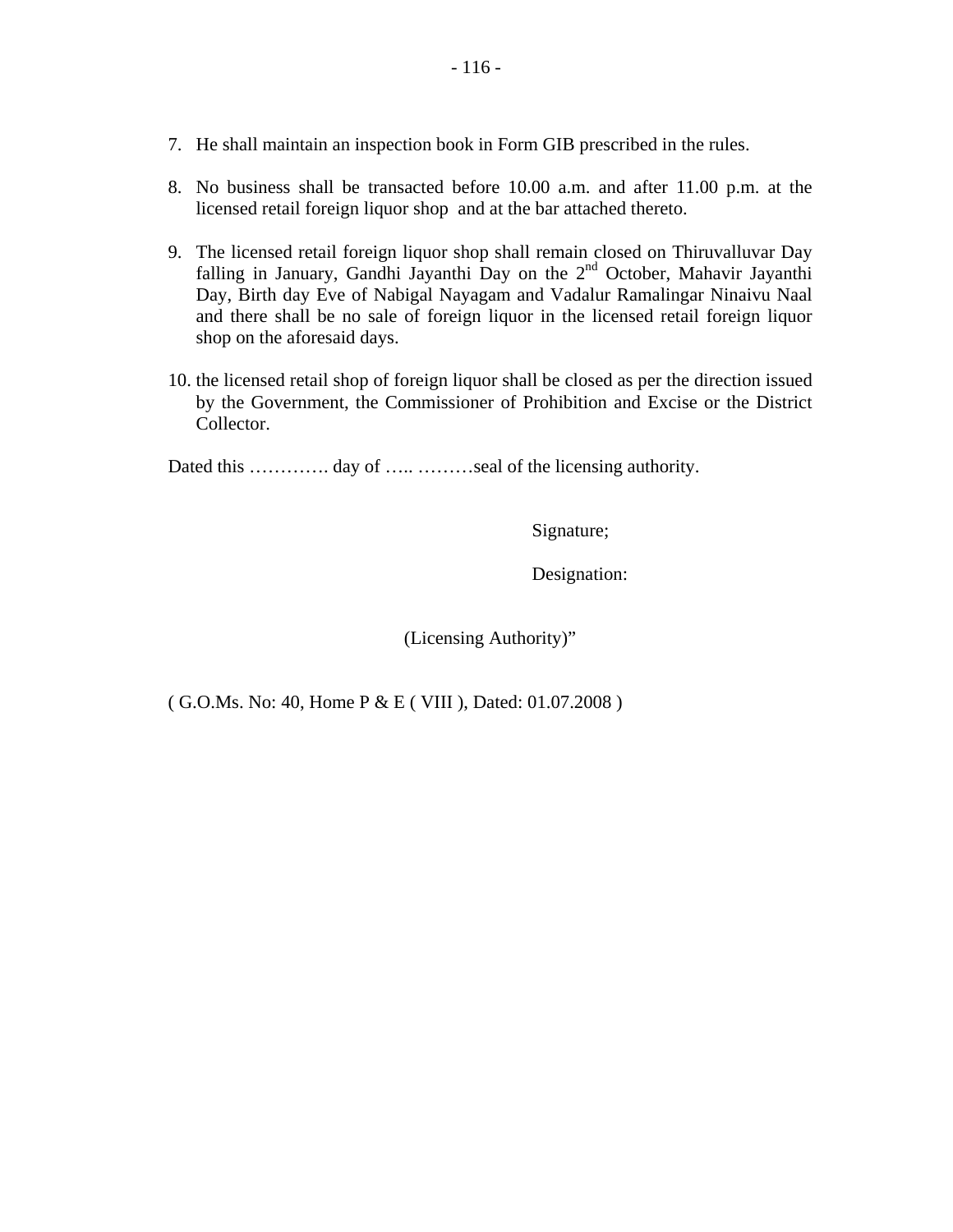7. He shall maintain an inspection book in Form GIB prescribed in the rules.

8. No business shall be transacted before 10.00 a.m. and after 11.00 p.m. at the licensed retail foreign liquor shop and at the bar attached thereto.

9. The licensed retail foreign liquor shop shall remain closed on Thiruvalluvar Day falling in January, Gandhi Jayanthi Day on the 2nd October, Mahavir Jayanthi Day, Birth day Eve of Nabigal Nayagam and Vadalur Ramalingar Ninaivu Naal and there shall be no sale of foreign liquor in the licensed retail foreign liquor shop on the aforesaid days.

10. the licensed retail shop of foreign liquor shall be closed as per the direction issued by the Government, the Commissioner of Prohibition and Excise or the District Collector.

Dated this …………. day of ….. ………seal of the licensing authority.

Signature;

Designation:

(Licensing Authority)"

( G.O.Ms. No: 40, Home P & E ( VIII ), Dated: 01.07.2008 )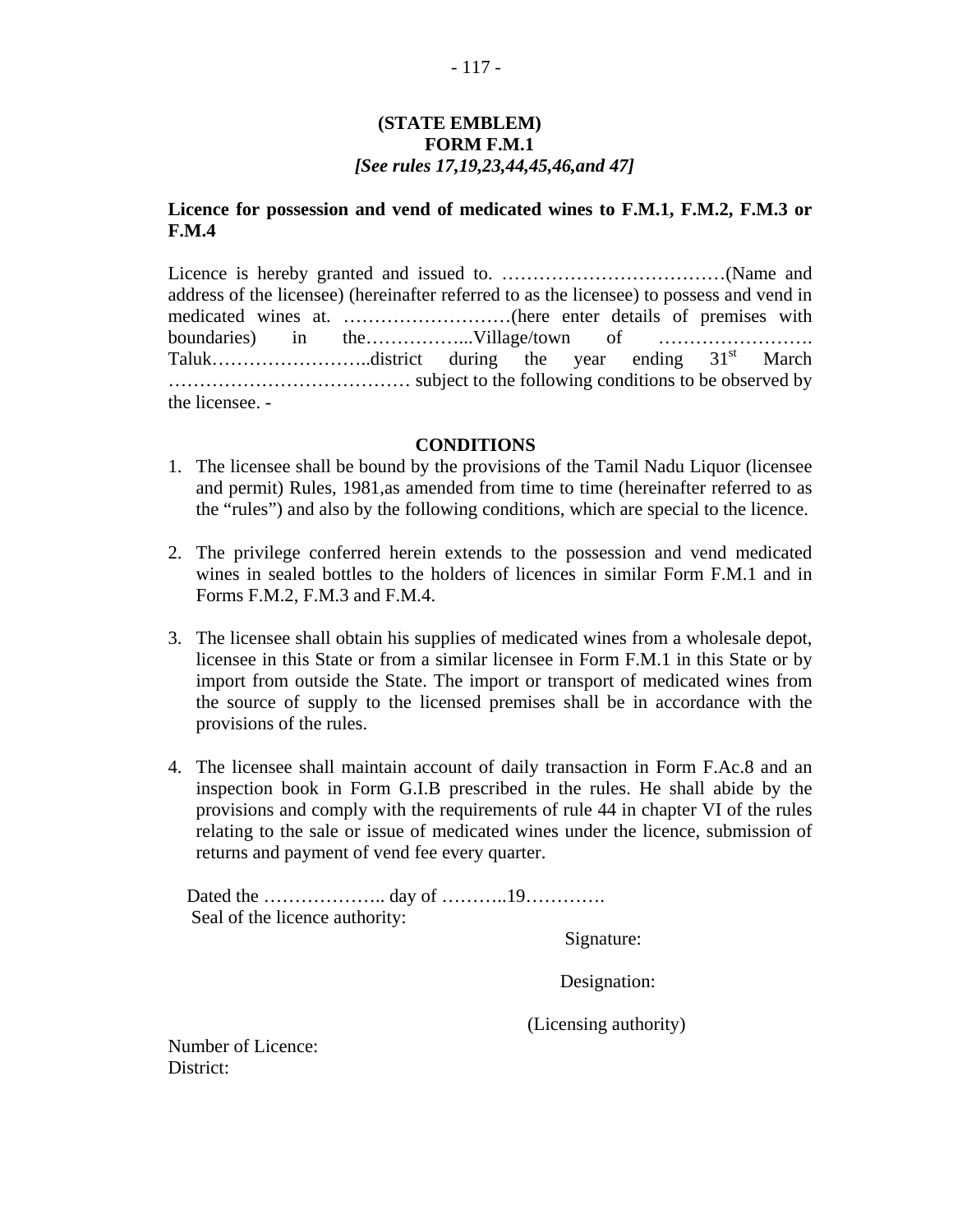**(STATE EMBLEM)**

**FORM F.M.1**

***[See rules 17,19,23,44,45,46,and 47]***

**Licence for possession and vend of medicated wines to F.M.1, F.M.2, F.M.3 or F.M.4**

Licence is hereby granted and issued to. ………………………………(Name and address of the licensee) (hereinafter referred to as the licensee) to possess and vend in medicated wines at. ………………………(here enter details of premises with boundaries) in the……………...Village/town of ……………………. Taluk……………………..district during the year ending 31st March ………………………………… subject to the following conditions to be observed by the licensee. -

**CONDITIONS**

1. The licensee shall be bound by the provisions of the Tamil Nadu Liquor (licensee and permit) Rules, 1981,as amended from time to time (hereinafter referred to as the "rules") and also by the following conditions, which are special to the licence.

2. The privilege conferred herein extends to the possession and vend medicated wines in sealed bottles to the holders of licences in similar Form F.M.1 and in Forms F.M.2, F.M.3 and F.M.4.

3. The licensee shall obtain his supplies of medicated wines from a wholesale depot, licensee in this State or from a similar licensee in Form F.M.1 in this State or by import from outside the State. The import or transport of medicated wines from the source of supply to the licensed premises shall be in accordance with the provisions of the rules.

4. The licensee shall maintain account of daily transaction in Form F.Ac.8 and an inspection book in Form G.I.B prescribed in the rules. He shall abide by the provisions and comply with the requirements of rule 44 in chapter VI of the rules relating to the sale or issue of medicated wines under the licence, submission of returns and payment of vend fee every quarter.

Dated the ……………….. day of ………..19………….

Seal of the licence authority:

Signature:

Designation:

(Licensing authority)

Number of Licence:

District: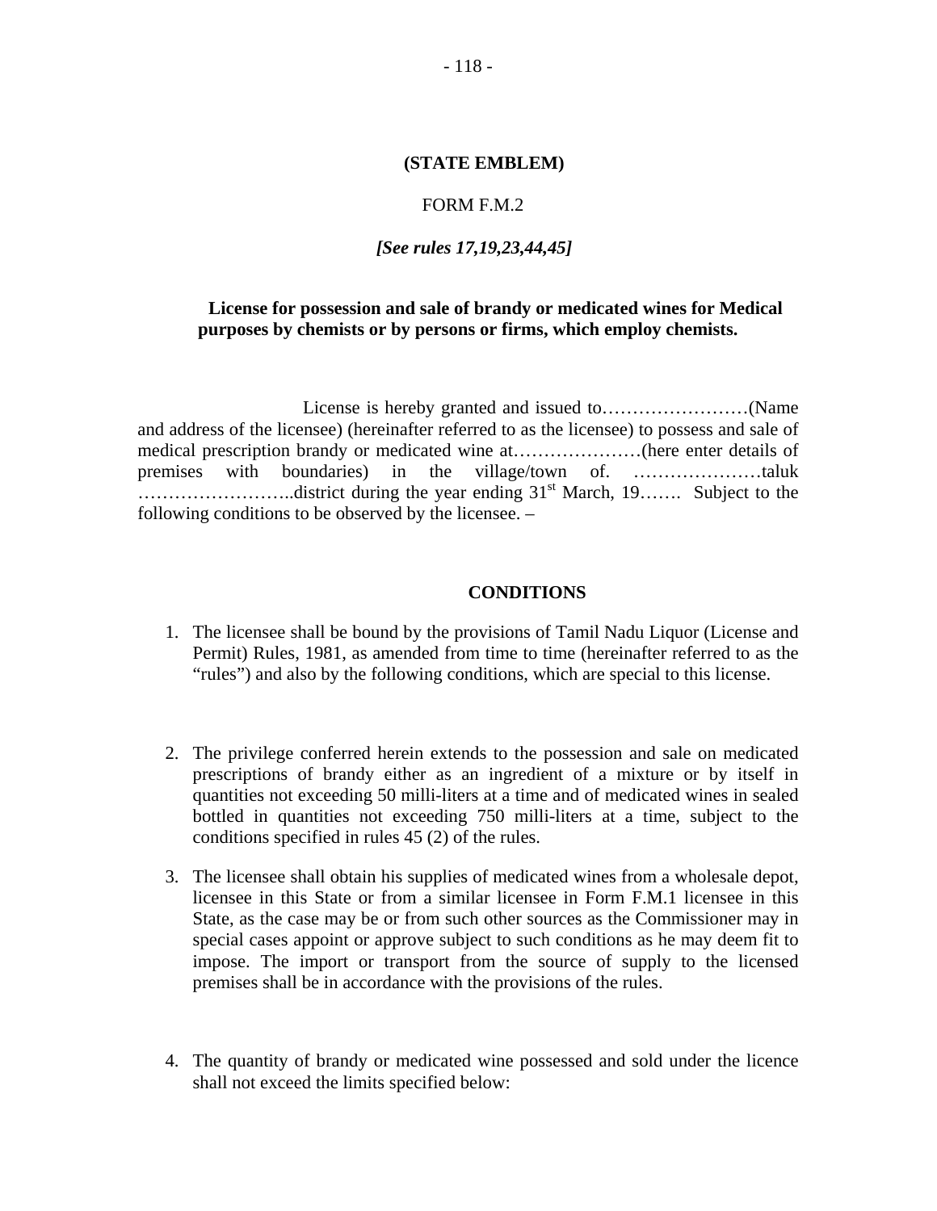**(STATE EMBLEM)**

FORM F.M.2

***[See rules 17,19,23,44,45]***

**License for possession and sale of brandy or medicated wines for Medical purposes by chemists or by persons or firms, which employ chemists.**

License is hereby granted and issued to……………………(Name and address of the licensee) (hereinafter referred to as the licensee) to possess and sale of medical prescription brandy or medicated wine at…………………(here enter details of premises with boundaries) in the village/town of. …………………taluk ……………………..district during the year ending 31st March, 19……. Subject to the following conditions to be observed by the licensee. –

**CONDITIONS**

1. The licensee shall be bound by the provisions of Tamil Nadu Liquor (License and Permit) Rules, 1981, as amended from time to time (hereinafter referred to as the "rules") and also by the following conditions, which are special to this license.

2. The privilege conferred herein extends to the possession and sale on medicated prescriptions of brandy either as an ingredient of a mixture or by itself in quantities not exceeding 50 milli-liters at a time and of medicated wines in sealed bottled in quantities not exceeding 750 milli-liters at a time, subject to the conditions specified in rules 45 (2) of the rules.

3. The licensee shall obtain his supplies of medicated wines from a wholesale depot, licensee in this State or from a similar licensee in Form F.M.1 licensee in this State, as the case may be or from such other sources as the Commissioner may in special cases appoint or approve subject to such conditions as he may deem fit to impose. The import or transport from the source of supply to the licensed premises shall be in accordance with the provisions of the rules.

4. The quantity of brandy or medicated wine possessed and sold under the licence shall not exceed the limits specified below: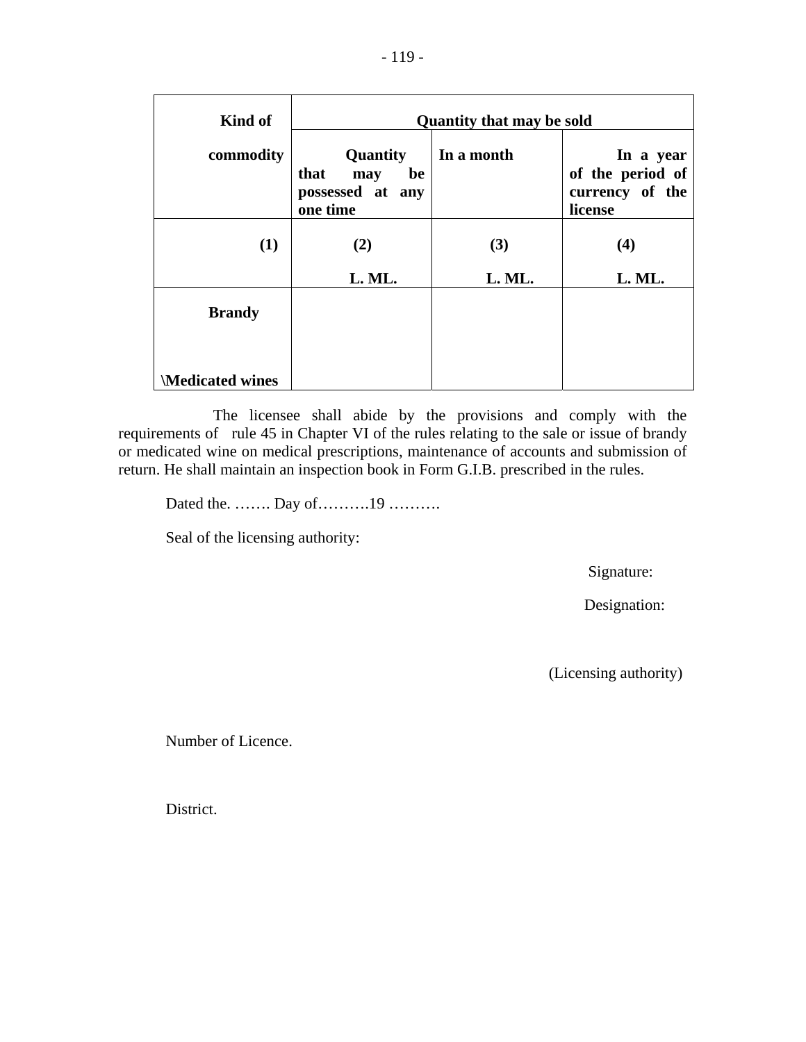| Kind of commodity | Quantity that may be sold | | |
|---|---|---|---|
| | Quantity that may be possessed at any one time | In a month | In a year of the period of currency of the license |
| (1) | (2)<br>L. ML. | (3)<br>L. ML. | (4)<br>L. ML. |
| Brandy<br><br>\Medicated wines | | | |

The licensee shall abide by the provisions and comply with the requirements of rule 45 in Chapter VI of the rules relating to the sale or issue of brandy or medicated wine on medical prescriptions, maintenance of accounts and submission of return. He shall maintain an inspection book in Form G.I.B. prescribed in the rules.

Dated the. ……. Day of……….19 ……….

Seal of the licensing authority:

Signature:

Designation:

(Licensing authority)

Number of Licence.

District.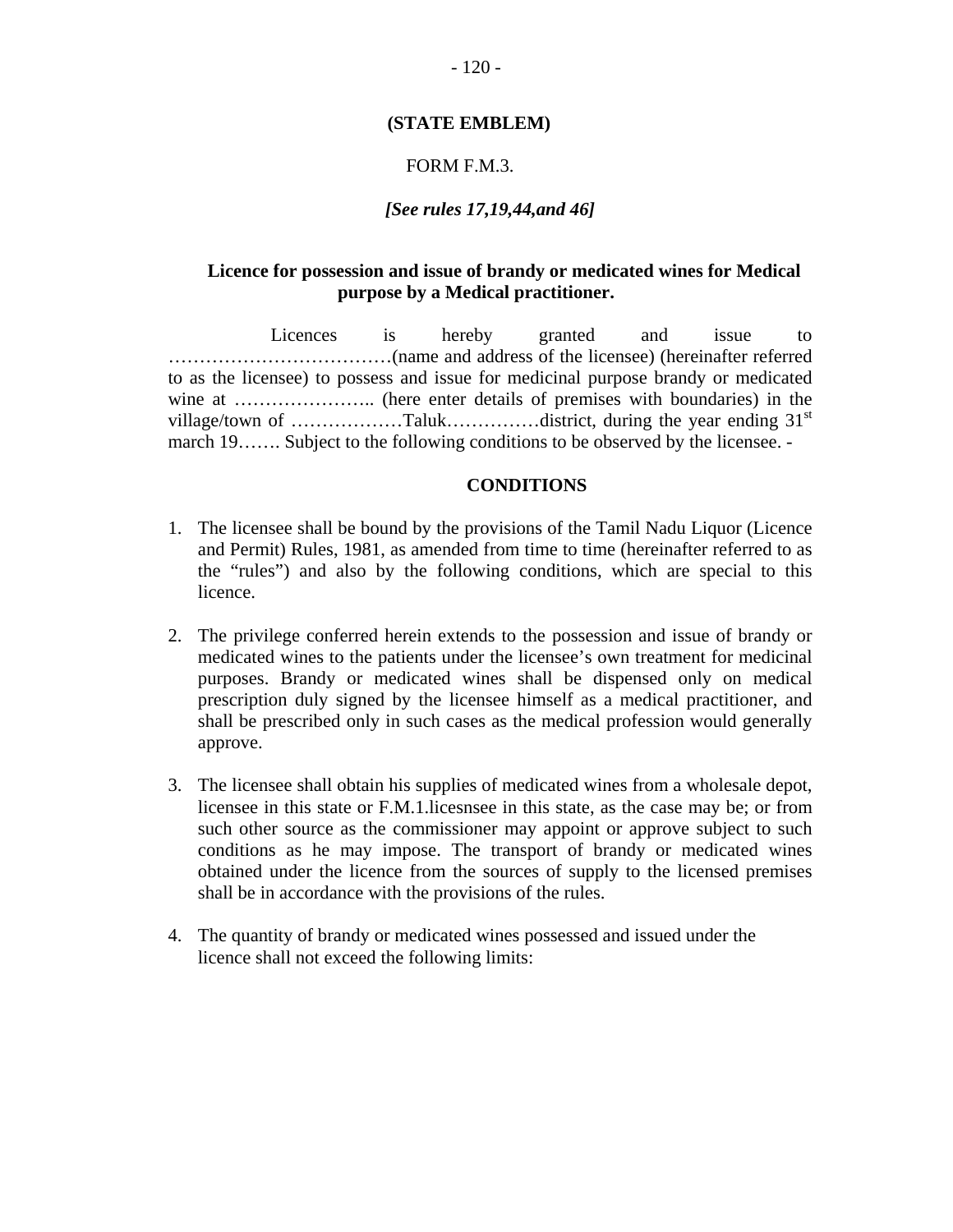**(STATE EMBLEM)**

FORM F.M.3.

***[See rules 17,19,44,and 46]***

**Licence for possession and issue of brandy or medicated wines for Medical purpose by a Medical practitioner.**

Licences is hereby granted and issue to ………………………………(name and address of the licensee) (hereinafter referred to as the licensee) to possess and issue for medicinal purpose brandy or medicated wine at ………………….. (here enter details of premises with boundaries) in the village/town of ………………Taluk……………district, during the year ending 31st march 19……. Subject to the following conditions to be observed by the licensee. -

**CONDITIONS**

1. The licensee shall be bound by the provisions of the Tamil Nadu Liquor (Licence and Permit) Rules, 1981, as amended from time to time (hereinafter referred to as the "rules") and also by the following conditions, which are special to this licence.

2. The privilege conferred herein extends to the possession and issue of brandy or medicated wines to the patients under the licensee's own treatment for medicinal purposes. Brandy or medicated wines shall be dispensed only on medical prescription duly signed by the licensee himself as a medical practitioner, and shall be prescribed only in such cases as the medical profession would generally approve.

3. The licensee shall obtain his supplies of medicated wines from a wholesale depot, licensee in this state or F.M.1.licesnsee in this state, as the case may be; or from such other source as the commissioner may appoint or approve subject to such conditions as he may impose. The transport of brandy or medicated wines obtained under the licence from the sources of supply to the licensed premises shall be in accordance with the provisions of the rules.

4. The quantity of brandy or medicated wines possessed and issued under the licence shall not exceed the following limits: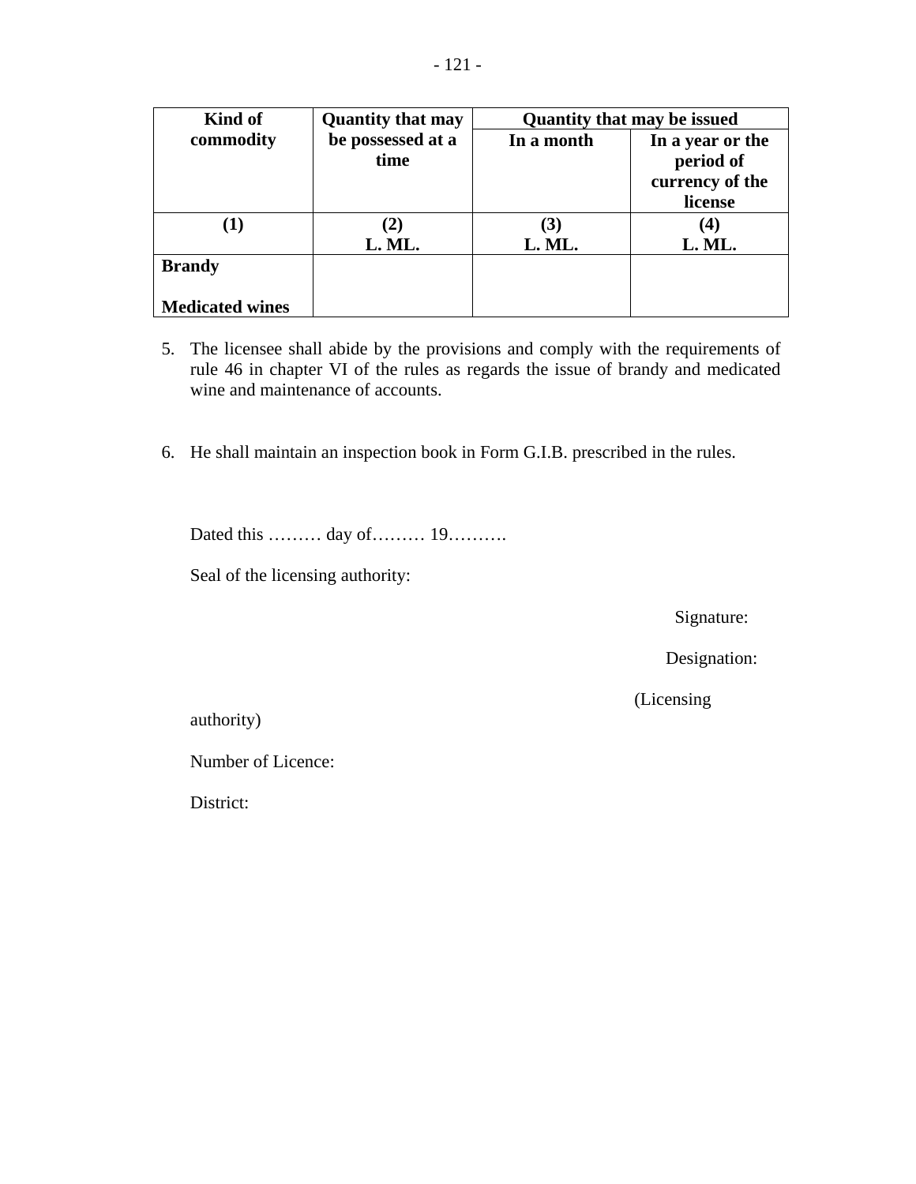| Kind of commodity | Quantity that may be possessed at a time | Quantity that may be issued | |
|---|---|---|---|
| | | In a month | In a year or the period of currency of the license |
| (1) | (2) L. ML. | (3) L. ML. | (4) L. ML. |
| **Brandy**<br><br>**Medicated wines** | | | |

5. The licensee shall abide by the provisions and comply with the requirements of rule 46 in chapter VI of the rules as regards the issue of brandy and medicated wine and maintenance of accounts.

6. He shall maintain an inspection book in Form G.I.B. prescribed in the rules.

Dated this ……… day of……… 19……….

Seal of the licensing authority:

Signature:

Designation:

(Licensing authority)

Number of Licence:

District: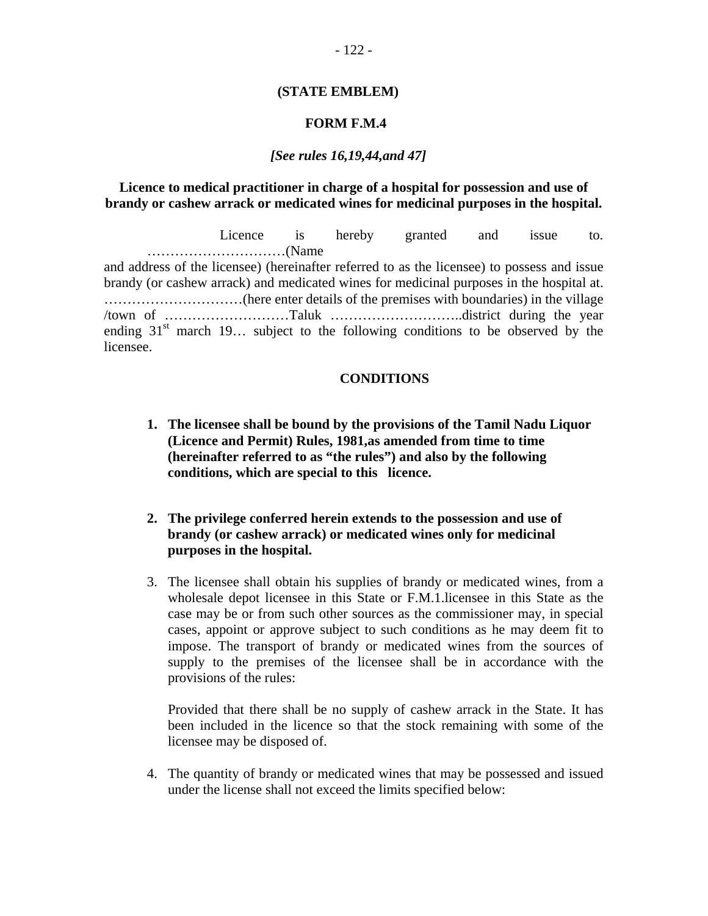**(STATE EMBLEM)**

**FORM F.M.4**

***[See rules 16,19,44,and 47]***

**Licence to medical practitioner in charge of a hospital for possession and use of brandy or cashew arrack or medicated wines for medicinal purposes in the hospital.**

Licence is hereby granted and issue to. …………………………(Name and address of the licensee) (hereinafter referred to as the licensee) to possess and issue brandy (or cashew arrack) and medicated wines for medicinal purposes in the hospital at. …………………………(here enter details of the premises with boundaries) in the village /town of ………………………Taluk ………………………..district during the year ending 31st march 19… subject to the following conditions to be observed by the licensee.

**CONDITIONS**

1. **The licensee shall be bound by the provisions of the Tamil Nadu Liquor (Licence and Permit) Rules, 1981,as amended from time to time (hereinafter referred to as "the rules") and also by the following conditions, which are special to this licence.**

2. **The privilege conferred herein extends to the possession and use of brandy (or cashew arrack) or medicated wines only for medicinal purposes in the hospital.**

3. The licensee shall obtain his supplies of brandy or medicated wines, from a wholesale depot licensee in this State or F.M.1.licensee in this State as the case may be or from such other sources as the commissioner may, in special cases, appoint or approve subject to such conditions as he may deem fit to impose. The transport of brandy or medicated wines from the sources of supply to the premises of the licensee shall be in accordance with the provisions of the rules:

   Provided that there shall be no supply of cashew arrack in the State. It has been included in the licence so that the stock remaining with some of the licensee may be disposed of.

4. The quantity of brandy or medicated wines that may be possessed and issued under the license shall not exceed the limits specified below: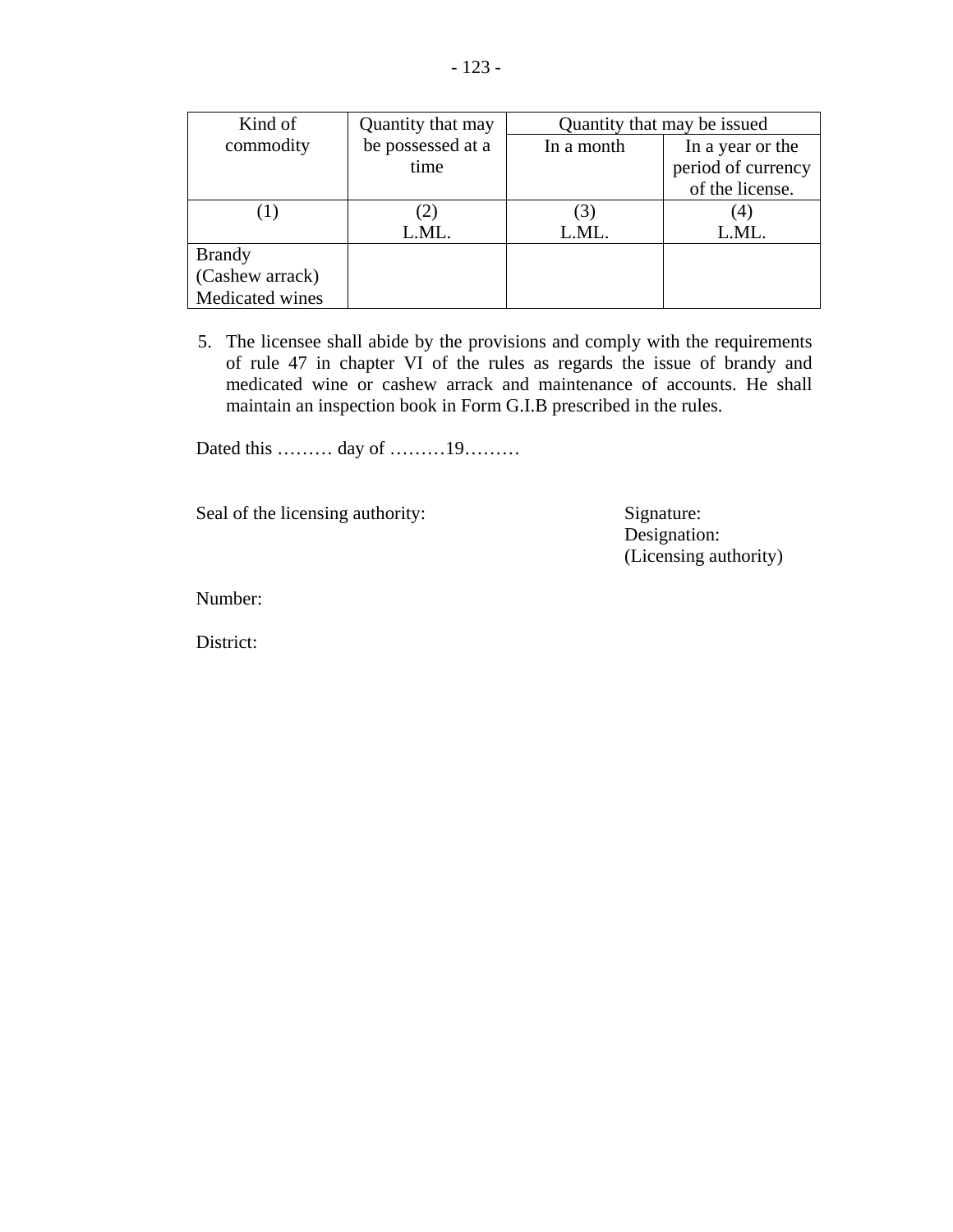| Kind of commodity | Quantity that may be possessed at a time | Quantity that may be issued | |
|---|---|---|---|
| | | In a month | In a year or the period of currency of the license. |
| (1) | (2)<br>L.ML. | (3)<br>L.ML. | (4)<br>L.ML. |
| Brandy<br>(Cashew arrack)<br>Medicated wines | | | |

5. The licensee shall abide by the provisions and comply with the requirements of rule 47 in chapter VI of the rules as regards the issue of brandy and medicated wine or cashew arrack and maintenance of accounts. He shall maintain an inspection book in Form G.I.B prescribed in the rules.

Dated this ……… day of ………19………

Seal of the licensing authority:

Signature:
Designation:
(Licensing authority)

Number:

District: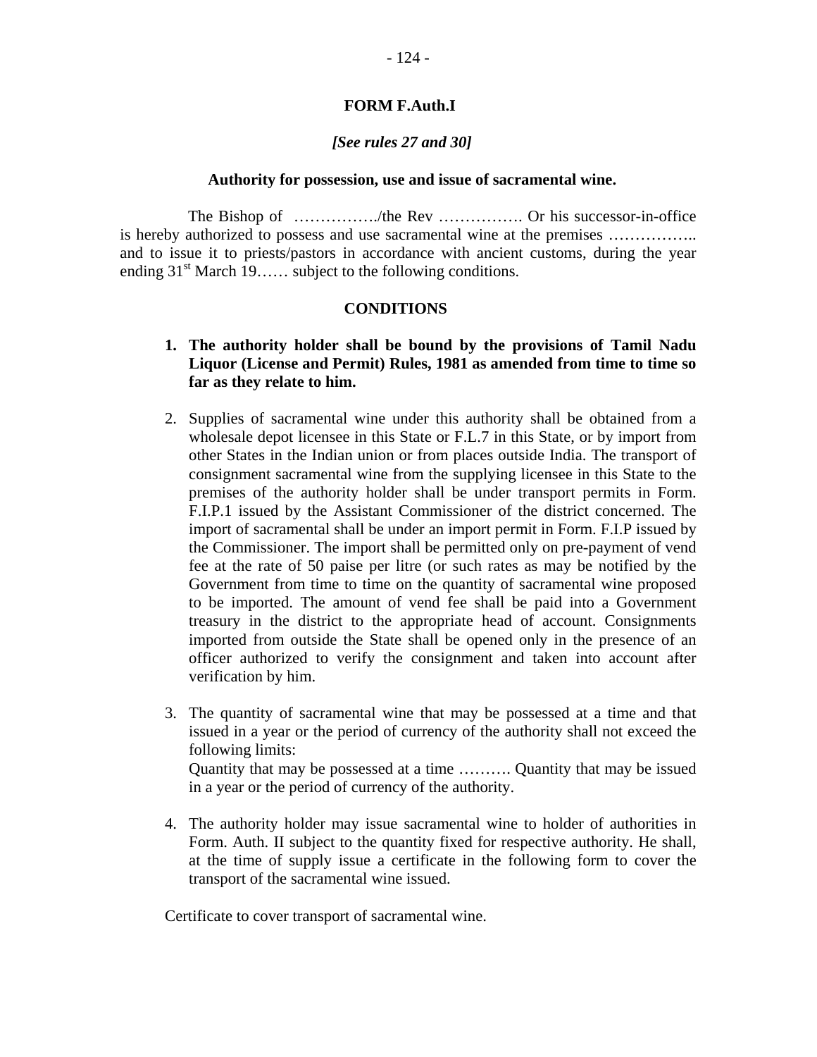**FORM F.Auth.I**

***[See rules 27 and 30]***

**Authority for possession, use and issue of sacramental wine.**

The Bishop of ……………./the Rev ……………. Or his successor-in-office is hereby authorized to possess and use sacramental wine at the premises …………….. and to issue it to priests/pastors in accordance with ancient customs, during the year ending 31st March 19…… subject to the following conditions.

**CONDITIONS**

1. **The authority holder shall be bound by the provisions of Tamil Nadu Liquor (License and Permit) Rules, 1981 as amended from time to time so far as they relate to him.**

2. Supplies of sacramental wine under this authority shall be obtained from a wholesale depot licensee in this State or F.L.7 in this State, or by import from other States in the Indian union or from places outside India. The transport of consignment sacramental wine from the supplying licensee in this State to the premises of the authority holder shall be under transport permits in Form. F.I.P.1 issued by the Assistant Commissioner of the district concerned. The import of sacramental shall be under an import permit in Form. F.I.P issued by the Commissioner. The import shall be permitted only on pre-payment of vend fee at the rate of 50 paise per litre (or such rates as may be notified by the Government from time to time on the quantity of sacramental wine proposed to be imported. The amount of vend fee shall be paid into a Government treasury in the district to the appropriate head of account. Consignments imported from outside the State shall be opened only in the presence of an officer authorized to verify the consignment and taken into account after verification by him.

3. The quantity of sacramental wine that may be possessed at a time and that issued in a year or the period of currency of the authority shall not exceed the following limits:
   Quantity that may be possessed at a time ………. Quantity that may be issued in a year or the period of currency of the authority.

4. The authority holder may issue sacramental wine to holder of authorities in Form. Auth. II subject to the quantity fixed for respective authority. He shall, at the time of supply issue a certificate in the following form to cover the transport of the sacramental wine issued.

Certificate to cover transport of sacramental wine.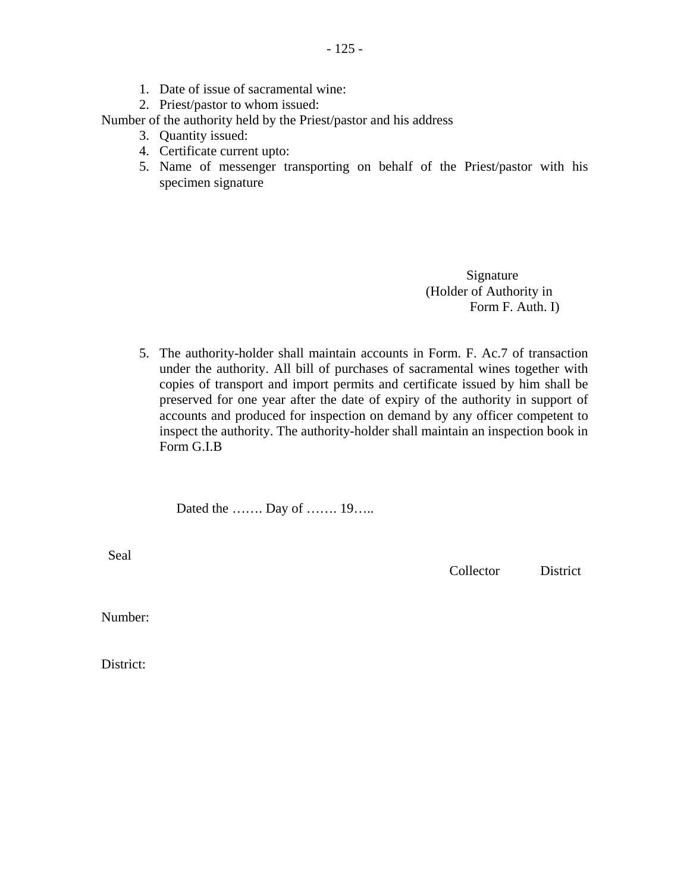1. Date of issue of sacramental wine:
2. Priest/pastor to whom issued:

Number of the authority held by the Priest/pastor and his address

3. Quantity issued:
4. Certificate current upto:
5. Name of messenger transporting on behalf of the Priest/pastor with his specimen signature

Signature
(Holder of Authority in
Form F. Auth. I)

5. The authority-holder shall maintain accounts in Form. F. Ac.7 of transaction under the authority. All bill of purchases of sacramental wines together with copies of transport and import permits and certificate issued by him shall be preserved for one year after the date of expiry of the authority in support of accounts and produced for inspection on demand by any officer competent to inspect the authority. The authority-holder shall maintain an inspection book in Form G.I.B

Dated the ……. Day of ……. 19…..

Seal

Collector District

Number:

District: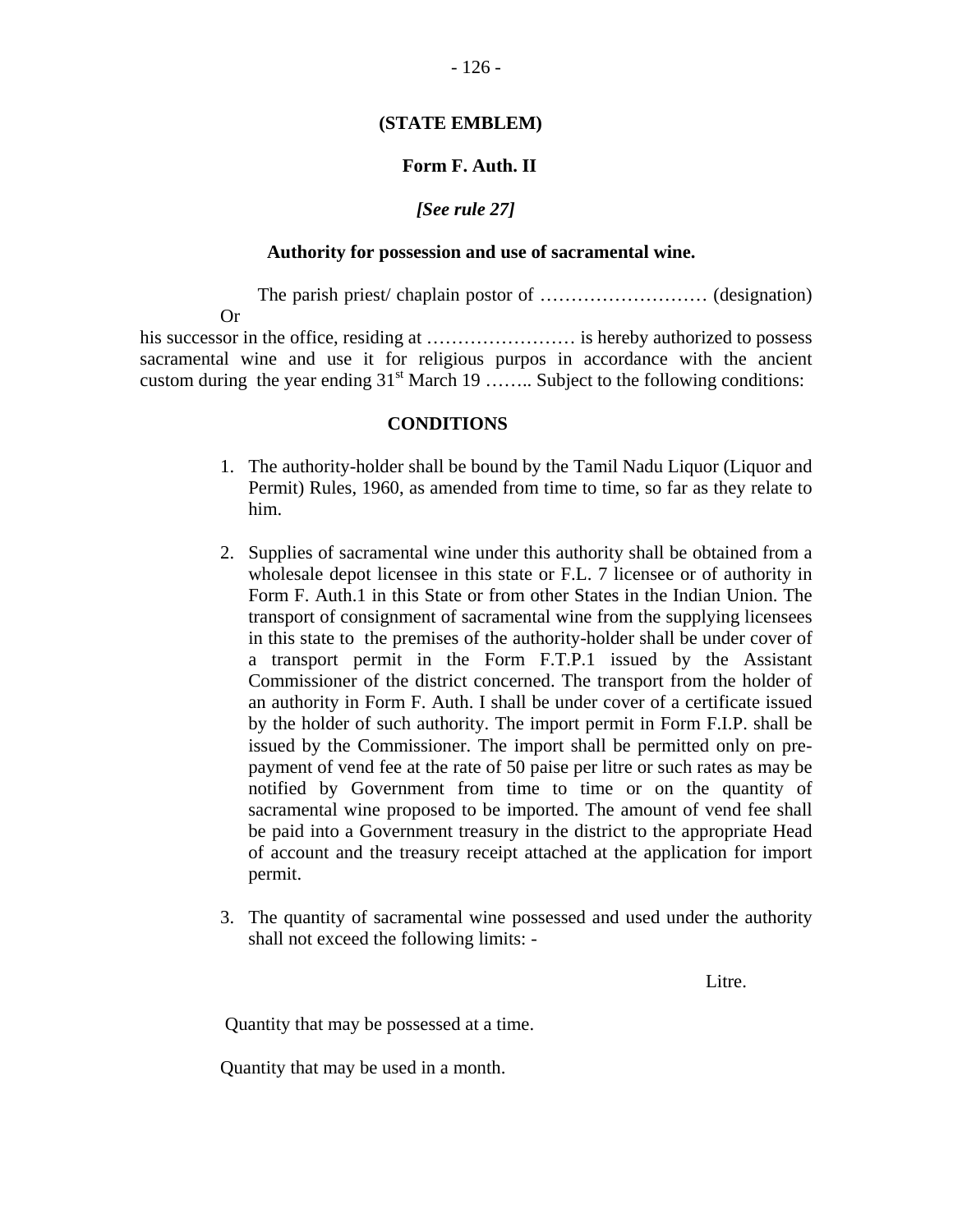**(STATE EMBLEM)**

**Form F. Auth. II**

***[See rule 27]***

**Authority for possession and use of sacramental wine.**

The parish priest/ chaplain postor of ……………………… (designation)
Or
his successor in the office, residing at …………………… is hereby authorized to possess sacramental wine and use it for religious purpos in accordance with the ancient custom during the year ending 31st March 19 …….. Subject to the following conditions:

**CONDITIONS**

1. The authority-holder shall be bound by the Tamil Nadu Liquor (Liquor and Permit) Rules, 1960, as amended from time to time, so far as they relate to him.

2. Supplies of sacramental wine under this authority shall be obtained from a wholesale depot licensee in this state or F.L. 7 licensee or of authority in Form F. Auth.1 in this State or from other States in the Indian Union. The transport of consignment of sacramental wine from the supplying licensees in this state to the premises of the authority-holder shall be under cover of a transport permit in the Form F.T.P.1 issued by the Assistant Commissioner of the district concerned. The transport from the holder of an authority in Form F. Auth. I shall be under cover of a certificate issued by the holder of such authority. The import permit in Form F.I.P. shall be issued by the Commissioner. The import shall be permitted only on pre-payment of vend fee at the rate of 50 paise per litre or such rates as may be notified by Government from time to time or on the quantity of sacramental wine proposed to be imported. The amount of vend fee shall be paid into a Government treasury in the district to the appropriate Head of account and the treasury receipt attached at the application for import permit.

3. The quantity of sacramental wine possessed and used under the authority shall not exceed the following limits: -

| | Litre. |
|---|---|
| Quantity that may be possessed at a time. | |
| Quantity that may be used in a month. | |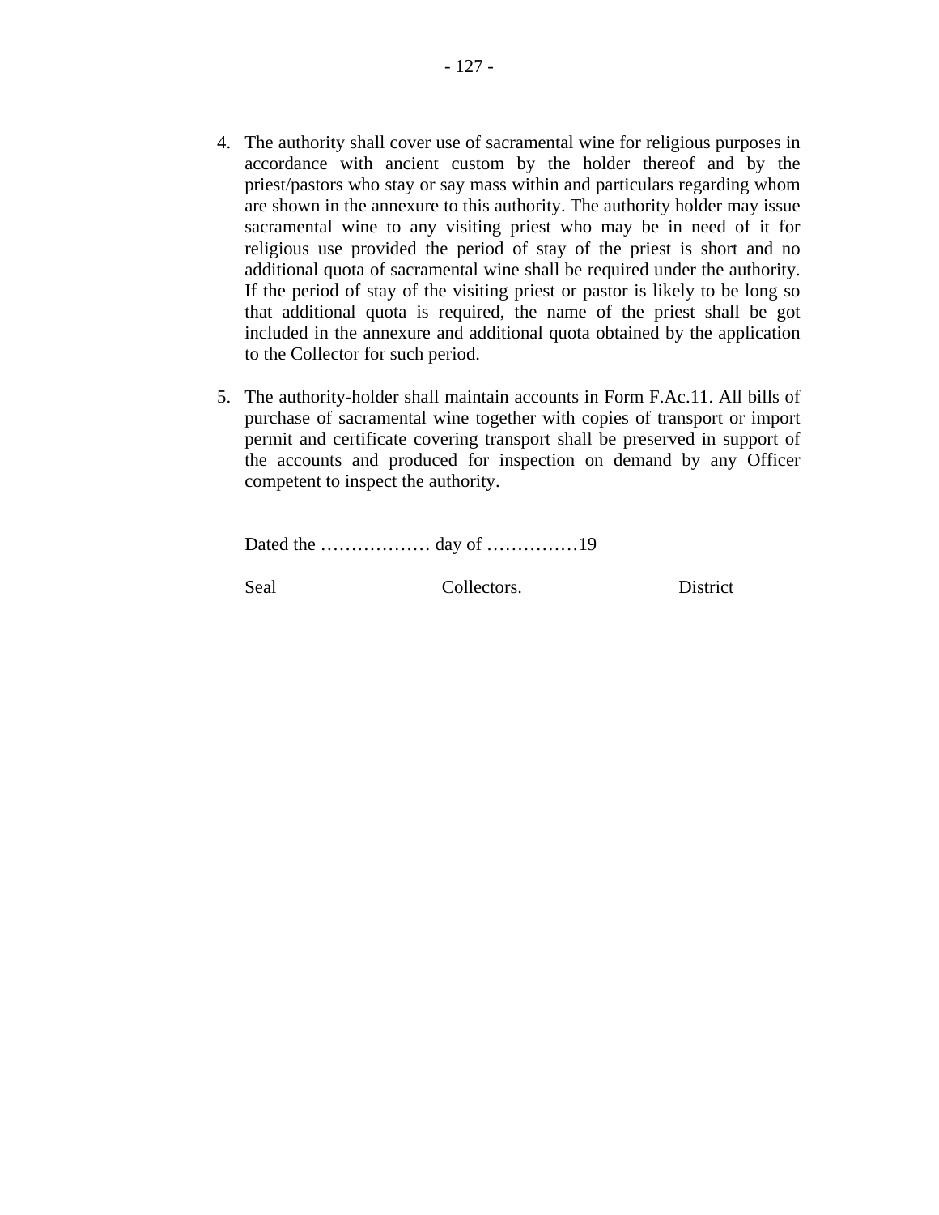4. The authority shall cover use of sacramental wine for religious purposes in accordance with ancient custom by the holder thereof and by the priest/pastors who stay or say mass within and particulars regarding whom are shown in the annexure to this authority. The authority holder may issue sacramental wine to any visiting priest who may be in need of it for religious use provided the period of stay of the priest is short and no additional quota of sacramental wine shall be required under the authority. If the period of stay of the visiting priest or pastor is likely to be long so that additional quota is required, the name of the priest shall be got included in the annexure and additional quota obtained by the application to the Collector for such period.

5. The authority-holder shall maintain accounts in Form F.Ac.11. All bills of purchase of sacramental wine together with copies of transport or import permit and certificate covering transport shall be preserved in support of the accounts and produced for inspection on demand by any Officer competent to inspect the authority.

Dated the ……………… day of ……………19

Seal                Collectors.                District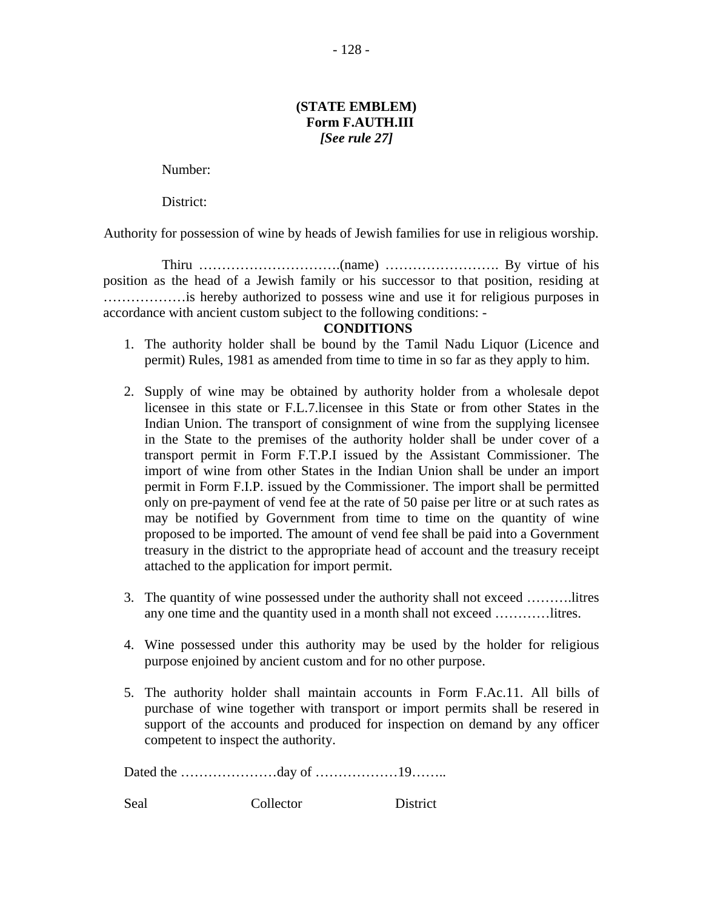**(STATE EMBLEM)**
**Form F.AUTH.III**
***[See rule 27]***

Number:

District:

Authority for possession of wine by heads of Jewish families for use in religious worship.

Thiru ………………………….(name) ……………………. By virtue of his position as the head of a Jewish family or his successor to that position, residing at ………………is hereby authorized to possess wine and use it for religious purposes in accordance with ancient custom subject to the following conditions: -

**CONDITIONS**

1. The authority holder shall be bound by the Tamil Nadu Liquor (Licence and permit) Rules, 1981 as amended from time to time in so far as they apply to him.

2. Supply of wine may be obtained by authority holder from a wholesale depot licensee in this state or F.L.7.licensee in this State or from other States in the Indian Union. The transport of consignment of wine from the supplying licensee in the State to the premises of the authority holder shall be under cover of a transport permit in Form F.T.P.I issued by the Assistant Commissioner. The import of wine from other States in the Indian Union shall be under an import permit in Form F.I.P. issued by the Commissioner. The import shall be permitted only on pre-payment of vend fee at the rate of 50 paise per litre or at such rates as may be notified by Government from time to time on the quantity of wine proposed to be imported. The amount of vend fee shall be paid into a Government treasury in the district to the appropriate head of account and the treasury receipt attached to the application for import permit.

3. The quantity of wine possessed under the authority shall not exceed ……….litres any one time and the quantity used in a month shall not exceed …………litres.

4. Wine possessed under this authority may be used by the holder for religious purpose enjoined by ancient custom and for no other purpose.

5. The authority holder shall maintain accounts in Form F.Ac.11. All bills of purchase of wine together with transport or import permits shall be resered in support of the accounts and produced for inspection on demand by any officer competent to inspect the authority.

Dated the …………………day of ………………19……..

Seal Collector District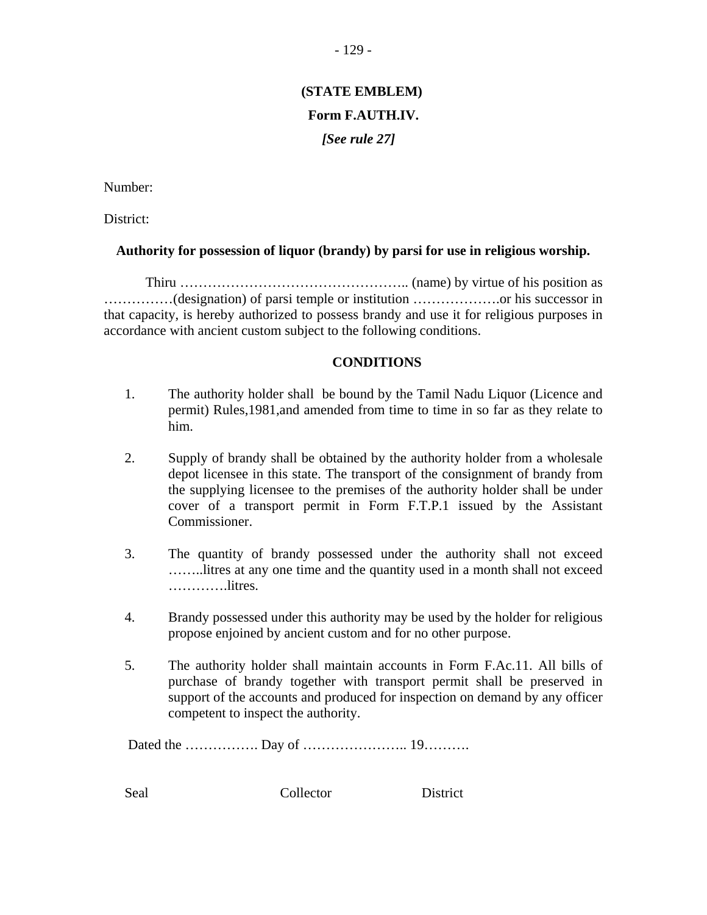**(STATE EMBLEM)**

**Form F.AUTH.IV.**

***[See rule 27]***

Number:

District:

**Authority for possession of liquor (brandy) by parsi for use in religious worship.**

Thiru ……………………………………….. (name) by virtue of his position as ……………(designation) of parsi temple or institution ……………….or his successor in that capacity, is hereby authorized to possess brandy and use it for religious purposes in accordance with ancient custom subject to the following conditions.

**CONDITIONS**

1. The authority holder shall be bound by the Tamil Nadu Liquor (Licence and permit) Rules,1981,and amended from time to time in so far as they relate to him.

2. Supply of brandy shall be obtained by the authority holder from a wholesale depot licensee in this state. The transport of the consignment of brandy from the supplying licensee to the premises of the authority holder shall be under cover of a transport permit in Form F.T.P.1 issued by the Assistant Commissioner.

3. The quantity of brandy possessed under the authority shall not exceed ……..litres at any one time and the quantity used in a month shall not exceed ………….litres.

4. Brandy possessed under this authority may be used by the holder for religious propose enjoined by ancient custom and for no other purpose.

5. The authority holder shall maintain accounts in Form F.Ac.11. All bills of purchase of brandy together with transport permit shall be preserved in support of the accounts and produced for inspection on demand by any officer competent to inspect the authority.

Dated the ……………. Day of ………………….. 19……….

Seal Collector District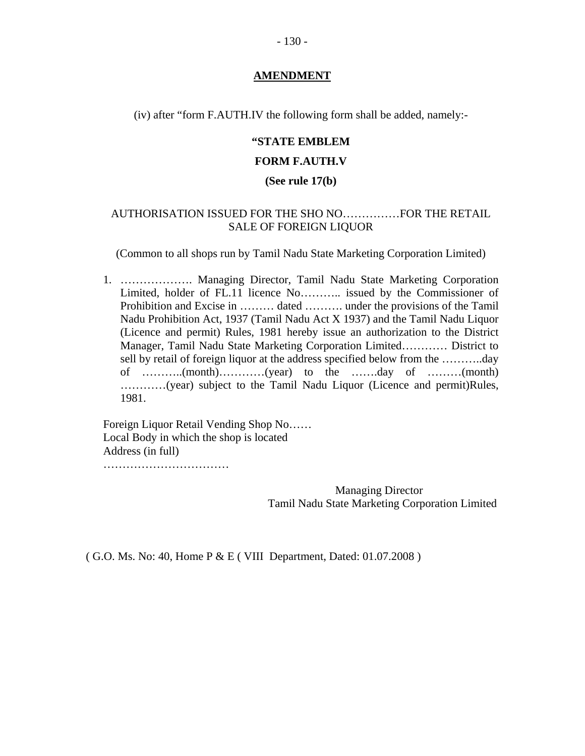## AMENDMENT

(iv) after "form F.AUTH.IV the following form shall be added, namely:-

**"STATE EMBLEM**

**FORM F.AUTH.V**

**(See rule 17(b)**

AUTHORISATION ISSUED FOR THE SHO NO……………FOR THE RETAIL SALE OF FOREIGN LIQUOR

(Common to all shops run by Tamil Nadu State Marketing Corporation Limited)

1. ………………. Managing Director, Tamil Nadu State Marketing Corporation Limited, holder of FL.11 licence No……….. issued by the Commissioner of Prohibition and Excise in ……… dated ………. under the provisions of the Tamil Nadu Prohibition Act, 1937 (Tamil Nadu Act X 1937) and the Tamil Nadu Liquor (Licence and permit) Rules, 1981 hereby issue an authorization to the District Manager, Tamil Nadu State Marketing Corporation Limited………… District to sell by retail of foreign liquor at the address specified below from the ………..day of ………..(month)…………(year) to the …….day of ………(month) …………(year) subject to the Tamil Nadu Liquor (Licence and permit)Rules, 1981.

Foreign Liquor Retail Vending Shop No……
Local Body in which the shop is located
Address (in full)
……………………………

Managing Director
Tamil Nadu State Marketing Corporation Limited

( G.O. Ms. No: 40, Home P & E ( VIII Department, Dated: 01.07.2008 )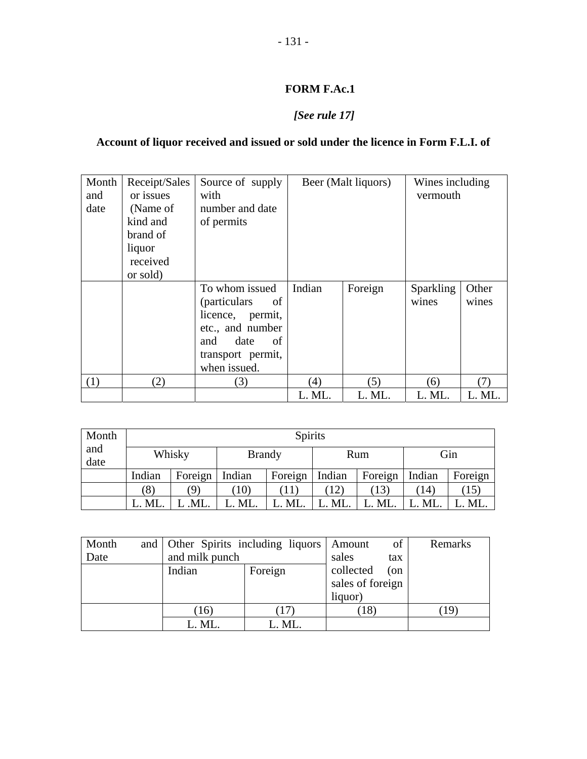**FORM F.Ac.1**

***[See rule 17]***

**Account of liquor received and issued or sold under the licence in Form F.L.I. of**

| Month and date | Receipt/Sales or issues (Name of kind and brand of liquor received or sold) | Source of supply with number and date of permits | Beer (Malt liquors) | | Wines including vermouth | |
|---|---|---|---|---|---|---|
| | | To whom issued (particulars of licence, permit, etc., and number and date of transport permit, when issued. | Indian | Foreign | Sparkling wines | Other wines |
| (1) | (2) | (3) | (4) | (5) | (6) | (7) |
| | | | L. ML. | L. ML. | L. ML. | L. ML. |

| Month and date | Spirits | | | | | | | |
|---|---|---|---|---|---|---|---|---|
| | Whisky | | Brandy | | Rum | | Gin | |
| | Indian | Foreign | Indian | Foreign | Indian | Foreign | Indian | Foreign |
| | (8) | (9) | (10) | (11) | (12) | (13) | (14) | (15) |
| | L. ML. | L .ML. | L. ML. | L. ML. | L. ML. | L. ML. | L. ML. | L. ML. |

| Month and Date | Other Spirits including liquors and milk punch | | Amount of sales tax collected (on sales of foreign liquor) | Remarks |
|---|---|---|---|---|
| | Indian | Foreign | | |
| | (16) | (17) | (18) | (19) |
| | L. ML. | L. ML. | | |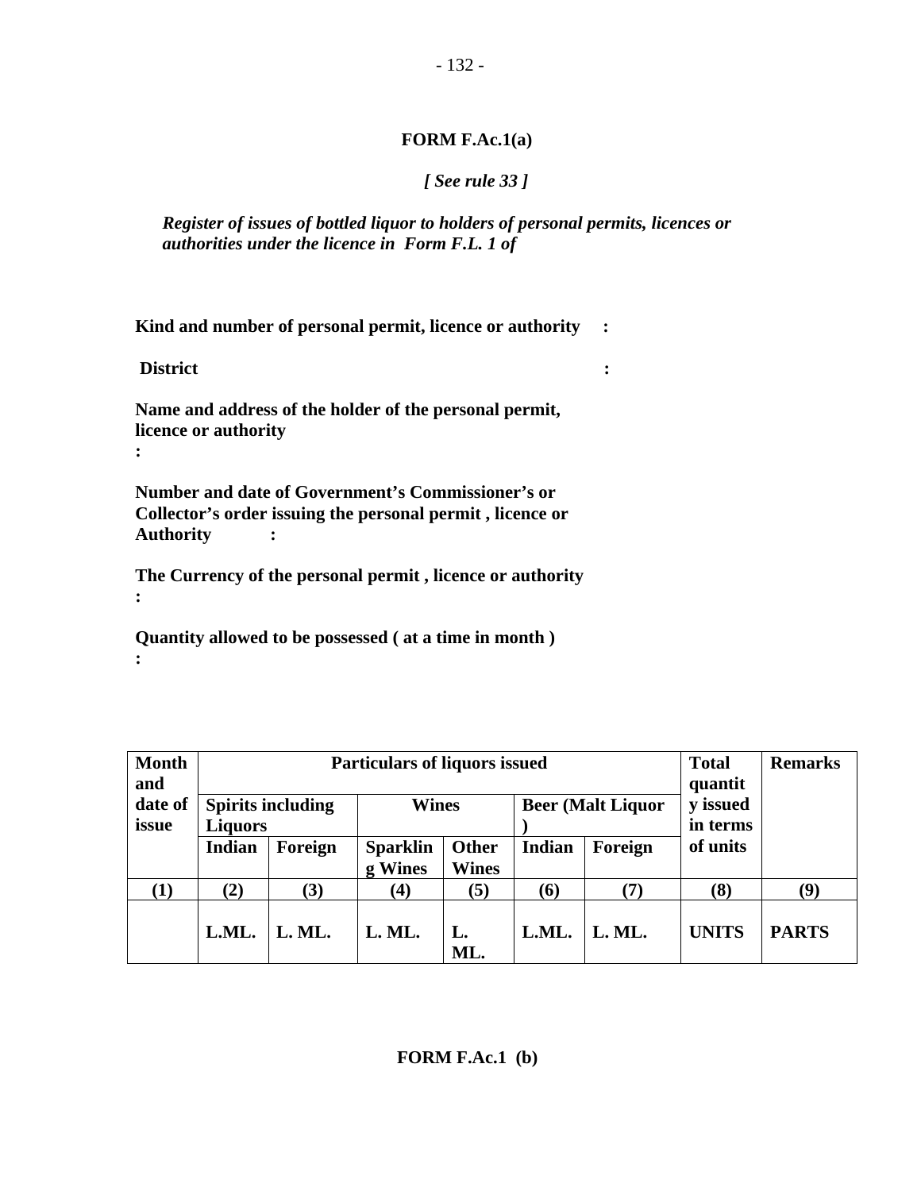**FORM F.Ac.1(a)**

***[ See rule 33 ]***

***Register of issues of bottled liquor to holders of personal permits, licences or authorities under the licence in Form F.L. 1 of***

**Kind and number of personal permit, licence or authority :**

**District :**

**Name and address of the holder of the personal permit, licence or authority :**

**Number and date of Government's Commissioner's or Collector's order issuing the personal permit , licence or Authority :**

**The Currency of the personal permit , licence or authority :**

**Quantity allowed to be possessed ( at a time in month ) :**

| Month and date of issue | Particulars of liquors issued | | | | | | Total quantity issued in terms of units | Remarks |
|---|---|---|---|---|---|---|---|---|
| | Spirits including Liquors | | Wines | | Beer (Malt Liquor ) | | | |
| | Indian | Foreign | Sparkling Wines | Other Wines | Indian | Foreign | | |
| (1) | (2) | (3) | (4) | (5) | (6) | (7) | (8) | (9) |
| | L.ML. | L. ML. | L. ML. | L. ML. | L.ML. | L. ML. | UNITS | PARTS |

**FORM F.Ac.1 (b)**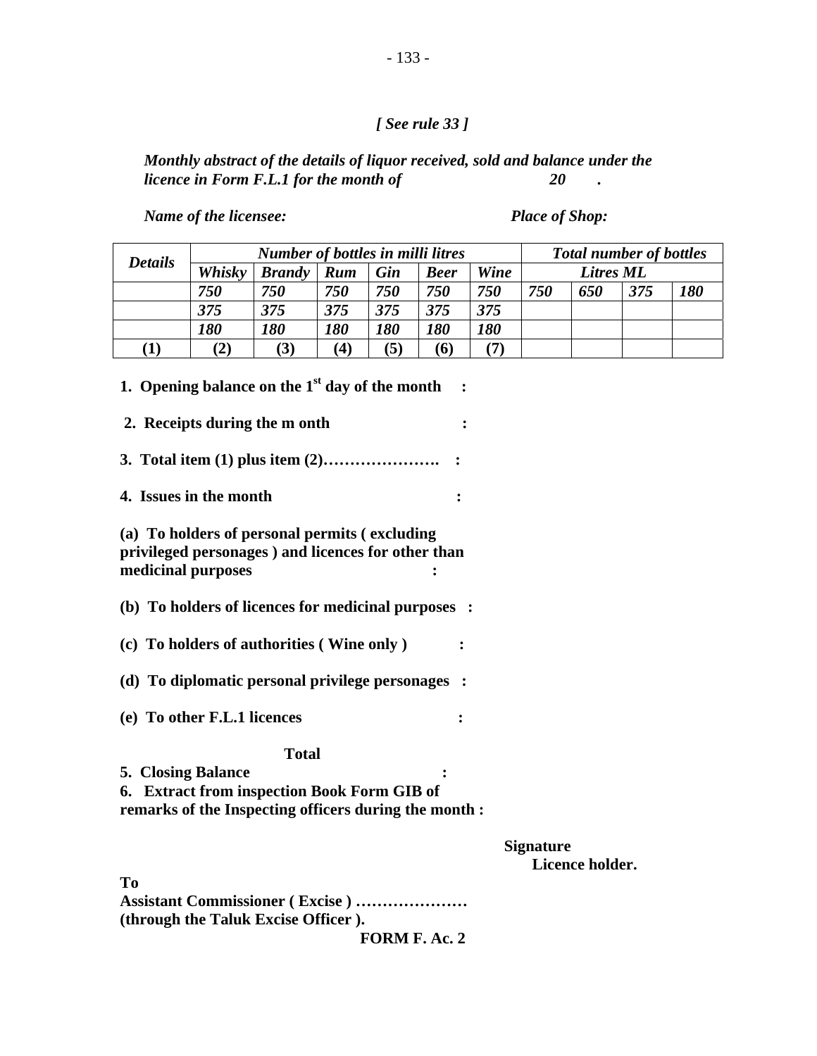*[ See rule 33 ]*

*Monthly abstract of the details of liquor received, sold and balance under the licence in Form F.L.1 for the month of 20 .*

*Name of the licensee:* *Place of Shop:*

| *Details* | *Number of bottles in milli litres* | | | | | | *Total number of bottles* | | | |
|---|---|---|---|---|---|---|---|---|---|---|
| | *Whisky* | *Brandy* | *Rum* | *Gin* | *Beer* | *Wine* | *Litres ML* | | | |
| | *750* | *750* | *750* | *750* | *750* | *750* | *750* | *650* | *375* | *180* |
| | *375* | *375* | *375* | *375* | *375* | *375* | | | | |
| | *180* | *180* | *180* | *180* | *180* | *180* | | | | |
| **(1)** | **(2)** | **(3)** | **(4)** | **(5)** | **(6)** | **(7)** | | | | |

**1. Opening balance on the 1st day of the month :**

**2. Receipts during the m onth :**

**3. Total item (1) plus item (2)…………………. :**

**4. Issues in the month :**

**(a) To holders of personal permits ( excluding privileged personages ) and licences for other than medicinal purposes :**

**(b) To holders of licences for medicinal purposes :**

**(c) To holders of authorities ( Wine only ) :**

**(d) To diplomatic personal privilege personages :**

**(e) To other F.L.1 licences :**

**Total**

**5. Closing Balance :**

**6. Extract from inspection Book Form GIB of remarks of the Inspecting officers during the month :**

**Signature**
**Licence holder.**

**To**
**Assistant Commissioner ( Excise ) …………………**
**(through the Taluk Excise Officer ).**

**FORM F. Ac. 2**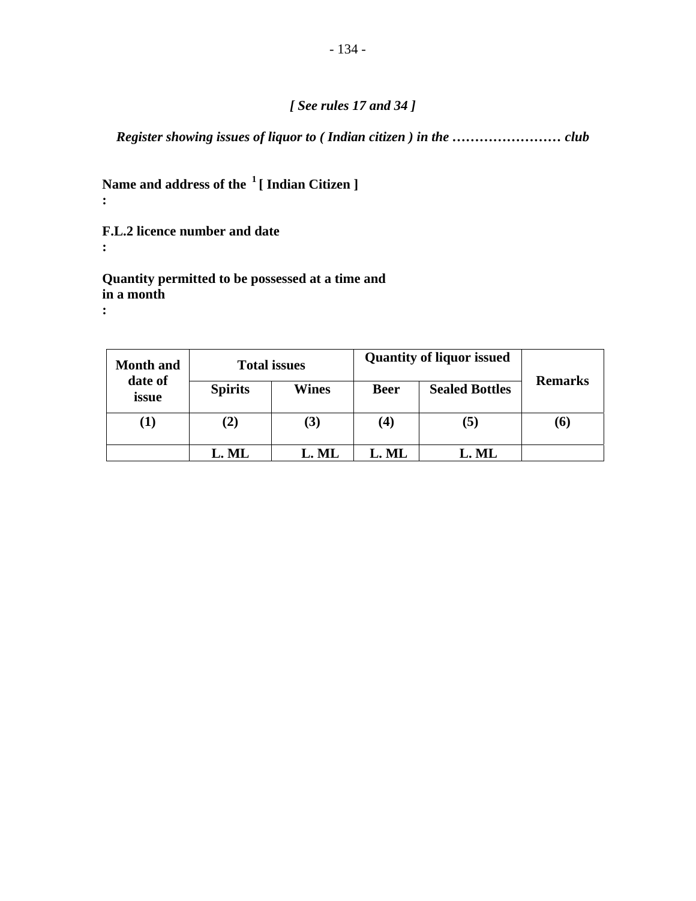*[ See rules 17 and 34 ]*

*Register showing issues of liquor to ( Indian citizen ) in the …………………… club*

**Name and address of the [1] [ Indian Citizen ]**
**:**

**F.L.2 licence number and date**
**:**

**Quantity permitted to be possessed at a time and in a month**
**:**

| Month and date of issue | Total issues | | Quantity of liquor issued | | Remarks |
|---|---|---|---|---|---|
| | Spirits | Wines | Beer | Sealed Bottles | |
| (1) | (2) | (3) | (4) | (5) | (6) |
| | L. ML | L. ML | L. ML | L. ML | |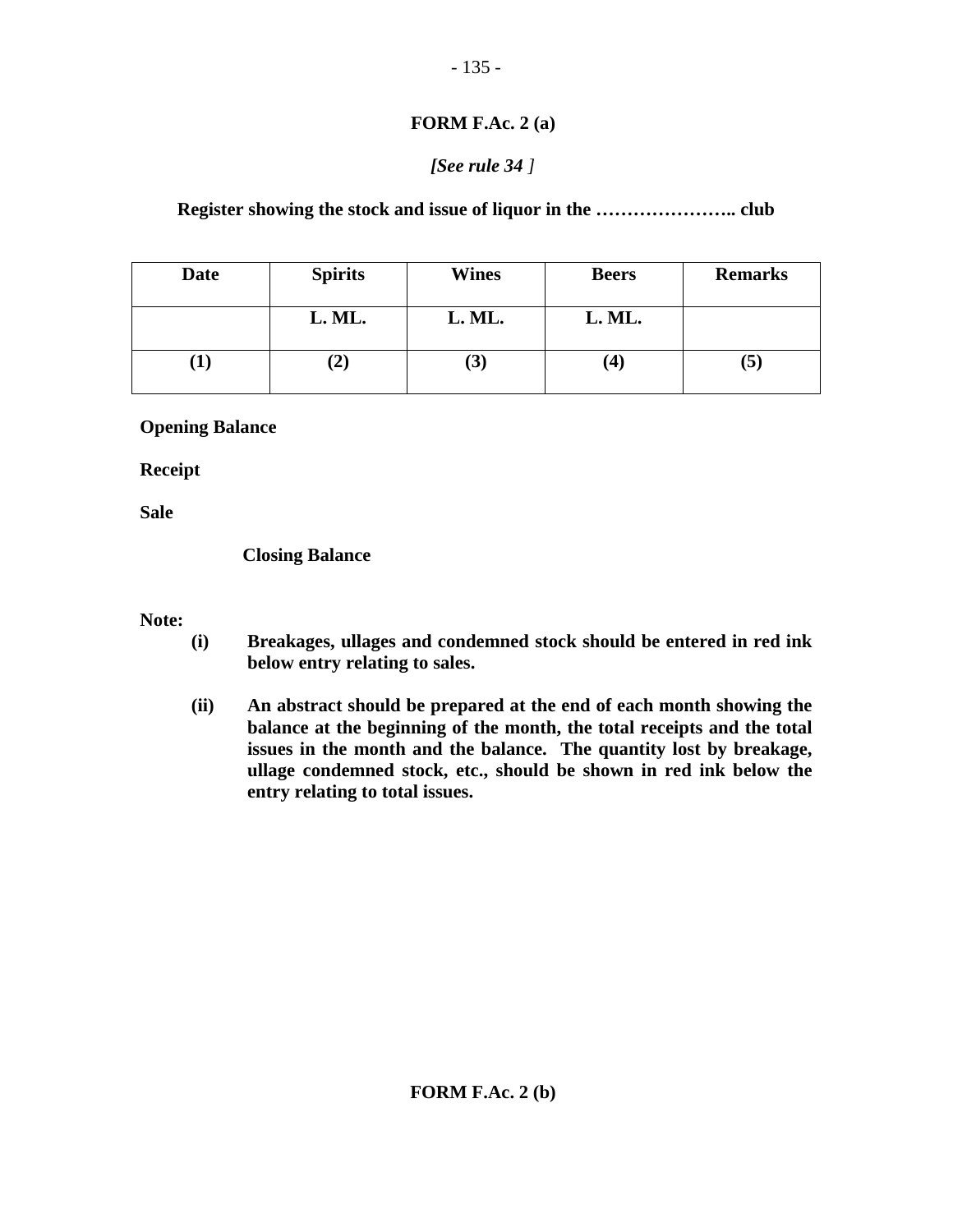**FORM F.Ac. 2 (a)**

***[See rule 34 ]***

**Register showing the stock and issue of liquor in the ………………….. club**

| Date | Spirits | Wines | Beers | Remarks |
|---|---|---|---|---|
| | L. ML. | L. ML. | L. ML. | |
| (1) | (2) | (3) | (4) | (5) |

**Opening Balance**

**Receipt**

**Sale**

**Closing Balance**

**Note:**

**(i)** **Breakages, ullages and condemned stock should be entered in red ink below entry relating to sales.**

**(ii)** **An abstract should be prepared at the end of each month showing the balance at the beginning of the month, the total receipts and the total issues in the month and the balance. The quantity lost by breakage, ullage condemned stock, etc., should be shown in red ink below the entry relating to total issues.**

**FORM F.Ac. 2 (b)**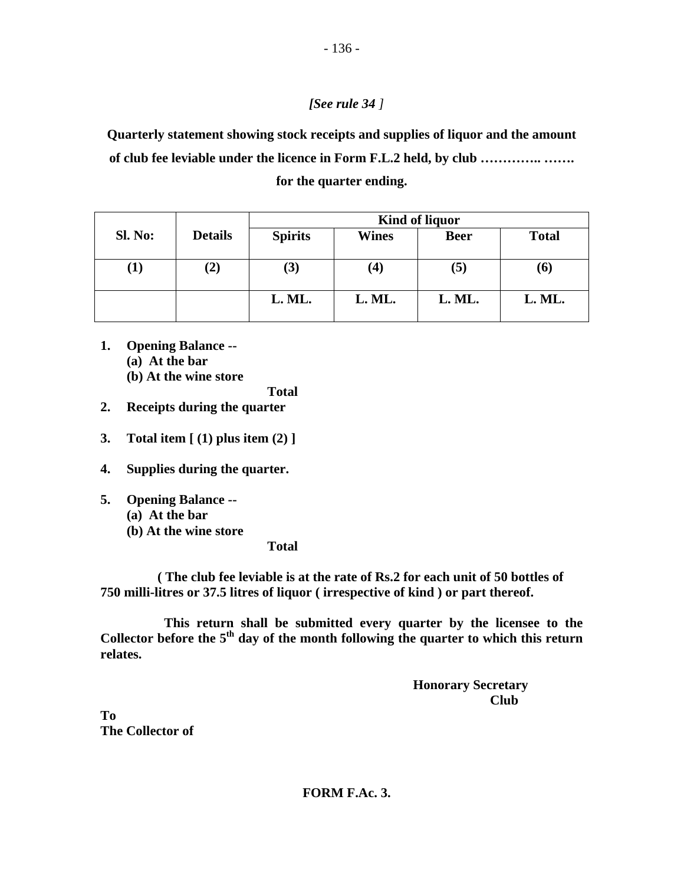*[See rule 34 ]*

**Quarterly statement showing stock receipts and supplies of liquor and the amount of club fee leviable under the licence in Form F.L.2 held, by club ………….. …….  for the quarter ending.**

| Sl. No: | Details | Kind of liquor | | | |
|---|---|---|---|---|---|
| | | Spirits | Wines | Beer | Total |
| (1) | (2) | (3) | (4) | (5) | (6) |
| | | L. ML. | L. ML. | L. ML. | L. ML. |

1. **Opening Balance --**
   **(a) At the bar**
   **(b) At the wine store**
   **Total**
2. **Receipts during the quarter**
3. **Total item [ (1) plus item (2) ]**
4. **Supplies during the quarter.**
5. **Opening Balance --**
   **(a) At the bar**
   **(b) At the wine store**
   **Total**

**( The club fee leviable is at the rate of Rs.2 for each unit of 50 bottles of 750 milli-litres or 37.5 litres of liquor ( irrespective of kind ) or part thereof.**

**This return shall be submitted every quarter by the licensee to the Collector before the 5th day of the month following the quarter to which this return relates.**

**Honorary Secretary**
**Club**

**To**
**The Collector of**

**FORM F.Ac. 3.**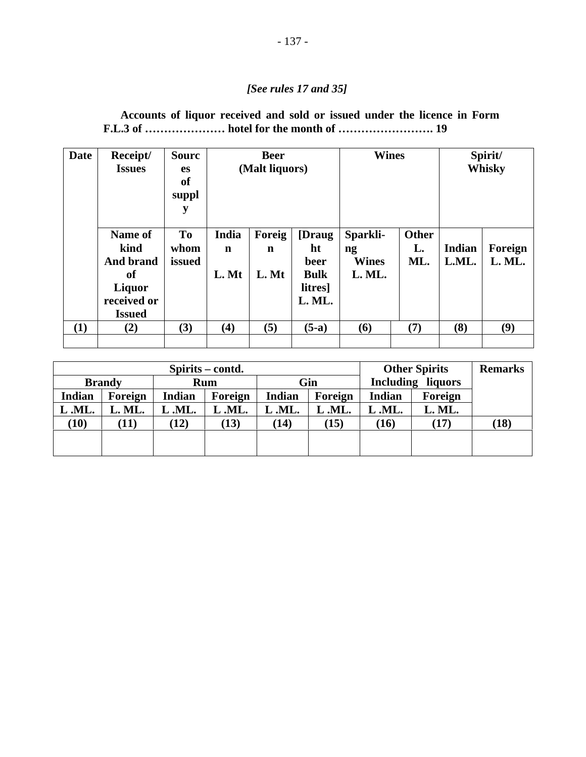*[See rules 17 and 35]*

**Accounts of liquor received and sold or issued under the licence in Form F.L.3 of ………………… hotel for the month of ……………………. 19**

| Date | Receipt/ Issues | Sources of supply | Beer (Malt liquors) | | | Wines | | Spirit/ Whisky | |
|---|---|---|---|---|---|---|---|---|---|
| | Name of kind And brand of Liquor received or Issued | To whom issued | Indian L. Mt | Foreign L. Mt | [Draught beer Bulk litres] L. ML. | Sparkli-ng Wines L. ML. | Other L. ML. | Indian L.ML. | Foreign L. ML. |
| (1) | (2) | (3) | (4) | (5) | (5-a) | (6) | (7) | (8) | (9) |
| | | | | | | | | | |

| Spirits – contd. | | | | | | Other Spirits Including liquors | | Remarks |
|---|---|---|---|---|---|---|---|---|
| Brandy | | Rum | | Gin | | | | |
| Indian | Foreign | Indian | Foreign | Indian | Foreign | Indian | Foreign | |
| L .ML. | L. ML. | L .ML. | L .ML. | L .ML. | L .ML. | L .ML. | L. ML. | |
| (10) | (11) | (12) | (13) | (14) | (15) | (16) | (17) | (18) |
| | | | | | | | | |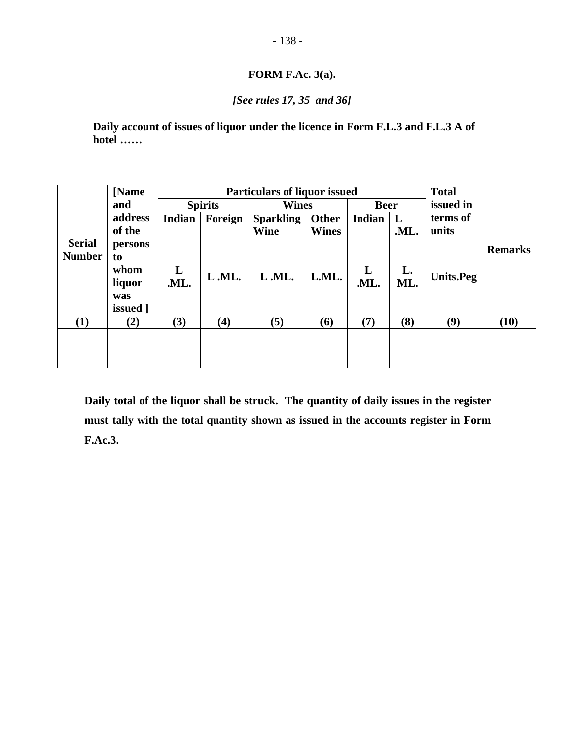**FORM F.Ac. 3(a).**

***[See rules 17, 35 and 36]***

**Daily account of issues of liquor under the licence in Form F.L.3 and F.L.3 A of hotel ……**

| Serial Number | [Name and address of the persons to whom liquor was issued ] | Particulars of liquor issued | | | | | | Total issued in terms of units | Remarks |
|---|---|---|---|---|---|---|---|---|---|
| | | Spirits | | Wines | | Beer | | | |
| | | Indian | Foreign | Sparkling Wine | Other Wines | Indian | L .ML. | | |
| | | L .ML. | L .ML. | L .ML. | L.ML. | L .ML. | L. ML. | Units.Peg | |
| (1) | (2) | (3) | (4) | (5) | (6) | (7) | (8) | (9) | (10) |
| | | | | | | | | | |

**Daily total of the liquor shall be struck. The quantity of daily issues in the register must tally with the total quantity shown as issued in the accounts register in Form F.Ac.3.**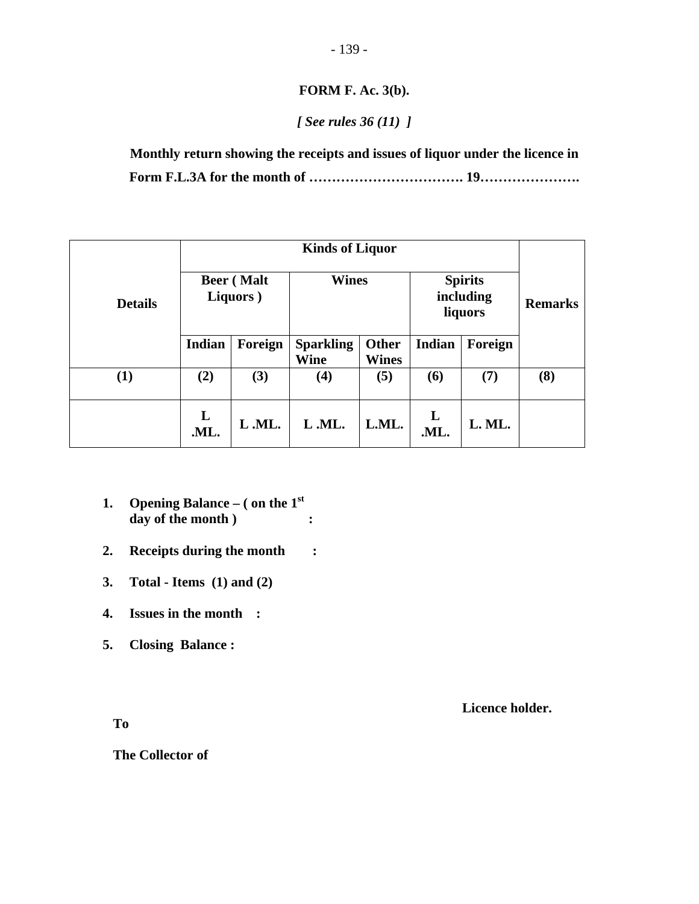**FORM F. Ac. 3(b).**

*[ See rules 36 (11) ]*

**Monthly return showing the receipts and issues of liquor under the licence in Form F.L.3A for the month of ……………………………. 19………………….**

| Details | Kinds of Liquor | | | | | | Remarks |
|---|---|---|---|---|---|---|---|
| | Beer ( Malt Liquors ) | | Wines | | Spirits including liquors | | |
| | Indian | Foreign | Sparkling Wine | Other Wines | Indian | Foreign | |
| (1) | (2) | (3) | (4) | (5) | (6) | (7) | (8) |
| | L .ML. | L .ML. | L .ML. | L.ML. | L .ML. | L. ML. | |

1. **Opening Balance – ( on the 1st day of the month ) :**
2. **Receipts during the month :**
3. **Total - Items (1) and (2)**
4. **Issues in the month :**
5. **Closing Balance :**

**Licence holder.**

**To**

**The Collector of**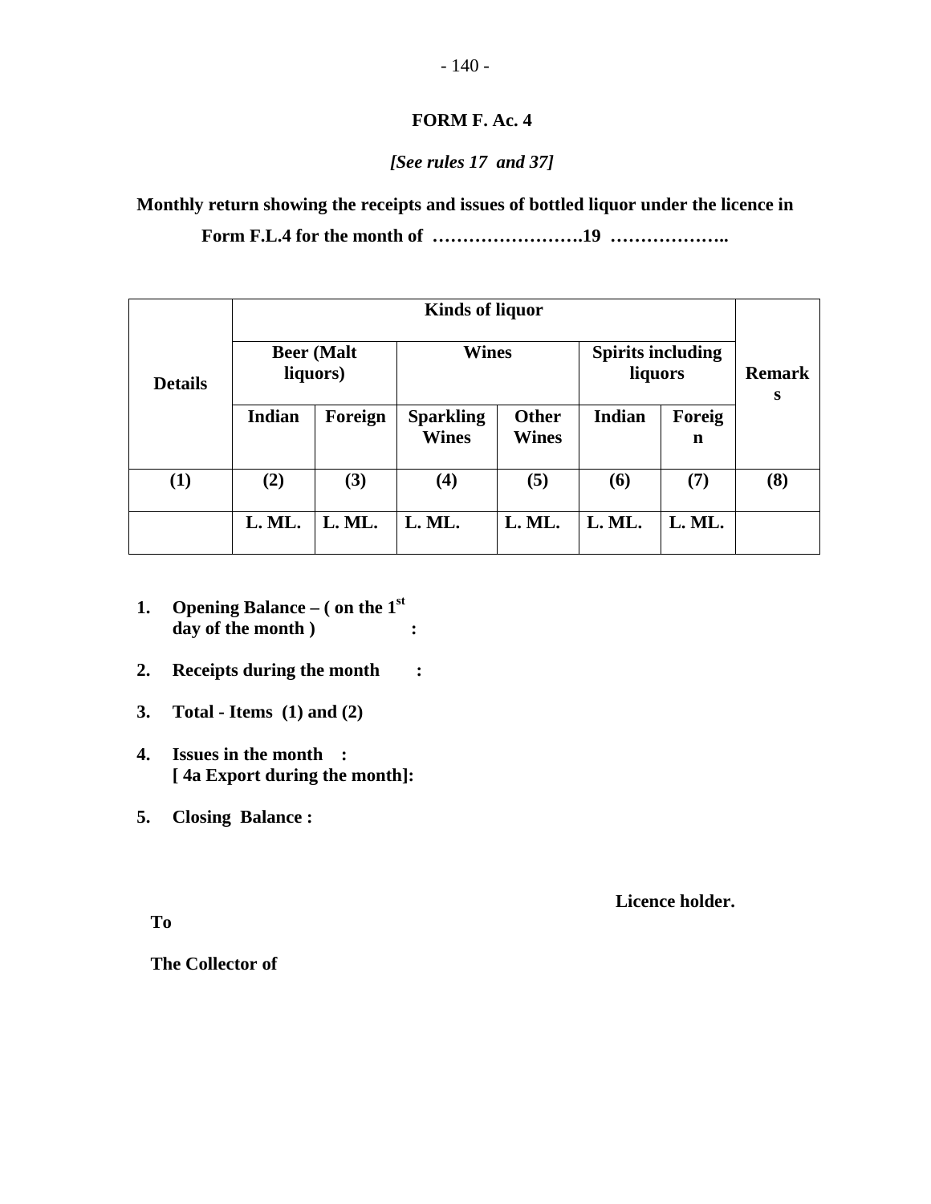**FORM F. Ac. 4**

***[See rules 17 and 37]***

**Monthly return showing the receipts and issues of bottled liquor under the licence in Form F.L.4 for the month of …………………….19 ………………..**

| Details | Kinds of liquor | | | | | | Remarks |
|---|---|---|---|---|---|---|---|
| | Beer (Malt liquors) | | Wines | | Spirits including liquors | | |
| | Indian | Foreign | Sparkling Wines | Other Wines | Indian | Foreign | |
| (1) | (2) | (3) | (4) | (5) | (6) | (7) | (8) |
| | L. ML. | L. ML. | L. ML. | L. ML. | L. ML. | L. ML. | |

1. **Opening Balance – ( on the 1st day of the month ) :**
2. **Receipts during the month :**
3. **Total - Items (1) and (2)**
4. **Issues in the month :**
   **[ 4a Export during the month]:**
5. **Closing Balance :**

**Licence holder.**

**To**

**The Collector of**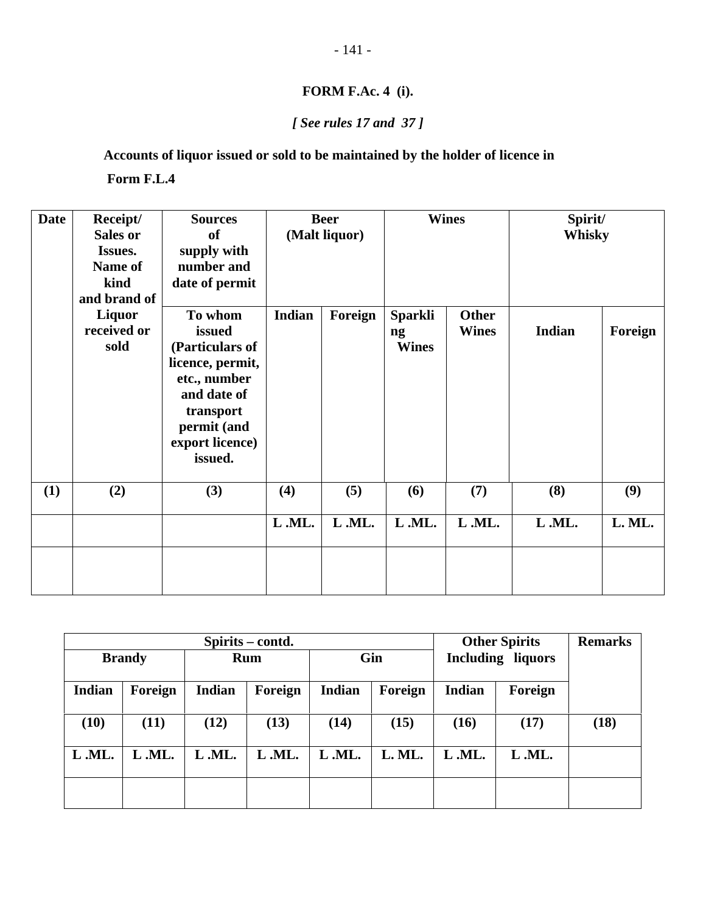**FORM F.Ac. 4 (i).**

***[ See rules 17 and 37 ]***

**Accounts of liquor issued or sold to be maintained by the holder of licence in Form F.L.4**

| Date | Receipt/ Sales or Issues. Name of kind and brand of Liquor received or sold | Sources of supply with number and date of permit | Beer (Malt liquor) | | Wines | | Spirit/ Whisky | |
|---|---|---|---|---|---|---|---|---|
| | | To whom issued (Particulars of licence, permit, etc., number and date of transport permit (and export licence) issued. | Indian | Foreign | Sparkling Wines | Other Wines | Indian | Foreign |
| (1) | (2) | (3) | (4) | (5) | (6) | (7) | (8) | (9) |
| | | | L .ML. | L .ML. | L .ML. | L .ML. | L .ML. | L. ML. |
| | | | | | | | | |

| Spirits – contd. | | | | | | Other Spirits Including liquors | | Remarks |
|---|---|---|---|---|---|---|---|---|
| Brandy | | Rum | | Gin | | | | |
| Indian | Foreign | Indian | Foreign | Indian | Foreign | Indian | Foreign | |
| (10) | (11) | (12) | (13) | (14) | (15) | (16) | (17) | (18) |
| L .ML. | L .ML. | L .ML. | L .ML. | L .ML. | L. ML. | L .ML. | L .ML. | |
| | | | | | | | | |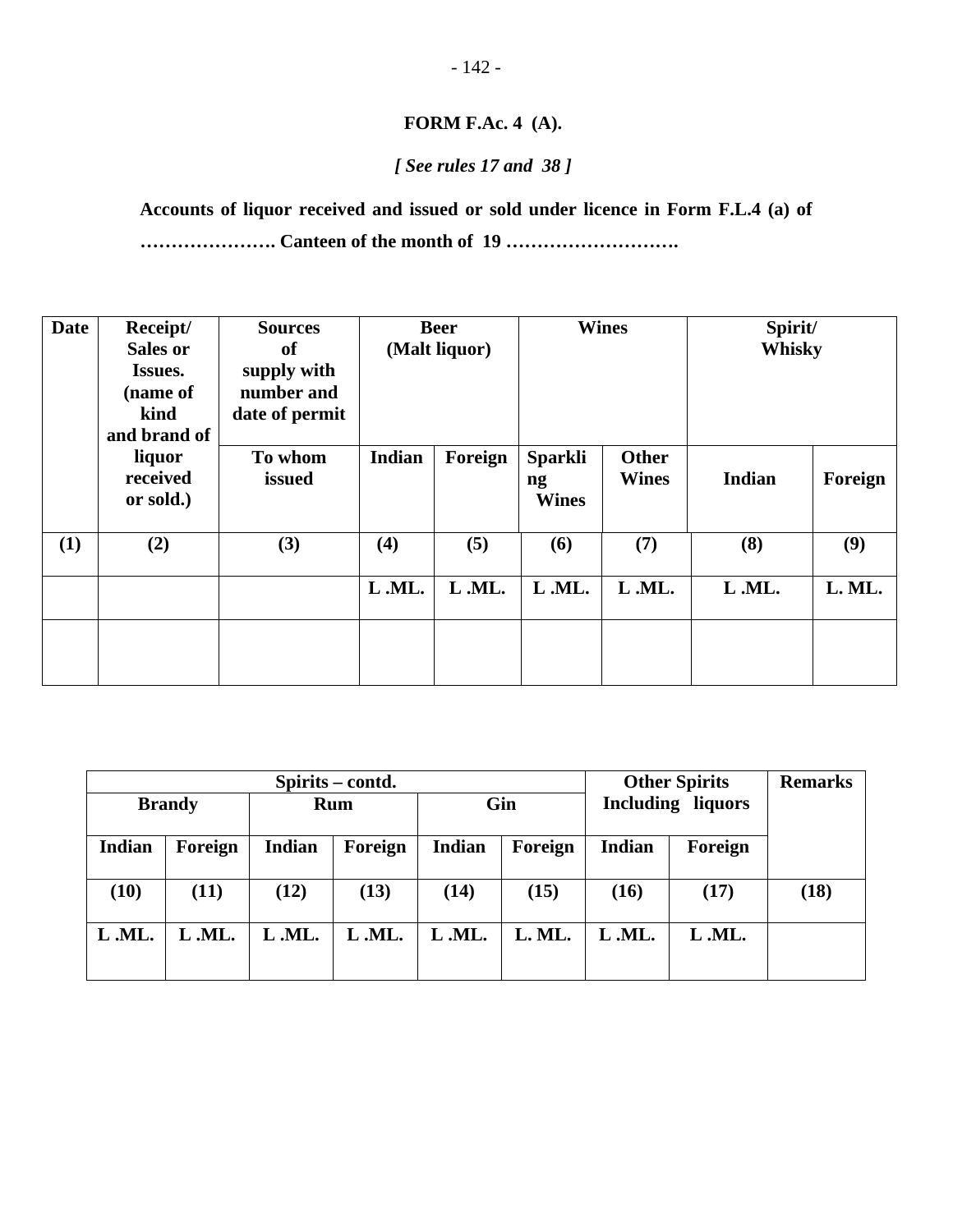**FORM F.Ac. 4 (A).**

***[ See rules 17 and 38 ]***

**Accounts of liquor received and issued or sold under licence in Form F.L.4 (a) of …………………. Canteen of the month of 19 ……………………….**

| Date | Receipt/ Sales or Issues. (name of kind and brand of liquor received or sold.) | Sources of supply with number and date of permit | Beer (Malt liquor) | | Wines | | Spirit/ Whisky | |
|---|---|---|---|---|---|---|---|---|
| | | To whom issued | Indian | Foreign | Sparkling Wines | Other Wines | Indian | Foreign |
| (1) | (2) | (3) | (4) | (5) | (6) | (7) | (8) | (9) |
| | | | L .ML. | L .ML. | L .ML. | L .ML. | L .ML. | L. ML. |
| | | | | | | | | |

| Spirits – contd. | | | | | | Other Spirits Including liquors | | Remarks |
|---|---|---|---|---|---|---|---|---|
| Brandy | | Rum | | Gin | | | | |
| Indian | Foreign | Indian | Foreign | Indian | Foreign | Indian | Foreign | |
| (10) | (11) | (12) | (13) | (14) | (15) | (16) | (17) | (18) |
| L .ML. | L .ML. | L .ML. | L .ML. | L .ML. | L. ML. | L .ML. | L .ML. | |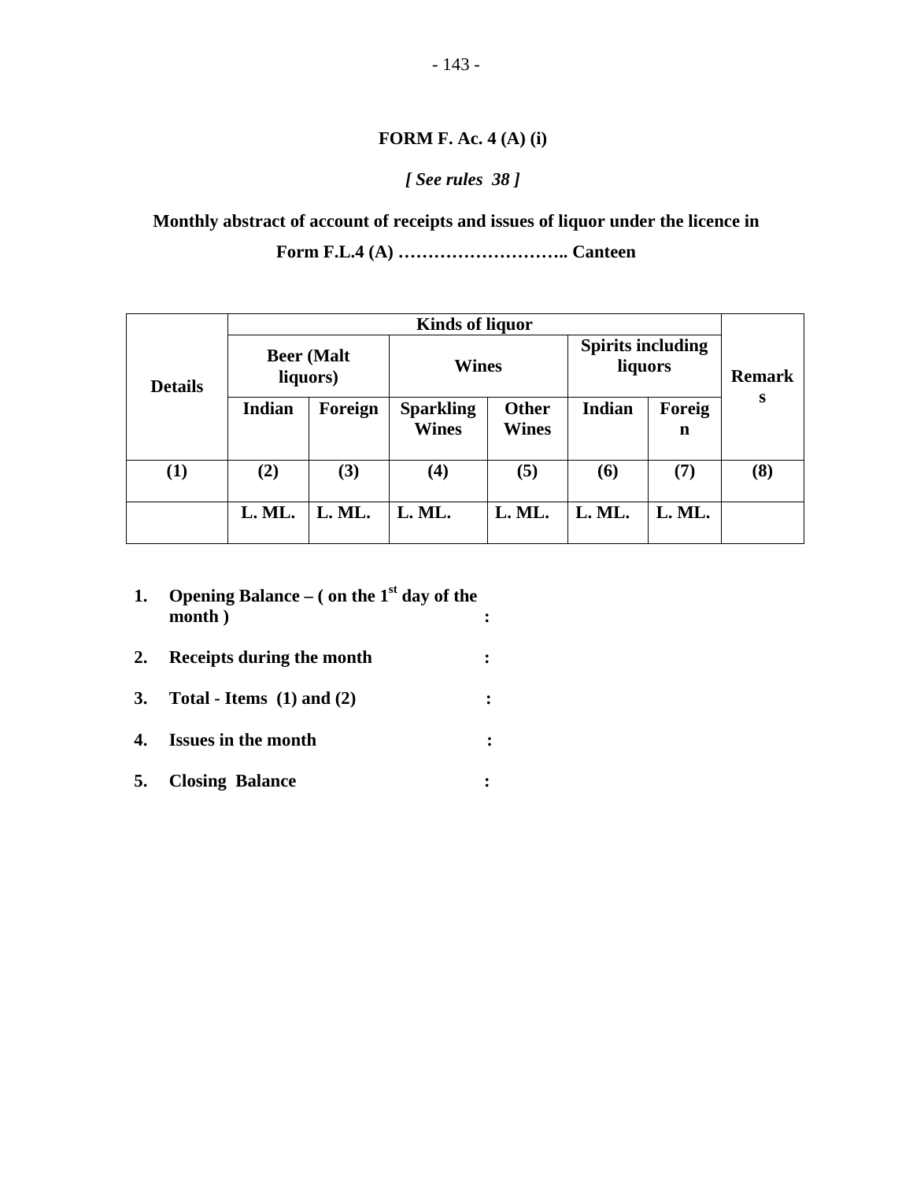# FORM F. Ac. 4 (A) (i)

***[ See rules 38 ]***

**Monthly abstract of account of receipts and issues of liquor under the licence in Form F.L.4 (A) ……………………….. Canteen**

| Details | Kinds of liquor | | | | | | Remarks |
|---|---|---|---|---|---|---|---|
| | Beer (Malt liquors) | | Wines | | Spirits including liquors | | |
| | Indian | Foreign | Sparkling Wines | Other Wines | Indian | Foreign | |
| (1) | (2) | (3) | (4) | (5) | (6) | (7) | (8) |
| | L. ML. | L. ML. | L. ML. | L. ML. | L. ML. | L. ML. | |

1. **Opening Balance – ( on the 1st day of the month ) :**
2. **Receipts during the month :**
3. **Total - Items (1) and (2) :**
4. **Issues in the month :**
5. **Closing Balance :**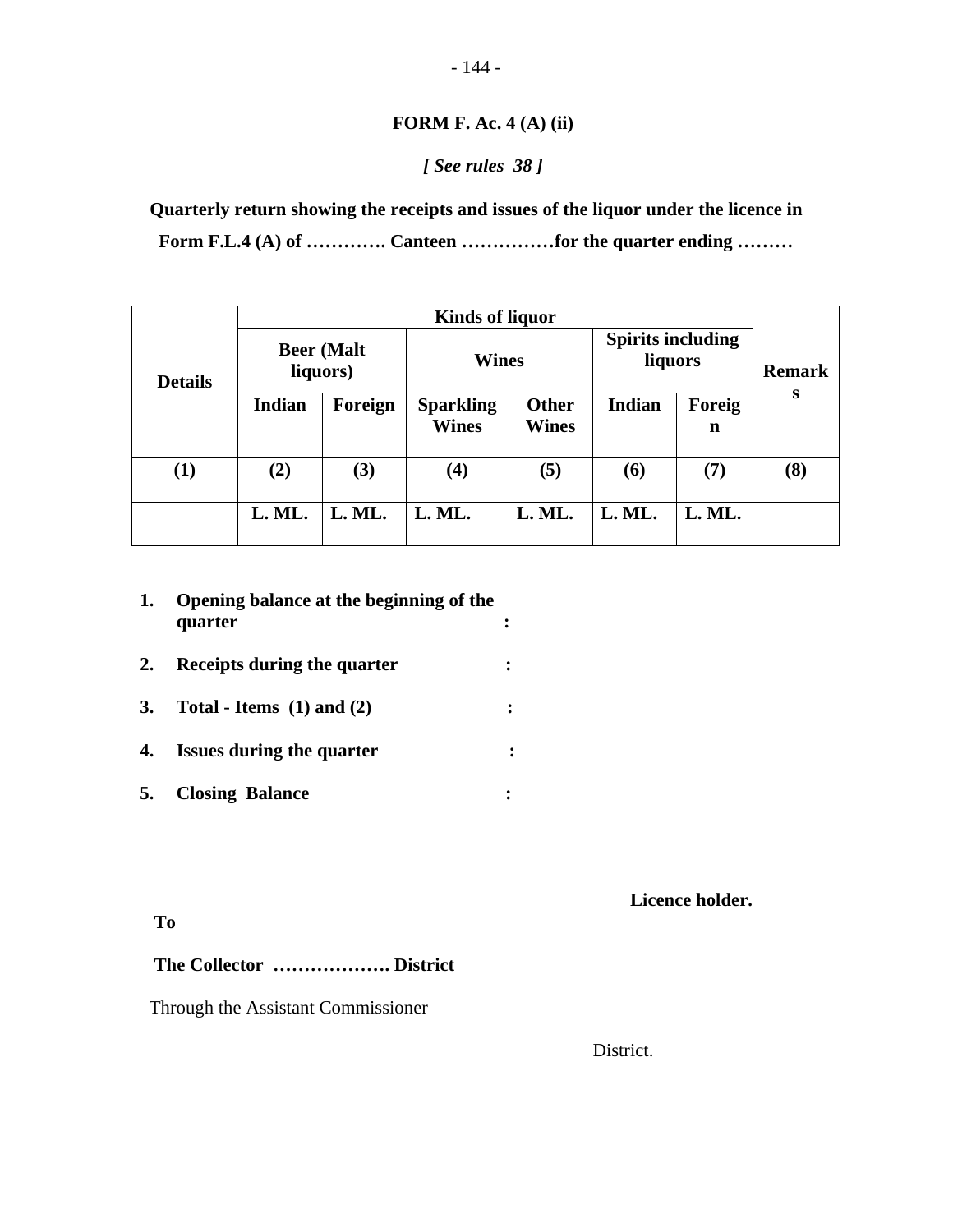**FORM F. Ac. 4 (A) (ii)**

***[ See rules 38 ]***

**Quarterly return showing the receipts and issues of the liquor under the licence in Form F.L.4 (A) of …………. Canteen ……………for the quarter ending ………**

| **Details** | **Kinds of liquor** | | | | | | **Remarks** |
|---|---|---|---|---|---|---|---|
| | **Beer (Malt liquors)** | | **Wines** | | **Spirits including liquors** | | |
| | **Indian** | **Foreign** | **Sparkling Wines** | **Other Wines** | **Indian** | **Foreign** | |
| **(1)** | **(2)** | **(3)** | **(4)** | **(5)** | **(6)** | **(7)** | **(8)** |
| | **L. ML.** | **L. ML.** | **L. ML.** | **L. ML.** | **L. ML.** | **L. ML.** | |

1. **Opening balance at the beginning of the quarter :**
2. **Receipts during the quarter :**
3. **Total - Items (1) and (2) :**
4. **Issues during the quarter :**
5. **Closing Balance :**

**Licence holder.**

**To**

**The Collector ………………. District**

Through the Assistant Commissioner

District.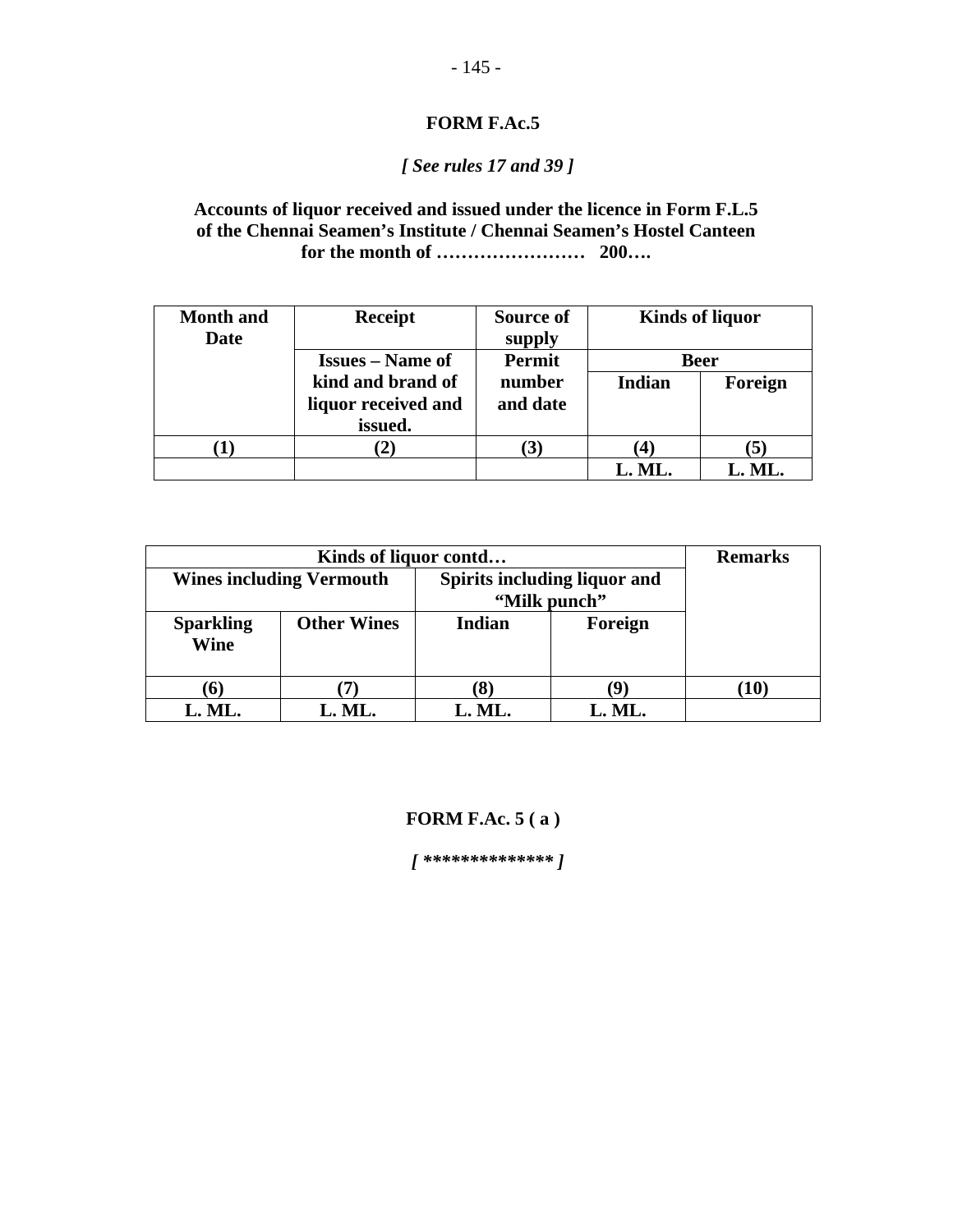**FORM F.Ac.5**

***[ See rules 17 and 39 ]***

**Accounts of liquor received and issued under the licence in Form F.L.5 of the Chennai Seamen's Institute / Chennai Seamen's Hostel Canteen for the month of …………………… 200….**

| Month and Date | Receipt | Source of supply | Kinds of liquor | |
|---|---|---|---|---|
| | Issues – Name of kind and brand of liquor received and issued. | Permit number and date | Beer | |
| | | | Indian | Foreign |
| (1) | (2) | (3) | (4) | (5) |
| | | | L. ML. | L. ML. |

| Kinds of liquor contd… | | | | Remarks |
|---|---|---|---|---|
| Wines including Vermouth | | Spirits including liquor and "Milk punch" | | |
| Sparkling Wine | Other Wines | Indian | Foreign | |
| (6) | (7) | (8) | (9) | (10) |
| L. ML. | L. ML. | L. ML. | L. ML. | |

**FORM F.Ac. 5 ( a )**

***[ ************** ]***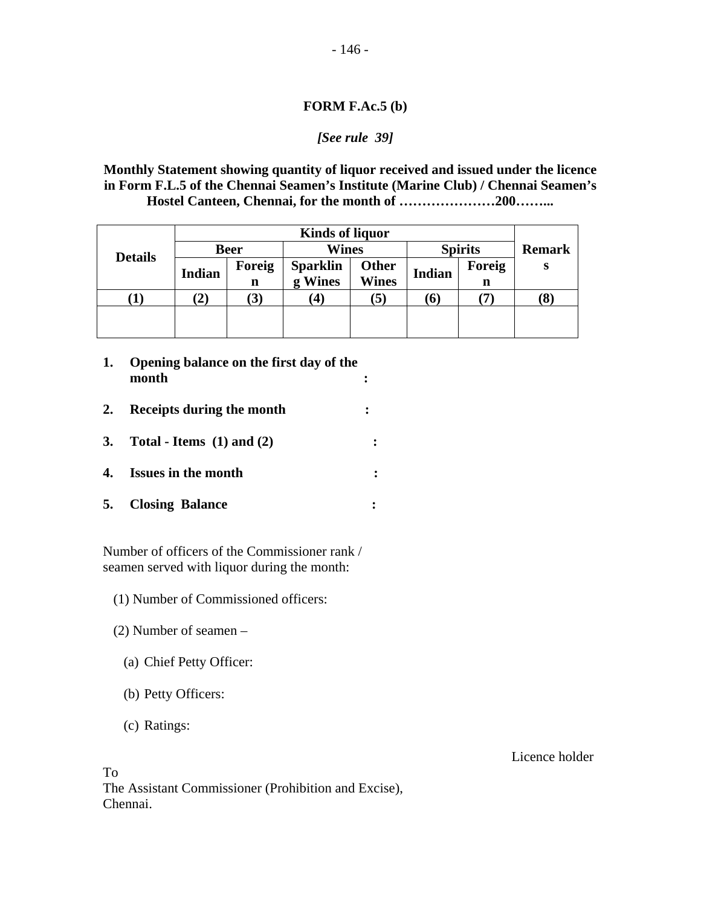**FORM F.Ac.5 (b)**

***[See rule 39]***

**Monthly Statement showing quantity of liquor received and issued under the licence in Form F.L.5 of the Chennai Seamen's Institute (Marine Club) / Chennai Seamen's Hostel Canteen, Chennai, for the month of …………………200……..**

| Details | Kinds of liquor | | | | | | Remarks |
|---|---|---|---|---|---|---|---|
| | Beer | | Wines | | Spirits | | |
| | Indian | Foreign | Sparkling Wines | Other Wines | Indian | Foreign | |
| (1) | (2) | (3) | (4) | (5) | (6) | (7) | (8) |
| | | | | | | | |

1. **Opening balance on the first day of the month :**
2. **Receipts during the month :**
3. **Total - Items (1) and (2) :**
4. **Issues in the month :**
5. **Closing Balance :**

Number of officers of the Commissioner rank / seamen served with liquor during the month:

(1) Number of Commissioned officers:

(2) Number of seamen –

(a) Chief Petty Officer:

(b) Petty Officers:

(c) Ratings:

Licence holder

To
The Assistant Commissioner (Prohibition and Excise),
Chennai.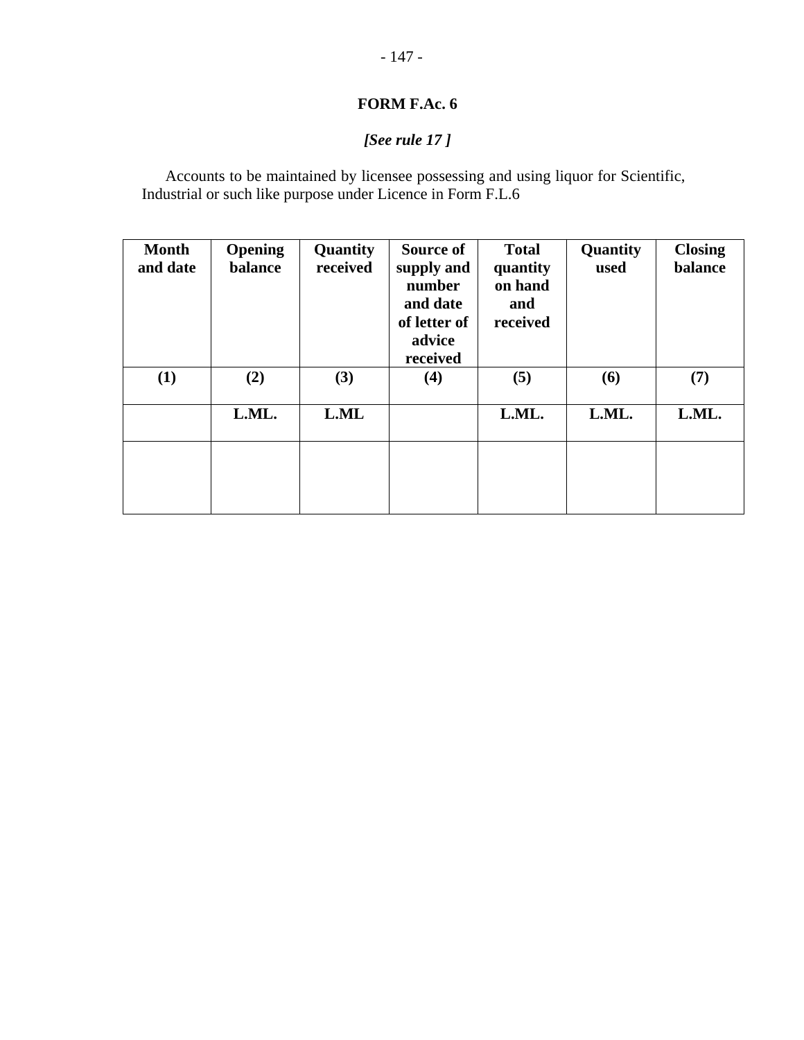**FORM F.Ac. 6**

***[See rule 17 ]***

Accounts to be maintained by licensee possessing and using liquor for Scientific, Industrial or such like purpose under Licence in Form F.L.6

| Month and date | Opening balance | Quantity received | Source of supply and number and date of letter of advice received | Total quantity on hand and received | Quantity used | Closing balance |
|---|---|---|---|---|---|---|
| (1) | (2) | (3) | (4) | (5) | (6) | (7) |
| | L.ML. | L.ML | | L.ML. | L.ML. | L.ML. |
| | | | | | | |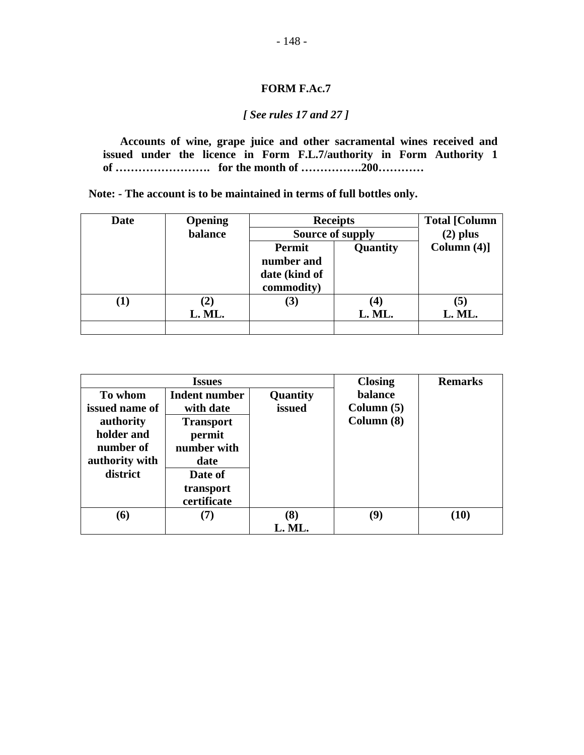**FORM F.Ac.7**

***[ See rules 17 and 27 ]***

**Accounts of wine, grape juice and other sacramental wines received and issued under the licence in Form F.L.7/authority in Form Authority 1 of ……………………. for the month of …………….200…………**

**Note: - The account is to be maintained in terms of full bottles only.**

| Date | Opening balance | Receipts | | Total [Column (2) plus Column (4)] |
|---|---|---|---|---|
| | | Source of supply | | |
| | | Permit number and date (kind of commodity) | Quantity | |
| (1) | (2) L. ML. | (3) | (4) L. ML. | (5) L. ML. |
| | | | | |

| Issues | | | Closing balance Column (5) Column (8) | Remarks |
|---|---|---|---|---|
| To whom issued name of authority holder and number of authority with district | Indent number with date / Transport permit number with date / Date of transport certificate | Quantity issued | | |
| (6) | (7) | (8) L. ML. | (9) | (10) |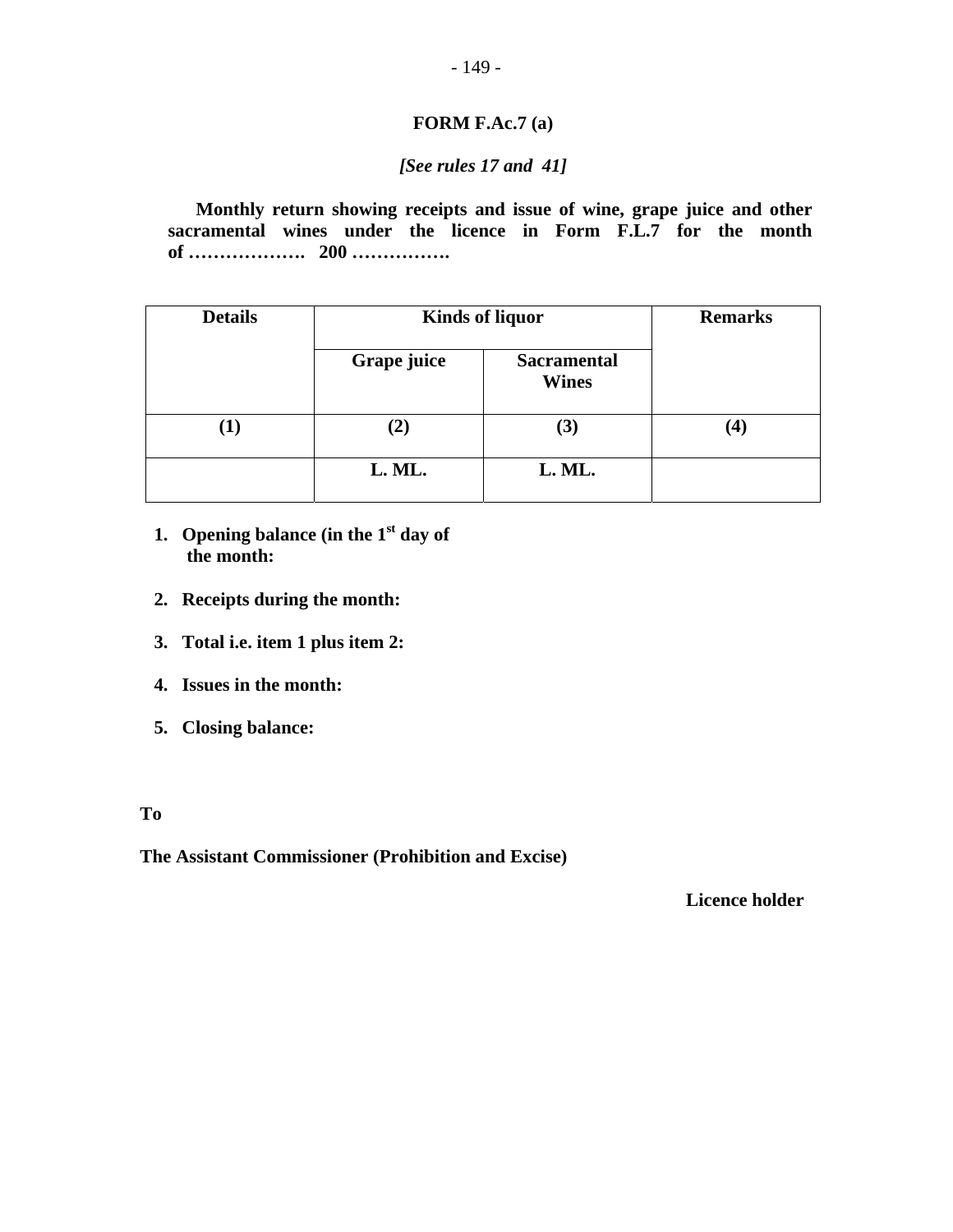**FORM F.Ac.7 (a)**

***[See rules 17 and 41]***

**Monthly return showing receipts and issue of wine, grape juice and other sacramental wines under the licence in Form F.L.7 for the month of ………………. 200 …………….**

| Details | Kinds of liquor | | Remarks |
|---|---|---|---|
| | Grape juice | Sacramental Wines | |
| (1) | (2) | (3) | (4) |
| | L. ML. | L. ML. | |

1. **Opening balance (in the 1st day of the month:**
2. **Receipts during the month:**
3. **Total i.e. item 1 plus item 2:**
4. **Issues in the month:**
5. **Closing balance:**

**To**

**The Assistant Commissioner (Prohibition and Excise)**

**Licence holder**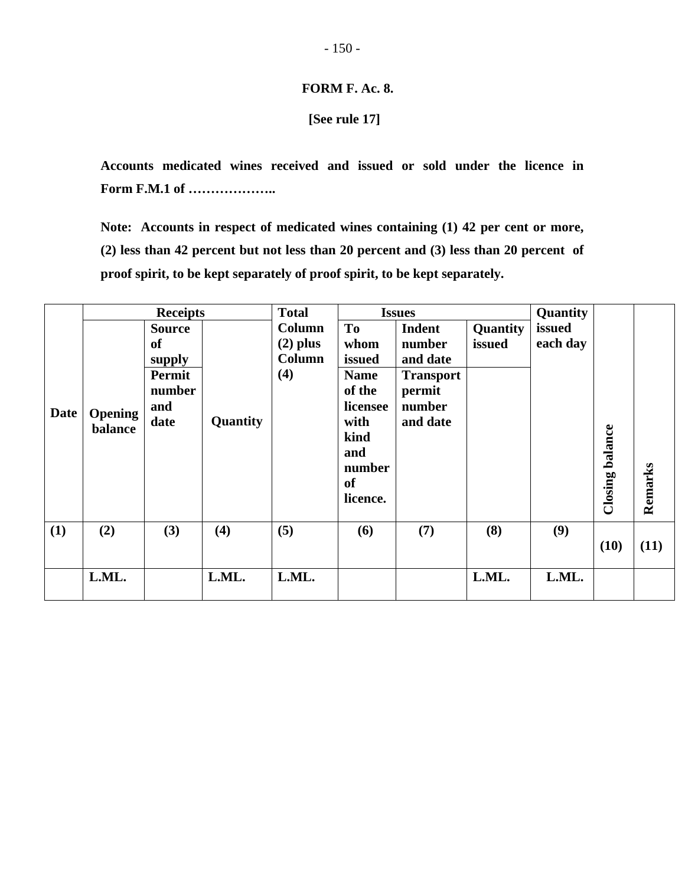**FORM F. Ac. 8.**

**[See rule 17]**

**Accounts medicated wines received and issued or sold under the licence in Form F.M.1 of ………………..**

**Note: Accounts in respect of medicated wines containing (1) 42 per cent or more, (2) less than 42 percent but not less than 20 percent and (3) less than 20 percent of proof spirit, to be kept separately of proof spirit, to be kept separately.**

| Date | Receipts | | | Total Column (2) plus Column (4) | Issues | | | Quantity issued each day | Closing balance | Remarks |
|---|---|---|---|---|---|---|---|---|---|---|
| | Opening balance | Source of supply / Permit number and date | Quantity | | To whom issued / Name of the licensee with kind and number of licence. | Indent number and date / Transport permit number and date | Quantity issued | | | |
| (1) | (2) | (3) | (4) | (5) | (6) | (7) | (8) | (9) | (10) | (11) |
| | L.ML. | | L.ML. | L.ML. | | | L.ML. | L.ML. | | |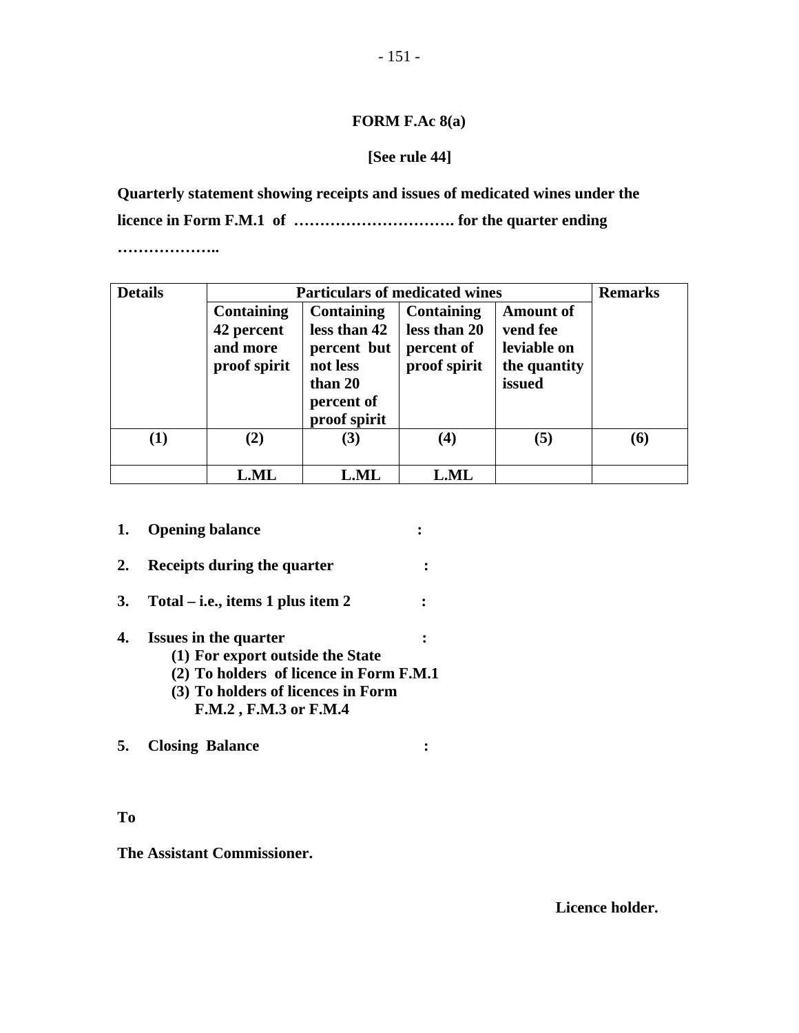**FORM F.Ac 8(a)**

**[See rule 44]**

**Quarterly statement showing receipts and issues of medicated wines under the licence in Form F.M.1 of …………………………. for the quarter ending ………………..**

| **Details** | **Particulars of medicated wines** | | | | **Remarks** |
|---|---|---|---|---|---|
| | **Containing 42 percent and more proof spirit** | **Containing less than 42 percent but not less than 20 percent of proof spirit** | **Containing less than 20 percent of proof spirit** | **Amount of vend fee leviable on the quantity issued** | |
| **(1)** | **(2)** | **(3)** | **(4)** | **(5)** | **(6)** |
| | **L.ML** | **L.ML** | **L.ML** | | |

1. **Opening balance :**
2. **Receipts during the quarter :**
3. **Total – i.e., items 1 plus item 2 :**
4. **Issues in the quarter :**
   - **(1) For export outside the State**
   - **(2) To holders of licence in Form F.M.1**
   - **(3) To holders of licences in Form F.M.2 , F.M.3 or F.M.4**
5. **Closing Balance :**

**To**

**The Assistant Commissioner.**

**Licence holder.**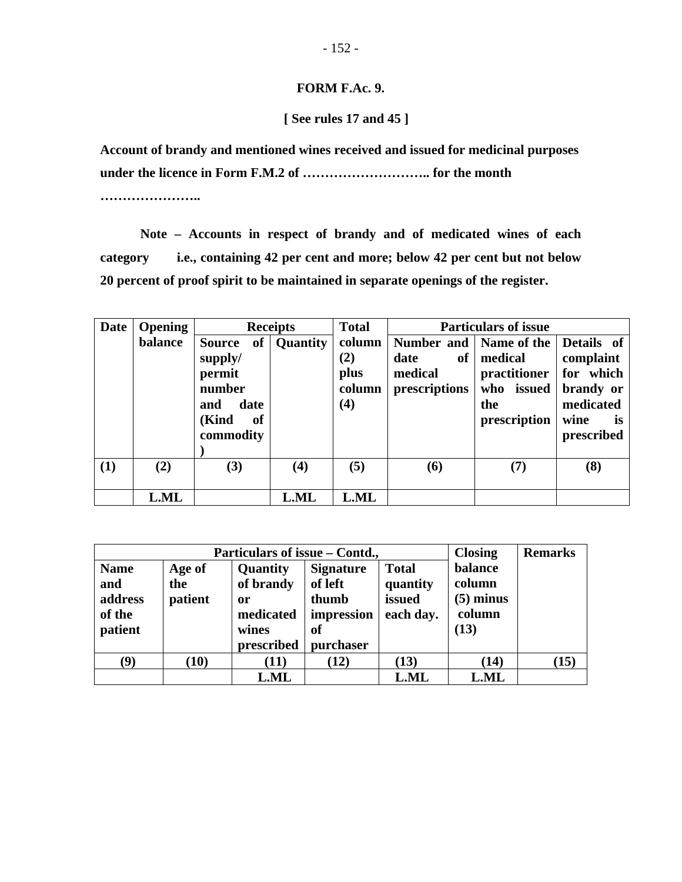**FORM F.Ac. 9.**

**[ See rules 17 and 45 ]**

**Account of brandy and mentioned wines received and issued for medicinal purposes under the licence in Form F.M.2 of ……………………….. for the month …………………..**

**Note – Accounts in respect of brandy and of medicated wines of each category i.e., containing 42 per cent and more; below 42 per cent but not below 20 percent of proof spirit to be maintained in separate openings of the register.**

| Date | Opening balance | Receipts | | Total column (2) plus column (4) | Particulars of issue | | |
|---|---|---|---|---|---|---|---|
| | | Source of supply/ permit number and date (Kind of commodity) | Quantity | | Number and date of medical prescriptions | Name of the medical practitioner who issued the prescription | Details of complaint for which brandy or medicated wine is prescribed |
| (1) | (2) | (3) | (4) | (5) | (6) | (7) | (8) |
| | L.ML | | L.ML | L.ML | | | |

| Particulars of issue – Contd., | | | | | Closing balance column (5) minus column (13) | Remarks |
|---|---|---|---|---|---|---|
| Name and address of the patient | Age of the patient | Quantity of brandy or medicated wines prescribed | Signature of left thumb impression of purchaser | Total quantity issued each day. | | |
| (9) | (10) | (11) | (12) | (13) | (14) | (15) |
| | | L.ML | | L.ML | L.ML | |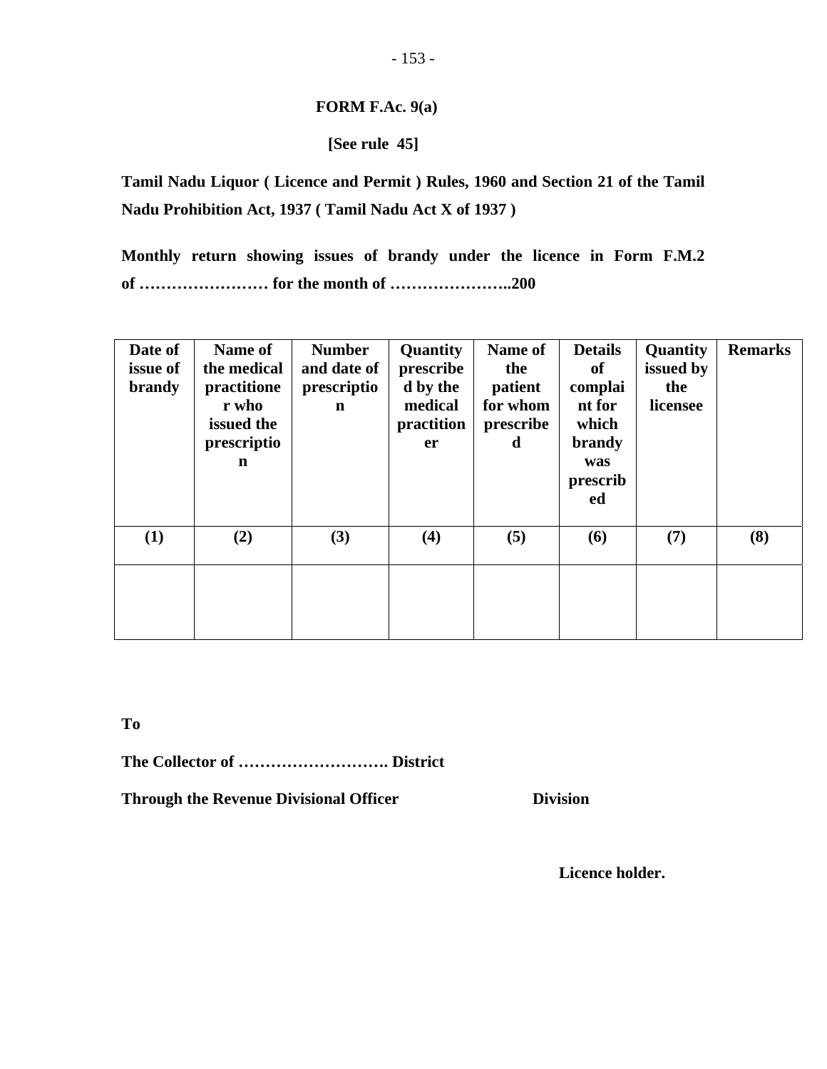**FORM F.Ac. 9(a)**

**[See rule 45]**

**Tamil Nadu Liquor ( Licence and Permit ) Rules, 1960 and Section 21 of the Tamil Nadu Prohibition Act, 1937 ( Tamil Nadu Act X of 1937 )**

**Monthly return showing issues of brandy under the licence in Form F.M.2 of …………………… for the month of …………………..200**

| Date of issue of brandy | Name of the medical practitioner who issued the prescription | Number and date of prescription | Quantity prescribed by the medical practitioner | Name of the patient for whom prescribed | Details of complaint for which brandy was prescribed | Quantity issued by the licensee | Remarks |
|---|---|---|---|---|---|---|---|
| (1) | (2) | (3) | (4) | (5) | (6) | (7) | (8) |
| | | | | | | | |

**To**

**The Collector of ………………………. District**

**Through the Revenue Divisional Officer Division**

**Licence holder.**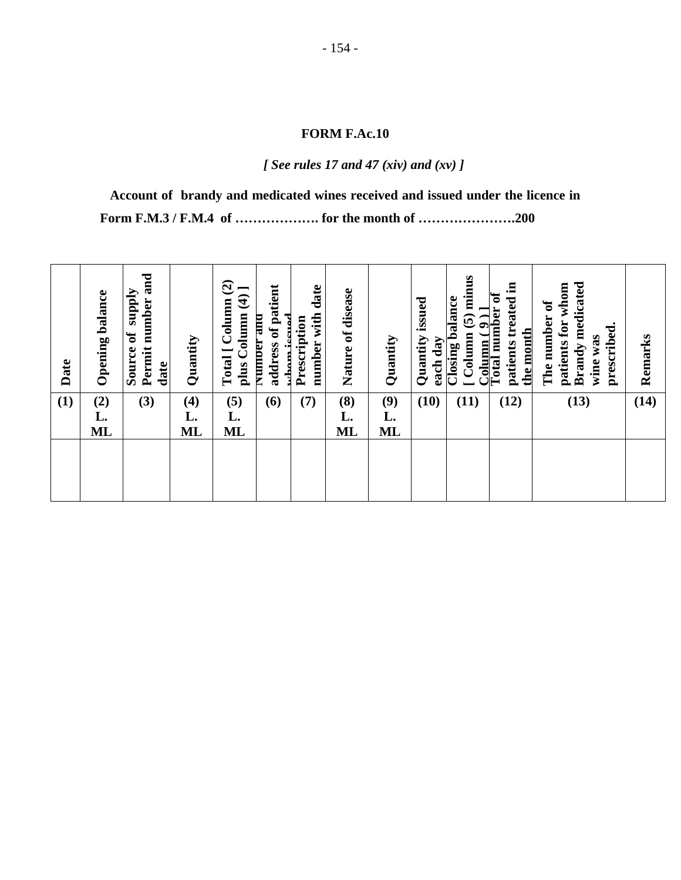**FORM F.Ac.10**

*[ See rules 17 and 47 (xiv) and (xv) ]*

**Account of brandy and medicated wines received and issued under the licence in Form F.M.3 / F.M.4 of ………………. for the month of ………………….200**

| Date | Opening balance | Source of supply Permit number and date | Quantity | Total [ Column (2) plus Column (4) ] | Number and address of patient whom issued | Prescription number with date | Nature of disease | Quantity | Quantity issued each day | Closing balance [ Column (5) minus Column ( 9 ) ] | Total number of patients treated in the month | The number of patients for whom Brandy medicated wine was prescribed. | Remarks |
|---|---|---|---|---|---|---|---|---|---|---|---|---|---|
| (1) | (2) L. ML | (3) | (4) L. ML | (5) L. ML | (6) | (7) | (8) L. ML | (9) L. ML | (10) | (11) | (12) | (13) | (14) |
| | | | | | | | | | | | | | |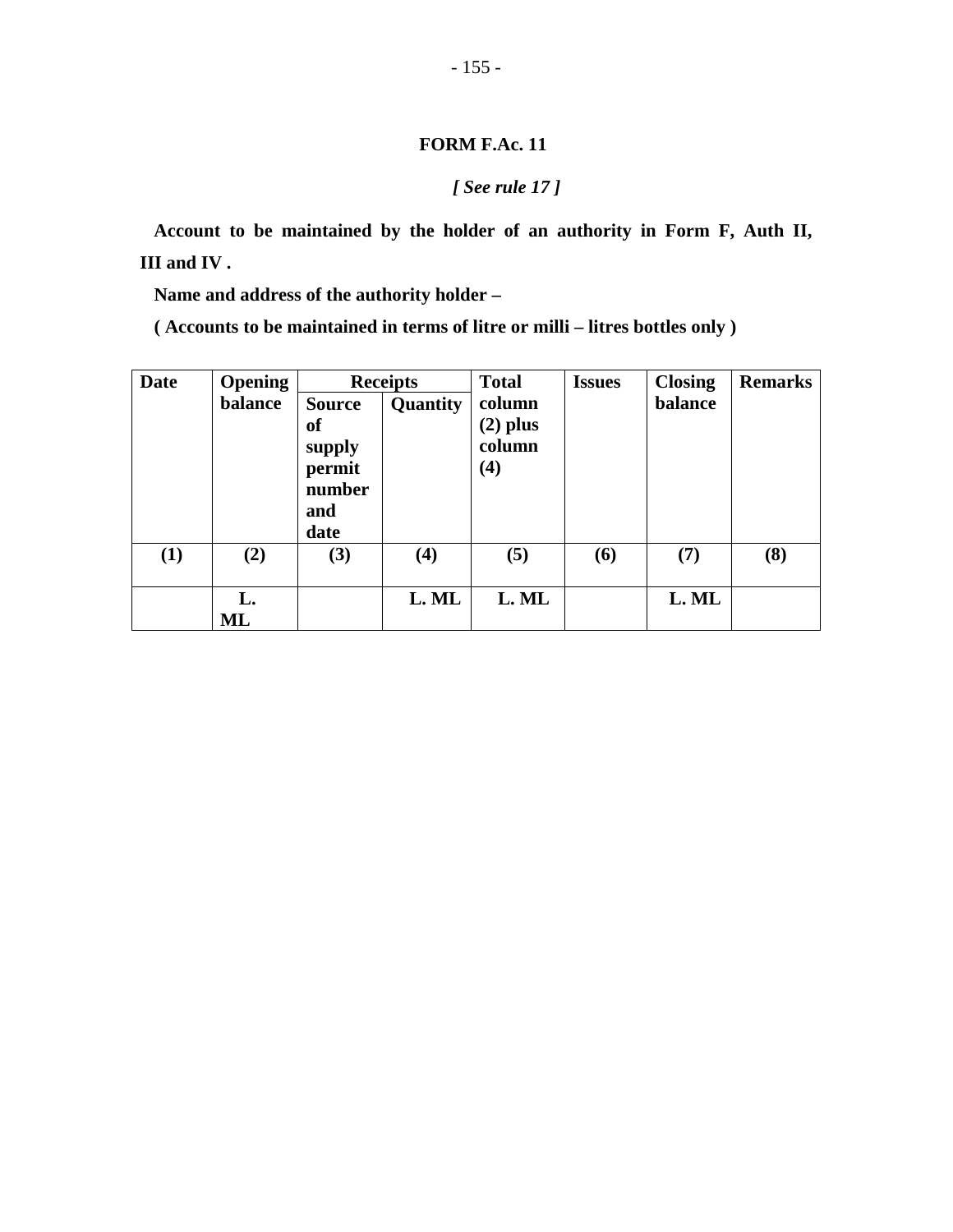## FORM F.Ac. 11

*[ See rule 17 ]*

**Account to be maintained by the holder of an authority in Form F, Auth II, III and IV .**

**Name and address of the authority holder –**

**( Accounts to be maintained in terms of litre or milli – litres bottles only )**

| Date | Opening balance | Receipts | | Total column (2) plus column (4) | Issues | Closing balance | Remarks |
|---|---|---|---|---|---|---|---|
| | | Source of supply permit number and date | Quantity | | | | |
| (1) | (2) | (3) | (4) | (5) | (6) | (7) | (8) |
| | L. ML | | L. ML | L. ML | | L. ML | |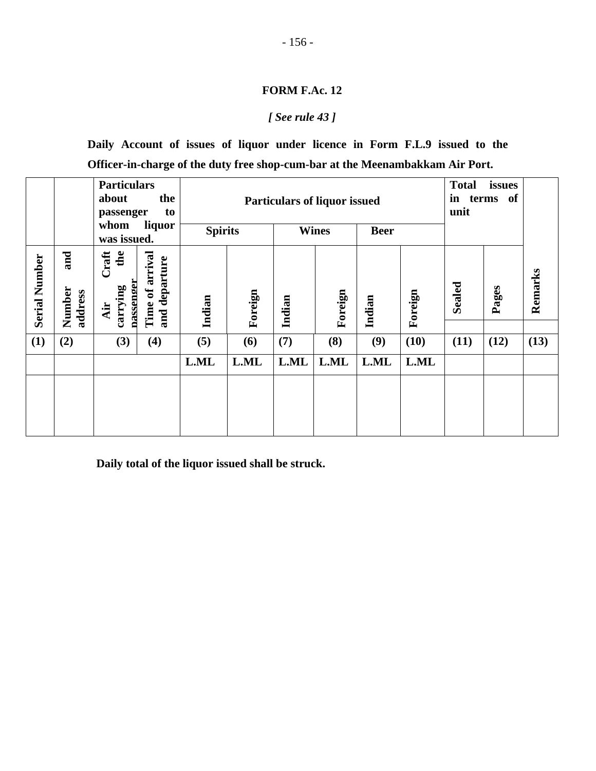**FORM F.Ac. 12**

*[ See rule 43 ]*

**Daily Account of issues of liquor under licence in Form F.L.9 issued to the Officer-in-charge of the duty free shop-cum-bar at the Meenambakkam Air Port.**

| | | Particulars about the passenger to whom liquor was issued. | | Particulars of liquor issued | | | | | | Total issues in terms of unit | | |
|---|---|---|---|---|---|---|---|---|---|---|---|---|
| | | | | Spirits | | Wines | | Beer | | | | |
| Serial Number | Number and address | Air Craft carrying the passenger | Time of arrival and departure | Indian | Foreign | Indian | Foreign | Indian | Foreign | Sealed | Pages | Remarks |
| (1) | (2) | (3) | (4) | (5) | (6) | (7) | (8) | (9) | (10) | (11) | (12) | (13) |
| | | | | L.ML | L.ML | L.ML | L.ML | L.ML | L.ML | | | |
| | | | | | | | | | | | | |

**Daily total of the liquor issued shall be struck.**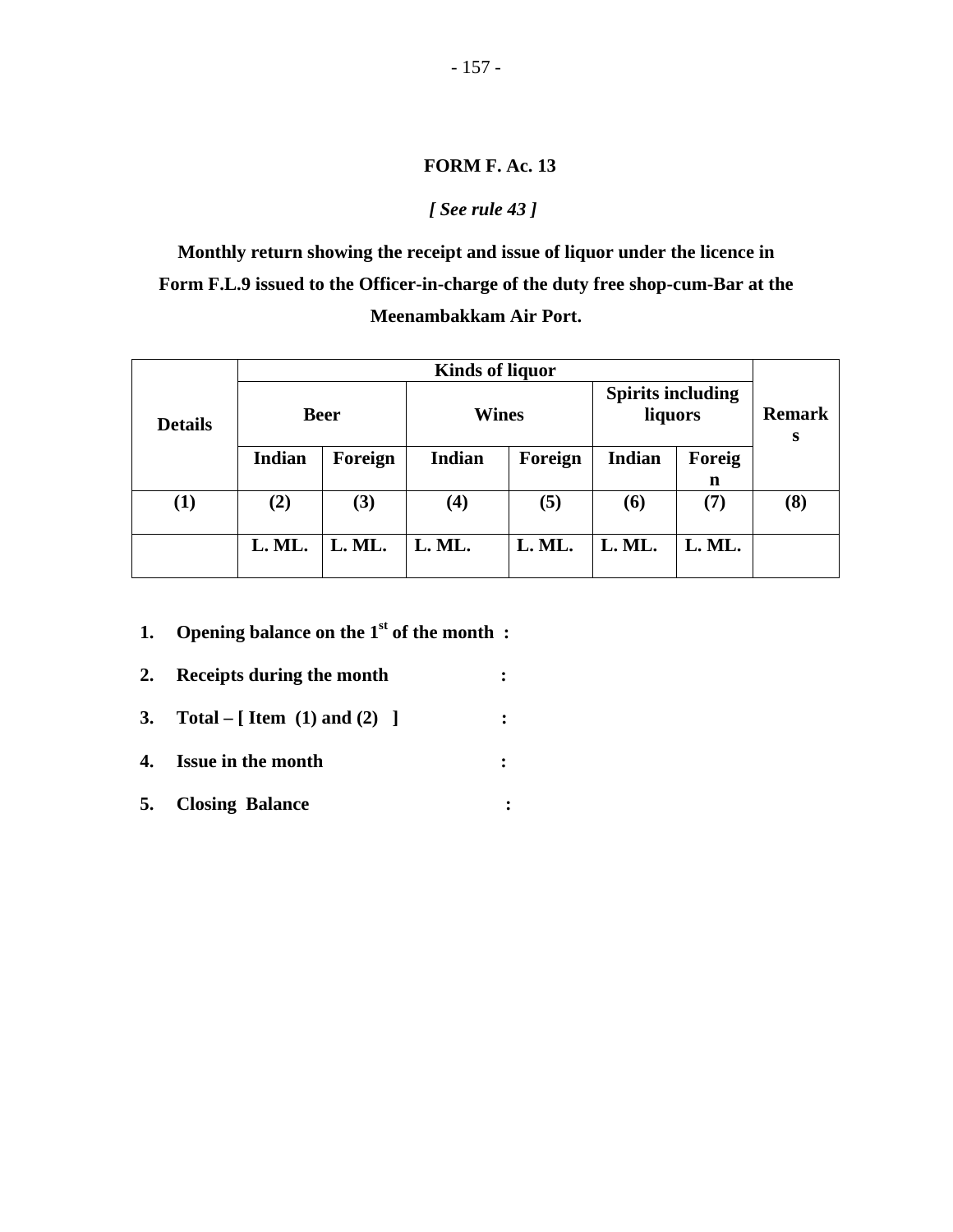**FORM F. Ac. 13**

***[ See rule 43 ]***

**Monthly return showing the receipt and issue of liquor under the licence in Form F.L.9 issued to the Officer-in-charge of the duty free shop-cum-Bar at the Meenambakkam Air Port.**

| Details | Kinds of liquor | | | | | | Remarks |
|---|---|---|---|---|---|---|---|
| | Beer | | Wines | | Spirits including liquors | | |
| | Indian | Foreign | Indian | Foreign | Indian | Foreign | |
| (1) | (2) | (3) | (4) | (5) | (6) | (7) | (8) |
| | L. ML. | L. ML. | L. ML. | L. ML. | L. ML. | L. ML. | |

1. **Opening balance on the 1st of the month :**
2. **Receipts during the month :**
3. **Total – [ Item (1) and (2) ] :**
4. **Issue in the month :**
5. **Closing Balance :**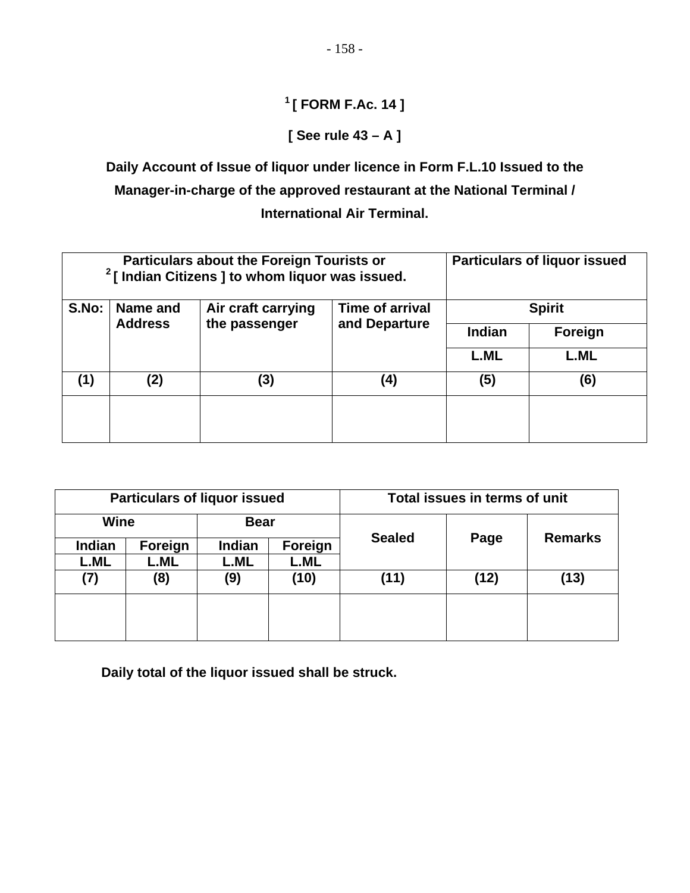**[1] [ FORM F.Ac. 14 ]**

**[ See rule 43 – A ]**

**Daily Account of Issue of liquor under licence in Form F.L.10 Issued to the Manager-in-charge of the approved restaurant at the National Terminal / International Air Terminal.**

| Particulars about the Foreign Tourists or [2] [ Indian Citizens ] to whom liquor was issued. | | | | Particulars of liquor issued | |
|---|---|---|---|---|---|
| S.No: | Name and Address | Air craft carrying the passenger | Time of arrival and Departure | Spirit | |
| | | | | Indian | Foreign |
| | | | | L.ML | L.ML |
| (1) | (2) | (3) | (4) | (5) | (6) |
| | | | | | |

| Particulars of liquor issued | | | | Total issues in terms of unit | | |
|---|---|---|---|---|---|---|
| Wine | | Bear | | Sealed | Page | Remarks |
| Indian | Foreign | Indian | Foreign | | | |
| L.ML | L.ML | L.ML | L.ML | | | |
| (7) | (8) | (9) | (10) | (11) | (12) | (13) |
| | | | | | | |

**Daily total of the liquor issued shall be struck.**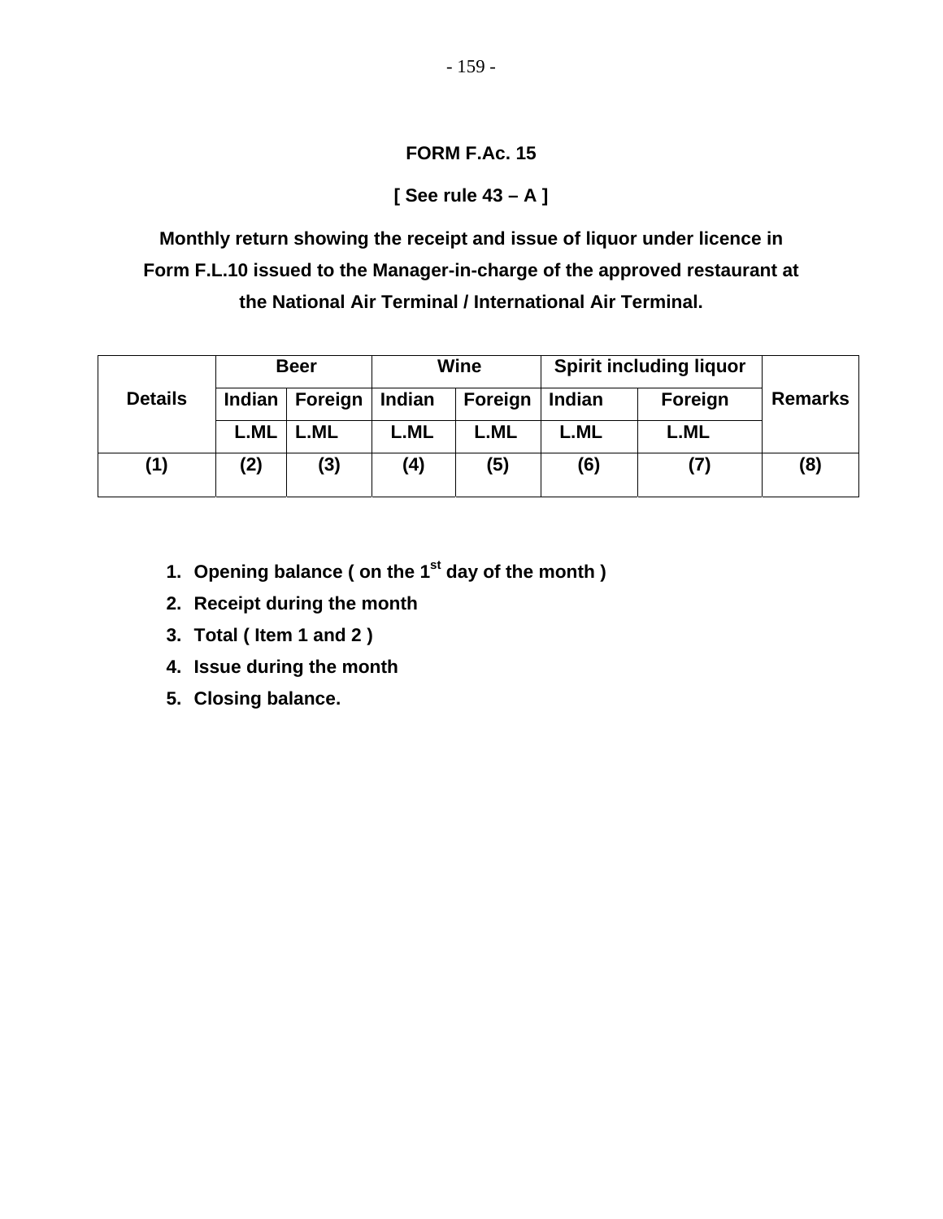**FORM F.Ac. 15**

**[ See rule 43 – A ]**

**Monthly return showing the receipt and issue of liquor under licence in Form F.L.10 issued to the Manager-in-charge of the approved restaurant at the National Air Terminal / International Air Terminal.**

| Details | Beer | | Wine | | Spirit including liquor | | Remarks |
|---|---|---|---|---|---|---|---|
| | Indian | Foreign | Indian | Foreign | Indian | Foreign | |
| | L.ML | L.ML | L.ML | L.ML | L.ML | L.ML | |
| (1) | (2) | (3) | (4) | (5) | (6) | (7) | (8) |

1. **Opening balance ( on the 1st day of the month )**
2. **Receipt during the month**
3. **Total ( Item 1 and 2 )**
4. **Issue during the month**
5. **Closing balance.**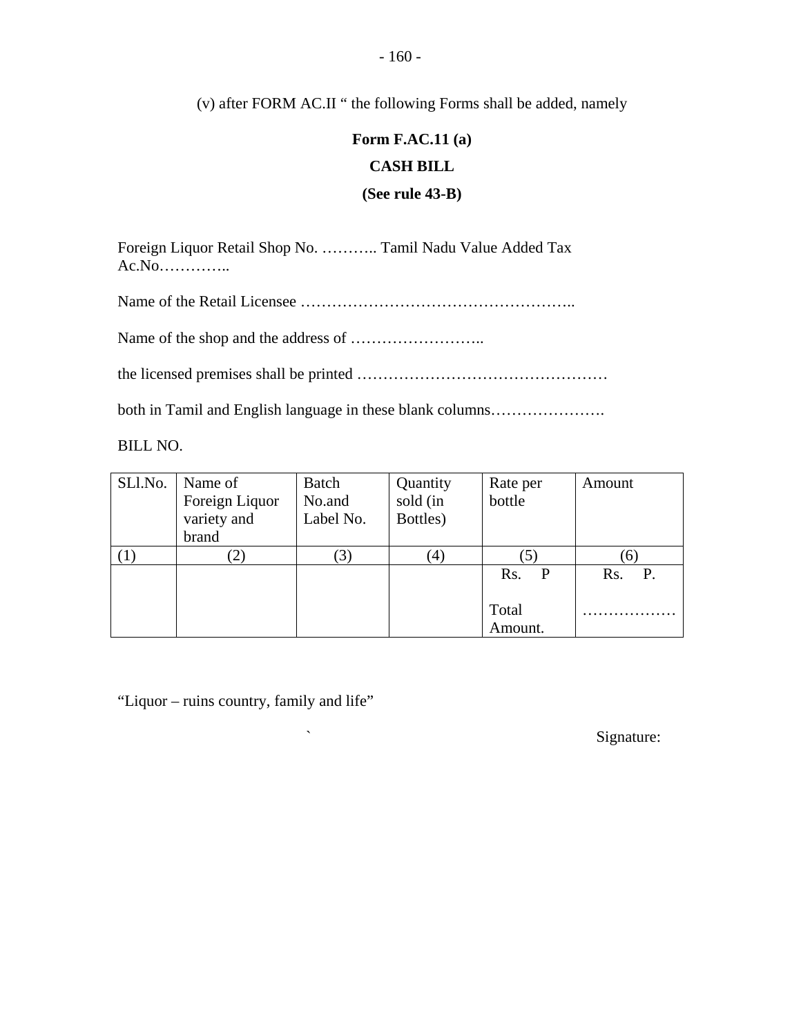(v) after FORM AC.II " the following Forms shall be added, namely

**Form F.AC.11 (a)**

**CASH BILL**

**(See rule 43-B)**

Foreign Liquor Retail Shop No. ……….. Tamil Nadu Value Added Tax Ac.No…………..

Name of the Retail Licensee ……………………………………………..

Name of the shop and the address of ……………………..

the licensed premises shall be printed …………………………………………

both in Tamil and English language in these blank columns………………….

BILL NO.

| SLl.No. | Name of Foreign Liquor variety and brand | Batch No.and Label No. | Quantity sold (in Bottles) | Rate per bottle | Amount |
|---|---|---|---|---|---|
| (1) | (2) | (3) | (4) | (5) | (6) |
| | | | | Rs. P<br><br>Total Amount. | Rs. P.<br><br>……………… |

"Liquor – ruins country, family and life"

`

Signature: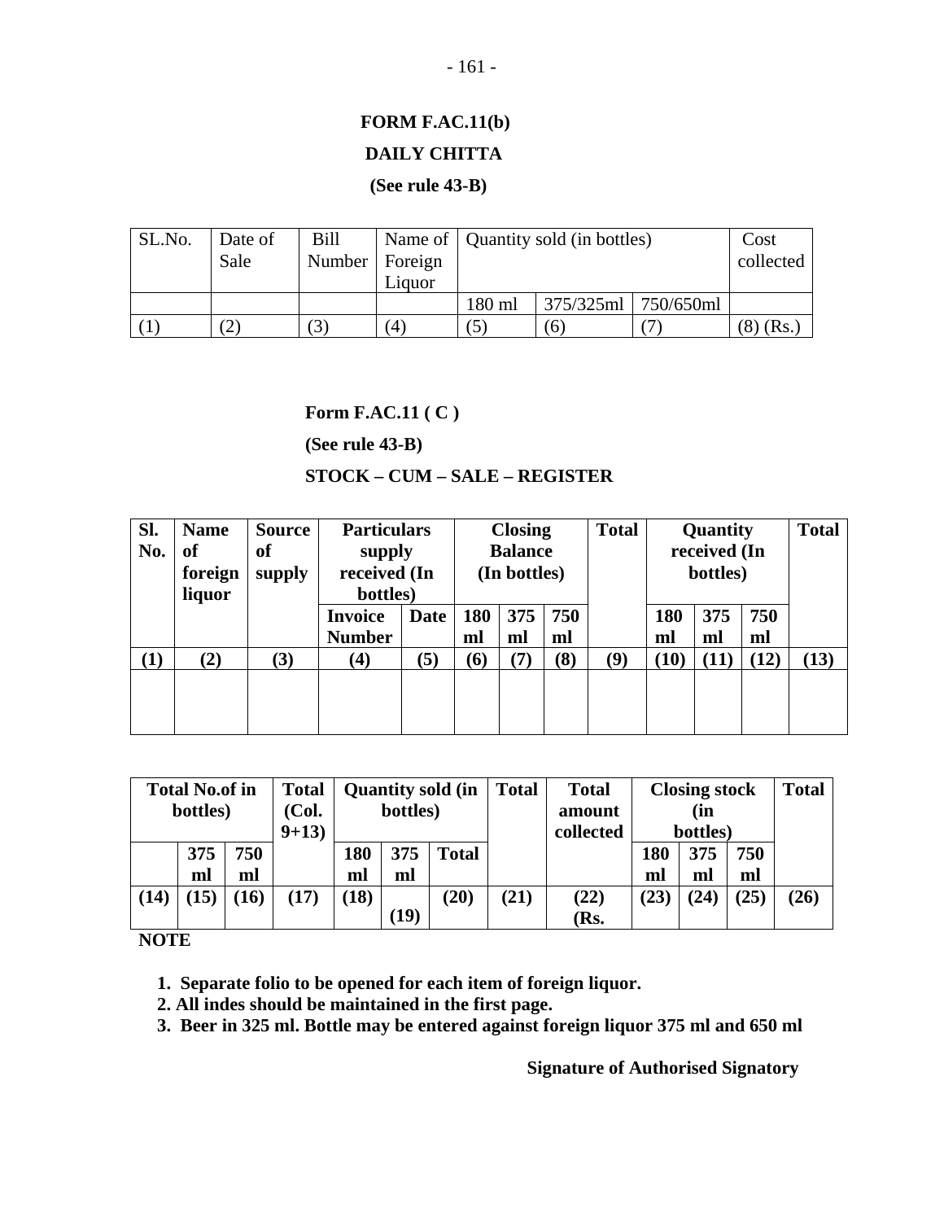**FORM F.AC.11(b)**

**DAILY CHITTA**

**(See rule 43-B)**

| SL.No. | Date of Sale | Bill Number | Name of Foreign Liquor | Quantity sold (in bottles) | | | Cost collected |
|---|---|---|---|---|---|---|---|
| | | | | 180 ml | 375/325ml | 750/650ml | |
| (1) | (2) | (3) | (4) | (5) | (6) | (7) | (8) (Rs.) |

**Form F.AC.11 ( C )**

**(See rule 43-B)**

**STOCK – CUM – SALE – REGISTER**

| **Sl. No.** | **Name of foreign liquor** | **Source of supply** | **Particulars supply received (In bottles)** | | **Closing Balance (In bottles)** | | | **Total** | **Quantity received (In bottles)** | | | **Total** |
|---|---|---|---|---|---|---|---|---|---|---|---|---|
| | | | **Invoice Number** | **Date** | **180 ml** | **375 ml** | **750 ml** | | **180 ml** | **375 ml** | **750 ml** | |
| **(1)** | **(2)** | **(3)** | **(4)** | **(5)** | **(6)** | **(7)** | **(8)** | **(9)** | **(10)** | **(11)** | **(12)** | **(13)** |
| | | | | | | | | | | | | |

| **Total No.of in bottles)** | | | **Total (Col. 9+13)** | **Quantity sold (in bottles)** | | | **Total** | **Total amount collected** | **Closing stock (in bottles)** | | | **Total** |
|---|---|---|---|---|---|---|---|---|---|---|---|---|
| | **375 ml** | **750 ml** | | **180 ml** | **375 ml** | **Total** | | | **180 ml** | **375 ml** | **750 ml** | |
| **(14)** | **(15)** | **(16)** | **(17)** | **(18)** | **(19)** | **(20)** | **(21)** | **(22) (Rs.** | **(23)** | **(24)** | **(25)** | **(26)** |

**NOTE**

1. **Separate folio to be opened for each item of foreign liquor.**
2. **All indes should be maintained in the first page.**
3. **Beer in 325 ml. Bottle may be entered against foreign liquor 375 ml and 650 ml**

**Signature of Authorised Signatory**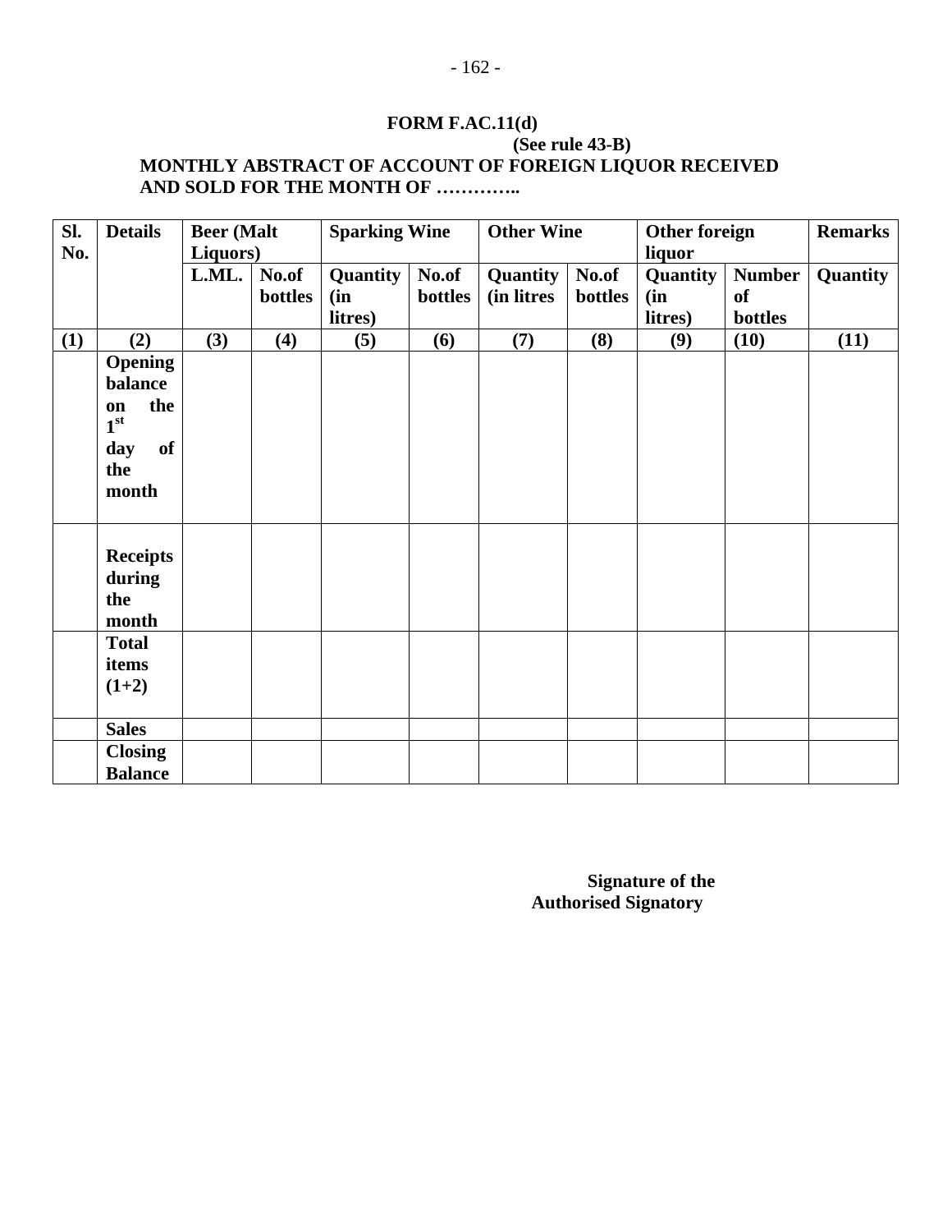**FORM F.AC.11(d)**

**(See rule 43-B)**

**MONTHLY ABSTRACT OF ACCOUNT OF FOREIGN LIQUOR RECEIVED AND SOLD FOR THE MONTH OF …………..**

| Sl. No. | Details | Beer (Malt Liquors) | | Sparking Wine | | Other Wine | | Other foreign liquor | | Remarks |
|---|---|---|---|---|---|---|---|---|---|---|
| | | L.ML. | No.of bottles | Quantity (in litres) | No.of bottles | Quantity (in litres | No.of bottles | Quantity (in litres) | Number of bottles | Quantity |
| (1) | (2) | (3) | (4) | (5) | (6) | (7) | (8) | (9) | (10) | (11) |
| | Opening balance on the 1st day of the month | | | | | | | | | |
| | Receipts during the month | | | | | | | | | |
| | Total items (1+2) | | | | | | | | | |
| | Sales | | | | | | | | | |
| | Closing Balance | | | | | | | | | |

**Signature of the Authorised Signatory**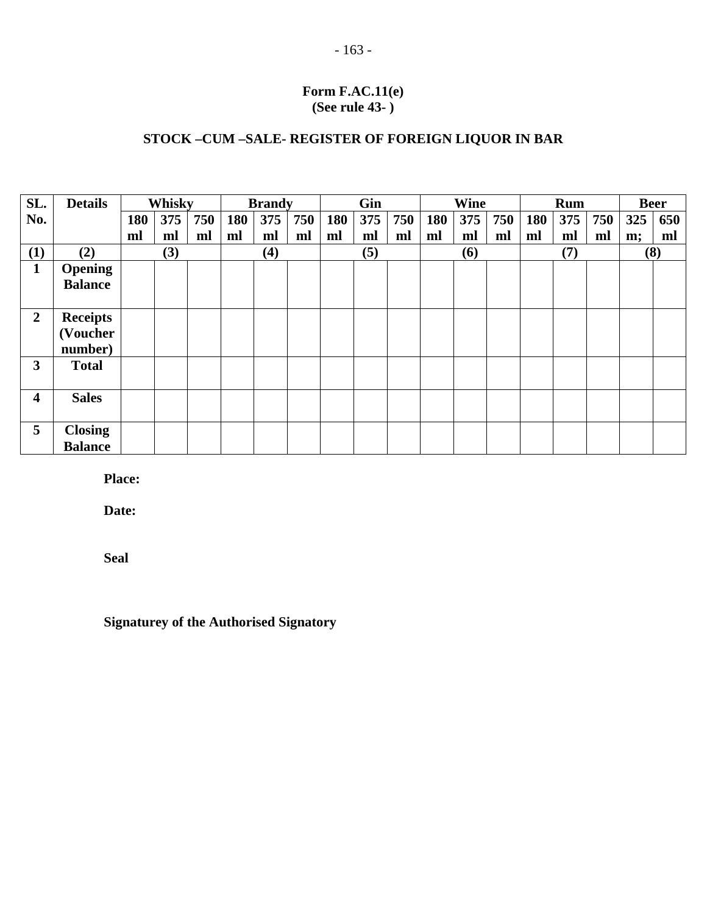**Form F.AC.11(e)**
**(See rule 43- )**

## STOCK –CUM –SALE- REGISTER OF FOREIGN LIQUOR IN BAR

| SL. No. | Details | Whisky | | | Brandy | | | Gin | | | Wine | | | Rum | | | Beer | |
|---|---|---|---|---|---|---|---|---|---|---|---|---|---|---|---|---|---|---|
| | | 180 ml | 375 ml | 750 ml | 180 ml | 375 ml | 750 ml | 180 ml | 375 ml | 750 ml | 180 ml | 375 ml | 750 ml | 180 ml | 375 ml | 750 ml | 325 m; | 650 ml |
| (1) | (2) | (3) | | | (4) | | | (5) | | | (6) | | | (7) | | | (8) | |
| 1 | Opening Balance | | | | | | | | | | | | | | | | | |
| 2 | Receipts (Voucher number) | | | | | | | | | | | | | | | | | |
| 3 | Total | | | | | | | | | | | | | | | | | |
| 4 | Sales | | | | | | | | | | | | | | | | | |
| 5 | Closing Balance | | | | | | | | | | | | | | | | | |

**Place:**

**Date:**

**Seal**

**Signaturey of the Authorised Signatory**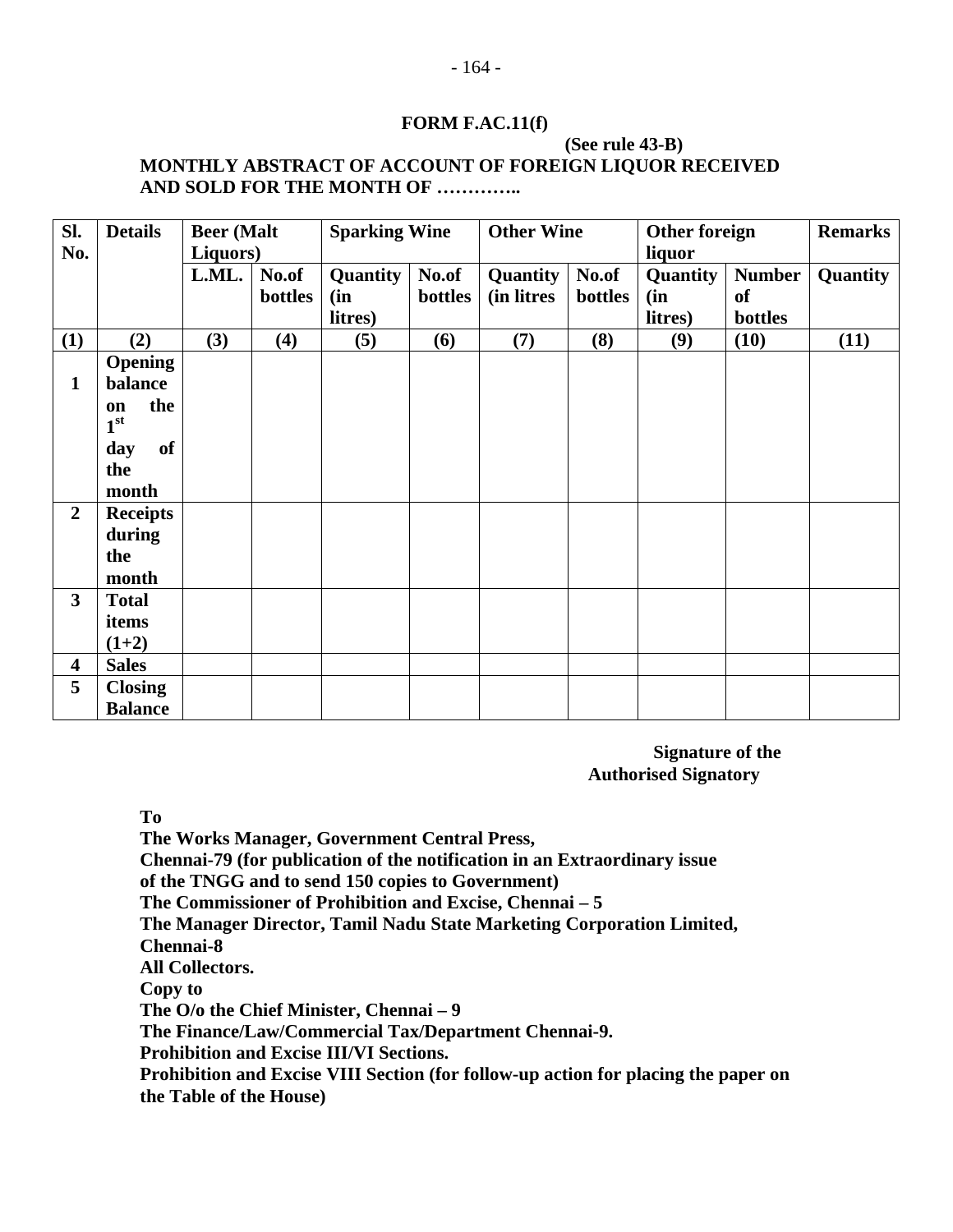**FORM F.AC.11(f)**

**(See rule 43-B)**

**MONTHLY ABSTRACT OF ACCOUNT OF FOREIGN LIQUOR RECEIVED AND SOLD FOR THE MONTH OF …………..**

| Sl. No. | Details | Beer (Malt Liquors) | | Sparking Wine | | Other Wine | | Other foreign liquor | | Remarks |
|---|---|---|---|---|---|---|---|---|---|---|
| | | L.ML. | No.of bottles | Quantity (in litres) | No.of bottles | Quantity (in litres | No.of bottles | Quantity (in litres) | Number of bottles | Quantity |
| (1) | (2) | (3) | (4) | (5) | (6) | (7) | (8) | (9) | (10) | (11) |
| 1 | Opening balance on the 1st day of the month | | | | | | | | | |
| 2 | Receipts during the month | | | | | | | | | |
| 3 | Total items (1+2) | | | | | | | | | |
| 4 | Sales | | | | | | | | | |
| 5 | Closing Balance | | | | | | | | | |

**Signature of the Authorised Signatory**

**To**

**The Works Manager, Government Central Press,**
**Chennai-79 (for publication of the notification in an Extraordinary issue of the TNGG and to send 150 copies to Government)**
**The Commissioner of Prohibition and Excise, Chennai – 5**
**The Manager Director, Tamil Nadu State Marketing Corporation Limited, Chennai-8**
**All Collectors.**

**Copy to**

**The O/o the Chief Minister, Chennai – 9**
**The Finance/Law/Commercial Tax/Department Chennai-9.**
**Prohibition and Excise III/VI Sections.**
**Prohibition and Excise VIII Section (for follow-up action for placing the paper on the Table of the House)**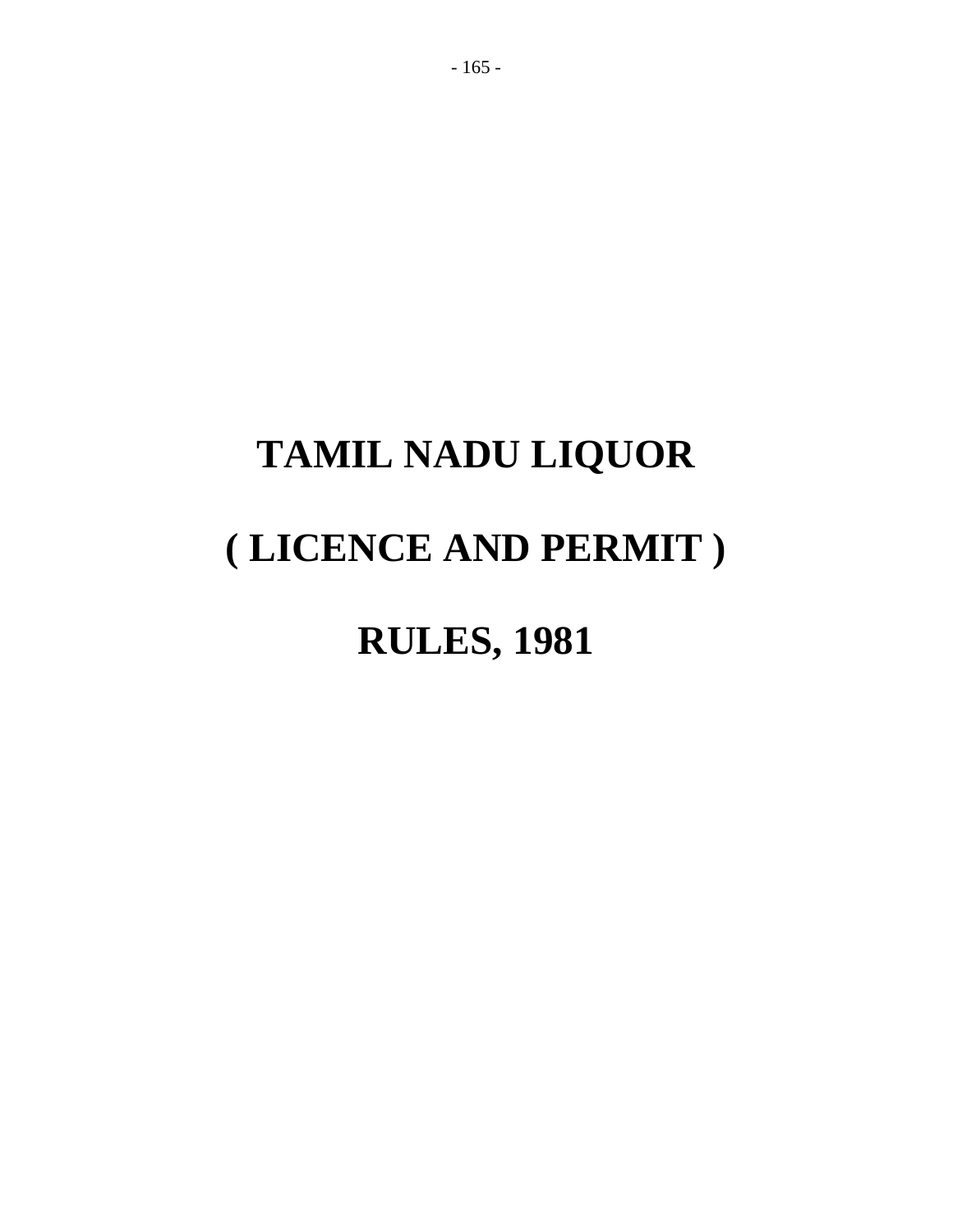# TAMIL NADU LIQUOR

# ( LICENCE AND PERMIT )

# RULES, 1981